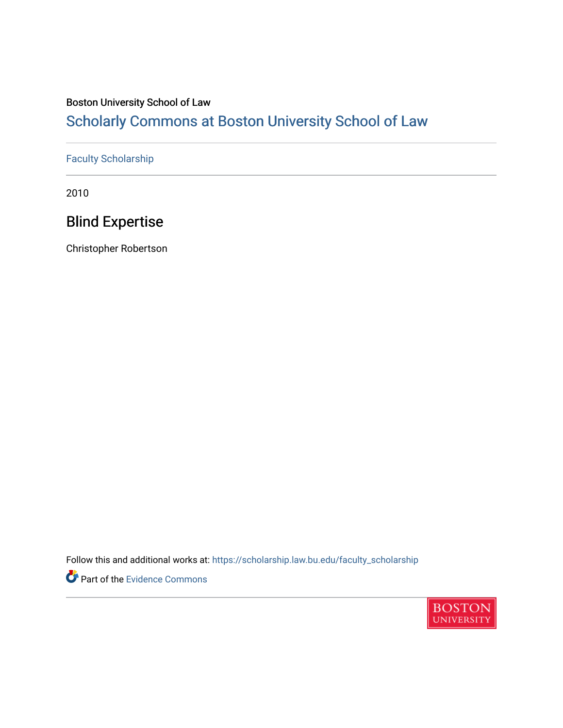Boston University School of Law

## Scholarly Commons at Boston University School of Law

Faculty Scholarship

2010

# Blind Expertise

Christopher Robertson

Follow this and additional works at: https://scholarship.law.bu.edu/faculty_scholarship

Part of the Evidence Commons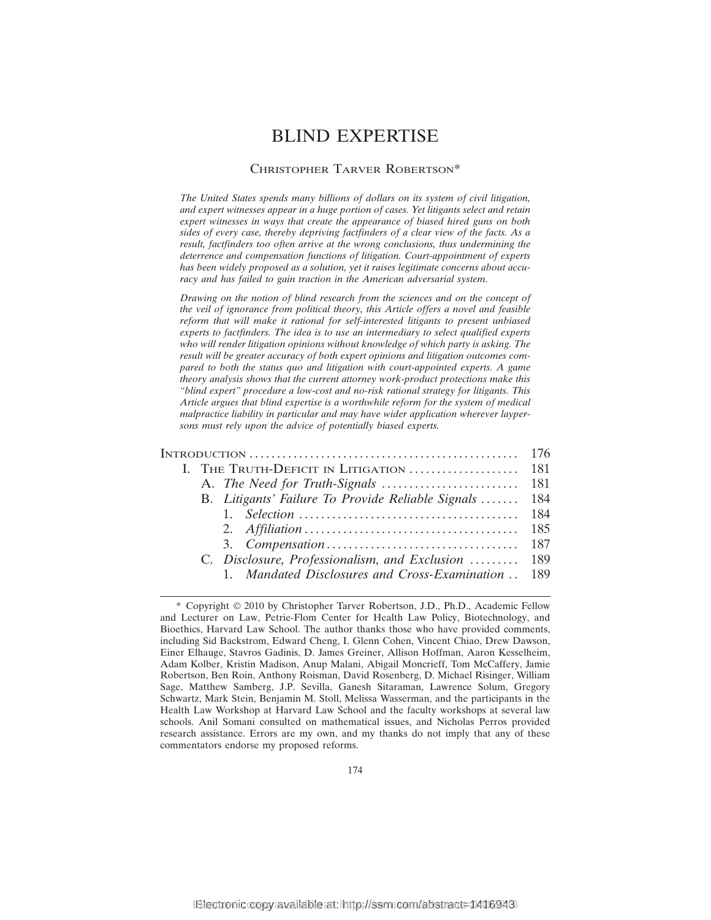# BLIND EXPERTISE

CHRISTOPHER TARVER ROBERTSON*

*The United States spends many billions of dollars on its system of civil litigation, and expert witnesses appear in a huge portion of cases. Yet litigants select and retain expert witnesses in ways that create the appearance of biased hired guns on both sides of every case, thereby depriving factfinders of a clear view of the facts. As a result, factfinders too often arrive at the wrong conclusions, thus undermining the deterrence and compensation functions of litigation. Court-appointment of experts has been widely proposed as a solution, yet it raises legitimate concerns about accuracy and has failed to gain traction in the American adversarial system.*

*Drawing on the notion of blind research from the sciences and on the concept of the veil of ignorance from political theory, this Article offers a novel and feasible reform that will make it rational for self-interested litigants to present unbiased experts to factfinders. The idea is to use an intermediary to select qualified experts who will render litigation opinions without knowledge of which party is asking. The result will be greater accuracy of both expert opinions and litigation outcomes compared to both the status quo and litigation with court-appointed experts. A game theory analysis shows that the current attorney work-product protections make this "blind expert" procedure a low-cost and no-risk rational strategy for litigants. This Article argues that blind expertise is a worthwhile reform for the system of medical malpractice liability in particular and may have wider application wherever laypersons must rely upon the advice of potentially biased experts.*

- INTRODUCTION ............ 176
- I. THE TRUTH-DEFICIT IN LITIGATION ............ 181
  - A. *The Need for Truth-Signals* ............ 181
  - B. *Litigants' Failure To Provide Reliable Signals* ............ 184
    - 1. *Selection* ............ 184
    - 2. *Affiliation* ............ 185
    - 3. *Compensation* ............ 187
  - C. *Disclosure, Professionalism, and Exclusion* ............ 189
    - 1. *Mandated Disclosures and Cross-Examination* ............ 189

---

\* Copyright © 2010 by Christopher Tarver Robertson, J.D., Ph.D., Academic Fellow and Lecturer on Law, Petrie-Flom Center for Health Law Policy, Biotechnology, and Bioethics, Harvard Law School. The author thanks those who have provided comments, including Sid Backstrom, Edward Cheng, I. Glenn Cohen, Vincent Chiao, Drew Dawson, Einer Elhauge, Stavros Gadinis, D. James Greiner, Allison Hoffman, Aaron Kesselheim, Adam Kolber, Kristin Madison, Anup Malani, Abigail Moncrieff, Tom McCaffery, Jamie Robertson, Ben Roin, Anthony Roisman, David Rosenberg, D. Michael Risinger, William Sage, Matthew Samberg, J.P. Sevilla, Ganesh Sitaraman, Lawrence Solum, Gregory Schwartz, Mark Stein, Benjamin M. Stoll, Melissa Wasserman, and the participants in the Health Law Workshop at Harvard Law School and the faculty workshops at several law schools. Anil Somani consulted on mathematical issues, and Nicholas Perros provided research assistance. Errors are my own, and my thanks do not imply that any of these commentators endorse my proposed reforms.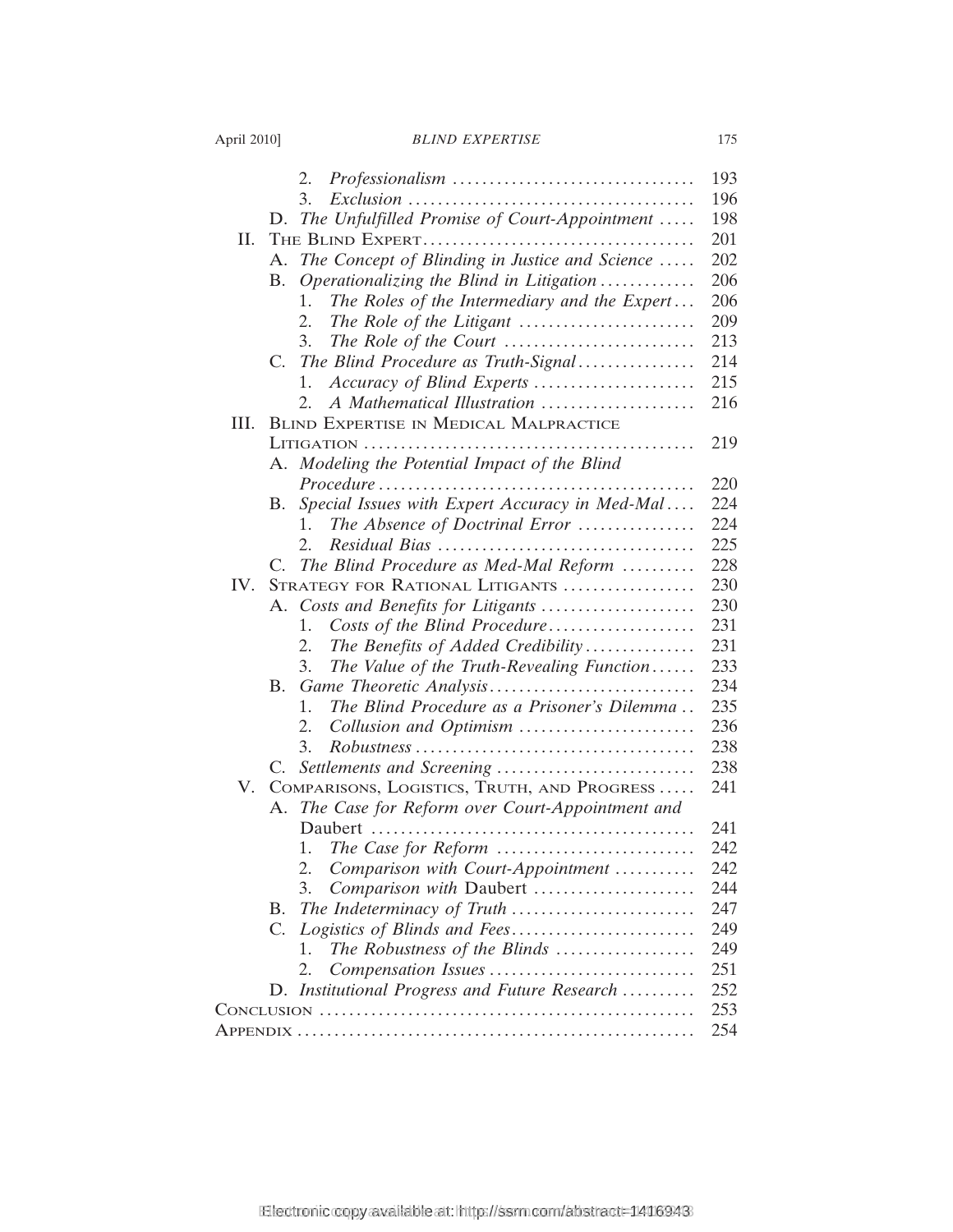- 2. *Professionalism* ..... 193
- 3. *Exclusion* ..... 196

D. *The Unfulfilled Promise of Court-Appointment* ..... 198

II. The Blind Expert ..... 201

A. *The Concept of Blinding in Justice and Science* ..... 202

B. *Operationalizing the Blind in Litigation* ..... 206

- 1. *The Roles of the Intermediary and the Expert* ..... 206
- 2. *The Role of the Litigant* ..... 209
- 3. *The Role of the Court* ..... 213

C. *The Blind Procedure as Truth-Signal* ..... 214

- 1. *Accuracy of Blind Experts* ..... 215
- 2. *A Mathematical Illustration* ..... 216

III. Blind Expertise in Medical Malpractice Litigation ..... 219

A. *Modeling the Potential Impact of the Blind Procedure* ..... 220

B. *Special Issues with Expert Accuracy in Med-Mal* ..... 224

- 1. *The Absence of Doctrinal Error* ..... 224
- 2. *Residual Bias* ..... 225

C. *The Blind Procedure as Med-Mal Reform* ..... 228

IV. Strategy for Rational Litigants ..... 230

A. *Costs and Benefits for Litigants* ..... 230

- 1. *Costs of the Blind Procedure* ..... 231
- 2. *The Benefits of Added Credibility* ..... 231
- 3. *The Value of the Truth-Revealing Function* ..... 233

B. *Game Theoretic Analysis* ..... 234

- 1. *The Blind Procedure as a Prisoner's Dilemma* ..... 235
- 2. *Collusion and Optimism* ..... 236
- 3. *Robustness* ..... 238

C. *Settlements and Screening* ..... 238

V. Comparisons, Logistics, Truth, and Progress ..... 241

A. *The Case for Reform over Court-Appointment and* Daubert ..... 241

- 1. *The Case for Reform* ..... 242
- 2. *Comparison with Court-Appointment* ..... 242
- 3. *Comparison with* Daubert ..... 244

B. *The Indeterminacy of Truth* ..... 247

C. *Logistics of Blinds and Fees* ..... 249

- 1. *The Robustness of the Blinds* ..... 249
- 2. *Compensation Issues* ..... 251

D. *Institutional Progress and Future Research* ..... 252

Conclusion ..... 253

Appendix ..... 254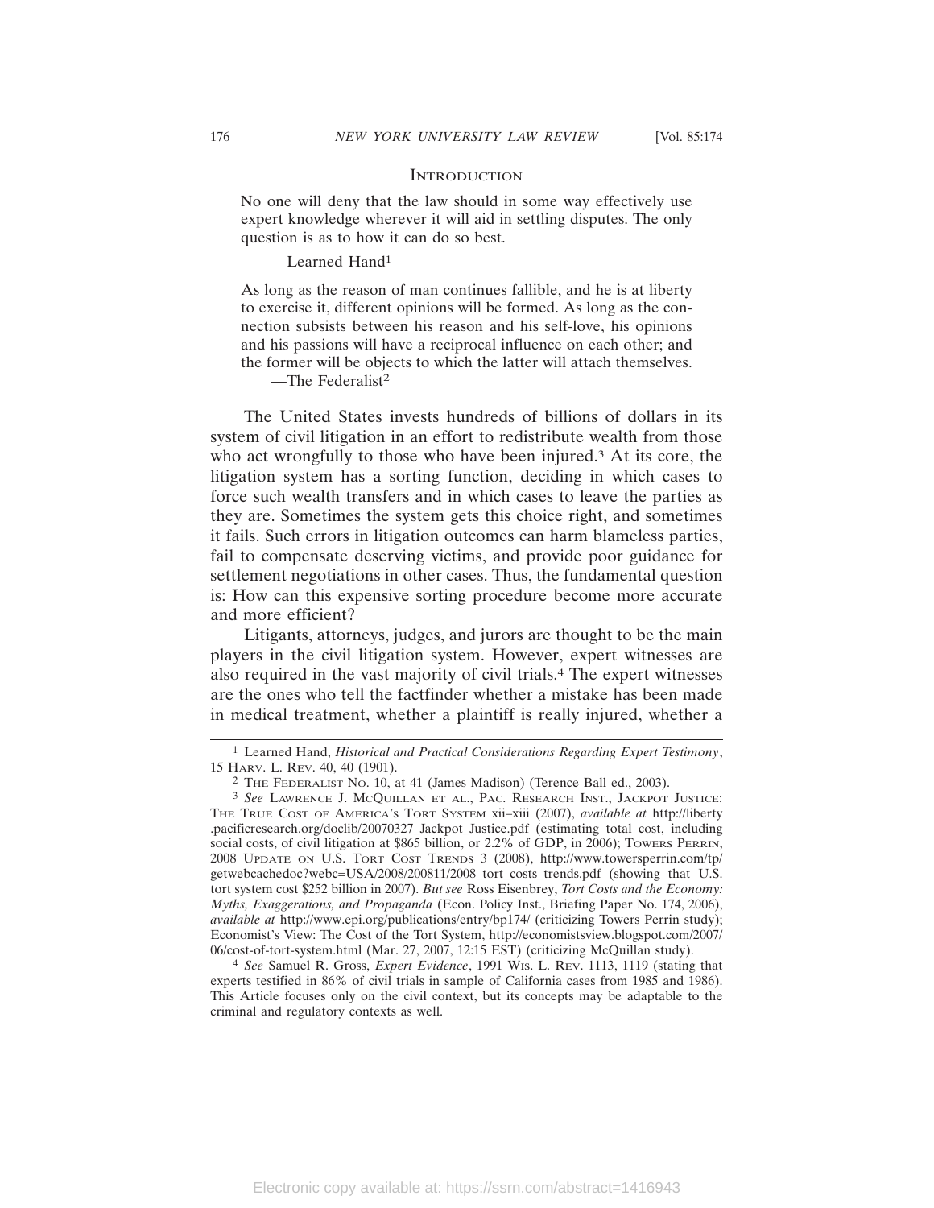## Introduction

> No one will deny that the law should in some way effectively use expert knowledge wherever it will aid in settling disputes. The only question is as to how it can do so best.
>
> —Learned Hand[1]

> As long as the reason of man continues fallible, and he is at liberty to exercise it, different opinions will be formed. As long as the connection subsists between his reason and his self-love, his opinions and his passions will have a reciprocal influence on each other; and the former will be objects to which the latter will attach themselves.
>
> —The Federalist[2]

The United States invests hundreds of billions of dollars in its system of civil litigation in an effort to redistribute wealth from those who act wrongfully to those who have been injured.[3] At its core, the litigation system has a sorting function, deciding in which cases to force such wealth transfers and in which cases to leave the parties as they are. Sometimes the system gets this choice right, and sometimes it fails. Such errors in litigation outcomes can harm blameless parties, fail to compensate deserving victims, and provide poor guidance for settlement negotiations in other cases. Thus, the fundamental question is: How can this expensive sorting procedure become more accurate and more efficient?

Litigants, attorneys, judges, and jurors are thought to be the main players in the civil litigation system. However, expert witnesses are also required in the vast majority of civil trials.[4] The expert witnesses are the ones who tell the factfinder whether a mistake has been made in medical treatment, whether a plaintiff is really injured, whether a

---

[1] Learned Hand, *Historical and Practical Considerations Regarding Expert Testimony*, 15 Harv. L. Rev. 40, 40 (1901).

[2] The Federalist No. 10, at 41 (James Madison) (Terence Ball ed., 2003).

[3] *See* Lawrence J. McQuillan et al., Pac. Research Inst., Jackpot Justice: The True Cost of America's Tort System xii–xiii (2007), *available at* http://liberty.pacificresearch.org/doclib/20070327_Jackpot_Justice.pdf (estimating total cost, including social costs, of civil litigation at $865 billion, or 2.2% of GDP, in 2006); Towers Perrin, 2008 Update on U.S. Tort Cost Trends 3 (2008), http://www.towersperrin.com/tp/getwebcachedoc?webc=USA/2008/200811/2008_tort_costs_trends.pdf (showing that U.S. tort system cost $252 billion in 2007). *But see* Ross Eisenbrey, *Tort Costs and the Economy: Myths, Exaggerations, and Propaganda* (Econ. Policy Inst., Briefing Paper No. 174, 2006), *available at* http://www.epi.org/publications/entry/bp174/ (criticizing Towers Perrin study); Economist's View: The Cost of the Tort System, http://economistsview.blogspot.com/2007/06/cost-of-tort-system.html (Mar. 27, 2007, 12:15 EST) (criticizing McQuillan study).

[4] *See* Samuel R. Gross, *Expert Evidence*, 1991 Wis. L. Rev. 1113, 1119 (stating that experts testified in 86% of civil trials in sample of California cases from 1985 and 1986). This Article focuses only on the civil context, but its concepts may be adaptable to the criminal and regulatory contexts as well.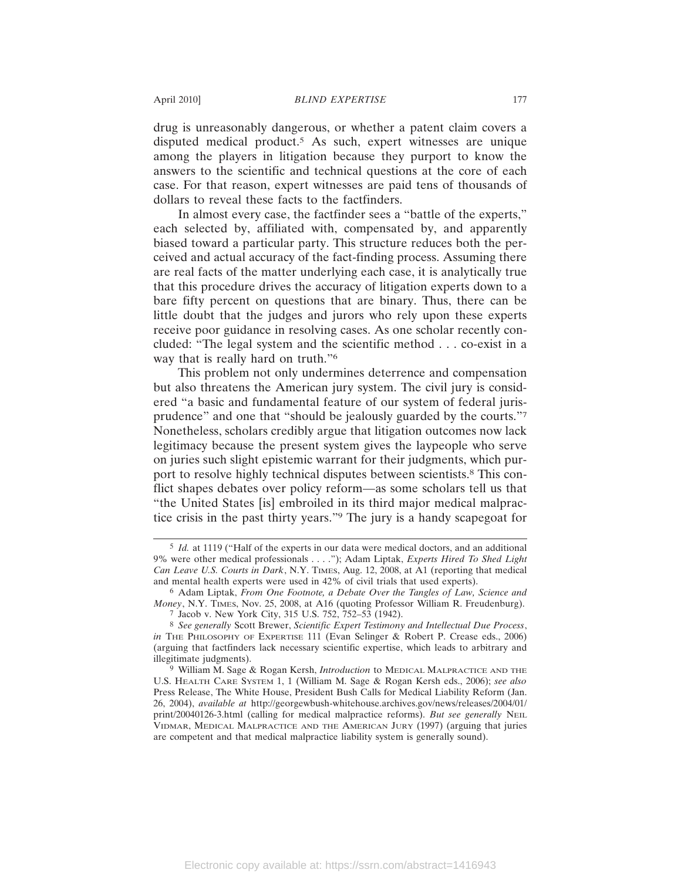drug is unreasonably dangerous, or whether a patent claim covers a disputed medical product.[5] As such, expert witnesses are unique among the players in litigation because they purport to know the answers to the scientific and technical questions at the core of each case. For that reason, expert witnesses are paid tens of thousands of dollars to reveal these facts to the factfinders.

In almost every case, the factfinder sees a "battle of the experts," each selected by, affiliated with, compensated by, and apparently biased toward a particular party. This structure reduces both the perceived and actual accuracy of the fact-finding process. Assuming there are real facts of the matter underlying each case, it is analytically true that this procedure drives the accuracy of litigation experts down to a bare fifty percent on questions that are binary. Thus, there can be little doubt that the judges and jurors who rely upon these experts receive poor guidance in resolving cases. As one scholar recently concluded: "The legal system and the scientific method . . . co-exist in a way that is really hard on truth."[6]

This problem not only undermines deterrence and compensation but also threatens the American jury system. The civil jury is considered "a basic and fundamental feature of our system of federal jurisprudence" and one that "should be jealously guarded by the courts."[7] Nonetheless, scholars credibly argue that litigation outcomes now lack legitimacy because the present system gives the laypeople who serve on juries such slight epistemic warrant for their judgments, which purport to resolve highly technical disputes between scientists.[8] This conflict shapes debates over policy reform—as some scholars tell us that "the United States [is] embroiled in its third major medical malpractice crisis in the past thirty years."[9] The jury is a handy scapegoat for

---

[5] *Id.* at 1119 ("Half of the experts in our data were medical doctors, and an additional 9% were other medical professionals . . . ."); Adam Liptak, *Experts Hired To Shed Light Can Leave U.S. Courts in Dark*, N.Y. TIMES, Aug. 12, 2008, at A1 (reporting that medical and mental health experts were used in 42% of civil trials that used experts).

[6] Adam Liptak, *From One Footnote, a Debate Over the Tangles of Law, Science and Money*, N.Y. TIMES, Nov. 25, 2008, at A16 (quoting Professor William R. Freudenburg).

[7] Jacob v. New York City, 315 U.S. 752, 752–53 (1942).

[8] *See generally* Scott Brewer, *Scientific Expert Testimony and Intellectual Due Process*, *in* THE PHILOSOPHY OF EXPERTISE 111 (Evan Selinger & Robert P. Crease eds., 2006) (arguing that factfinders lack necessary scientific expertise, which leads to arbitrary and illegitimate judgments).

[9] William M. Sage & Rogan Kersh, *Introduction* to MEDICAL MALPRACTICE AND THE U.S. HEALTH CARE SYSTEM 1, 1 (William M. Sage & Rogan Kersh eds., 2006); *see also* Press Release, The White House, President Bush Calls for Medical Liability Reform (Jan. 26, 2004), *available at* http://georgewbush-whitehouse.archives.gov/news/releases/2004/01/print/20040126-3.html (calling for medical malpractice reforms). *But see generally* NEIL VIDMAR, MEDICAL MALPRACTICE AND THE AMERICAN JURY (1997) (arguing that juries are competent and that medical malpractice liability system is generally sound).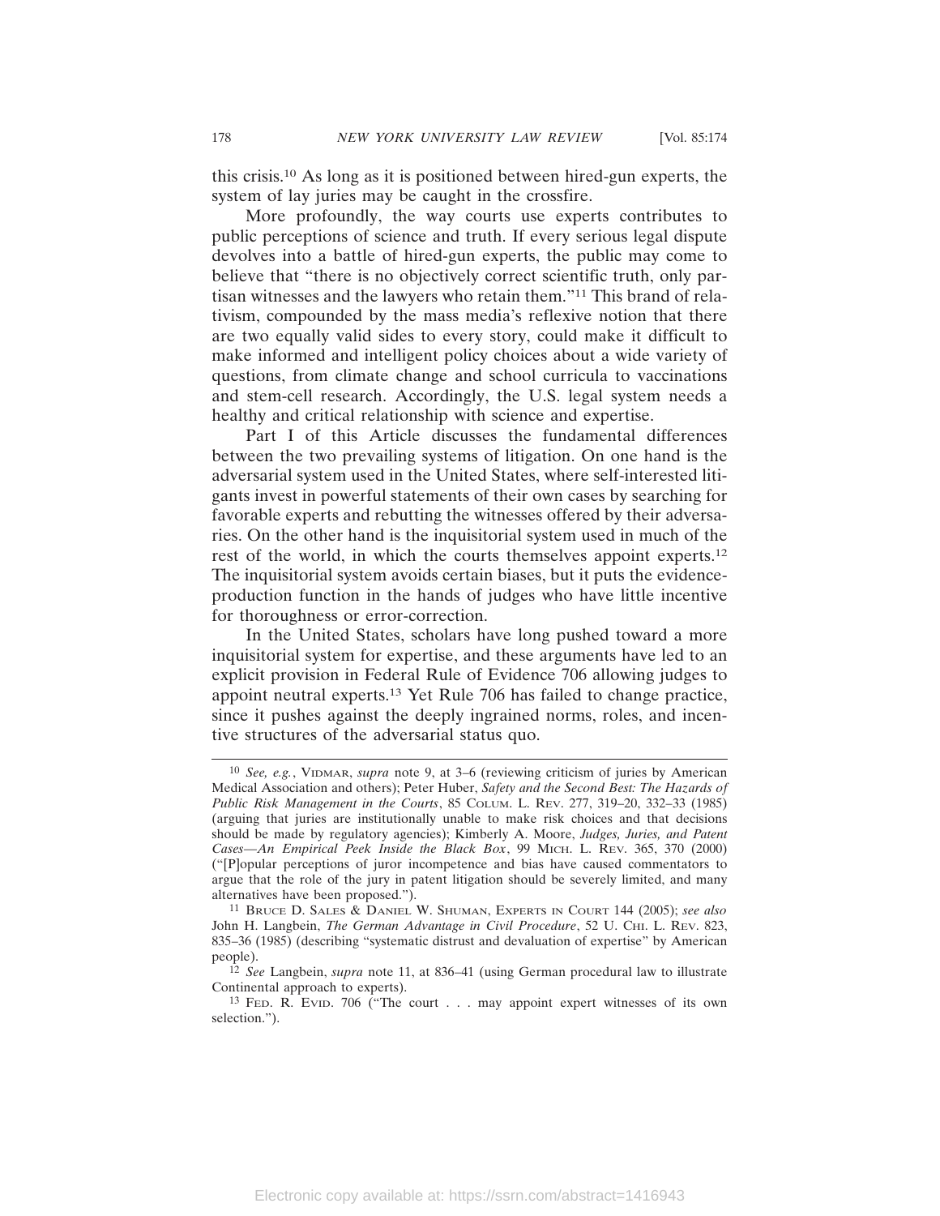this crisis.[10] As long as it is positioned between hired-gun experts, the system of lay juries may be caught in the crossfire.

More profoundly, the way courts use experts contributes to public perceptions of science and truth. If every serious legal dispute devolves into a battle of hired-gun experts, the public may come to believe that "there is no objectively correct scientific truth, only partisan witnesses and the lawyers who retain them."[11] This brand of relativism, compounded by the mass media's reflexive notion that there are two equally valid sides to every story, could make it difficult to make informed and intelligent policy choices about a wide variety of questions, from climate change and school curricula to vaccinations and stem-cell research. Accordingly, the U.S. legal system needs a healthy and critical relationship with science and expertise.

Part I of this Article discusses the fundamental differences between the two prevailing systems of litigation. On one hand is the adversarial system used in the United States, where self-interested litigants invest in powerful statements of their own cases by searching for favorable experts and rebutting the witnesses offered by their adversaries. On the other hand is the inquisitorial system used in much of the rest of the world, in which the courts themselves appoint experts.[12] The inquisitorial system avoids certain biases, but it puts the evidence-production function in the hands of judges who have little incentive for thoroughness or error-correction.

In the United States, scholars have long pushed toward a more inquisitorial system for expertise, and these arguments have led to an explicit provision in Federal Rule of Evidence 706 allowing judges to appoint neutral experts.[13] Yet Rule 706 has failed to change practice, since it pushes against the deeply ingrained norms, roles, and incentive structures of the adversarial status quo.

---

[10] *See, e.g.*, VIDMAR, *supra* note 9, at 3–6 (reviewing criticism of juries by American Medical Association and others); Peter Huber, *Safety and the Second Best: The Hazards of Public Risk Management in the Courts*, 85 COLUM. L. REV. 277, 319–20, 332–33 (1985) (arguing that juries are institutionally unable to make risk choices and that decisions should be made by regulatory agencies); Kimberly A. Moore, *Judges, Juries, and Patent Cases—An Empirical Peek Inside the Black Box*, 99 MICH. L. REV. 365, 370 (2000) ("[P]opular perceptions of juror incompetence and bias have caused commentators to argue that the role of the jury in patent litigation should be severely limited, and many alternatives have been proposed.").

[11] BRUCE D. SALES & DANIEL W. SHUMAN, EXPERTS IN COURT 144 (2005); *see also* John H. Langbein, *The German Advantage in Civil Procedure*, 52 U. CHI. L. REV. 823, 835–36 (1985) (describing "systematic distrust and devaluation of expertise" by American people).

[12] *See* Langbein, *supra* note 11, at 836–41 (using German procedural law to illustrate Continental approach to experts).

[13] FED. R. EVID. 706 ("The court . . . may appoint expert witnesses of its own selection.").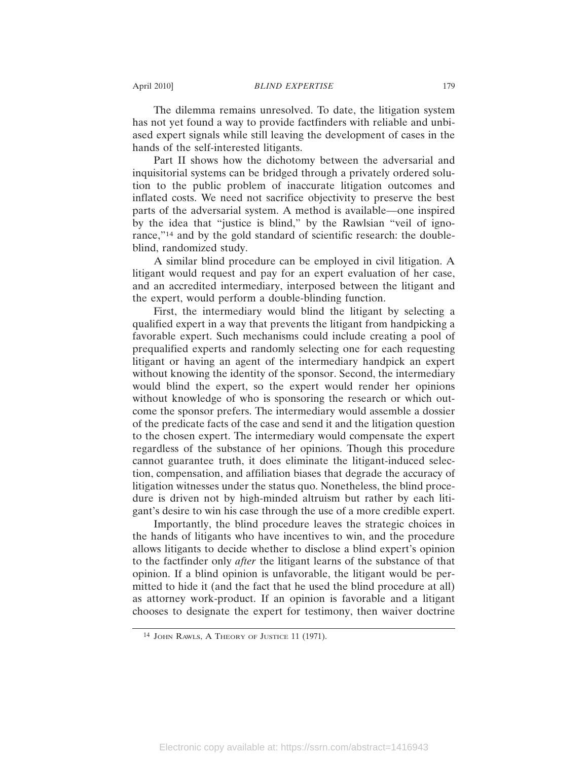The dilemma remains unresolved. To date, the litigation system has not yet found a way to provide factfinders with reliable and unbiased expert signals while still leaving the development of cases in the hands of the self-interested litigants.

Part II shows how the dichotomy between the adversarial and inquisitorial systems can be bridged through a privately ordered solution to the public problem of inaccurate litigation outcomes and inflated costs. We need not sacrifice objectivity to preserve the best parts of the adversarial system. A method is available—one inspired by the idea that "justice is blind," by the Rawlsian "veil of ignorance,"[14] and by the gold standard of scientific research: the double-blind, randomized study.

A similar blind procedure can be employed in civil litigation. A litigant would request and pay for an expert evaluation of her case, and an accredited intermediary, interposed between the litigant and the expert, would perform a double-blinding function.

First, the intermediary would blind the litigant by selecting a qualified expert in a way that prevents the litigant from handpicking a favorable expert. Such mechanisms could include creating a pool of prequalified experts and randomly selecting one for each requesting litigant or having an agent of the intermediary handpick an expert without knowing the identity of the sponsor. Second, the intermediary would blind the expert, so the expert would render her opinions without knowledge of who is sponsoring the research or which outcome the sponsor prefers. The intermediary would assemble a dossier of the predicate facts of the case and send it and the litigation question to the chosen expert. The intermediary would compensate the expert regardless of the substance of her opinions. Though this procedure cannot guarantee truth, it does eliminate the litigant-induced selection, compensation, and affiliation biases that degrade the accuracy of litigation witnesses under the status quo. Nonetheless, the blind procedure is driven not by high-minded altruism but rather by each litigant's desire to win his case through the use of a more credible expert.

Importantly, the blind procedure leaves the strategic choices in the hands of litigants who have incentives to win, and the procedure allows litigants to decide whether to disclose a blind expert's opinion to the factfinder only *after* the litigant learns of the substance of that opinion. If a blind opinion is unfavorable, the litigant would be permitted to hide it (and the fact that he used the blind procedure at all) as attorney work-product. If an opinion is favorable and a litigant chooses to designate the expert for testimony, then waiver doctrine

[14] John Rawls, A Theory of Justice 11 (1971).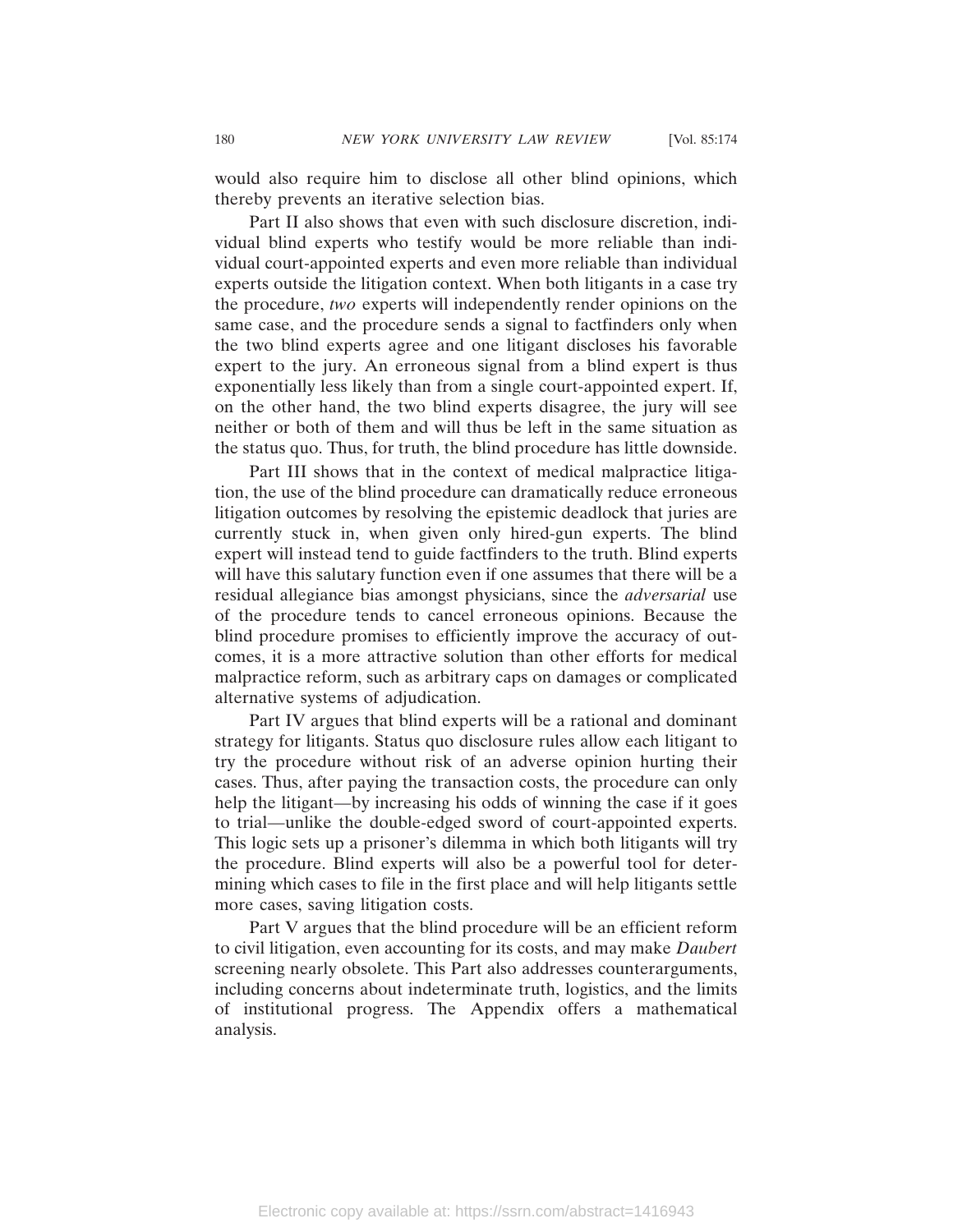would also require him to disclose all other blind opinions, which thereby prevents an iterative selection bias.

Part II also shows that even with such disclosure discretion, individual blind experts who testify would be more reliable than individual court-appointed experts and even more reliable than individual experts outside the litigation context. When both litigants in a case try the procedure, *two* experts will independently render opinions on the same case, and the procedure sends a signal to factfinders only when the two blind experts agree and one litigant discloses his favorable expert to the jury. An erroneous signal from a blind expert is thus exponentially less likely than from a single court-appointed expert. If, on the other hand, the two blind experts disagree, the jury will see neither or both of them and will thus be left in the same situation as the status quo. Thus, for truth, the blind procedure has little downside.

Part III shows that in the context of medical malpractice litigation, the use of the blind procedure can dramatically reduce erroneous litigation outcomes by resolving the epistemic deadlock that juries are currently stuck in, when given only hired-gun experts. The blind expert will instead tend to guide factfinders to the truth. Blind experts will have this salutary function even if one assumes that there will be a residual allegiance bias amongst physicians, since the *adversarial* use of the procedure tends to cancel erroneous opinions. Because the blind procedure promises to efficiently improve the accuracy of outcomes, it is a more attractive solution than other efforts for medical malpractice reform, such as arbitrary caps on damages or complicated alternative systems of adjudication.

Part IV argues that blind experts will be a rational and dominant strategy for litigants. Status quo disclosure rules allow each litigant to try the procedure without risk of an adverse opinion hurting their cases. Thus, after paying the transaction costs, the procedure can only help the litigant—by increasing his odds of winning the case if it goes to trial—unlike the double-edged sword of court-appointed experts. This logic sets up a prisoner's dilemma in which both litigants will try the procedure. Blind experts will also be a powerful tool for determining which cases to file in the first place and will help litigants settle more cases, saving litigation costs.

Part V argues that the blind procedure will be an efficient reform to civil litigation, even accounting for its costs, and may make *Daubert* screening nearly obsolete. This Part also addresses counterarguments, including concerns about indeterminate truth, logistics, and the limits of institutional progress. The Appendix offers a mathematical analysis.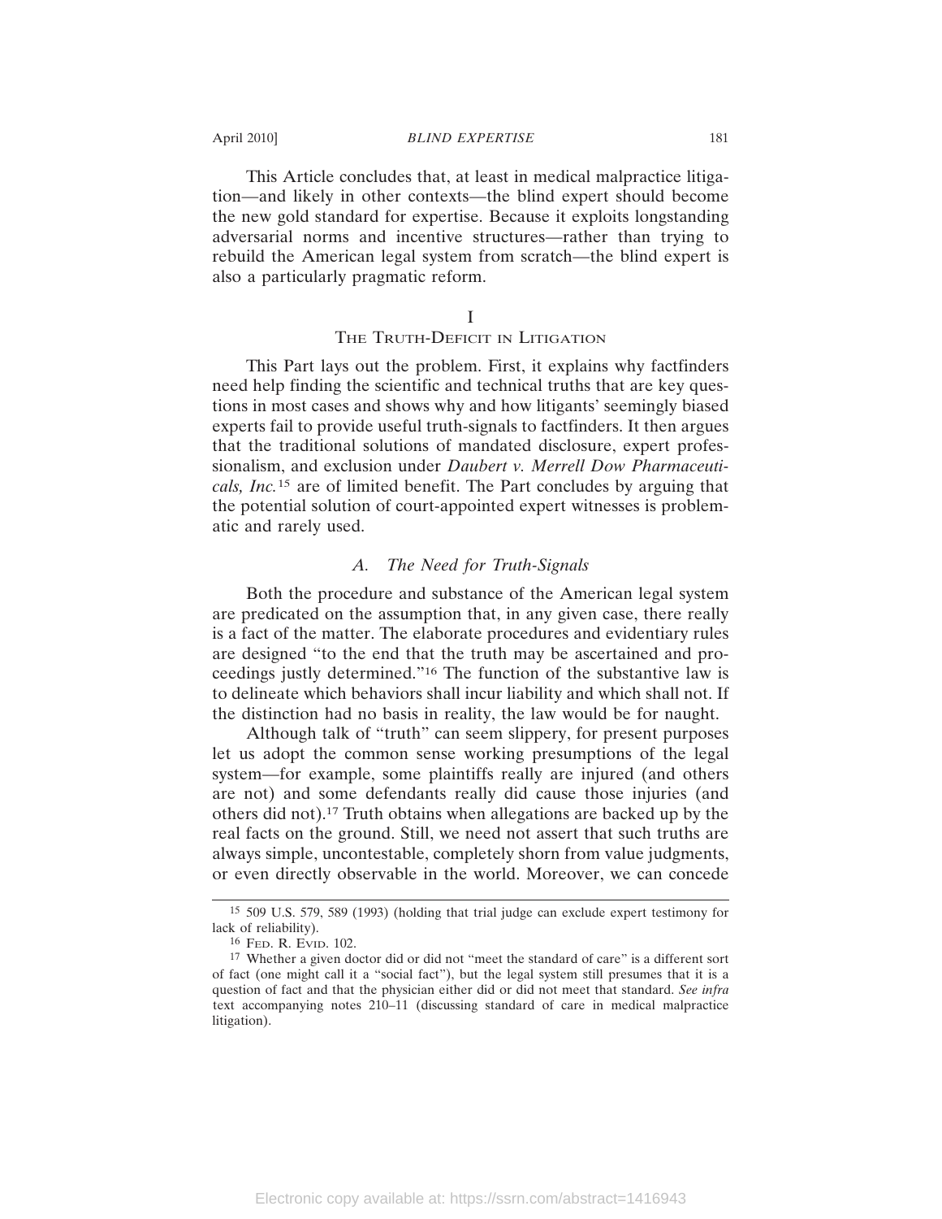This Article concludes that, at least in medical malpractice litigation—and likely in other contexts—the blind expert should become the new gold standard for expertise. Because it exploits longstanding adversarial norms and incentive structures—rather than trying to rebuild the American legal system from scratch—the blind expert is also a particularly pragmatic reform.

# I
# THE TRUTH-DEFICIT IN LITIGATION

This Part lays out the problem. First, it explains why factfinders need help finding the scientific and technical truths that are key questions in most cases and shows why and how litigants' seemingly biased experts fail to provide useful truth-signals to factfinders. It then argues that the traditional solutions of mandated disclosure, expert professionalism, and exclusion under *Daubert v. Merrell Dow Pharmaceuticals, Inc.*[15] are of limited benefit. The Part concludes by arguing that the potential solution of court-appointed expert witnesses is problematic and rarely used.

## *A. The Need for Truth-Signals*

Both the procedure and substance of the American legal system are predicated on the assumption that, in any given case, there really is a fact of the matter. The elaborate procedures and evidentiary rules are designed "to the end that the truth may be ascertained and proceedings justly determined."[16] The function of the substantive law is to delineate which behaviors shall incur liability and which shall not. If the distinction had no basis in reality, the law would be for naught.

Although talk of "truth" can seem slippery, for present purposes let us adopt the common sense working presumptions of the legal system—for example, some plaintiffs really are injured (and others are not) and some defendants really did cause those injuries (and others did not).[17] Truth obtains when allegations are backed up by the real facts on the ground. Still, we need not assert that such truths are always simple, uncontestable, completely shorn from value judgments, or even directly observable in the world. Moreover, we can concede

---

[15] 509 U.S. 579, 589 (1993) (holding that trial judge can exclude expert testimony for lack of reliability).

[16] FED. R. EVID. 102.

[17] Whether a given doctor did or did not "meet the standard of care" is a different sort of fact (one might call it a "social fact"), but the legal system still presumes that it is a question of fact and that the physician either did or did not meet that standard. *See infra* text accompanying notes 210–11 (discussing standard of care in medical malpractice litigation).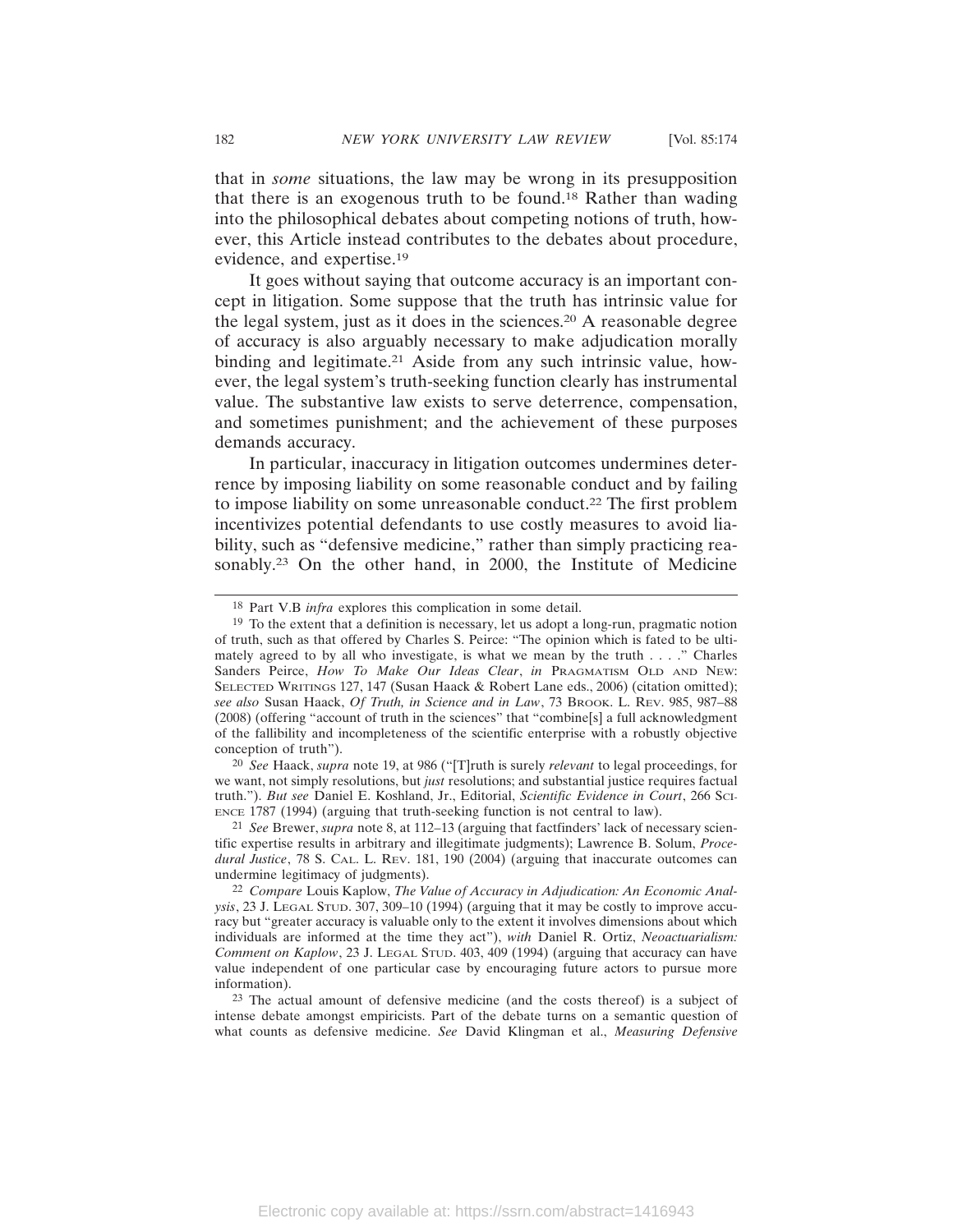that in *some* situations, the law may be wrong in its presupposition that there is an exogenous truth to be found.[18] Rather than wading into the philosophical debates about competing notions of truth, however, this Article instead contributes to the debates about procedure, evidence, and expertise.[19]

It goes without saying that outcome accuracy is an important concept in litigation. Some suppose that the truth has intrinsic value for the legal system, just as it does in the sciences.[20] A reasonable degree of accuracy is also arguably necessary to make adjudication morally binding and legitimate.[21] Aside from any such intrinsic value, however, the legal system's truth-seeking function clearly has instrumental value. The substantive law exists to serve deterrence, compensation, and sometimes punishment; and the achievement of these purposes demands accuracy.

In particular, inaccuracy in litigation outcomes undermines deterrence by imposing liability on some reasonable conduct and by failing to impose liability on some unreasonable conduct.[22] The first problem incentivizes potential defendants to use costly measures to avoid liability, such as "defensive medicine," rather than simply practicing reasonably.[23] On the other hand, in 2000, the Institute of Medicine

---

[18] Part V.B *infra* explores this complication in some detail.

[19] To the extent that a definition is necessary, let us adopt a long-run, pragmatic notion of truth, such as that offered by Charles S. Peirce: "The opinion which is fated to be ultimately agreed to by all who investigate, is what we mean by the truth . . . ." Charles Sanders Peirce, *How To Make Our Ideas Clear*, *in* PRAGMATISM OLD AND NEW: SELECTED WRITINGS 127, 147 (Susan Haack & Robert Lane eds., 2006) (citation omitted); *see also* Susan Haack, *Of Truth, in Science and in Law*, 73 BROOK. L. REV. 985, 987–88 (2008) (offering "account of truth in the sciences" that "combine[s] a full acknowledgment of the fallibility and incompleteness of the scientific enterprise with a robustly objective conception of truth").

[20] *See* Haack, *supra* note 19, at 986 ("[T]ruth is surely *relevant* to legal proceedings, for we want, not simply resolutions, but *just* resolutions; and substantial justice requires factual truth."). *But see* Daniel E. Koshland, Jr., Editorial, *Scientific Evidence in Court*, 266 SCIENCE 1787 (1994) (arguing that truth-seeking function is not central to law).

[21] *See* Brewer, *supra* note 8, at 112–13 (arguing that factfinders' lack of necessary scientific expertise results in arbitrary and illegitimate judgments); Lawrence B. Solum, *Procedural Justice*, 78 S. CAL. L. REV. 181, 190 (2004) (arguing that inaccurate outcomes can undermine legitimacy of judgments).

[22] *Compare* Louis Kaplow, *The Value of Accuracy in Adjudication: An Economic Analysis*, 23 J. LEGAL STUD. 307, 309–10 (1994) (arguing that it may be costly to improve accuracy but "greater accuracy is valuable only to the extent it involves dimensions about which individuals are informed at the time they act"), *with* Daniel R. Ortiz, *Neoactuarialism: Comment on Kaplow*, 23 J. LEGAL STUD. 403, 409 (1994) (arguing that accuracy can have value independent of one particular case by encouraging future actors to pursue more information).

[23] The actual amount of defensive medicine (and the costs thereof) is a subject of intense debate amongst empiricists. Part of the debate turns on a semantic question of what counts as defensive medicine. *See* David Klingman et al., *Measuring Defensive*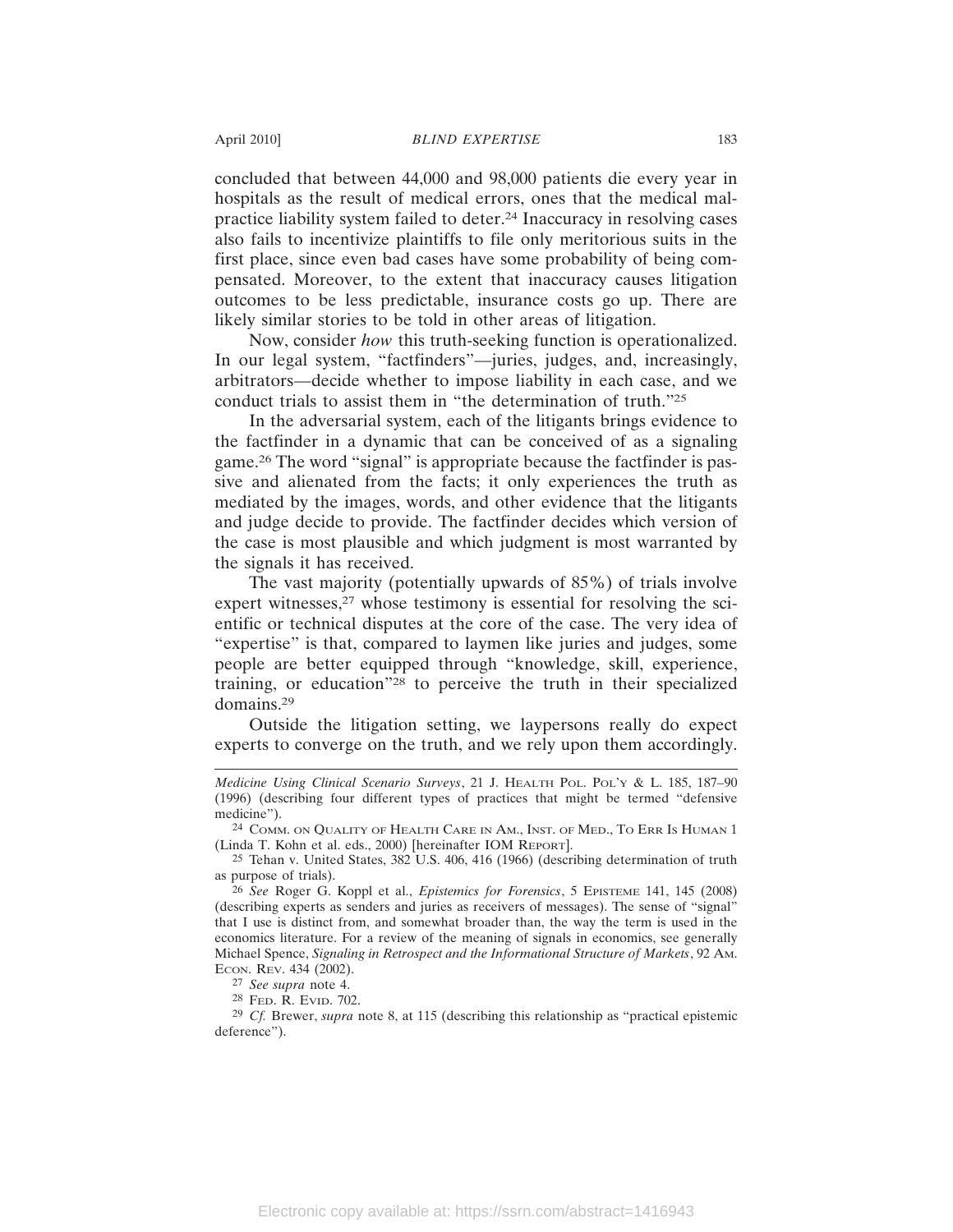concluded that between 44,000 and 98,000 patients die every year in hospitals as the result of medical errors, ones that the medical malpractice liability system failed to deter.[24] Inaccuracy in resolving cases also fails to incentivize plaintiffs to file only meritorious suits in the first place, since even bad cases have some probability of being compensated. Moreover, to the extent that inaccuracy causes litigation outcomes to be less predictable, insurance costs go up. There are likely similar stories to be told in other areas of litigation.

Now, consider *how* this truth-seeking function is operationalized. In our legal system, "factfinders"—juries, judges, and, increasingly, arbitrators—decide whether to impose liability in each case, and we conduct trials to assist them in "the determination of truth."[25]

In the adversarial system, each of the litigants brings evidence to the factfinder in a dynamic that can be conceived of as a signaling game.[26] The word "signal" is appropriate because the factfinder is passive and alienated from the facts; it only experiences the truth as mediated by the images, words, and other evidence that the litigants and judge decide to provide. The factfinder decides which version of the case is most plausible and which judgment is most warranted by the signals it has received.

The vast majority (potentially upwards of 85%) of trials involve expert witnesses,[27] whose testimony is essential for resolving the scientific or technical disputes at the core of the case. The very idea of "expertise" is that, compared to laymen like juries and judges, some people are better equipped through "knowledge, skill, experience, training, or education"[28] to perceive the truth in their specialized domains.[29]

Outside the litigation setting, we laypersons really do expect experts to converge on the truth, and we rely upon them accordingly.

---

*Medicine Using Clinical Scenario Surveys*, 21 J. Health Pol. Pol'y & L. 185, 187–90 (1996) (describing four different types of practices that might be termed "defensive medicine").

[24] Comm. on Quality of Health Care in Am., Inst. of Med., To Err Is Human 1 (Linda T. Kohn et al. eds., 2000) [hereinafter IOM Report].

[25] Tehan v. United States, 382 U.S. 406, 416 (1966) (describing determination of truth as purpose of trials).

[26] *See* Roger G. Koppl et al., *Epistemics for Forensics*, 5 Episteme 141, 145 (2008) (describing experts as senders and juries as receivers of messages). The sense of "signal" that I use is distinct from, and somewhat broader than, the way the term is used in the economics literature. For a review of the meaning of signals in economics, see generally Michael Spence, *Signaling in Retrospect and the Informational Structure of Markets*, 92 Am. Econ. Rev. 434 (2002).

[27] *See supra* note 4.

[28] Fed. R. Evid. 702.

[29] *Cf.* Brewer, *supra* note 8, at 115 (describing this relationship as "practical epistemic deference").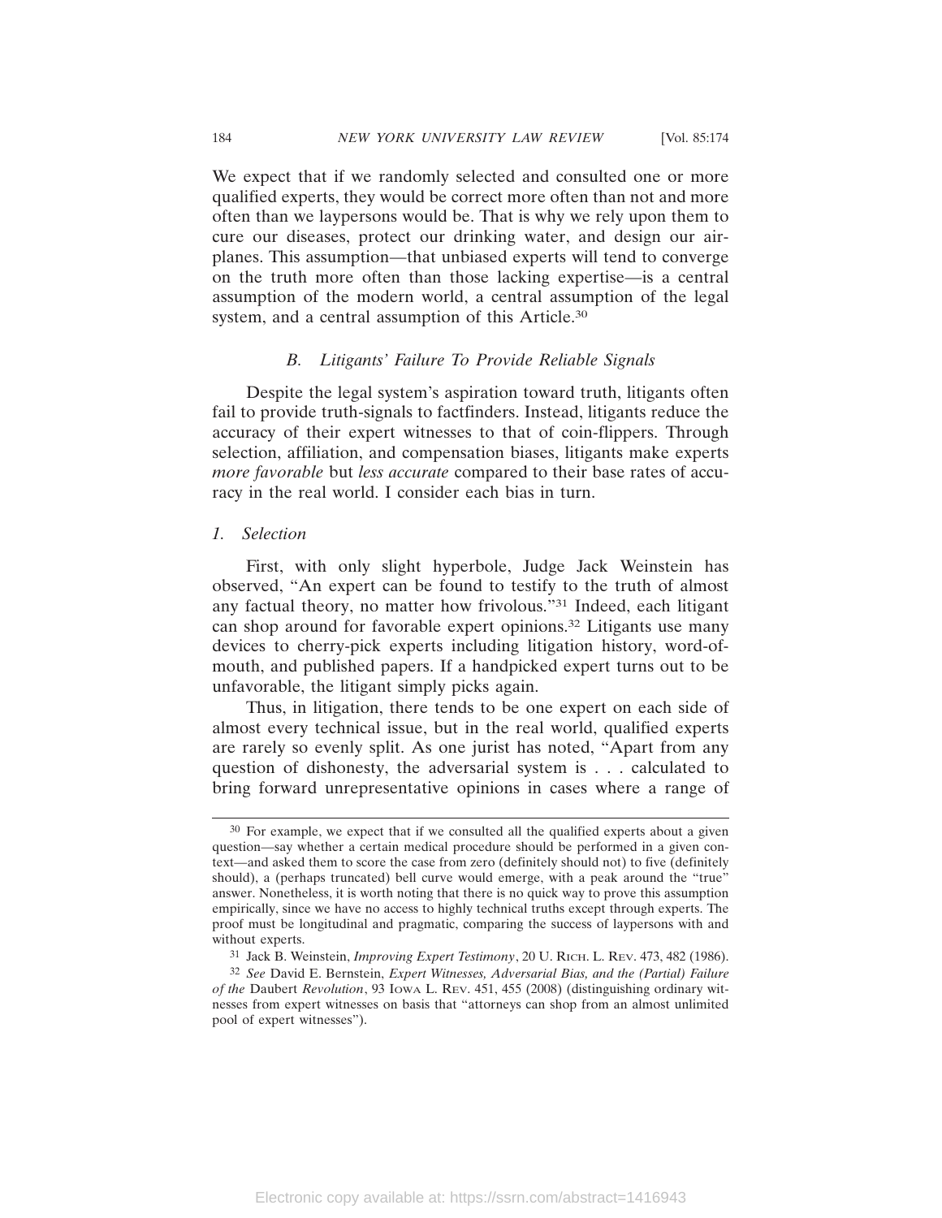We expect that if we randomly selected and consulted one or more qualified experts, they would be correct more often than not and more often than we laypersons would be. That is why we rely upon them to cure our diseases, protect our drinking water, and design our airplanes. This assumption—that unbiased experts will tend to converge on the truth more often than those lacking expertise—is a central assumption of the modern world, a central assumption of the legal system, and a central assumption of this Article.[30]

### *B. Litigants' Failure To Provide Reliable Signals*

Despite the legal system's aspiration toward truth, litigants often fail to provide truth-signals to factfinders. Instead, litigants reduce the accuracy of their expert witnesses to that of coin-flippers. Through selection, affiliation, and compensation biases, litigants make experts *more favorable* but *less accurate* compared to their base rates of accuracy in the real world. I consider each bias in turn.

#### *1. Selection*

First, with only slight hyperbole, Judge Jack Weinstein has observed, "An expert can be found to testify to the truth of almost any factual theory, no matter how frivolous."[31] Indeed, each litigant can shop around for favorable expert opinions.[32] Litigants use many devices to cherry-pick experts including litigation history, word-of-mouth, and published papers. If a handpicked expert turns out to be unfavorable, the litigant simply picks again.

Thus, in litigation, there tends to be one expert on each side of almost every technical issue, but in the real world, qualified experts are rarely so evenly split. As one jurist has noted, "Apart from any question of dishonesty, the adversarial system is . . . calculated to bring forward unrepresentative opinions in cases where a range of

---

[30] For example, we expect that if we consulted all the qualified experts about a given question—say whether a certain medical procedure should be performed in a given context—and asked them to score the case from zero (definitely should not) to five (definitely should), a (perhaps truncated) bell curve would emerge, with a peak around the "true" answer. Nonetheless, it is worth noting that there is no quick way to prove this assumption empirically, since we have no access to highly technical truths except through experts. The proof must be longitudinal and pragmatic, comparing the success of laypersons with and without experts.

[31] Jack B. Weinstein, *Improving Expert Testimony*, 20 U. RICH. L. REV. 473, 482 (1986).

[32] *See* David E. Bernstein, *Expert Witnesses, Adversarial Bias, and the (Partial) Failure of the* Daubert *Revolution*, 93 IOWA L. REV. 451, 455 (2008) (distinguishing ordinary witnesses from expert witnesses on basis that "attorneys can shop from an almost unlimited pool of expert witnesses").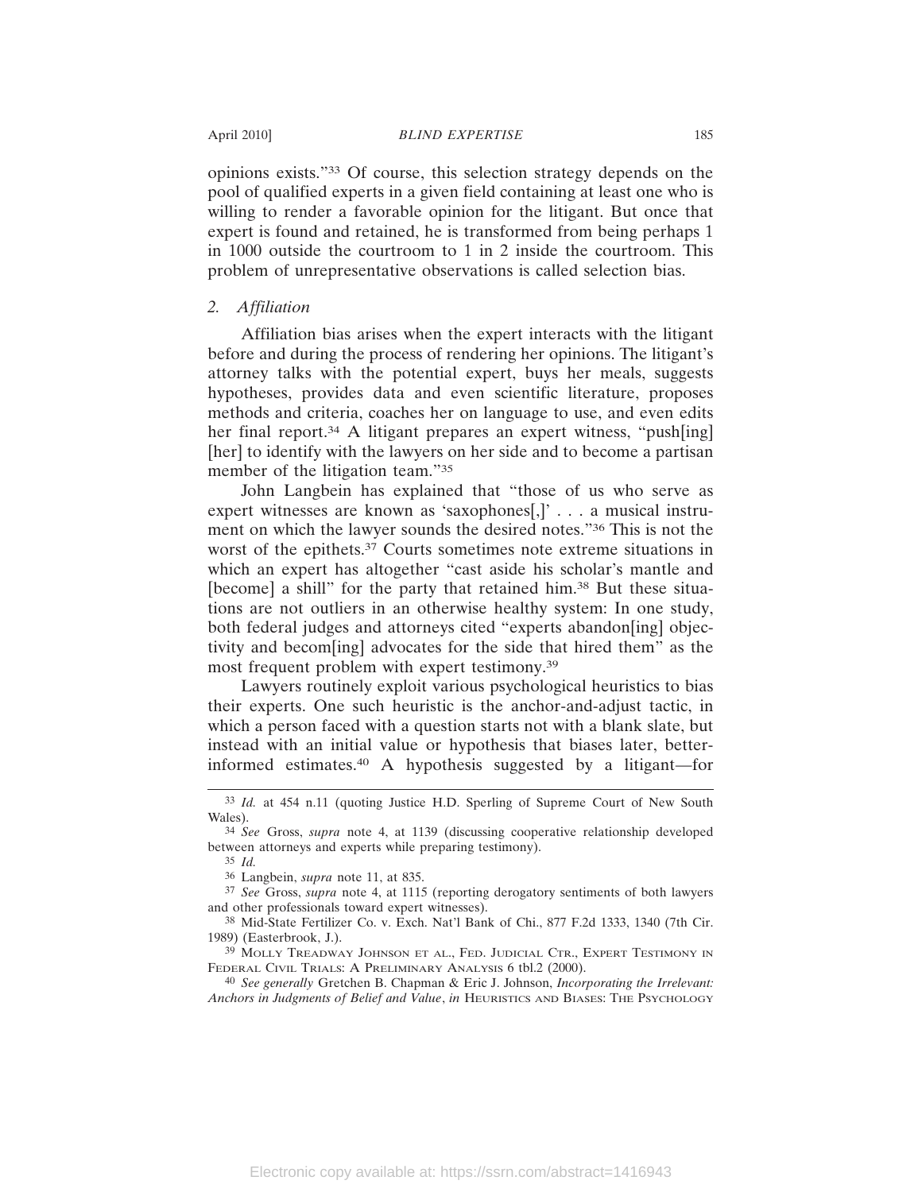opinions exists."[33] Of course, this selection strategy depends on the pool of qualified experts in a given field containing at least one who is willing to render a favorable opinion for the litigant. But once that expert is found and retained, he is transformed from being perhaps 1 in 1000 outside the courtroom to 1 in 2 inside the courtroom. This problem of unrepresentative observations is called selection bias.

### 2. *Affiliation*

Affiliation bias arises when the expert interacts with the litigant before and during the process of rendering her opinions. The litigant's attorney talks with the potential expert, buys her meals, suggests hypotheses, provides data and even scientific literature, proposes methods and criteria, coaches her on language to use, and even edits her final report.[34] A litigant prepares an expert witness, "push[ing] [her] to identify with the lawyers on her side and to become a partisan member of the litigation team."[35]

John Langbein has explained that "those of us who serve as expert witnesses are known as 'saxophones[,]' . . . a musical instrument on which the lawyer sounds the desired notes."[36] This is not the worst of the epithets.[37] Courts sometimes note extreme situations in which an expert has altogether "cast aside his scholar's mantle and [become] a shill" for the party that retained him.[38] But these situations are not outliers in an otherwise healthy system: In one study, both federal judges and attorneys cited "experts abandon[ing] objectivity and becom[ing] advocates for the side that hired them" as the most frequent problem with expert testimony.[39]

Lawyers routinely exploit various psychological heuristics to bias their experts. One such heuristic is the anchor-and-adjust tactic, in which a person faced with a question starts not with a blank slate, but instead with an initial value or hypothesis that biases later, better-informed estimates.[40] A hypothesis suggested by a litigant—for

---

[33] *Id.* at 454 n.11 (quoting Justice H.D. Sperling of Supreme Court of New South Wales).

[34] *See* Gross, *supra* note 4, at 1139 (discussing cooperative relationship developed between attorneys and experts while preparing testimony).

[35] *Id.*

[36] Langbein, *supra* note 11, at 835.

[37] *See* Gross, *supra* note 4, at 1115 (reporting derogatory sentiments of both lawyers and other professionals toward expert witnesses).

[38] Mid-State Fertilizer Co. v. Exch. Nat'l Bank of Chi., 877 F.2d 1333, 1340 (7th Cir. 1989) (Easterbrook, J.).

[39] Molly Treadway Johnson et al., Fed. Judicial Ctr., Expert Testimony in Federal Civil Trials: A Preliminary Analysis 6 tbl.2 (2000).

[40] *See generally* Gretchen B. Chapman & Eric J. Johnson, *Incorporating the Irrelevant: Anchors in Judgments of Belief and Value*, *in* Heuristics and Biases: The Psychology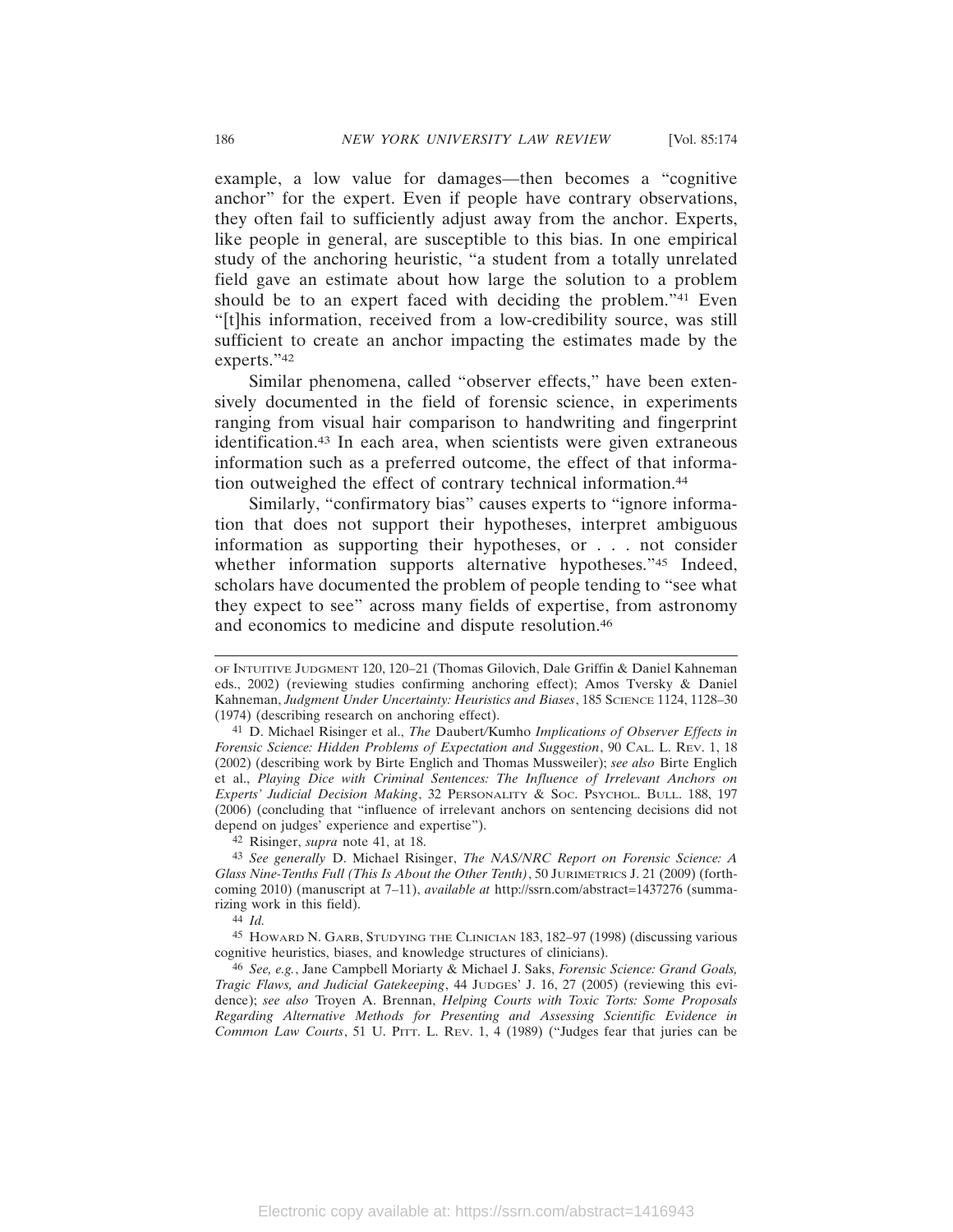example, a low value for damages—then becomes a "cognitive anchor" for the expert. Even if people have contrary observations, they often fail to sufficiently adjust away from the anchor. Experts, like people in general, are susceptible to this bias. In one empirical study of the anchoring heuristic, "a student from a totally unrelated field gave an estimate about how large the solution to a problem should be to an expert faced with deciding the problem."[41] Even "[t]his information, received from a low-credibility source, was still sufficient to create an anchor impacting the estimates made by the experts."[42]

Similar phenomena, called "observer effects," have been extensively documented in the field of forensic science, in experiments ranging from visual hair comparison to handwriting and fingerprint identification.[43] In each area, when scientists were given extraneous information such as a preferred outcome, the effect of that information outweighed the effect of contrary technical information.[44]

Similarly, "confirmatory bias" causes experts to "ignore information that does not support their hypotheses, interpret ambiguous information as supporting their hypotheses, or . . . not consider whether information supports alternative hypotheses."[45] Indeed, scholars have documented the problem of people tending to "see what they expect to see" across many fields of expertise, from astronomy and economics to medicine and dispute resolution.[46]

---

OF INTUITIVE JUDGMENT 120, 120–21 (Thomas Gilovich, Dale Griffin & Daniel Kahneman eds., 2002) (reviewing studies confirming anchoring effect); Amos Tversky & Daniel Kahneman, *Judgment Under Uncertainty: Heuristics and Biases*, 185 SCIENCE 1124, 1128–30 (1974) (describing research on anchoring effect).

[41] D. Michael Risinger et al., *The* Daubert/Kumho *Implications of Observer Effects in Forensic Science: Hidden Problems of Expectation and Suggestion*, 90 CAL. L. REV. 1, 18 (2002) (describing work by Birte Englich and Thomas Mussweiler); *see also* Birte Englich et al., *Playing Dice with Criminal Sentences: The Influence of Irrelevant Anchors on Experts' Judicial Decision Making*, 32 PERSONALITY & SOC. PSYCHOL. BULL. 188, 197 (2006) (concluding that "influence of irrelevant anchors on sentencing decisions did not depend on judges' experience and expertise").

[42] Risinger, *supra* note 41, at 18.

[43] *See generally* D. Michael Risinger, *The NAS/NRC Report on Forensic Science: A Glass Nine-Tenths Full (This Is About the Other Tenth)*, 50 JURIMETRICS J. 21 (2009) (forthcoming 2010) (manuscript at 7–11), *available at* http://ssrn.com/abstract=1437276 (summarizing work in this field).

[44] *Id.*

[45] HOWARD N. GARB, STUDYING THE CLINICIAN 183, 182–97 (1998) (discussing various cognitive heuristics, biases, and knowledge structures of clinicians).

[46] *See, e.g.*, Jane Campbell Moriarty & Michael J. Saks, *Forensic Science: Grand Goals, Tragic Flaws, and Judicial Gatekeeping*, 44 JUDGES' J. 16, 27 (2005) (reviewing this evidence); *see also* Troyen A. Brennan, *Helping Courts with Toxic Torts: Some Proposals Regarding Alternative Methods for Presenting and Assessing Scientific Evidence in Common Law Courts*, 51 U. PITT. L. REV. 1, 4 (1989) ("Judges fear that juries can be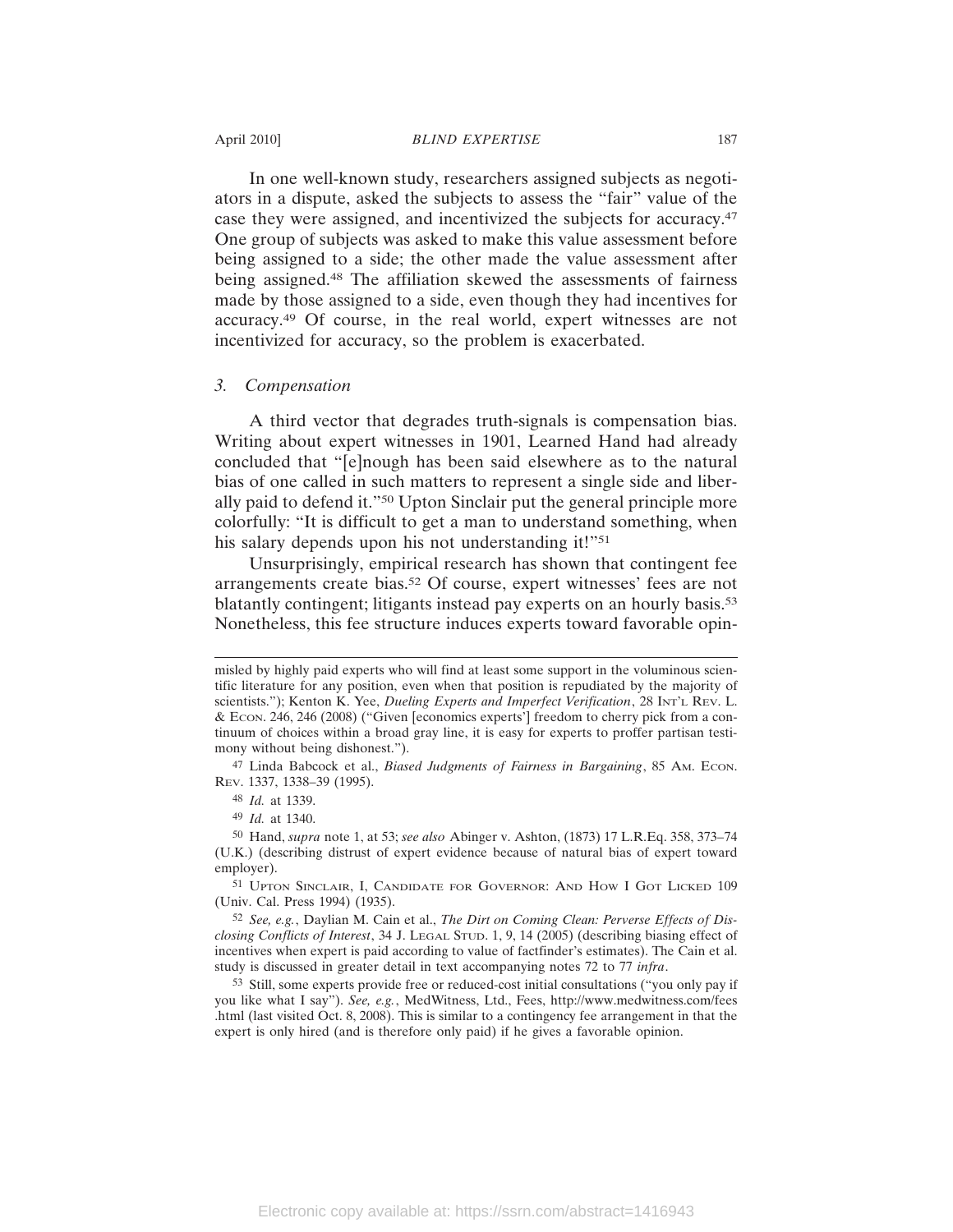In one well-known study, researchers assigned subjects as negotiators in a dispute, asked the subjects to assess the "fair" value of the case they were assigned, and incentivized the subjects for accuracy.[47] One group of subjects was asked to make this value assessment before being assigned to a side; the other made the value assessment after being assigned.[48] The affiliation skewed the assessments of fairness made by those assigned to a side, even though they had incentives for accuracy.[49] Of course, in the real world, expert witnesses are not incentivized for accuracy, so the problem is exacerbated.

### *3. Compensation*

A third vector that degrades truth-signals is compensation bias. Writing about expert witnesses in 1901, Learned Hand had already concluded that "[e]nough has been said elsewhere as to the natural bias of one called in such matters to represent a single side and liberally paid to defend it."[50] Upton Sinclair put the general principle more colorfully: "It is difficult to get a man to understand something, when his salary depends upon his not understanding it!"[51]

Unsurprisingly, empirical research has shown that contingent fee arrangements create bias.[52] Of course, expert witnesses' fees are not blatantly contingent; litigants instead pay experts on an hourly basis.[53] Nonetheless, this fee structure induces experts toward favorable opin-

---

misled by highly paid experts who will find at least some support in the voluminous scientific literature for any position, even when that position is repudiated by the majority of scientists."); Kenton K. Yee, *Dueling Experts and Imperfect Verification*, 28 INT'L REV. L. & ECON. 246, 246 (2008) ("Given [economics experts'] freedom to cherry pick from a continuum of choices within a broad gray line, it is easy for experts to proffer partisan testimony without being dishonest.").

[47] Linda Babcock et al., *Biased Judgments of Fairness in Bargaining*, 85 AM. ECON. REV. 1337, 1338–39 (1995).

[48] *Id.* at 1339.

[49] *Id.* at 1340.

[50] Hand, *supra* note 1, at 53; *see also* Abinger v. Ashton, (1873) 17 L.R.Eq. 358, 373–74 (U.K.) (describing distrust of expert evidence because of natural bias of expert toward employer).

[51] UPTON SINCLAIR, I, CANDIDATE FOR GOVERNOR: AND HOW I GOT LICKED 109 (Univ. Cal. Press 1994) (1935).

[52] *See, e.g.*, Daylian M. Cain et al., *The Dirt on Coming Clean: Perverse Effects of Disclosing Conflicts of Interest*, 34 J. LEGAL STUD. 1, 9, 14 (2005) (describing biasing effect of incentives when expert is paid according to value of factfinder's estimates). The Cain et al. study is discussed in greater detail in text accompanying notes 72 to 77 *infra*.

[53] Still, some experts provide free or reduced-cost initial consultations ("you only pay if you like what I say"). *See, e.g.*, MedWitness, Ltd., Fees, http://www.medwitness.com/fees.html (last visited Oct. 8, 2008). This is similar to a contingency fee arrangement in that the expert is only hired (and is therefore only paid) if he gives a favorable opinion.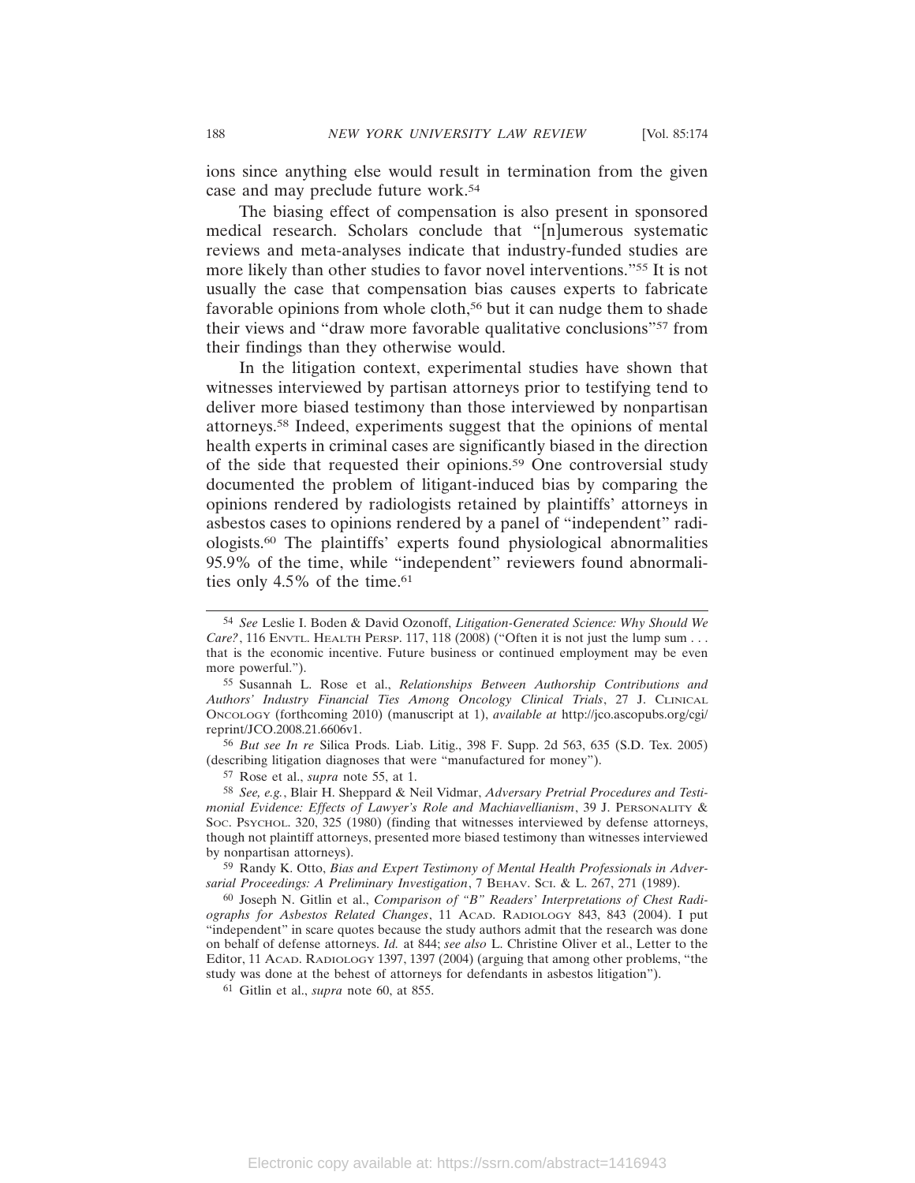ions since anything else would result in termination from the given case and may preclude future work.[54]

The biasing effect of compensation is also present in sponsored medical research. Scholars conclude that "[n]umerous systematic reviews and meta-analyses indicate that industry-funded studies are more likely than other studies to favor novel interventions."[55] It is not usually the case that compensation bias causes experts to fabricate favorable opinions from whole cloth,[56] but it can nudge them to shade their views and "draw more favorable qualitative conclusions"[57] from their findings than they otherwise would.

In the litigation context, experimental studies have shown that witnesses interviewed by partisan attorneys prior to testifying tend to deliver more biased testimony than those interviewed by nonpartisan attorneys.[58] Indeed, experiments suggest that the opinions of mental health experts in criminal cases are significantly biased in the direction of the side that requested their opinions.[59] One controversial study documented the problem of litigant-induced bias by comparing the opinions rendered by radiologists retained by plaintiffs' attorneys in asbestos cases to opinions rendered by a panel of "independent" radiologists.[60] The plaintiffs' experts found physiological abnormalities 95.9% of the time, while "independent" reviewers found abnormalities only 4.5% of the time.[61]

---

[54] *See* Leslie I. Boden & David Ozonoff, *Litigation-Generated Science: Why Should We Care?*, 116 ENVTL. HEALTH PERSP. 117, 118 (2008) ("Often it is not just the lump sum . . . that is the economic incentive. Future business or continued employment may be even more powerful.").

[55] Susannah L. Rose et al., *Relationships Between Authorship Contributions and Authors' Industry Financial Ties Among Oncology Clinical Trials*, 27 J. CLINICAL ONCOLOGY (forthcoming 2010) (manuscript at 1), *available at* http://jco.ascopubs.org/cgi/reprint/JCO.2008.21.6606v1.

[56] *But see In re* Silica Prods. Liab. Litig., 398 F. Supp. 2d 563, 635 (S.D. Tex. 2005) (describing litigation diagnoses that were "manufactured for money").

[57] Rose et al., *supra* note 55, at 1.

[58] *See, e.g.*, Blair H. Sheppard & Neil Vidmar, *Adversary Pretrial Procedures and Testimonial Evidence: Effects of Lawyer's Role and Machiavellianism*, 39 J. PERSONALITY & SOC. PSYCHOL. 320, 325 (1980) (finding that witnesses interviewed by defense attorneys, though not plaintiff attorneys, presented more biased testimony than witnesses interviewed by nonpartisan attorneys).

[59] Randy K. Otto, *Bias and Expert Testimony of Mental Health Professionals in Adversarial Proceedings: A Preliminary Investigation*, 7 BEHAV. SCI. & L. 267, 271 (1989).

[60] Joseph N. Gitlin et al., *Comparison of "B" Readers' Interpretations of Chest Radiographs for Asbestos Related Changes*, 11 ACAD. RADIOLOGY 843, 843 (2004). I put "independent" in scare quotes because the study authors admit that the research was done on behalf of defense attorneys. *Id.* at 844; *see also* L. Christine Oliver et al., Letter to the Editor, 11 ACAD. RADIOLOGY 1397, 1397 (2004) (arguing that among other problems, "the study was done at the behest of attorneys for defendants in asbestos litigation").

[61] Gitlin et al., *supra* note 60, at 855.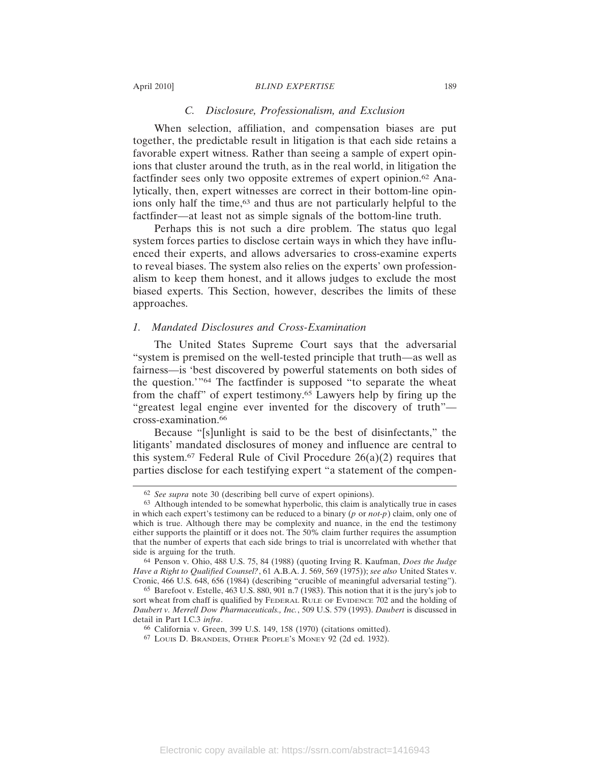### C. *Disclosure, Professionalism, and Exclusion*

When selection, affiliation, and compensation biases are put together, the predictable result in litigation is that each side retains a favorable expert witness. Rather than seeing a sample of expert opinions that cluster around the truth, as in the real world, in litigation the factfinder sees only two opposite extremes of expert opinion.[62] Analytically, then, expert witnesses are correct in their bottom-line opinions only half the time,[63] and thus are not particularly helpful to the factfinder—at least not as simple signals of the bottom-line truth.

Perhaps this is not such a dire problem. The status quo legal system forces parties to disclose certain ways in which they have influenced their experts, and allows adversaries to cross-examine experts to reveal biases. The system also relies on the experts' own professionalism to keep them honest, and it allows judges to exclude the most biased experts. This Section, however, describes the limits of these approaches.

#### 1. *Mandated Disclosures and Cross-Examination*

The United States Supreme Court says that the adversarial "system is premised on the well-tested principle that truth—as well as fairness—is 'best discovered by powerful statements on both sides of the question.'"[64] The factfinder is supposed "to separate the wheat from the chaff" of expert testimony.[65] Lawyers help by firing up the "greatest legal engine ever invented for the discovery of truth"—cross-examination.[66]

Because "[s]unlight is said to be the best of disinfectants," the litigants' mandated disclosures of money and influence are central to this system.[67] Federal Rule of Civil Procedure 26(a)(2) requires that parties disclose for each testifying expert "a statement of the compen-

---

[62] *See supra* note 30 (describing bell curve of expert opinions).

[63] Although intended to be somewhat hyperbolic, this claim is analytically true in cases in which each expert's testimony can be reduced to a binary (*p* or *not-p*) claim, only one of which is true. Although there may be complexity and nuance, in the end the testimony either supports the plaintiff or it does not. The 50% claim further requires the assumption that the number of experts that each side brings to trial is uncorrelated with whether that side is arguing for the truth.

[64] Penson v. Ohio, 488 U.S. 75, 84 (1988) (quoting Irving R. Kaufman, *Does the Judge Have a Right to Qualified Counsel?*, 61 A.B.A. J. 569, 569 (1975)); *see also* United States v. Cronic, 466 U.S. 648, 656 (1984) (describing "crucible of meaningful adversarial testing").

[65] Barefoot v. Estelle, 463 U.S. 880, 901 n.7 (1983). This notion that it is the jury's job to sort wheat from chaff is qualified by Federal Rule of Evidence 702 and the holding of *Daubert v. Merrell Dow Pharmaceuticals., Inc.*, 509 U.S. 579 (1993). *Daubert* is discussed in detail in Part I.C.3 *infra*.

[66] California v. Green, 399 U.S. 149, 158 (1970) (citations omitted).

[67] Louis D. Brandeis, Other People's Money 92 (2d ed. 1932).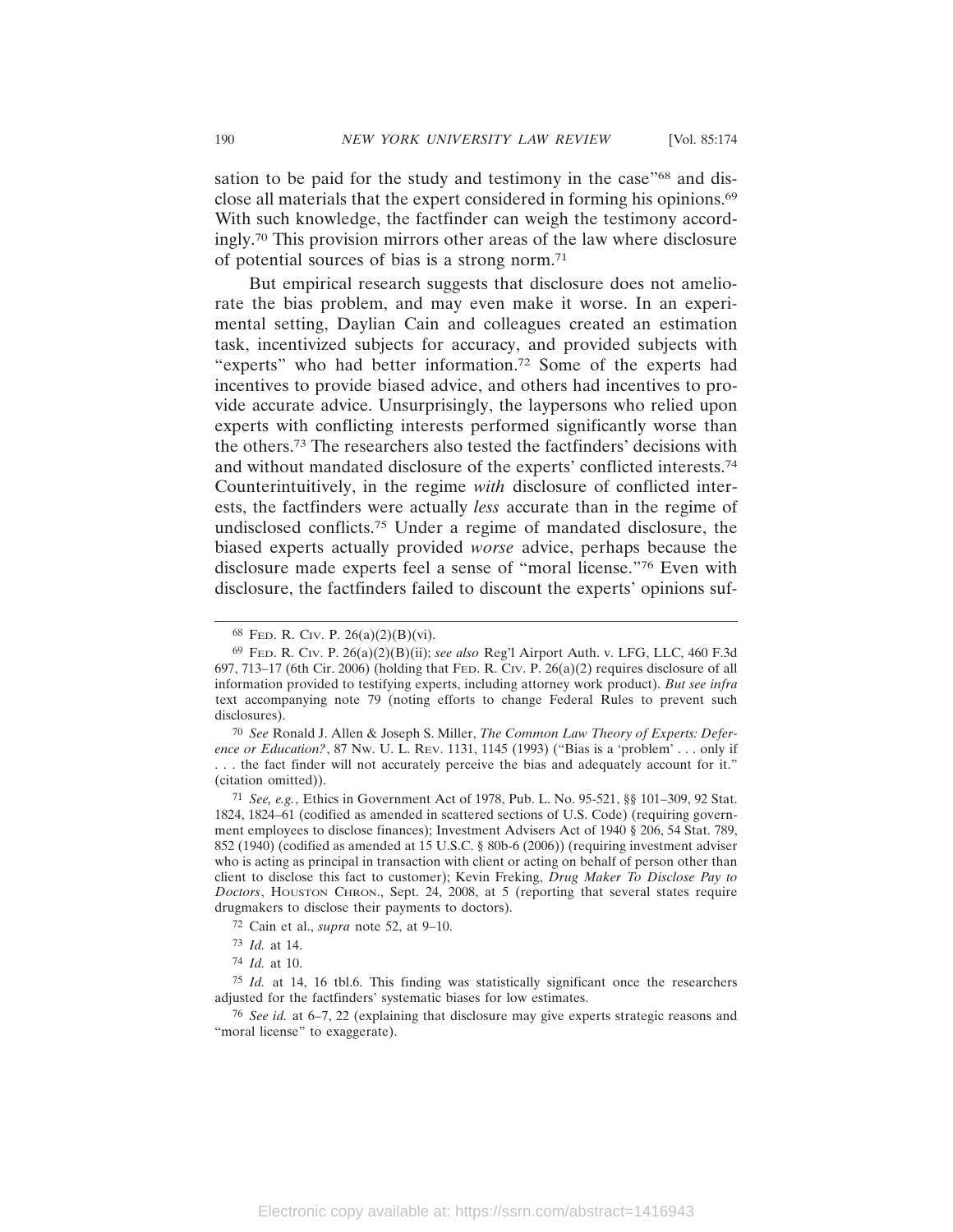sation to be paid for the study and testimony in the case"[68] and disclose all materials that the expert considered in forming his opinions.[69] With such knowledge, the factfinder can weigh the testimony accordingly.[70] This provision mirrors other areas of the law where disclosure of potential sources of bias is a strong norm.[71]

But empirical research suggests that disclosure does not ameliorate the bias problem, and may even make it worse. In an experimental setting, Daylian Cain and colleagues created an estimation task, incentivized subjects for accuracy, and provided subjects with "experts" who had better information.[72] Some of the experts had incentives to provide biased advice, and others had incentives to provide accurate advice. Unsurprisingly, the laypersons who relied upon experts with conflicting interests performed significantly worse than the others.[73] The researchers also tested the factfinders' decisions with and without mandated disclosure of the experts' conflicted interests.[74] Counterintuitively, in the regime *with* disclosure of conflicted interests, the factfinders were actually *less* accurate than in the regime of undisclosed conflicts.[75] Under a regime of mandated disclosure, the biased experts actually provided *worse* advice, perhaps because the disclosure made experts feel a sense of "moral license."[76] Even with disclosure, the factfinders failed to discount the experts' opinions suf-

---

[68] FED. R. CIV. P. 26(a)(2)(B)(vi).

[69] FED. R. CIV. P. 26(a)(2)(B)(ii); *see also* Reg'l Airport Auth. v. LFG, LLC, 460 F.3d 697, 713–17 (6th Cir. 2006) (holding that FED. R. CIV. P. 26(a)(2) requires disclosure of all information provided to testifying experts, including attorney work product). *But see infra* text accompanying note 79 (noting efforts to change Federal Rules to prevent such disclosures).

[70] *See* Ronald J. Allen & Joseph S. Miller, *The Common Law Theory of Experts: Deference or Education?*, 87 NW. U. L. REV. 1131, 1145 (1993) ("Bias is a 'problem' . . . only if . . . the fact finder will not accurately perceive the bias and adequately account for it." (citation omitted)).

[71] *See, e.g.*, Ethics in Government Act of 1978, Pub. L. No. 95-521, §§ 101–309, 92 Stat. 1824, 1824–61 (codified as amended in scattered sections of U.S. Code) (requiring government employees to disclose finances); Investment Advisers Act of 1940 § 206, 54 Stat. 789, 852 (1940) (codified as amended at 15 U.S.C. § 80b-6 (2006)) (requiring investment adviser who is acting as principal in transaction with client or acting on behalf of person other than client to disclose this fact to customer); Kevin Freking, *Drug Maker To Disclose Pay to Doctors*, HOUSTON CHRON., Sept. 24, 2008, at 5 (reporting that several states require drugmakers to disclose their payments to doctors).

[72] Cain et al., *supra* note 52, at 9–10.

[73] *Id.* at 14.

[74] *Id.* at 10.

[75] *Id.* at 14, 16 tbl.6. This finding was statistically significant once the researchers adjusted for the factfinders' systematic biases for low estimates.

[76] *See id.* at 6–7, 22 (explaining that disclosure may give experts strategic reasons and "moral license" to exaggerate).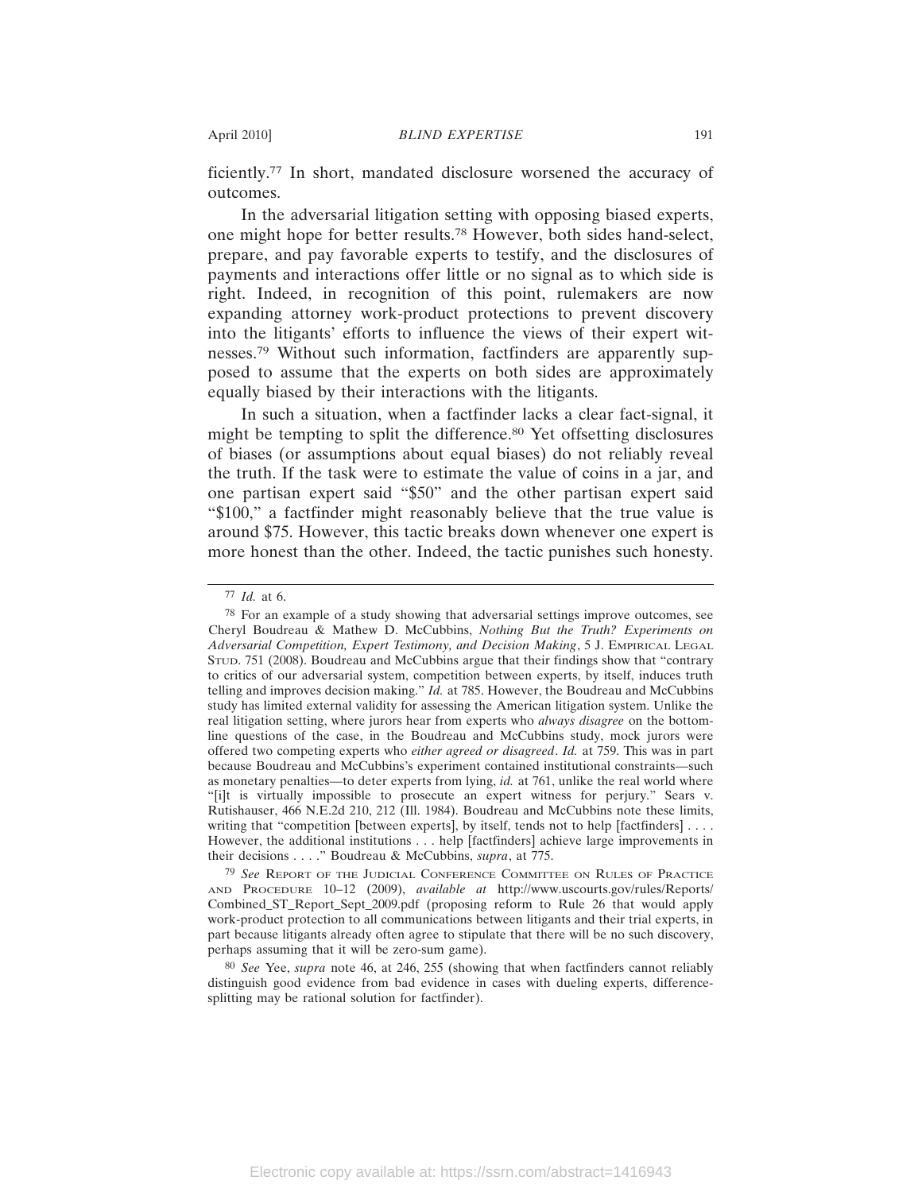ficiently.[77] In short, mandated disclosure worsened the accuracy of outcomes.

In the adversarial litigation setting with opposing biased experts, one might hope for better results.[78] However, both sides hand-select, prepare, and pay favorable experts to testify, and the disclosures of payments and interactions offer little or no signal as to which side is right. Indeed, in recognition of this point, rulemakers are now expanding attorney work-product protections to prevent discovery into the litigants' efforts to influence the views of their expert witnesses.[79] Without such information, factfinders are apparently supposed to assume that the experts on both sides are approximately equally biased by their interactions with the litigants.

In such a situation, when a factfinder lacks a clear fact-signal, it might be tempting to split the difference.[80] Yet offsetting disclosures of biases (or assumptions about equal biases) do not reliably reveal the truth. If the task were to estimate the value of coins in a jar, and one partisan expert said "$50" and the other partisan expert said "$100," a factfinder might reasonably believe that the true value is around $75. However, this tactic breaks down whenever one expert is more honest than the other. Indeed, the tactic punishes such honesty.

---

[77] *Id.* at 6.

[78] For an example of a study showing that adversarial settings improve outcomes, see Cheryl Boudreau & Mathew D. McCubbins, *Nothing But the Truth? Experiments on Adversarial Competition, Expert Testimony, and Decision Making*, 5 J. Empirical Legal Stud. 751 (2008). Boudreau and McCubbins argue that their findings show that "contrary to critics of our adversarial system, competition between experts, by itself, induces truth telling and improves decision making." *Id.* at 785. However, the Boudreau and McCubbins study has limited external validity for assessing the American litigation system. Unlike the real litigation setting, where jurors hear from experts who *always disagree* on the bottom-line questions of the case, in the Boudreau and McCubbins study, mock jurors were offered two competing experts who *either agreed or disagreed*. *Id.* at 759. This was in part because Boudreau and McCubbins's experiment contained institutional constraints—such as monetary penalties—to deter experts from lying, *id.* at 761, unlike the real world where "[i]t is virtually impossible to prosecute an expert witness for perjury." Sears v. Rutishauser, 466 N.E.2d 210, 212 (Ill. 1984). Boudreau and McCubbins note these limits, writing that "competition [between experts], by itself, tends not to help [factfinders] . . . . However, the additional institutions . . . help [factfinders] achieve large improvements in their decisions . . . ." Boudreau & McCubbins, *supra*, at 775.

[79] *See* Report of the Judicial Conference Committee on Rules of Practice and Procedure 10–12 (2009), *available at* http://www.uscourts.gov/rules/Reports/Combined_ST_Report_Sept_2009.pdf (proposing reform to Rule 26 that would apply work-product protection to all communications between litigants and their trial experts, in part because litigants already often agree to stipulate that there will be no such discovery, perhaps assuming that it will be zero-sum game).

[80] *See* Yee, *supra* note 46, at 246, 255 (showing that when factfinders cannot reliably distinguish good evidence from bad evidence in cases with dueling experts, difference-splitting may be rational solution for factfinder).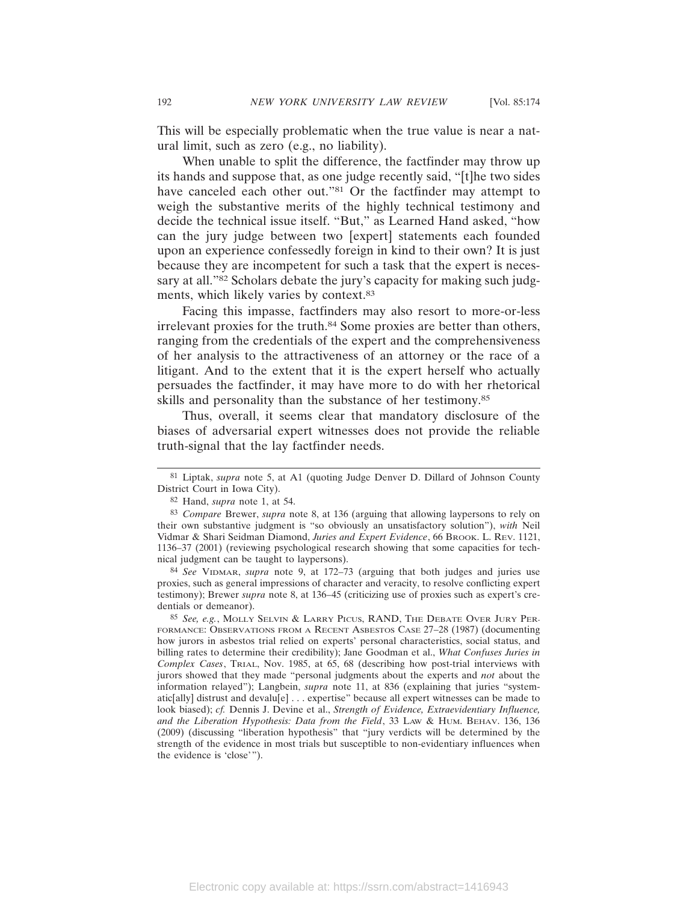This will be especially problematic when the true value is near a natural limit, such as zero (e.g., no liability).

When unable to split the difference, the factfinder may throw up its hands and suppose that, as one judge recently said, "[t]he two sides have canceled each other out."[81] Or the factfinder may attempt to weigh the substantive merits of the highly technical testimony and decide the technical issue itself. "But," as Learned Hand asked, "how can the jury judge between two [expert] statements each founded upon an experience confessedly foreign in kind to their own? It is just because they are incompetent for such a task that the expert is necessary at all."[82] Scholars debate the jury's capacity for making such judgments, which likely varies by context.[83]

Facing this impasse, factfinders may also resort to more-or-less irrelevant proxies for the truth.[84] Some proxies are better than others, ranging from the credentials of the expert and the comprehensiveness of her analysis to the attractiveness of an attorney or the race of a litigant. And to the extent that it is the expert herself who actually persuades the factfinder, it may have more to do with her rhetorical skills and personality than the substance of her testimony.[85]

Thus, overall, it seems clear that mandatory disclosure of the biases of adversarial expert witnesses does not provide the reliable truth-signal that the lay factfinder needs.

---

[81] Liptak, *supra* note 5, at A1 (quoting Judge Denver D. Dillard of Johnson County District Court in Iowa City).

[82] Hand, *supra* note 1, at 54.

[83] *Compare* Brewer, *supra* note 8, at 136 (arguing that allowing laypersons to rely on their own substantive judgment is "so obviously an unsatisfactory solution"), *with* Neil Vidmar & Shari Seidman Diamond, *Juries and Expert Evidence*, 66 BROOK. L. REV. 1121, 1136–37 (2001) (reviewing psychological research showing that some capacities for technical judgment can be taught to laypersons).

[84] *See* VIDMAR, *supra* note 9, at 172–73 (arguing that both judges and juries use proxies, such as general impressions of character and veracity, to resolve conflicting expert testimony); Brewer *supra* note 8, at 136–45 (criticizing use of proxies such as expert's credentials or demeanor).

[85] *See, e.g.*, MOLLY SELVIN & LARRY PICUS, RAND, THE DEBATE OVER JURY PERFORMANCE: OBSERVATIONS FROM A RECENT ASBESTOS CASE 27–28 (1987) (documenting how jurors in asbestos trial relied on experts' personal characteristics, social status, and billing rates to determine their credibility); Jane Goodman et al., *What Confuses Juries in Complex Cases*, TRIAL, Nov. 1985, at 65, 68 (describing how post-trial interviews with jurors showed that they made "personal judgments about the experts and *not* about the information relayed"); Langbein, *supra* note 11, at 836 (explaining that juries "systematic[ally] distrust and devalu[e] . . . expertise" because all expert witnesses can be made to look biased); *cf.* Dennis J. Devine et al., *Strength of Evidence, Extraevidentiary Influence, and the Liberation Hypothesis: Data from the Field*, 33 LAW & HUM. BEHAV. 136, 136 (2009) (discussing "liberation hypothesis" that "jury verdicts will be determined by the strength of the evidence in most trials but susceptible to non-evidentiary influences when the evidence is 'close'").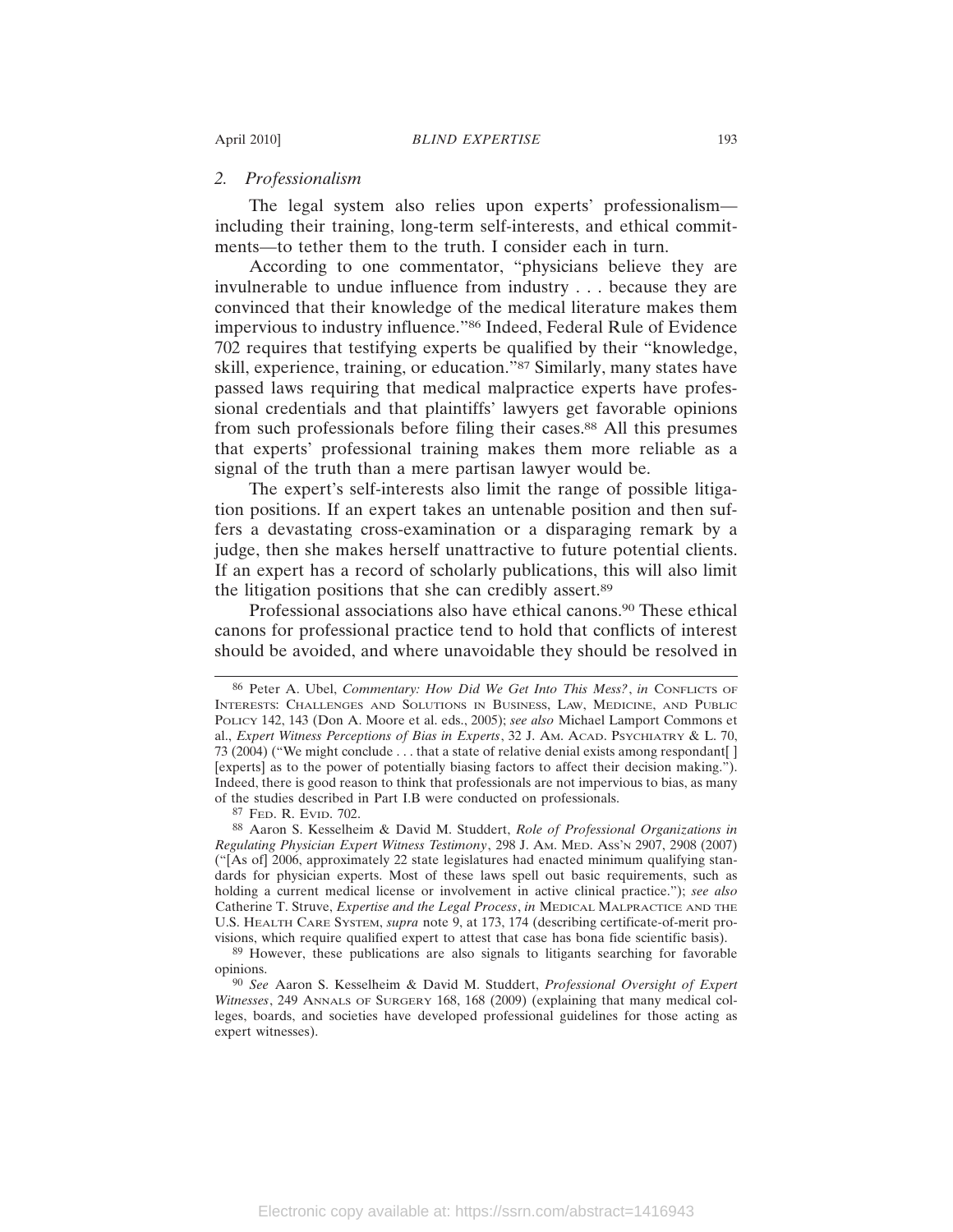### 2. *Professionalism*

The legal system also relies upon experts' professionalism—including their training, long-term self-interests, and ethical commitments—to tether them to the truth. I consider each in turn.

According to one commentator, "physicians believe they are invulnerable to undue influence from industry . . . because they are convinced that their knowledge of the medical literature makes them impervious to industry influence."[86] Indeed, Federal Rule of Evidence 702 requires that testifying experts be qualified by their "knowledge, skill, experience, training, or education."[87] Similarly, many states have passed laws requiring that medical malpractice experts have professional credentials and that plaintiffs' lawyers get favorable opinions from such professionals before filing their cases.[88] All this presumes that experts' professional training makes them more reliable as a signal of the truth than a mere partisan lawyer would be.

The expert's self-interests also limit the range of possible litigation positions. If an expert takes an untenable position and then suffers a devastating cross-examination or a disparaging remark by a judge, then she makes herself unattractive to future potential clients. If an expert has a record of scholarly publications, this will also limit the litigation positions that she can credibly assert.[89]

Professional associations also have ethical canons.[90] These ethical canons for professional practice tend to hold that conflicts of interest should be avoided, and where unavoidable they should be resolved in

---

[86] Peter A. Ubel, *Commentary: How Did We Get Into This Mess?*, *in* CONFLICTS OF INTERESTS: CHALLENGES AND SOLUTIONS IN BUSINESS, LAW, MEDICINE, AND PUBLIC POLICY 142, 143 (Don A. Moore et al. eds., 2005); *see also* Michael Lamport Commons et al., *Expert Witness Perceptions of Bias in Experts*, 32 J. AM. ACAD. PSYCHIATRY & L. 70, 73 (2004) ("We might conclude . . . that a state of relative denial exists among respondant[ ] [experts] as to the power of potentially biasing factors to affect their decision making."). Indeed, there is good reason to think that professionals are not impervious to bias, as many of the studies described in Part I.B were conducted on professionals.

[87] FED. R. EVID. 702.

[88] Aaron S. Kesselheim & David M. Studdert, *Role of Professional Organizations in Regulating Physician Expert Witness Testimony*, 298 J. AM. MED. ASS'N 2907, 2908 (2007) ("[As of] 2006, approximately 22 state legislatures had enacted minimum qualifying standards for physician experts. Most of these laws spell out basic requirements, such as holding a current medical license or involvement in active clinical practice."); *see also* Catherine T. Struve, *Expertise and the Legal Process*, *in* MEDICAL MALPRACTICE AND THE U.S. HEALTH CARE SYSTEM, *supra* note 9, at 173, 174 (describing certificate-of-merit provisions, which require qualified expert to attest that case has bona fide scientific basis).

[89] However, these publications are also signals to litigants searching for favorable opinions.

[90] *See* Aaron S. Kesselheim & David M. Studdert, *Professional Oversight of Expert Witnesses*, 249 ANNALS OF SURGERY 168, 168 (2009) (explaining that many medical colleges, boards, and societies have developed professional guidelines for those acting as expert witnesses).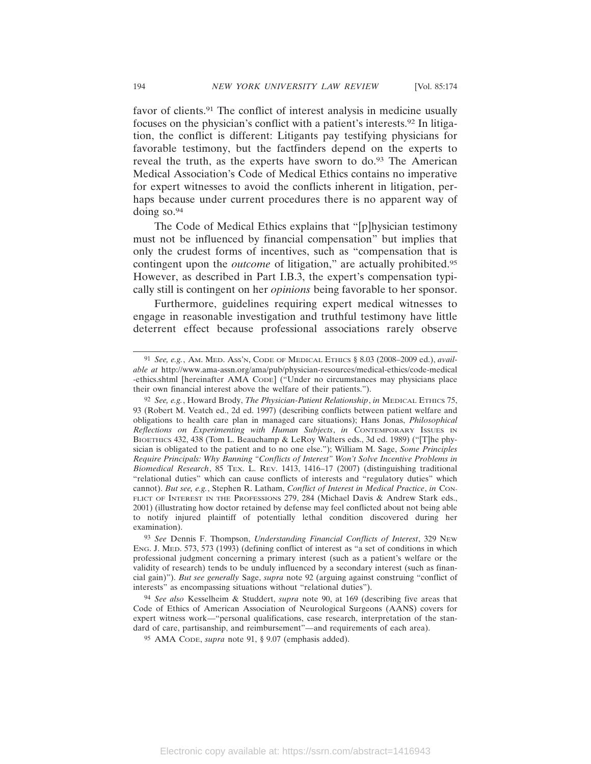favor of clients.[91] The conflict of interest analysis in medicine usually focuses on the physician's conflict with a patient's interests.[92] In litigation, the conflict is different: Litigants pay testifying physicians for favorable testimony, but the factfinders depend on the experts to reveal the truth, as the experts have sworn to do.[93] The American Medical Association's Code of Medical Ethics contains no imperative for expert witnesses to avoid the conflicts inherent in litigation, perhaps because under current procedures there is no apparent way of doing so.[94]

The Code of Medical Ethics explains that "[p]hysician testimony must not be influenced by financial compensation" but implies that only the crudest forms of incentives, such as "compensation that is contingent upon the *outcome* of litigation," are actually prohibited.[95] However, as described in Part I.B.3, the expert's compensation typically still is contingent on her *opinions* being favorable to her sponsor.

Furthermore, guidelines requiring expert medical witnesses to engage in reasonable investigation and truthful testimony have little deterrent effect because professional associations rarely observe

---

[91] *See, e.g.*, AM. MED. ASS'N, CODE OF MEDICAL ETHICS § 8.03 (2008–2009 ed.), *available at* http://www.ama-assn.org/ama/pub/physician-resources/medical-ethics/code-medical-ethics.shtml [hereinafter AMA CODE] ("Under no circumstances may physicians place their own financial interest above the welfare of their patients.").

[92] *See, e.g.*, Howard Brody, *The Physician-Patient Relationship*, *in* MEDICAL ETHICS 75, 93 (Robert M. Veatch ed., 2d ed. 1997) (describing conflicts between patient welfare and obligations to health care plan in managed care situations); Hans Jonas, *Philosophical Reflections on Experimenting with Human Subjects*, *in* CONTEMPORARY ISSUES IN BIOETHICS 432, 438 (Tom L. Beauchamp & LeRoy Walters eds., 3d ed. 1989) ("[T]he physician is obligated to the patient and to no one else."); William M. Sage, *Some Principles Require Principals: Why Banning "Conflicts of Interest" Won't Solve Incentive Problems in Biomedical Research*, 85 TEX. L. REV. 1413, 1416–17 (2007) (distinguishing traditional "relational duties" which can cause conflicts of interests and "regulatory duties" which cannot). *But see, e.g.*, Stephen R. Latham, *Conflict of Interest in Medical Practice*, *in* CONFLICT OF INTEREST IN THE PROFESSIONS 279, 284 (Michael Davis & Andrew Stark eds., 2001) (illustrating how doctor retained by defense may feel conflicted about not being able to notify injured plaintiff of potentially lethal condition discovered during her examination).

[93] *See* Dennis F. Thompson, *Understanding Financial Conflicts of Interest*, 329 NEW ENG. J. MED. 573, 573 (1993) (defining conflict of interest as "a set of conditions in which professional judgment concerning a primary interest (such as a patient's welfare or the validity of research) tends to be unduly influenced by a secondary interest (such as financial gain)"). *But see generally* Sage, *supra* note 92 (arguing against construing "conflict of interests" as encompassing situations without "relational duties").

[94] *See also* Kesselheim & Studdert, *supra* note 90, at 169 (describing five areas that Code of Ethics of American Association of Neurological Surgeons (AANS) covers for expert witness work—"personal qualifications, case research, interpretation of the standard of care, partisanship, and reimbursement"—and requirements of each area).

[95] AMA CODE, *supra* note 91, § 9.07 (emphasis added).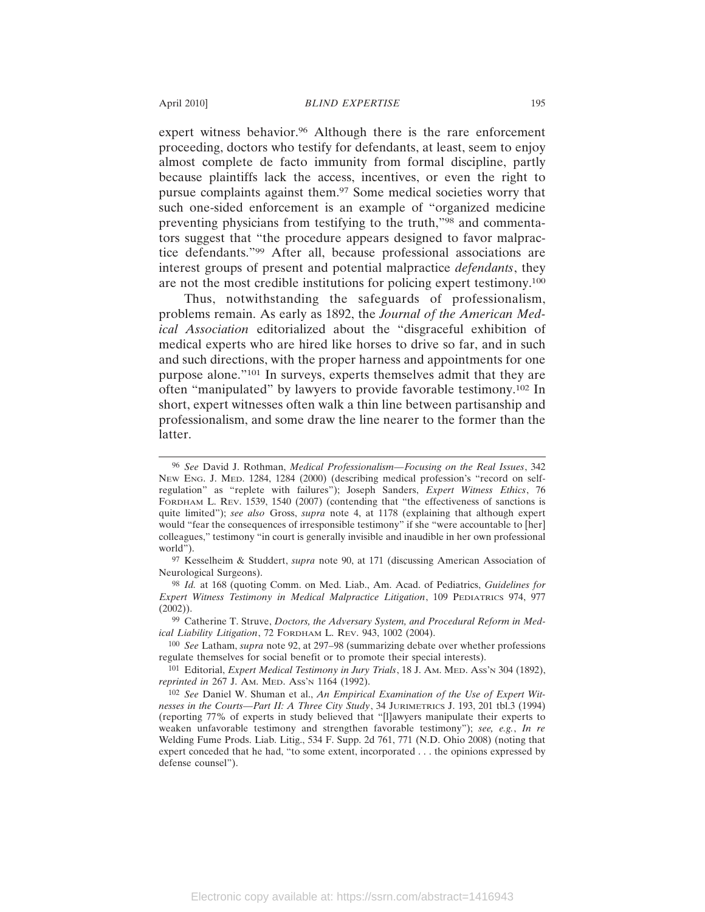expert witness behavior.[96] Although there is the rare enforcement proceeding, doctors who testify for defendants, at least, seem to enjoy almost complete de facto immunity from formal discipline, partly because plaintiffs lack the access, incentives, or even the right to pursue complaints against them.[97] Some medical societies worry that such one-sided enforcement is an example of "organized medicine preventing physicians from testifying to the truth,"[98] and commentators suggest that "the procedure appears designed to favor malpractice defendants."[99] After all, because professional associations are interest groups of present and potential malpractice *defendants*, they are not the most credible institutions for policing expert testimony.[100]

Thus, notwithstanding the safeguards of professionalism, problems remain. As early as 1892, the *Journal of the American Medical Association* editorialized about the "disgraceful exhibition of medical experts who are hired like horses to drive so far, and in such and such directions, with the proper harness and appointments for one purpose alone."[101] In surveys, experts themselves admit that they are often "manipulated" by lawyers to provide favorable testimony.[102] In short, expert witnesses often walk a thin line between partisanship and professionalism, and some draw the line nearer to the former than the latter.

---

[96] *See* David J. Rothman, *Medical Professionalism—Focusing on the Real Issues*, 342 New Eng. J. Med. 1284, 1284 (2000) (describing medical profession's "record on self-regulation" as "replete with failures"); Joseph Sanders, *Expert Witness Ethics*, 76 Fordham L. Rev. 1539, 1540 (2007) (contending that "the effectiveness of sanctions is quite limited"); *see also* Gross, *supra* note 4, at 1178 (explaining that although expert would "fear the consequences of irresponsible testimony" if she "were accountable to [her] colleagues," testimony "in court is generally invisible and inaudible in her own professional world").

[97] Kesselheim & Studdert, *supra* note 90, at 171 (discussing American Association of Neurological Surgeons).

[98] *Id.* at 168 (quoting Comm. on Med. Liab., Am. Acad. of Pediatrics, *Guidelines for Expert Witness Testimony in Medical Malpractice Litigation*, 109 Pediatrics 974, 977 (2002)).

[99] Catherine T. Struve, *Doctors, the Adversary System, and Procedural Reform in Medical Liability Litigation*, 72 Fordham L. Rev. 943, 1002 (2004).

[100] *See* Latham, *supra* note 92, at 297–98 (summarizing debate over whether professions regulate themselves for social benefit or to promote their special interests).

[101] Editorial, *Expert Medical Testimony in Jury Trials*, 18 J. Am. Med. Ass'n 304 (1892), *reprinted in* 267 J. Am. Med. Ass'n 1164 (1992).

[102] *See* Daniel W. Shuman et al., *An Empirical Examination of the Use of Expert Witnesses in the Courts—Part II: A Three City Study*, 34 Jurimetrics J. 193, 201 tbl.3 (1994) (reporting 77% of experts in study believed that "[l]awyers manipulate their experts to weaken unfavorable testimony and strengthen favorable testimony"); *see, e.g.*, *In re* Welding Fume Prods. Liab. Litig., 534 F. Supp. 2d 761, 771 (N.D. Ohio 2008) (noting that expert conceded that he had, "to some extent, incorporated . . . the opinions expressed by defense counsel").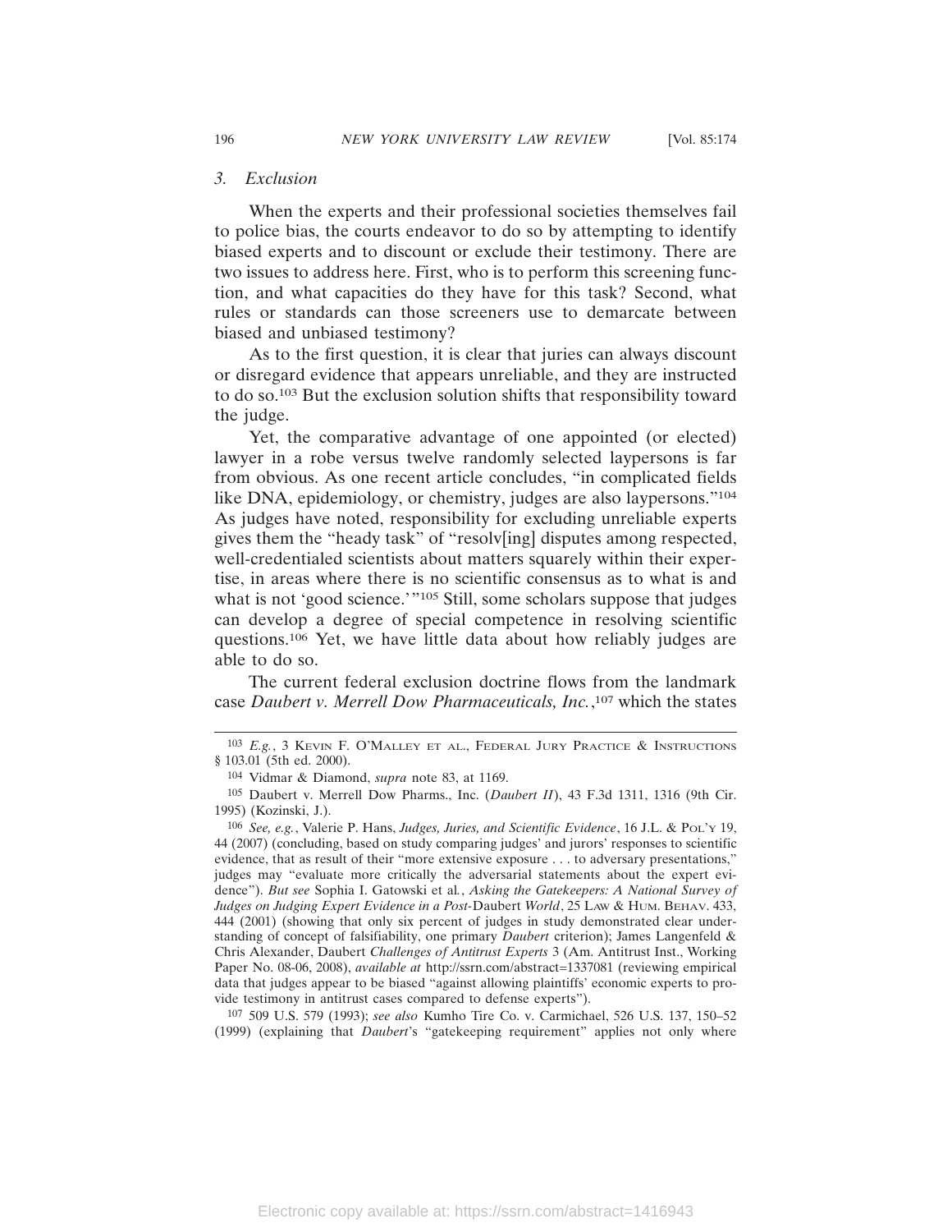### 3. *Exclusion*

When the experts and their professional societies themselves fail to police bias, the courts endeavor to do so by attempting to identify biased experts and to discount or exclude their testimony. There are two issues to address here. First, who is to perform this screening function, and what capacities do they have for this task? Second, what rules or standards can those screeners use to demarcate between biased and unbiased testimony?

As to the first question, it is clear that juries can always discount or disregard evidence that appears unreliable, and they are instructed to do so.[103] But the exclusion solution shifts that responsibility toward the judge.

Yet, the comparative advantage of one appointed (or elected) lawyer in a robe versus twelve randomly selected laypersons is far from obvious. As one recent article concludes, "in complicated fields like DNA, epidemiology, or chemistry, judges are also laypersons."[104] As judges have noted, responsibility for excluding unreliable experts gives them the "heady task" of "resolv[ing] disputes among respected, well-credentialed scientists about matters squarely within their expertise, in areas where there is no scientific consensus as to what is and what is not 'good science.'"[105] Still, some scholars suppose that judges can develop a degree of special competence in resolving scientific questions.[106] Yet, we have little data about how reliably judges are able to do so.

The current federal exclusion doctrine flows from the landmark case *Daubert v. Merrell Dow Pharmaceuticals, Inc.*,[107] which the states

---

[103] *E.g.*, 3 Kevin F. O'Malley et al., Federal Jury Practice & Instructions § 103.01 (5th ed. 2000).

[104] Vidmar & Diamond, *supra* note 83, at 1169.

[105] Daubert v. Merrell Dow Pharms., Inc. (*Daubert II*), 43 F.3d 1311, 1316 (9th Cir. 1995) (Kozinski, J.).

[106] *See, e.g.*, Valerie P. Hans, *Judges, Juries, and Scientific Evidence*, 16 J.L. & Pol'y 19, 44 (2007) (concluding, based on study comparing judges' and jurors' responses to scientific evidence, that as result of their "more extensive exposure . . . to adversary presentations," judges may "evaluate more critically the adversarial statements about the expert evidence"). *But see* Sophia I. Gatowski et al., *Asking the Gatekeepers: A National Survey of Judges on Judging Expert Evidence in a Post-*Daubert *World*, 25 Law & Hum. Behav. 433, 444 (2001) (showing that only six percent of judges in study demonstrated clear understanding of concept of falsifiability, one primary *Daubert* criterion); James Langenfeld & Chris Alexander, Daubert *Challenges of Antitrust Experts* 3 (Am. Antitrust Inst., Working Paper No. 08-06, 2008), *available at* http://ssrn.com/abstract=1337081 (reviewing empirical data that judges appear to be biased "against allowing plaintiffs' economic experts to provide testimony in antitrust cases compared to defense experts").

[107] 509 U.S. 579 (1993); *see also* Kumho Tire Co. v. Carmichael, 526 U.S. 137, 150–52 (1999) (explaining that *Daubert*'s "gatekeeping requirement" applies not only where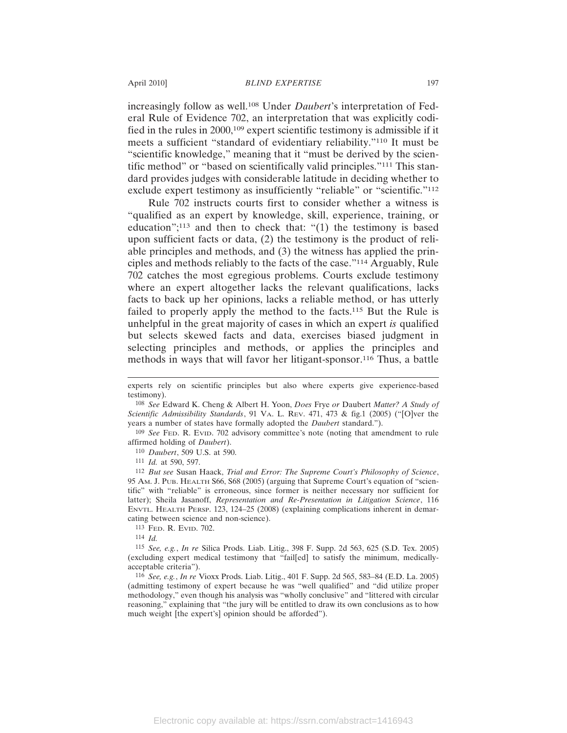increasingly follow as well.[108] Under *Daubert*'s interpretation of Federal Rule of Evidence 702, an interpretation that was explicitly codified in the rules in 2000,[109] expert scientific testimony is admissible if it meets a sufficient "standard of evidentiary reliability."[110] It must be "scientific knowledge," meaning that it "must be derived by the scientific method" or "based on scientifically valid principles."[111] This standard provides judges with considerable latitude in deciding whether to exclude expert testimony as insufficiently "reliable" or "scientific."[112]

Rule 702 instructs courts first to consider whether a witness is "qualified as an expert by knowledge, skill, experience, training, or education";[113] and then to check that: "(1) the testimony is based upon sufficient facts or data, (2) the testimony is the product of reliable principles and methods, and (3) the witness has applied the principles and methods reliably to the facts of the case."[114] Arguably, Rule 702 catches the most egregious problems. Courts exclude testimony where an expert altogether lacks the relevant qualifications, lacks facts to back up her opinions, lacks a reliable method, or has utterly failed to properly apply the method to the facts.[115] But the Rule is unhelpful in the great majority of cases in which an expert *is* qualified but selects skewed facts and data, exercises biased judgment in selecting principles and methods, or applies the principles and methods in ways that will favor her litigant-sponsor.[116] Thus, a battle

---

experts rely on scientific principles but also where experts give experience-based testimony).

[108] *See* Edward K. Cheng & Albert H. Yoon, *Does* Frye *or* Daubert *Matter? A Study of Scientific Admissibility Standards*, 91 VA. L. REV. 471, 473 & fig.1 (2005) ("[O]ver the years a number of states have formally adopted the *Daubert* standard.").

[109] *See* FED. R. EVID. 702 advisory committee's note (noting that amendment to rule affirmed holding of *Daubert*).

[110] *Daubert*, 509 U.S. at 590.

[111] *Id.* at 590, 597.

[112] *But see* Susan Haack, *Trial and Error: The Supreme Court's Philosophy of Science*, 95 AM. J. PUB. HEALTH S66, S68 (2005) (arguing that Supreme Court's equation of "scientific" with "reliable" is erroneous, since former is neither necessary nor sufficient for latter); Sheila Jasanoff, *Representation and Re-Presentation in Litigation Science*, 116 ENVTL. HEALTH PERSP. 123, 124–25 (2008) (explaining complications inherent in demarcating between science and non-science).

[113] FED. R. EVID. 702.

[114] *Id.*

[115] *See, e.g.*, *In re* Silica Prods. Liab. Litig., 398 F. Supp. 2d 563, 625 (S.D. Tex. 2005) (excluding expert medical testimony that "fail[ed] to satisfy the minimum, medically-acceptable criteria").

[116] *See, e.g.*, *In re* Vioxx Prods. Liab. Litig., 401 F. Supp. 2d 565, 583–84 (E.D. La. 2005) (admitting testimony of expert because he was "well qualified" and "did utilize proper methodology," even though his analysis was "wholly conclusive" and "littered with circular reasoning," explaining that "the jury will be entitled to draw its own conclusions as to how much weight [the expert's] opinion should be afforded").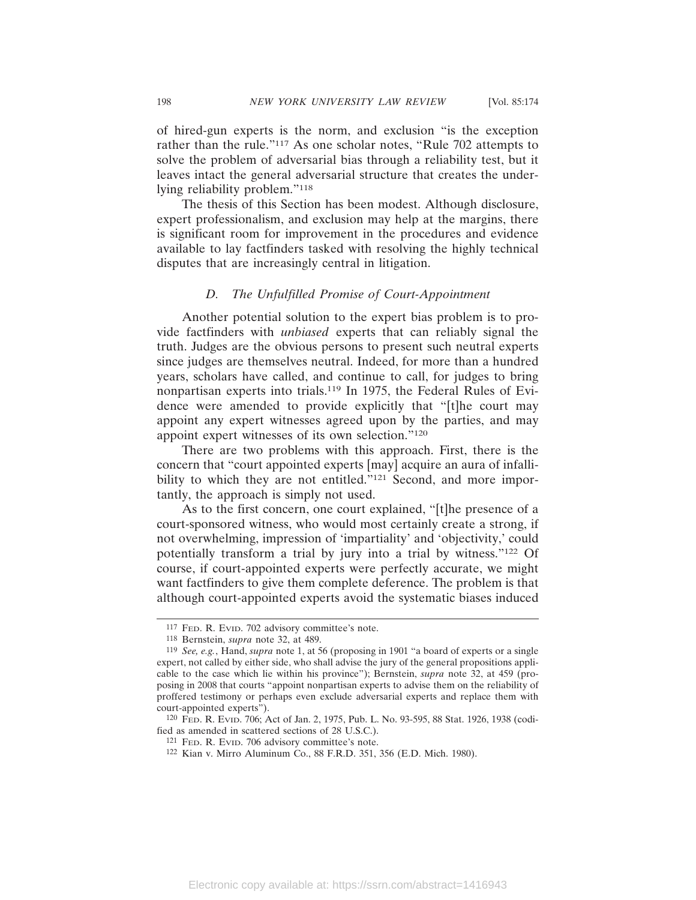of hired-gun experts is the norm, and exclusion "is the exception rather than the rule."[117] As one scholar notes, "Rule 702 attempts to solve the problem of adversarial bias through a reliability test, but it leaves intact the general adversarial structure that creates the underlying reliability problem."[118]

The thesis of this Section has been modest. Although disclosure, expert professionalism, and exclusion may help at the margins, there is significant room for improvement in the procedures and evidence available to lay factfinders tasked with resolving the highly technical disputes that are increasingly central in litigation.

### *D. The Unfulfilled Promise of Court-Appointment*

Another potential solution to the expert bias problem is to provide factfinders with *unbiased* experts that can reliably signal the truth. Judges are the obvious persons to present such neutral experts since judges are themselves neutral. Indeed, for more than a hundred years, scholars have called, and continue to call, for judges to bring nonpartisan experts into trials.[119] In 1975, the Federal Rules of Evidence were amended to provide explicitly that "[t]he court may appoint any expert witnesses agreed upon by the parties, and may appoint expert witnesses of its own selection."[120]

There are two problems with this approach. First, there is the concern that "court appointed experts [may] acquire an aura of infallibility to which they are not entitled."[121] Second, and more importantly, the approach is simply not used.

As to the first concern, one court explained, "[t]he presence of a court-sponsored witness, who would most certainly create a strong, if not overwhelming, impression of 'impartiality' and 'objectivity,' could potentially transform a trial by jury into a trial by witness."[122] Of course, if court-appointed experts were perfectly accurate, we might want factfinders to give them complete deference. The problem is that although court-appointed experts avoid the systematic biases induced

---

[117] Fed. R. Evid. 702 advisory committee's note.

[118] Bernstein, *supra* note 32, at 489.

[119] *See, e.g.*, Hand, *supra* note 1, at 56 (proposing in 1901 "a board of experts or a single expert, not called by either side, who shall advise the jury of the general propositions applicable to the case which lie within his province"); Bernstein, *supra* note 32, at 459 (proposing in 2008 that courts "appoint nonpartisan experts to advise them on the reliability of proffered testimony or perhaps even exclude adversarial experts and replace them with court-appointed experts").

[120] Fed. R. Evid. 706; Act of Jan. 2, 1975, Pub. L. No. 93-595, 88 Stat. 1926, 1938 (codified as amended in scattered sections of 28 U.S.C.).

[121] Fed. R. Evid. 706 advisory committee's note.

[122] Kian v. Mirro Aluminum Co., 88 F.R.D. 351, 356 (E.D. Mich. 1980).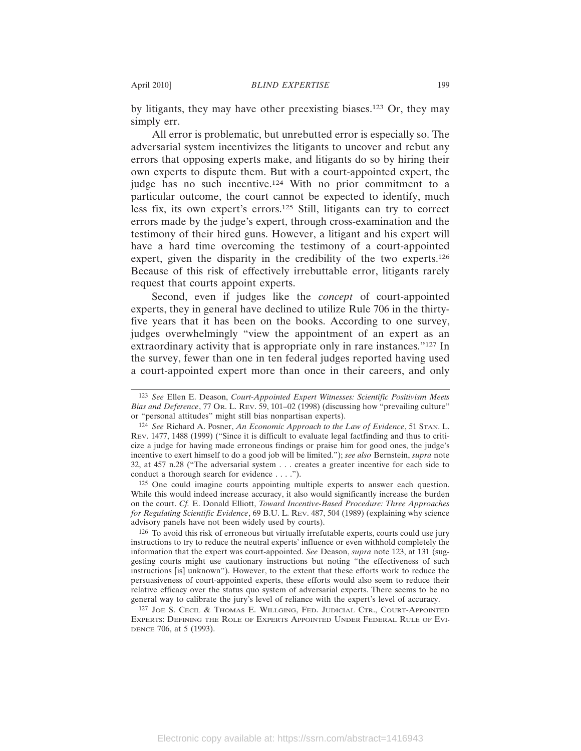by litigants, they may have other preexisting biases.[123] Or, they may simply err.

All error is problematic, but unrebutted error is especially so. The adversarial system incentivizes the litigants to uncover and rebut any errors that opposing experts make, and litigants do so by hiring their own experts to dispute them. But with a court-appointed expert, the judge has no such incentive.[124] With no prior commitment to a particular outcome, the court cannot be expected to identify, much less fix, its own expert's errors.[125] Still, litigants can try to correct errors made by the judge's expert, through cross-examination and the testimony of their hired guns. However, a litigant and his expert will have a hard time overcoming the testimony of a court-appointed expert, given the disparity in the credibility of the two experts.[126] Because of this risk of effectively irrebuttable error, litigants rarely request that courts appoint experts.

Second, even if judges like the *concept* of court-appointed experts, they in general have declined to utilize Rule 706 in the thirty-five years that it has been on the books. According to one survey, judges overwhelmingly "view the appointment of an expert as an extraordinary activity that is appropriate only in rare instances."[127] In the survey, fewer than one in ten federal judges reported having used a court-appointed expert more than once in their careers, and only

---

[123] *See* Ellen E. Deason, *Court-Appointed Expert Witnesses: Scientific Positivism Meets Bias and Deference*, 77 Or. L. Rev. 59, 101–02 (1998) (discussing how "prevailing culture" or "personal attitudes" might still bias nonpartisan experts).

[124] *See* Richard A. Posner, *An Economic Approach to the Law of Evidence*, 51 Stan. L. Rev. 1477, 1488 (1999) ("Since it is difficult to evaluate legal factfinding and thus to criticize a judge for having made erroneous findings or praise him for good ones, the judge's incentive to exert himself to do a good job will be limited."); *see also* Bernstein, *supra* note 32, at 457 n.28 ("The adversarial system . . . creates a greater incentive for each side to conduct a thorough search for evidence . . . .").

[125] One could imagine courts appointing multiple experts to answer each question. While this would indeed increase accuracy, it also would significantly increase the burden on the court. *Cf.* E. Donald Elliott, *Toward Incentive-Based Procedure: Three Approaches for Regulating Scientific Evidence*, 69 B.U. L. Rev. 487, 504 (1989) (explaining why science advisory panels have not been widely used by courts).

[126] To avoid this risk of erroneous but virtually irrefutable experts, courts could use jury instructions to try to reduce the neutral experts' influence or even withhold completely the information that the expert was court-appointed. *See* Deason, *supra* note 123, at 131 (suggesting courts might use cautionary instructions but noting "the effectiveness of such instructions [is] unknown"). However, to the extent that these efforts work to reduce the persuasiveness of court-appointed experts, these efforts would also seem to reduce their relative efficacy over the status quo system of adversarial experts. There seems to be no general way to calibrate the jury's level of reliance with the expert's level of accuracy.

[127] Joe S. Cecil & Thomas E. Willging, Fed. Judicial Ctr., Court-Appointed Experts: Defining the Role of Experts Appointed Under Federal Rule of Evidence 706, at 5 (1993).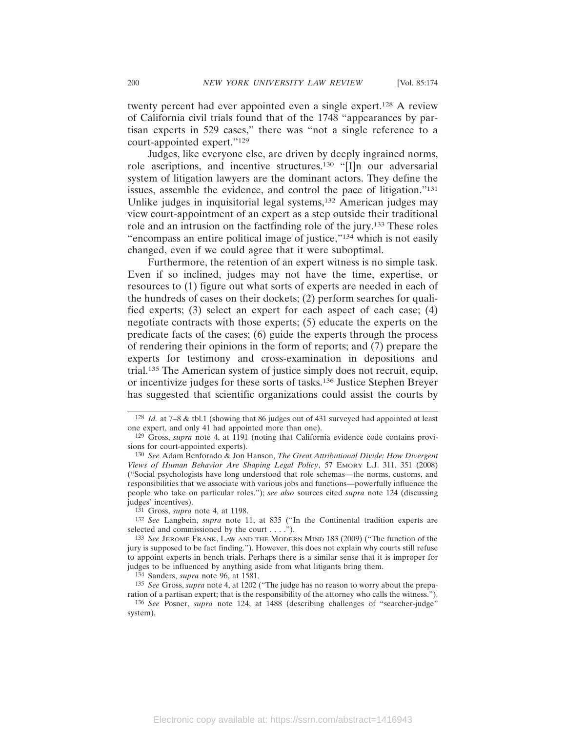twenty percent had ever appointed even a single expert.[128] A review of California civil trials found that of the 1748 "appearances by partisan experts in 529 cases," there was "not a single reference to a court-appointed expert."[129]

Judges, like everyone else, are driven by deeply ingrained norms, role ascriptions, and incentive structures.[130] "[I]n our adversarial system of litigation lawyers are the dominant actors. They define the issues, assemble the evidence, and control the pace of litigation."[131] Unlike judges in inquisitorial legal systems,[132] American judges may view court-appointment of an expert as a step outside their traditional role and an intrusion on the factfinding role of the jury.[133] These roles "encompass an entire political image of justice,"[134] which is not easily changed, even if we could agree that it were suboptimal.

Furthermore, the retention of an expert witness is no simple task. Even if so inclined, judges may not have the time, expertise, or resources to (1) figure out what sorts of experts are needed in each of the hundreds of cases on their dockets; (2) perform searches for qualified experts; (3) select an expert for each aspect of each case; (4) negotiate contracts with those experts; (5) educate the experts on the predicate facts of the cases; (6) guide the experts through the process of rendering their opinions in the form of reports; and (7) prepare the experts for testimony and cross-examination in depositions and trial.[135] The American system of justice simply does not recruit, equip, or incentivize judges for these sorts of tasks.[136] Justice Stephen Breyer has suggested that scientific organizations could assist the courts by

---

[128] *Id.* at 7–8 & tbl.1 (showing that 86 judges out of 431 surveyed had appointed at least one expert, and only 41 had appointed more than one).

[129] Gross, *supra* note 4, at 1191 (noting that California evidence code contains provisions for court-appointed experts).

[130] *See* Adam Benforado & Jon Hanson, *The Great Attributional Divide: How Divergent Views of Human Behavior Are Shaping Legal Policy*, 57 Emory L.J. 311, 351 (2008) ("Social psychologists have long understood that role schemas—the norms, customs, and responsibilities that we associate with various jobs and functions—powerfully influence the people who take on particular roles."); *see also* sources cited *supra* note 124 (discussing judges' incentives).

[131] Gross, *supra* note 4, at 1198.

[132] *See* Langbein, *supra* note 11, at 835 ("In the Continental tradition experts are selected and commissioned by the court . . . .").

[133] *See* Jerome Frank, Law and the Modern Mind 183 (2009) ("The function of the jury is supposed to be fact finding."). However, this does not explain why courts still refuse to appoint experts in bench trials. Perhaps there is a similar sense that it is improper for judges to be influenced by anything aside from what litigants bring them.

[134] Sanders, *supra* note 96, at 1581.

[135] *See* Gross, *supra* note 4, at 1202 ("The judge has no reason to worry about the preparation of a partisan expert; that is the responsibility of the attorney who calls the witness.").

[136] *See* Posner, *supra* note 124, at 1488 (describing challenges of "searcher-judge" system).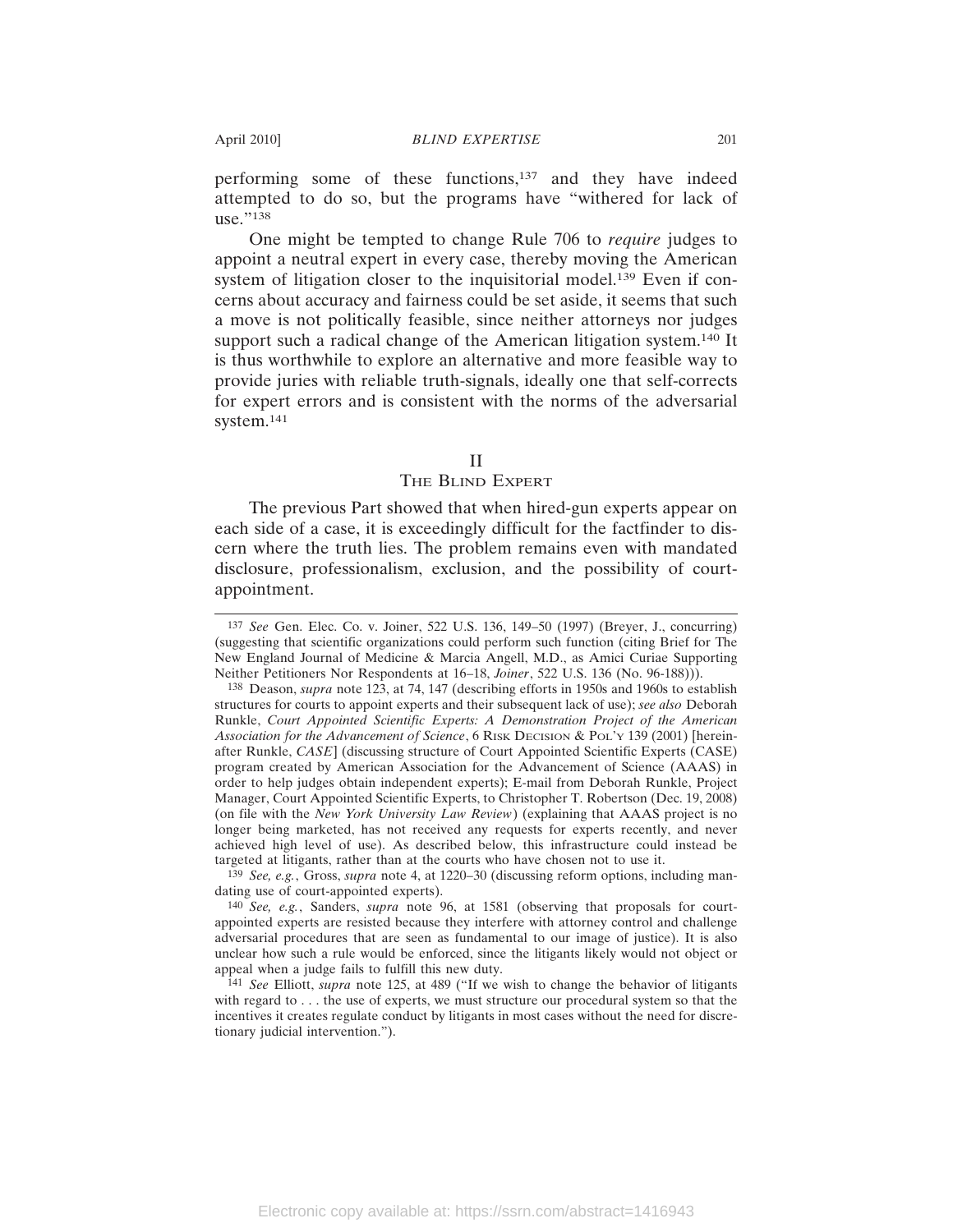performing some of these functions,[137] and they have indeed attempted to do so, but the programs have "withered for lack of use."[138]

One might be tempted to change Rule 706 to *require* judges to appoint a neutral expert in every case, thereby moving the American system of litigation closer to the inquisitorial model.[139] Even if concerns about accuracy and fairness could be set aside, it seems that such a move is not politically feasible, since neither attorneys nor judges support such a radical change of the American litigation system.[140] It is thus worthwhile to explore an alternative and more feasible way to provide juries with reliable truth-signals, ideally one that self-corrects for expert errors and is consistent with the norms of the adversarial system.[141]

## II
## The Blind Expert

The previous Part showed that when hired-gun experts appear on each side of a case, it is exceedingly difficult for the factfinder to discern where the truth lies. The problem remains even with mandated disclosure, professionalism, exclusion, and the possibility of court-appointment.

---

137 *See* Gen. Elec. Co. v. Joiner, 522 U.S. 136, 149–50 (1997) (Breyer, J., concurring) (suggesting that scientific organizations could perform such function (citing Brief for The New England Journal of Medicine & Marcia Angell, M.D., as Amici Curiae Supporting Neither Petitioners Nor Respondents at 16–18, *Joiner*, 522 U.S. 136 (No. 96-188))).

138 Deason, *supra* note 123, at 74, 147 (describing efforts in 1950s and 1960s to establish structures for courts to appoint experts and their subsequent lack of use); *see also* Deborah Runkle, *Court Appointed Scientific Experts: A Demonstration Project of the American Association for the Advancement of Science*, 6 Risk Decision & Pol'y 139 (2001) [hereinafter Runkle, *CASE*] (discussing structure of Court Appointed Scientific Experts (CASE) program created by American Association for the Advancement of Science (AAAS) in order to help judges obtain independent experts); E-mail from Deborah Runkle, Project Manager, Court Appointed Scientific Experts, to Christopher T. Robertson (Dec. 19, 2008) (on file with the *New York University Law Review*) (explaining that AAAS project is no longer being marketed, has not received any requests for experts recently, and never achieved high level of use). As described below, this infrastructure could instead be targeted at litigants, rather than at the courts who have chosen not to use it.

139 *See, e.g.*, Gross, *supra* note 4, at 1220–30 (discussing reform options, including mandating use of court-appointed experts).

140 *See, e.g.*, Sanders, *supra* note 96, at 1581 (observing that proposals for court-appointed experts are resisted because they interfere with attorney control and challenge adversarial procedures that are seen as fundamental to our image of justice). It is also unclear how such a rule would be enforced, since the litigants likely would not object or appeal when a judge fails to fulfill this new duty.

141 *See* Elliott, *supra* note 125, at 489 ("If we wish to change the behavior of litigants with regard to . . . the use of experts, we must structure our procedural system so that the incentives it creates regulate conduct by litigants in most cases without the need for discretionary judicial intervention.").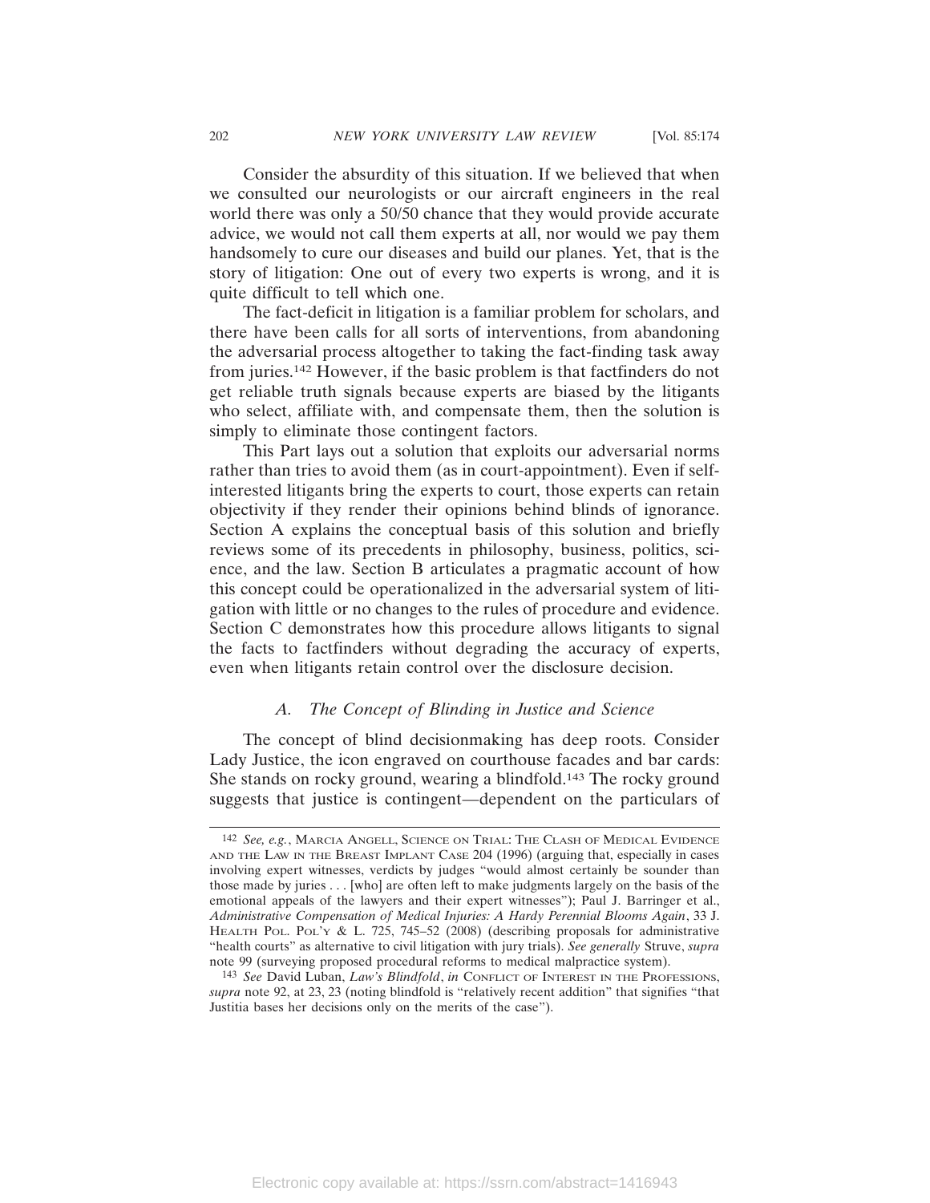Consider the absurdity of this situation. If we believed that when we consulted our neurologists or our aircraft engineers in the real world there was only a 50/50 chance that they would provide accurate advice, we would not call them experts at all, nor would we pay them handsomely to cure our diseases and build our planes. Yet, that is the story of litigation: One out of every two experts is wrong, and it is quite difficult to tell which one.

The fact-deficit in litigation is a familiar problem for scholars, and there have been calls for all sorts of interventions, from abandoning the adversarial process altogether to taking the fact-finding task away from juries.[142] However, if the basic problem is that factfinders do not get reliable truth signals because experts are biased by the litigants who select, affiliate with, and compensate them, then the solution is simply to eliminate those contingent factors.

This Part lays out a solution that exploits our adversarial norms rather than tries to avoid them (as in court-appointment). Even if self-interested litigants bring the experts to court, those experts can retain objectivity if they render their opinions behind blinds of ignorance. Section A explains the conceptual basis of this solution and briefly reviews some of its precedents in philosophy, business, politics, science, and the law. Section B articulates a pragmatic account of how this concept could be operationalized in the adversarial system of litigation with little or no changes to the rules of procedure and evidence. Section C demonstrates how this procedure allows litigants to signal the facts to factfinders without degrading the accuracy of experts, even when litigants retain control over the disclosure decision.

### *A. The Concept of Blinding in Justice and Science*

The concept of blind decisionmaking has deep roots. Consider Lady Justice, the icon engraved on courthouse facades and bar cards: She stands on rocky ground, wearing a blindfold.[143] The rocky ground suggests that justice is contingent—dependent on the particulars of

---

[142] *See, e.g.*, MARCIA ANGELL, SCIENCE ON TRIAL: THE CLASH OF MEDICAL EVIDENCE AND THE LAW IN THE BREAST IMPLANT CASE 204 (1996) (arguing that, especially in cases involving expert witnesses, verdicts by judges "would almost certainly be sounder than those made by juries . . . [who] are often left to make judgments largely on the basis of the emotional appeals of the lawyers and their expert witnesses"); Paul J. Barringer et al., *Administrative Compensation of Medical Injuries: A Hardy Perennial Blooms Again*, 33 J. HEALTH POL. POL'Y & L. 725, 745–52 (2008) (describing proposals for administrative "health courts" as alternative to civil litigation with jury trials). *See generally* Struve, *supra* note 99 (surveying proposed procedural reforms to medical malpractice system).

[143] *See* David Luban, *Law's Blindfold*, *in* CONFLICT OF INTEREST IN THE PROFESSIONS, *supra* note 92, at 23, 23 (noting blindfold is "relatively recent addition" that signifies "that Justitia bases her decisions only on the merits of the case").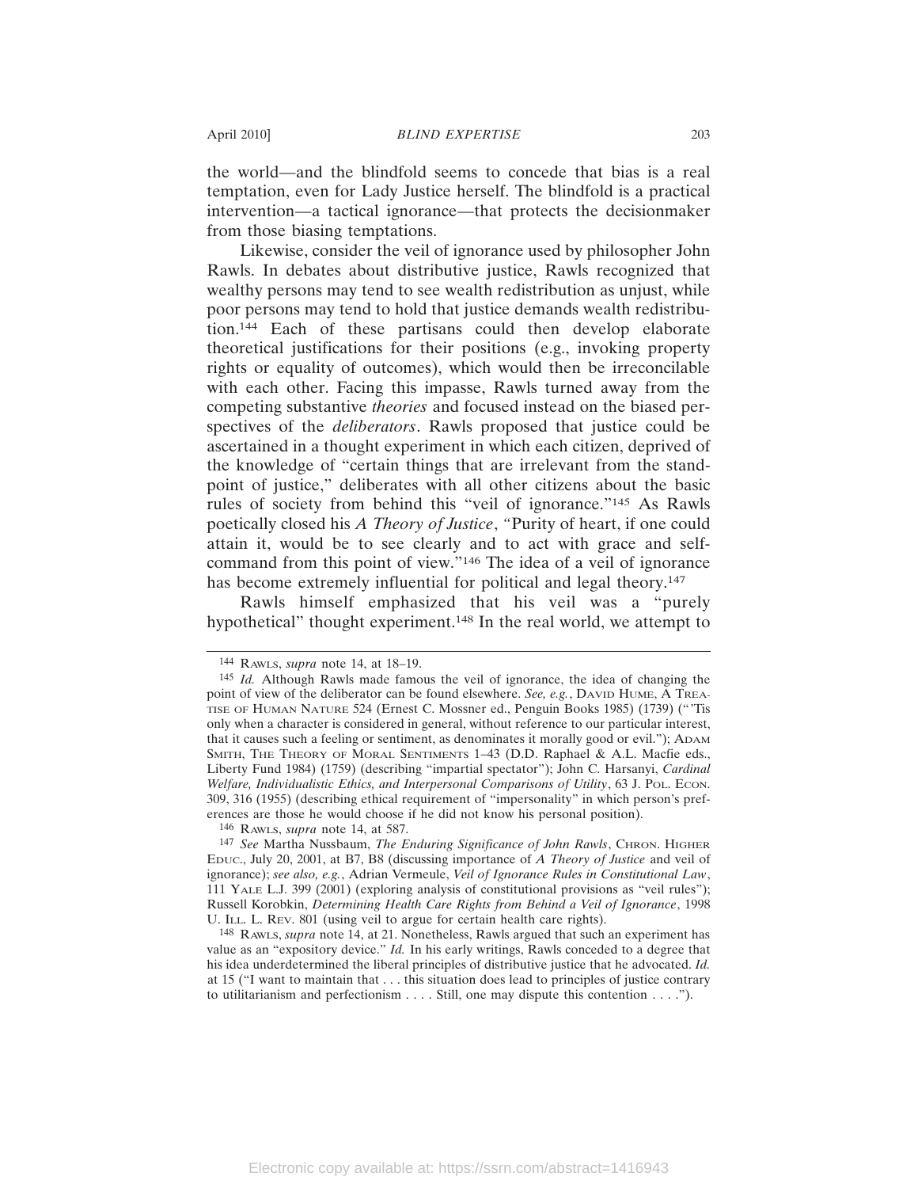the world—and the blindfold seems to concede that bias is a real temptation, even for Lady Justice herself. The blindfold is a practical intervention—a tactical ignorance—that protects the decisionmaker from those biasing temptations.

Likewise, consider the veil of ignorance used by philosopher John Rawls. In debates about distributive justice, Rawls recognized that wealthy persons may tend to see wealth redistribution as unjust, while poor persons may tend to hold that justice demands wealth redistribution.[144] Each of these partisans could then develop elaborate theoretical justifications for their positions (e.g., invoking property rights or equality of outcomes), which would then be irreconcilable with each other. Facing this impasse, Rawls turned away from the competing substantive *theories* and focused instead on the biased perspectives of the *deliberators*. Rawls proposed that justice could be ascertained in a thought experiment in which each citizen, deprived of the knowledge of "certain things that are irrelevant from the standpoint of justice," deliberates with all other citizens about the basic rules of society from behind this "veil of ignorance."[145] As Rawls poetically closed his *A Theory of Justice*, "Purity of heart, if one could attain it, would be to see clearly and to act with grace and self-command from this point of view."[146] The idea of a veil of ignorance has become extremely influential for political and legal theory.[147]

Rawls himself emphasized that his veil was a "purely hypothetical" thought experiment.[148] In the real world, we attempt to

---

[144] RAWLS, *supra* note 14, at 18–19.

[145] *Id.* Although Rawls made famous the veil of ignorance, the idea of changing the point of view of the deliberator can be found elsewhere. *See, e.g.*, DAVID HUME, A TREATISE OF HUMAN NATURE 524 (Ernest C. Mossner ed., Penguin Books 1985) (1739) ("'Tis only when a character is considered in general, without reference to our particular interest, that it causes such a feeling or sentiment, as denominates it morally good or evil."); ADAM SMITH, THE THEORY OF MORAL SENTIMENTS 1–43 (D.D. Raphael & A.L. Macfie eds., Liberty Fund 1984) (1759) (describing "impartial spectator"); John C. Harsanyi, *Cardinal Welfare, Individualistic Ethics, and Interpersonal Comparisons of Utility*, 63 J. POL. ECON. 309, 316 (1955) (describing ethical requirement of "impersonality" in which person's preferences are those he would choose if he did not know his personal position).

[146] RAWLS, *supra* note 14, at 587.

[147] *See* Martha Nussbaum, *The Enduring Significance of John Rawls*, CHRON. HIGHER EDUC., July 20, 2001, at B7, B8 (discussing importance of *A Theory of Justice* and veil of ignorance); *see also, e.g.*, Adrian Vermeule, *Veil of Ignorance Rules in Constitutional Law*, 111 YALE L.J. 399 (2001) (exploring analysis of constitutional provisions as "veil rules"); Russell Korobkin, *Determining Health Care Rights from Behind a Veil of Ignorance*, 1998 U. ILL. L. REV. 801 (using veil to argue for certain health care rights).

[148] RAWLS, *supra* note 14, at 21. Nonetheless, Rawls argued that such an experiment has value as an "expository device." *Id.* In his early writings, Rawls conceded to a degree that his idea underdetermined the liberal principles of distributive justice that he advocated. *Id.* at 15 ("I want to maintain that . . . this situation does lead to principles of justice contrary to utilitarianism and perfectionism . . . . Still, one may dispute this contention . . . .").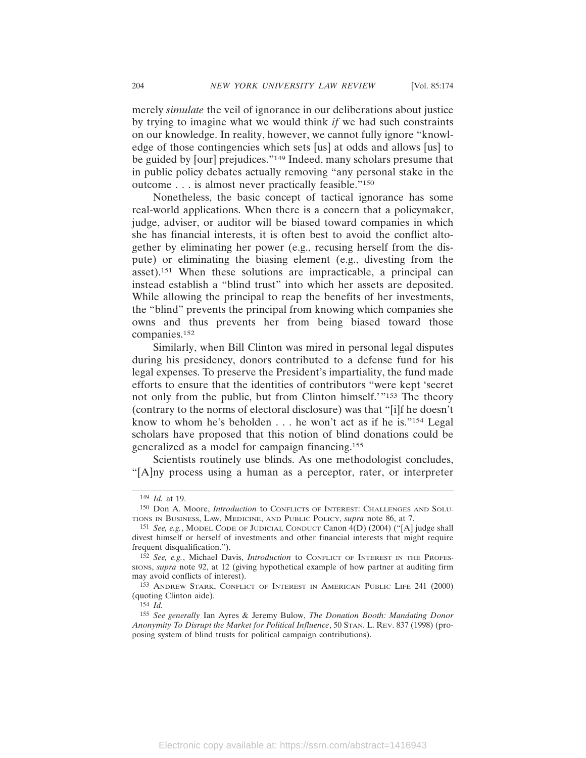merely *simulate* the veil of ignorance in our deliberations about justice by trying to imagine what we would think *if* we had such constraints on our knowledge. In reality, however, we cannot fully ignore "knowledge of those contingencies which sets [us] at odds and allows [us] to be guided by [our] prejudices."[149] Indeed, many scholars presume that in public policy debates actually removing "any personal stake in the outcome . . . is almost never practically feasible."[150]

Nonetheless, the basic concept of tactical ignorance has some real-world applications. When there is a concern that a policymaker, judge, adviser, or auditor will be biased toward companies in which she has financial interests, it is often best to avoid the conflict altogether by eliminating her power (e.g., recusing herself from the dispute) or eliminating the biasing element (e.g., divesting from the asset).[151] When these solutions are impracticable, a principal can instead establish a "blind trust" into which her assets are deposited. While allowing the principal to reap the benefits of her investments, the "blind" prevents the principal from knowing which companies she owns and thus prevents her from being biased toward those companies.[152]

Similarly, when Bill Clinton was mired in personal legal disputes during his presidency, donors contributed to a defense fund for his legal expenses. To preserve the President's impartiality, the fund made efforts to ensure that the identities of contributors "were kept 'secret not only from the public, but from Clinton himself.'"[153] The theory (contrary to the norms of electoral disclosure) was that "[i]f he doesn't know to whom he's beholden . . . he won't act as if he is."[154] Legal scholars have proposed that this notion of blind donations could be generalized as a model for campaign financing.[155]

Scientists routinely use blinds. As one methodologist concludes, "[A]ny process using a human as a perceptor, rater, or interpreter

---

149 *Id.* at 19.

150 Don A. Moore, *Introduction* to CONFLICTS OF INTEREST: CHALLENGES AND SOLUTIONS IN BUSINESS, LAW, MEDICINE, AND PUBLIC POLICY, *supra* note 86, at 7.

151 *See, e.g.*, MODEL CODE OF JUDICIAL CONDUCT Canon 4(D) (2004) ("[A] judge shall divest himself or herself of investments and other financial interests that might require frequent disqualification.").

152 *See, e.g.*, Michael Davis, *Introduction* to CONFLICT OF INTEREST IN THE PROFESSIONS, *supra* note 92, at 12 (giving hypothetical example of how partner at auditing firm may avoid conflicts of interest).

153 ANDREW STARK, CONFLICT OF INTEREST IN AMERICAN PUBLIC LIFE 241 (2000) (quoting Clinton aide).

154 *Id.*

155 *See generally* Ian Ayres & Jeremy Bulow, *The Donation Booth: Mandating Donor Anonymity To Disrupt the Market for Political Influence*, 50 STAN. L. REV. 837 (1998) (proposing system of blind trusts for political campaign contributions).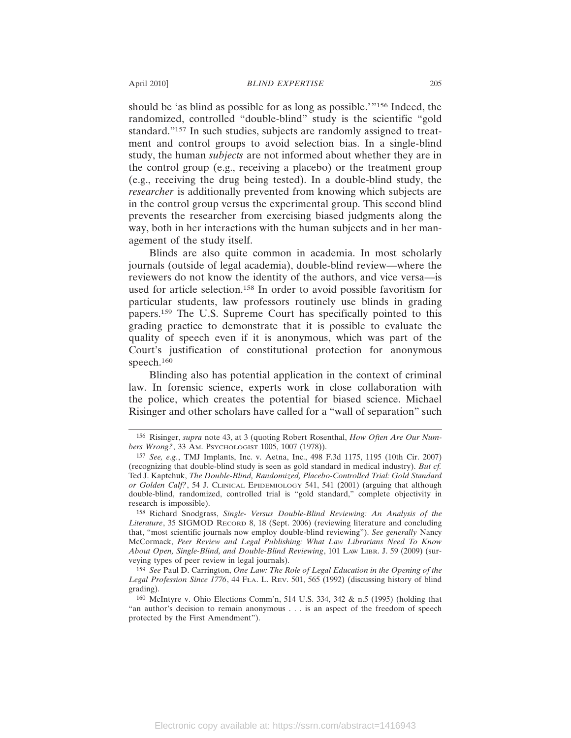should be 'as blind as possible for as long as possible.'"[156] Indeed, the randomized, controlled "double-blind" study is the scientific "gold standard."[157] In such studies, subjects are randomly assigned to treatment and control groups to avoid selection bias. In a single-blind study, the human *subjects* are not informed about whether they are in the control group (e.g., receiving a placebo) or the treatment group (e.g., receiving the drug being tested). In a double-blind study, the *researcher* is additionally prevented from knowing which subjects are in the control group versus the experimental group. This second blind prevents the researcher from exercising biased judgments along the way, both in her interactions with the human subjects and in her management of the study itself.

Blinds are also quite common in academia. In most scholarly journals (outside of legal academia), double-blind review—where the reviewers do not know the identity of the authors, and vice versa—is used for article selection.[158] In order to avoid possible favoritism for particular students, law professors routinely use blinds in grading papers.[159] The U.S. Supreme Court has specifically pointed to this grading practice to demonstrate that it is possible to evaluate the quality of speech even if it is anonymous, which was part of the Court's justification of constitutional protection for anonymous speech.[160]

Blinding also has potential application in the context of criminal law. In forensic science, experts work in close collaboration with the police, which creates the potential for biased science. Michael Risinger and other scholars have called for a "wall of separation" such

---

[156] Risinger, *supra* note 43, at 3 (quoting Robert Rosenthal, *How Often Are Our Numbers Wrong?*, 33 Am. Psychologist 1005, 1007 (1978)).

[157] *See, e.g.*, TMJ Implants, Inc. v. Aetna, Inc., 498 F.3d 1175, 1195 (10th Cir. 2007) (recognizing that double-blind study is seen as gold standard in medical industry). *But cf.* Ted J. Kaptchuk, *The Double-Blind, Randomized, Placebo-Controlled Trial: Gold Standard or Golden Calf?*, 54 J. Clinical Epidemiology 541, 541 (2001) (arguing that although double-blind, randomized, controlled trial is "gold standard," complete objectivity in research is impossible).

[158] Richard Snodgrass, *Single- Versus Double-Blind Reviewing: An Analysis of the Literature*, 35 SIGMOD Record 8, 18 (Sept. 2006) (reviewing literature and concluding that, "most scientific journals now employ double-blind reviewing"). *See generally* Nancy McCormack, *Peer Review and Legal Publishing: What Law Librarians Need To Know About Open, Single-Blind, and Double-Blind Reviewing*, 101 Law Libr. J. 59 (2009) (surveying types of peer review in legal journals).

[159] *See* Paul D. Carrington, *One Law: The Role of Legal Education in the Opening of the Legal Profession Since 1776*, 44 Fla. L. Rev. 501, 565 (1992) (discussing history of blind grading).

[160] McIntyre v. Ohio Elections Comm'n, 514 U.S. 334, 342 & n.5 (1995) (holding that "an author's decision to remain anonymous . . . is an aspect of the freedom of speech protected by the First Amendment").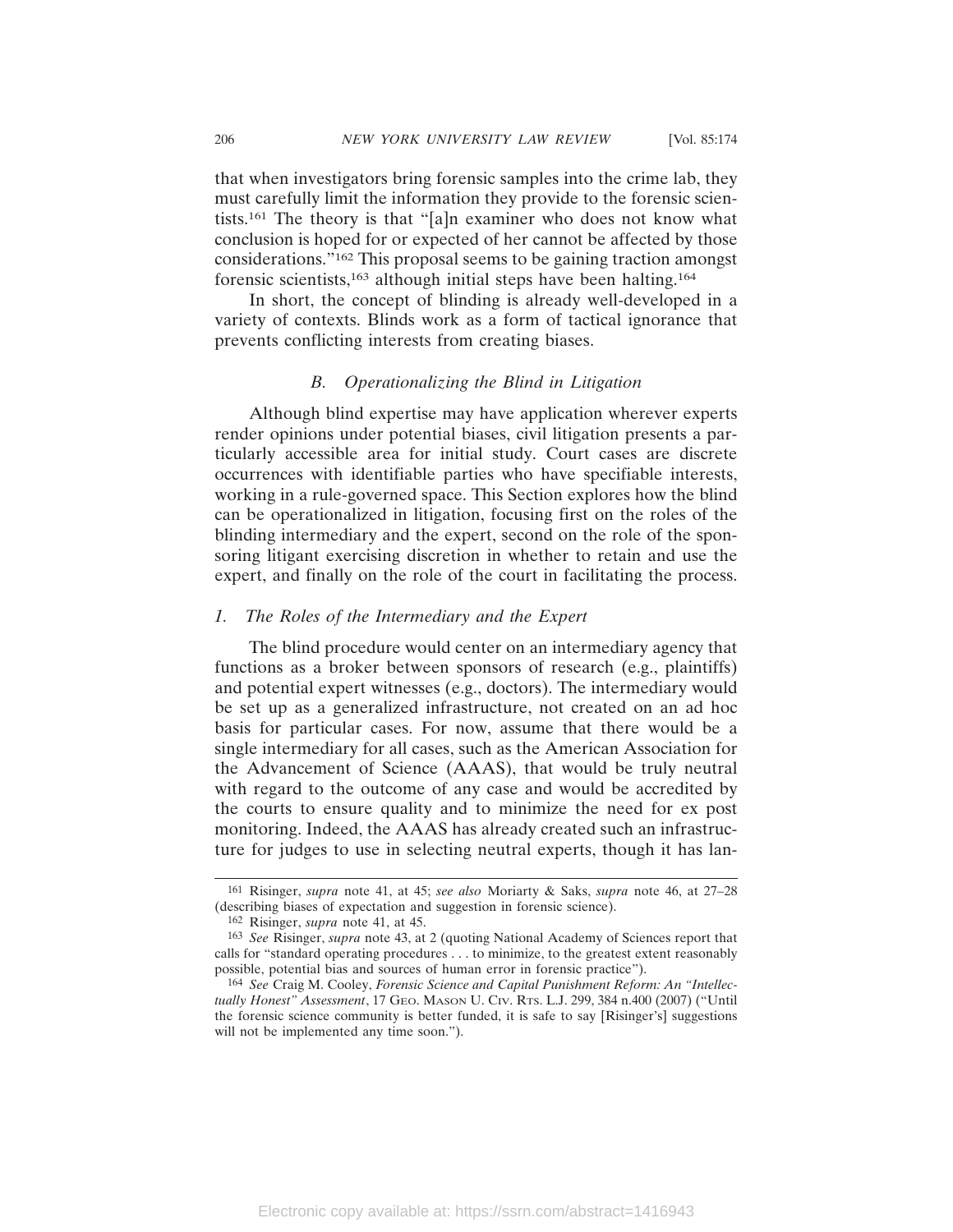that when investigators bring forensic samples into the crime lab, they must carefully limit the information they provide to the forensic scientists.[161] The theory is that "[a]n examiner who does not know what conclusion is hoped for or expected of her cannot be affected by those considerations."[162] This proposal seems to be gaining traction amongst forensic scientists,[163] although initial steps have been halting.[164]

In short, the concept of blinding is already well-developed in a variety of contexts. Blinds work as a form of tactical ignorance that prevents conflicting interests from creating biases.

### *B. Operationalizing the Blind in Litigation*

Although blind expertise may have application wherever experts render opinions under potential biases, civil litigation presents a particularly accessible area for initial study. Court cases are discrete occurrences with identifiable parties who have specifiable interests, working in a rule-governed space. This Section explores how the blind can be operationalized in litigation, focusing first on the roles of the blinding intermediary and the expert, second on the role of the sponsoring litigant exercising discretion in whether to retain and use the expert, and finally on the role of the court in facilitating the process.

#### *1. The Roles of the Intermediary and the Expert*

The blind procedure would center on an intermediary agency that functions as a broker between sponsors of research (e.g., plaintiffs) and potential expert witnesses (e.g., doctors). The intermediary would be set up as a generalized infrastructure, not created on an ad hoc basis for particular cases. For now, assume that there would be a single intermediary for all cases, such as the American Association for the Advancement of Science (AAAS), that would be truly neutral with regard to the outcome of any case and would be accredited by the courts to ensure quality and to minimize the need for ex post monitoring. Indeed, the AAAS has already created such an infrastructure for judges to use in selecting neutral experts, though it has lan-

---

[161] Risinger, *supra* note 41, at 45; *see also* Moriarty & Saks, *supra* note 46, at 27–28 (describing biases of expectation and suggestion in forensic science).

[162] Risinger, *supra* note 41, at 45.

[163] *See* Risinger, *supra* note 43, at 2 (quoting National Academy of Sciences report that calls for "standard operating procedures . . . to minimize, to the greatest extent reasonably possible, potential bias and sources of human error in forensic practice").

[164] *See* Craig M. Cooley, *Forensic Science and Capital Punishment Reform: An "Intellectually Honest" Assessment*, 17 GEO. MASON U. CIV. RTS. L.J. 299, 384 n.400 (2007) ("Until the forensic science community is better funded, it is safe to say [Risinger's] suggestions will not be implemented any time soon.").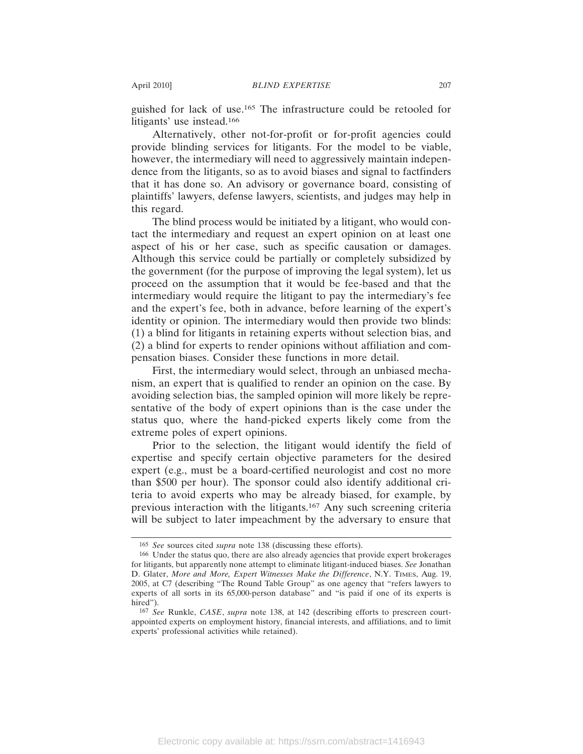guished for lack of use.[165] The infrastructure could be retooled for litigants' use instead.[166]

Alternatively, other not-for-profit or for-profit agencies could provide blinding services for litigants. For the model to be viable, however, the intermediary will need to aggressively maintain independence from the litigants, so as to avoid biases and signal to factfinders that it has done so. An advisory or governance board, consisting of plaintiffs' lawyers, defense lawyers, scientists, and judges may help in this regard.

The blind process would be initiated by a litigant, who would contact the intermediary and request an expert opinion on at least one aspect of his or her case, such as specific causation or damages. Although this service could be partially or completely subsidized by the government (for the purpose of improving the legal system), let us proceed on the assumption that it would be fee-based and that the intermediary would require the litigant to pay the intermediary's fee and the expert's fee, both in advance, before learning of the expert's identity or opinion. The intermediary would then provide two blinds: (1) a blind for litigants in retaining experts without selection bias, and (2) a blind for experts to render opinions without affiliation and compensation biases. Consider these functions in more detail.

First, the intermediary would select, through an unbiased mechanism, an expert that is qualified to render an opinion on the case. By avoiding selection bias, the sampled opinion will more likely be representative of the body of expert opinions than is the case under the status quo, where the hand-picked experts likely come from the extreme poles of expert opinions.

Prior to the selection, the litigant would identify the field of expertise and specify certain objective parameters for the desired expert (e.g., must be a board-certified neurologist and cost no more than $500 per hour). The sponsor could also identify additional criteria to avoid experts who may be already biased, for example, by previous interaction with the litigants.[167] Any such screening criteria will be subject to later impeachment by the adversary to ensure that

---

[165] *See* sources cited *supra* note 138 (discussing these efforts).

[166] Under the status quo, there are also already agencies that provide expert brokerages for litigants, but apparently none attempt to eliminate litigant-induced biases. *See* Jonathan D. Glater, *More and More, Expert Witnesses Make the Difference*, N.Y. TIMES, Aug. 19, 2005, at C7 (describing "The Round Table Group" as one agency that "refers lawyers to experts of all sorts in its 65,000-person database" and "is paid if one of its experts is hired").

[167] *See* Runkle, *CASE*, *supra* note 138, at 142 (describing efforts to prescreen court-appointed experts on employment history, financial interests, and affiliations, and to limit experts' professional activities while retained).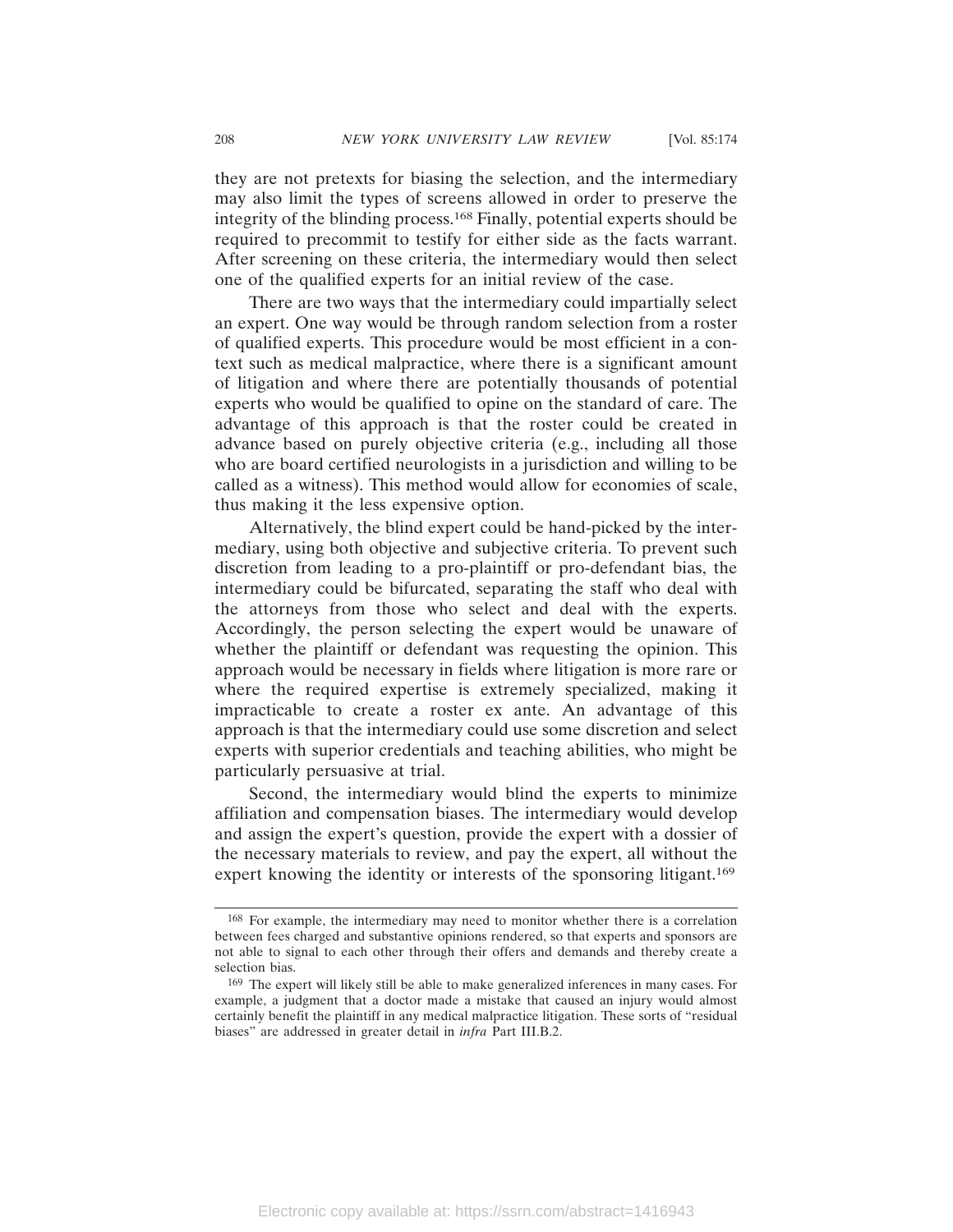they are not pretexts for biasing the selection, and the intermediary may also limit the types of screens allowed in order to preserve the integrity of the blinding process.[168] Finally, potential experts should be required to precommit to testify for either side as the facts warrant. After screening on these criteria, the intermediary would then select one of the qualified experts for an initial review of the case.

There are two ways that the intermediary could impartially select an expert. One way would be through random selection from a roster of qualified experts. This procedure would be most efficient in a context such as medical malpractice, where there is a significant amount of litigation and where there are potentially thousands of potential experts who would be qualified to opine on the standard of care. The advantage of this approach is that the roster could be created in advance based on purely objective criteria (e.g., including all those who are board certified neurologists in a jurisdiction and willing to be called as a witness). This method would allow for economies of scale, thus making it the less expensive option.

Alternatively, the blind expert could be hand-picked by the intermediary, using both objective and subjective criteria. To prevent such discretion from leading to a pro-plaintiff or pro-defendant bias, the intermediary could be bifurcated, separating the staff who deal with the attorneys from those who select and deal with the experts. Accordingly, the person selecting the expert would be unaware of whether the plaintiff or defendant was requesting the opinion. This approach would be necessary in fields where litigation is more rare or where the required expertise is extremely specialized, making it impracticable to create a roster ex ante. An advantage of this approach is that the intermediary could use some discretion and select experts with superior credentials and teaching abilities, who might be particularly persuasive at trial.

Second, the intermediary would blind the experts to minimize affiliation and compensation biases. The intermediary would develop and assign the expert's question, provide the expert with a dossier of the necessary materials to review, and pay the expert, all without the expert knowing the identity or interests of the sponsoring litigant.[169]

---

[168] For example, the intermediary may need to monitor whether there is a correlation between fees charged and substantive opinions rendered, so that experts and sponsors are not able to signal to each other through their offers and demands and thereby create a selection bias.

[169] The expert will likely still be able to make generalized inferences in many cases. For example, a judgment that a doctor made a mistake that caused an injury would almost certainly benefit the plaintiff in any medical malpractice litigation. These sorts of "residual biases" are addressed in greater detail in *infra* Part III.B.2.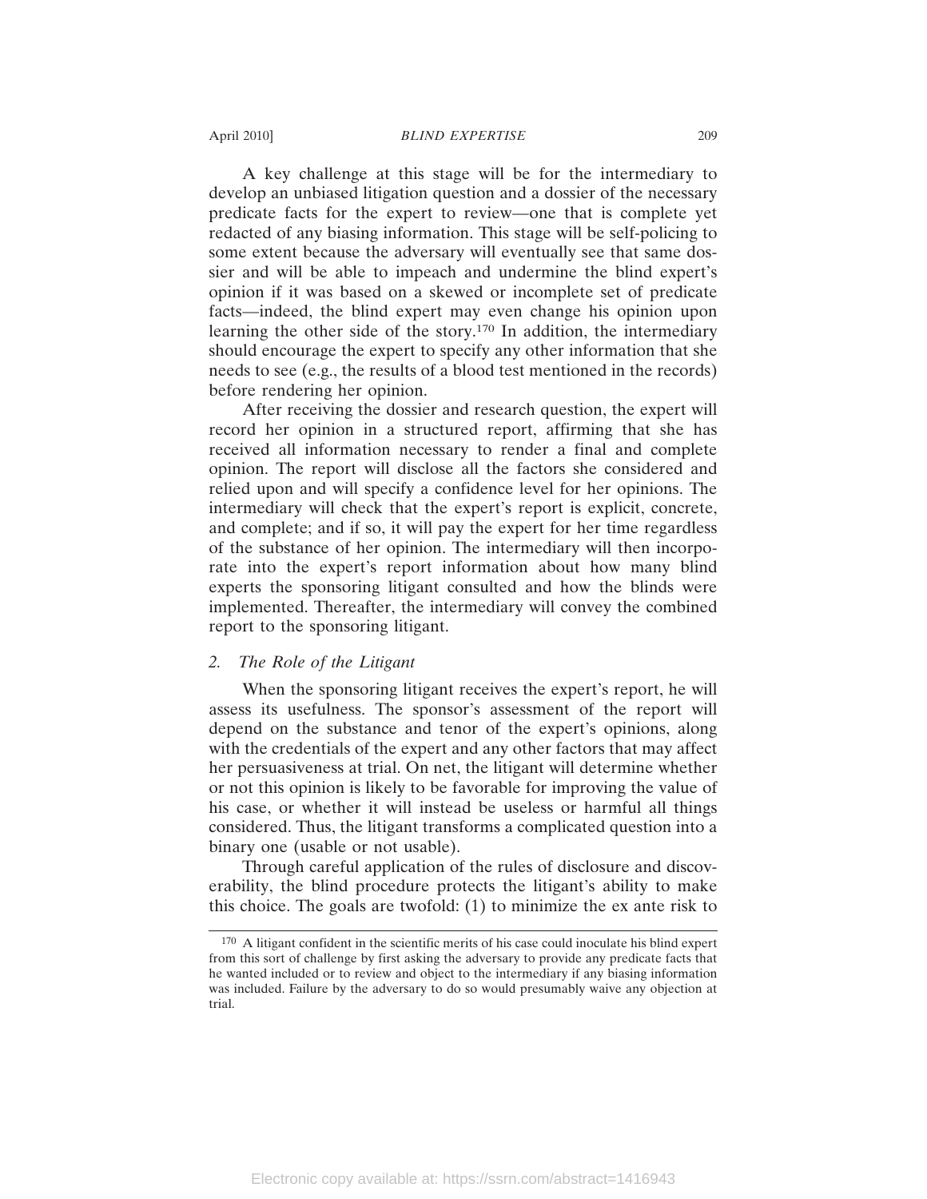A key challenge at this stage will be for the intermediary to develop an unbiased litigation question and a dossier of the necessary predicate facts for the expert to review—one that is complete yet redacted of any biasing information. This stage will be self-policing to some extent because the adversary will eventually see that same dossier and will be able to impeach and undermine the blind expert's opinion if it was based on a skewed or incomplete set of predicate facts—indeed, the blind expert may even change his opinion upon learning the other side of the story.[170] In addition, the intermediary should encourage the expert to specify any other information that she needs to see (e.g., the results of a blood test mentioned in the records) before rendering her opinion.

After receiving the dossier and research question, the expert will record her opinion in a structured report, affirming that she has received all information necessary to render a final and complete opinion. The report will disclose all the factors she considered and relied upon and will specify a confidence level for her opinions. The intermediary will check that the expert's report is explicit, concrete, and complete; and if so, it will pay the expert for her time regardless of the substance of her opinion. The intermediary will then incorporate into the expert's report information about how many blind experts the sponsoring litigant consulted and how the blinds were implemented. Thereafter, the intermediary will convey the combined report to the sponsoring litigant.

### 2. *The Role of the Litigant*

When the sponsoring litigant receives the expert's report, he will assess its usefulness. The sponsor's assessment of the report will depend on the substance and tenor of the expert's opinions, along with the credentials of the expert and any other factors that may affect her persuasiveness at trial. On net, the litigant will determine whether or not this opinion is likely to be favorable for improving the value of his case, or whether it will instead be useless or harmful all things considered. Thus, the litigant transforms a complicated question into a binary one (usable or not usable).

Through careful application of the rules of disclosure and discoverability, the blind procedure protects the litigant's ability to make this choice. The goals are twofold: (1) to minimize the ex ante risk to

---

[170] A litigant confident in the scientific merits of his case could inoculate his blind expert from this sort of challenge by first asking the adversary to provide any predicate facts that he wanted included or to review and object to the intermediary if any biasing information was included. Failure by the adversary to do so would presumably waive any objection at trial.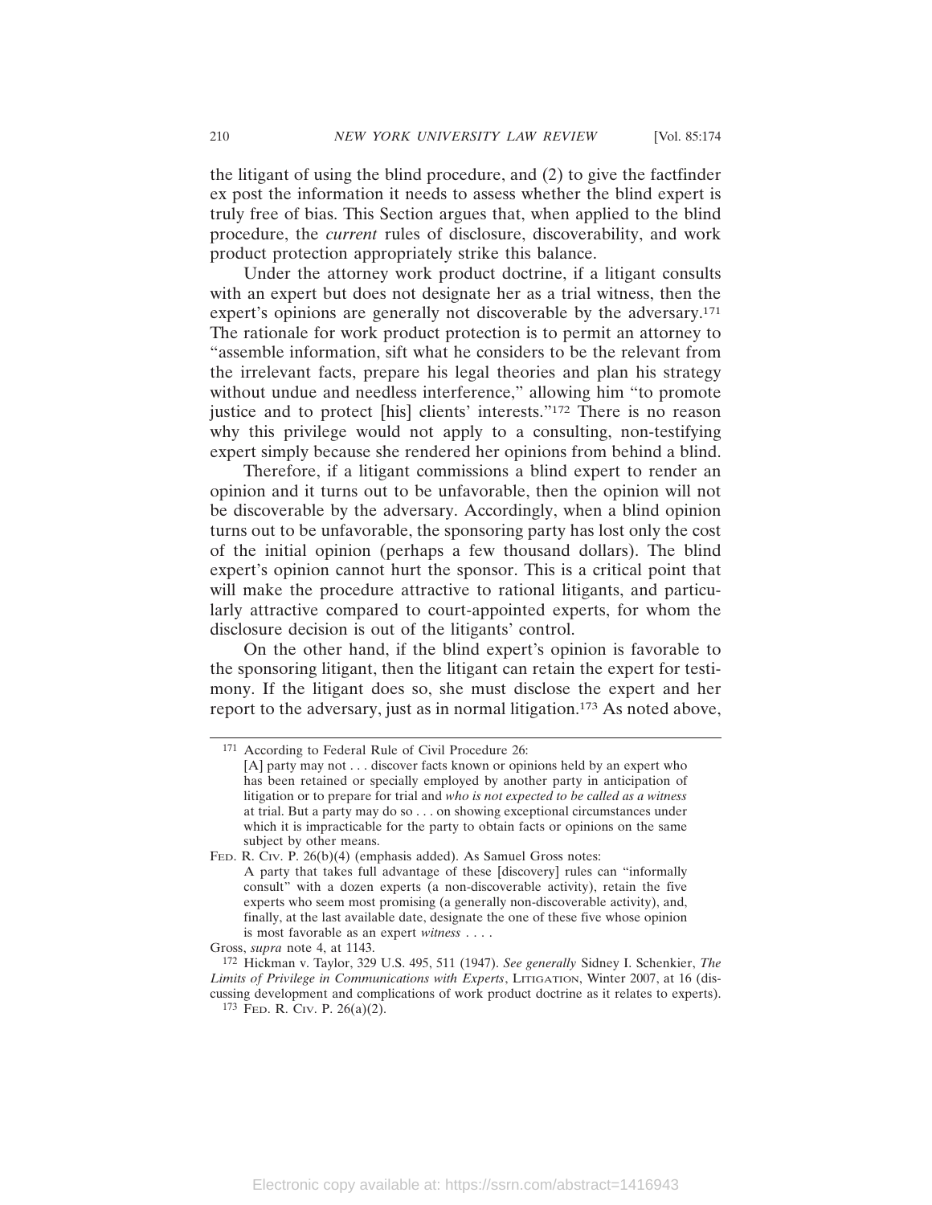the litigant of using the blind procedure, and (2) to give the factfinder ex post the information it needs to assess whether the blind expert is truly free of bias. This Section argues that, when applied to the blind procedure, the *current* rules of disclosure, discoverability, and work product protection appropriately strike this balance.

Under the attorney work product doctrine, if a litigant consults with an expert but does not designate her as a trial witness, then the expert's opinions are generally not discoverable by the adversary.[171] The rationale for work product protection is to permit an attorney to "assemble information, sift what he considers to be the relevant from the irrelevant facts, prepare his legal theories and plan his strategy without undue and needless interference," allowing him "to promote justice and to protect [his] clients' interests."[172] There is no reason why this privilege would not apply to a consulting, non-testifying expert simply because she rendered her opinions from behind a blind.

Therefore, if a litigant commissions a blind expert to render an opinion and it turns out to be unfavorable, then the opinion will not be discoverable by the adversary. Accordingly, when a blind opinion turns out to be unfavorable, the sponsoring party has lost only the cost of the initial opinion (perhaps a few thousand dollars). The blind expert's opinion cannot hurt the sponsor. This is a critical point that will make the procedure attractive to rational litigants, and particularly attractive compared to court-appointed experts, for whom the disclosure decision is out of the litigants' control.

On the other hand, if the blind expert's opinion is favorable to the sponsoring litigant, then the litigant can retain the expert for testimony. If the litigant does so, she must disclose the expert and her report to the adversary, just as in normal litigation.[173] As noted above,

---

[171] According to Federal Rule of Civil Procedure 26:

> [A] party may not . . . discover facts known or opinions held by an expert who has been retained or specially employed by another party in anticipation of litigation or to prepare for trial and *who is not expected to be called as a witness* at trial. But a party may do so . . . on showing exceptional circumstances under which it is impracticable for the party to obtain facts or opinions on the same subject by other means.

FED. R. CIV. P. 26(b)(4) (emphasis added). As Samuel Gross notes:

> A party that takes full advantage of these [discovery] rules can "informally consult" with a dozen experts (a non-discoverable activity), retain the five experts who seem most promising (a generally non-discoverable activity), and, finally, at the last available date, designate the one of these five whose opinion is most favorable as an expert *witness* . . . .

Gross, *supra* note 4, at 1143.

[172] Hickman v. Taylor, 329 U.S. 495, 511 (1947). *See generally* Sidney I. Schenkier, *The Limits of Privilege in Communications with Experts*, LITIGATION, Winter 2007, at 16 (discussing development and complications of work product doctrine as it relates to experts).

[173] FED. R. CIV. P. 26(a)(2).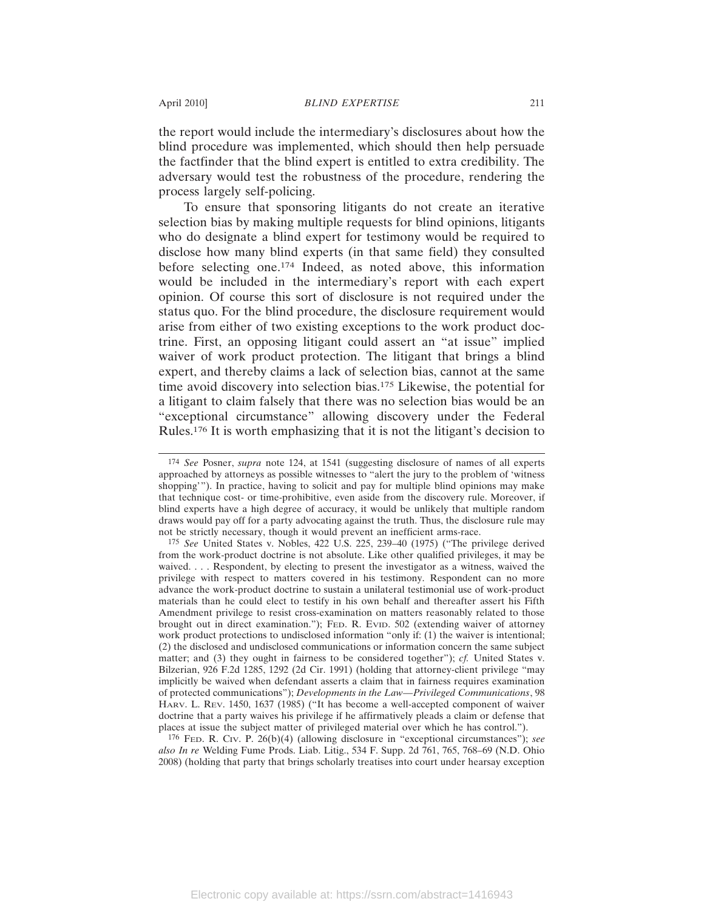the report would include the intermediary's disclosures about how the blind procedure was implemented, which should then help persuade the factfinder that the blind expert is entitled to extra credibility. The adversary would test the robustness of the procedure, rendering the process largely self-policing.

To ensure that sponsoring litigants do not create an iterative selection bias by making multiple requests for blind opinions, litigants who do designate a blind expert for testimony would be required to disclose how many blind experts (in that same field) they consulted before selecting one.[174] Indeed, as noted above, this information would be included in the intermediary's report with each expert opinion. Of course this sort of disclosure is not required under the status quo. For the blind procedure, the disclosure requirement would arise from either of two existing exceptions to the work product doctrine. First, an opposing litigant could assert an "at issue" implied waiver of work product protection. The litigant that brings a blind expert, and thereby claims a lack of selection bias, cannot at the same time avoid discovery into selection bias.[175] Likewise, the potential for a litigant to claim falsely that there was no selection bias would be an "exceptional circumstance" allowing discovery under the Federal Rules.[176] It is worth emphasizing that it is not the litigant's decision to

---

[174] *See* Posner, *supra* note 124, at 1541 (suggesting disclosure of names of all experts approached by attorneys as possible witnesses to "alert the jury to the problem of 'witness shopping'"). In practice, having to solicit and pay for multiple blind opinions may make that technique cost- or time-prohibitive, even aside from the discovery rule. Moreover, if blind experts have a high degree of accuracy, it would be unlikely that multiple random draws would pay off for a party advocating against the truth. Thus, the disclosure rule may not be strictly necessary, though it would prevent an inefficient arms-race.

[175] *See* United States v. Nobles, 422 U.S. 225, 239–40 (1975) ("The privilege derived from the work-product doctrine is not absolute. Like other qualified privileges, it may be waived. . . . Respondent, by electing to present the investigator as a witness, waived the privilege with respect to matters covered in his testimony. Respondent can no more advance the work-product doctrine to sustain a unilateral testimonial use of work-product materials than he could elect to testify in his own behalf and thereafter assert his Fifth Amendment privilege to resist cross-examination on matters reasonably related to those brought out in direct examination."); FED. R. EVID. 502 (extending waiver of attorney work product protections to undisclosed information "only if: (1) the waiver is intentional; (2) the disclosed and undisclosed communications or information concern the same subject matter; and (3) they ought in fairness to be considered together"); *cf.* United States v. Bilzerian, 926 F.2d 1285, 1292 (2d Cir. 1991) (holding that attorney-client privilege "may implicitly be waived when defendant asserts a claim that in fairness requires examination of protected communications"); *Developments in the Law—Privileged Communications*, 98 HARV. L. REV. 1450, 1637 (1985) ("It has become a well-accepted component of waiver doctrine that a party waives his privilege if he affirmatively pleads a claim or defense that places at issue the subject matter of privileged material over which he has control.").

[176] FED. R. CIV. P. 26(b)(4) (allowing disclosure in "exceptional circumstances"); *see also In re* Welding Fume Prods. Liab. Litig., 534 F. Supp. 2d 761, 765, 768–69 (N.D. Ohio 2008) (holding that party that brings scholarly treatises into court under hearsay exception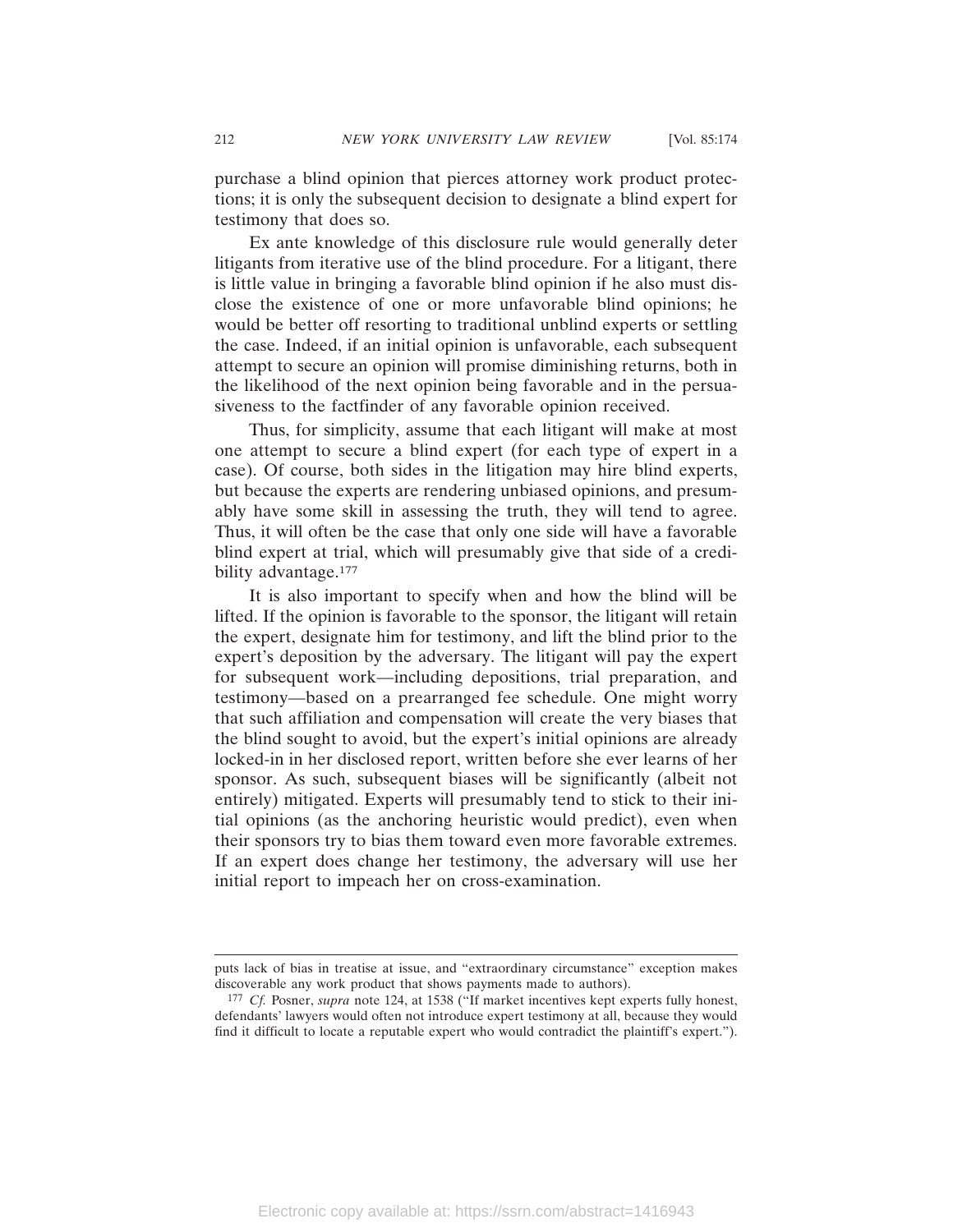purchase a blind opinion that pierces attorney work product protections; it is only the subsequent decision to designate a blind expert for testimony that does so.

Ex ante knowledge of this disclosure rule would generally deter litigants from iterative use of the blind procedure. For a litigant, there is little value in bringing a favorable blind opinion if he also must disclose the existence of one or more unfavorable blind opinions; he would be better off resorting to traditional unblind experts or settling the case. Indeed, if an initial opinion is unfavorable, each subsequent attempt to secure an opinion will promise diminishing returns, both in the likelihood of the next opinion being favorable and in the persuasiveness to the factfinder of any favorable opinion received.

Thus, for simplicity, assume that each litigant will make at most one attempt to secure a blind expert (for each type of expert in a case). Of course, both sides in the litigation may hire blind experts, but because the experts are rendering unbiased opinions, and presumably have some skill in assessing the truth, they will tend to agree. Thus, it will often be the case that only one side will have a favorable blind expert at trial, which will presumably give that side of a credibility advantage.[177]

It is also important to specify when and how the blind will be lifted. If the opinion is favorable to the sponsor, the litigant will retain the expert, designate him for testimony, and lift the blind prior to the expert's deposition by the adversary. The litigant will pay the expert for subsequent work—including depositions, trial preparation, and testimony—based on a prearranged fee schedule. One might worry that such affiliation and compensation will create the very biases that the blind sought to avoid, but the expert's initial opinions are already locked-in in her disclosed report, written before she ever learns of her sponsor. As such, subsequent biases will be significantly (albeit not entirely) mitigated. Experts will presumably tend to stick to their initial opinions (as the anchoring heuristic would predict), even when their sponsors try to bias them toward even more favorable extremes. If an expert does change her testimony, the adversary will use her initial report to impeach her on cross-examination.

---

puts lack of bias in treatise at issue, and "extraordinary circumstance" exception makes discoverable any work product that shows payments made to authors).

[177] *Cf.* Posner, *supra* note 124, at 1538 ("If market incentives kept experts fully honest, defendants' lawyers would often not introduce expert testimony at all, because they would find it difficult to locate a reputable expert who would contradict the plaintiff's expert.").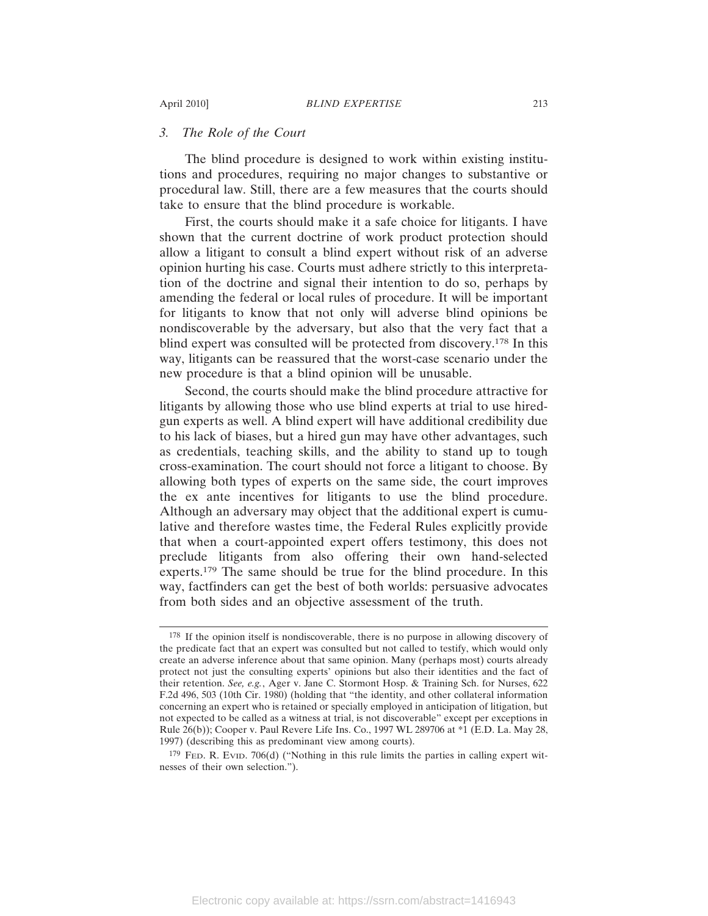### *3. The Role of the Court*

The blind procedure is designed to work within existing institutions and procedures, requiring no major changes to substantive or procedural law. Still, there are a few measures that the courts should take to ensure that the blind procedure is workable.

First, the courts should make it a safe choice for litigants. I have shown that the current doctrine of work product protection should allow a litigant to consult a blind expert without risk of an adverse opinion hurting his case. Courts must adhere strictly to this interpretation of the doctrine and signal their intention to do so, perhaps by amending the federal or local rules of procedure. It will be important for litigants to know that not only will adverse blind opinions be nondiscoverable by the adversary, but also that the very fact that a blind expert was consulted will be protected from discovery.[178] In this way, litigants can be reassured that the worst-case scenario under the new procedure is that a blind opinion will be unusable.

Second, the courts should make the blind procedure attractive for litigants by allowing those who use blind experts at trial to use hired-gun experts as well. A blind expert will have additional credibility due to his lack of biases, but a hired gun may have other advantages, such as credentials, teaching skills, and the ability to stand up to tough cross-examination. The court should not force a litigant to choose. By allowing both types of experts on the same side, the court improves the ex ante incentives for litigants to use the blind procedure. Although an adversary may object that the additional expert is cumulative and therefore wastes time, the Federal Rules explicitly provide that when a court-appointed expert offers testimony, this does not preclude litigants from also offering their own hand-selected experts.[179] The same should be true for the blind procedure. In this way, factfinders can get the best of both worlds: persuasive advocates from both sides and an objective assessment of the truth.

---

[178] If the opinion itself is nondiscoverable, there is no purpose in allowing discovery of the predicate fact that an expert was consulted but not called to testify, which would only create an adverse inference about that same opinion. Many (perhaps most) courts already protect not just the consulting experts' opinions but also their identities and the fact of their retention. *See, e.g.*, Ager v. Jane C. Stormont Hosp. & Training Sch. for Nurses, 622 F.2d 496, 503 (10th Cir. 1980) (holding that "the identity, and other collateral information concerning an expert who is retained or specially employed in anticipation of litigation, but not expected to be called as a witness at trial, is not discoverable" except per exceptions in Rule 26(b)); Cooper v. Paul Revere Life Ins. Co., 1997 WL 289706 at *1 (E.D. La. May 28, 1997) (describing this as predominant view among courts).

[179] Fed. R. Evid. 706(d) ("Nothing in this rule limits the parties in calling expert witnesses of their own selection.").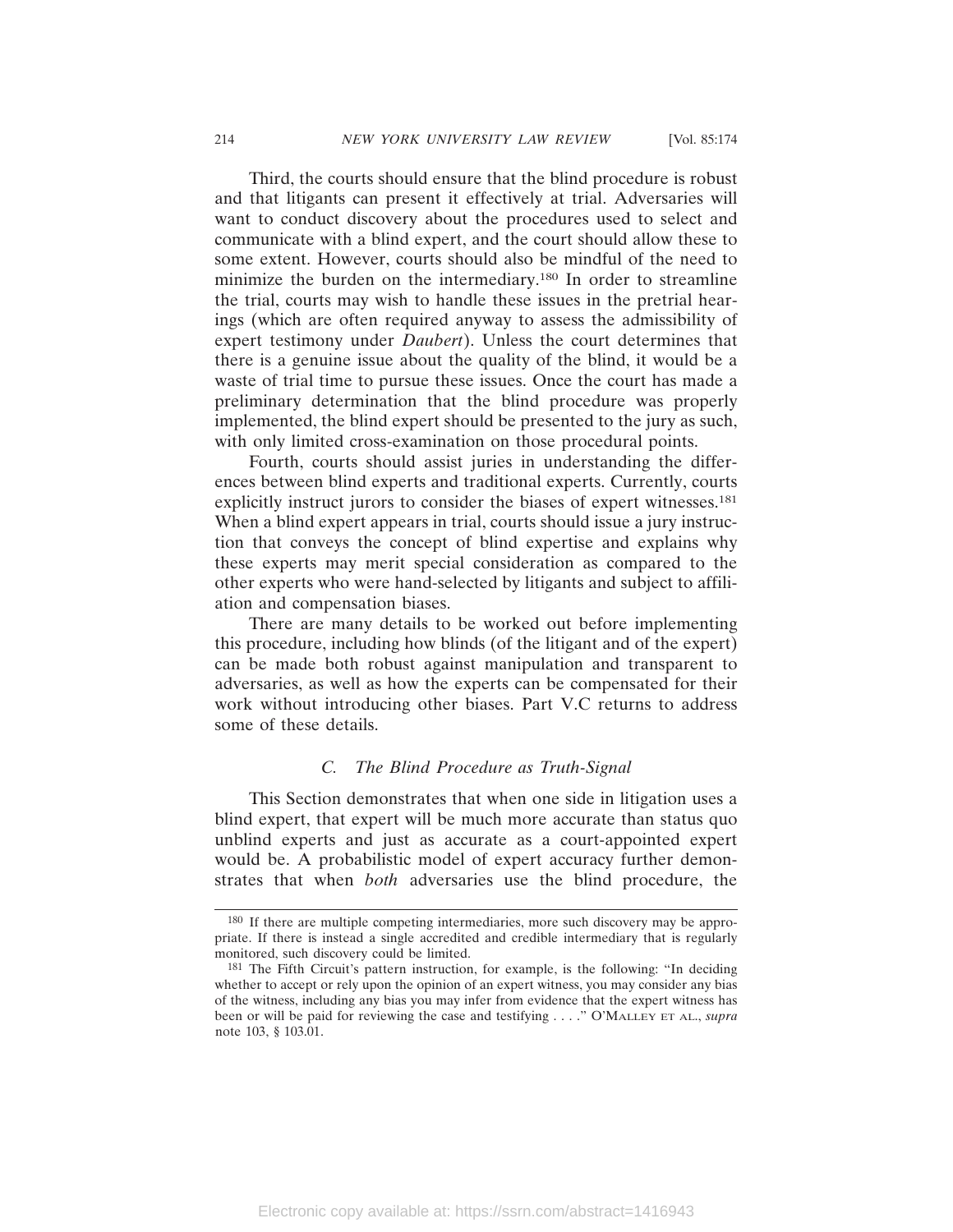Third, the courts should ensure that the blind procedure is robust and that litigants can present it effectively at trial. Adversaries will want to conduct discovery about the procedures used to select and communicate with a blind expert, and the court should allow these to some extent. However, courts should also be mindful of the need to minimize the burden on the intermediary.[180] In order to streamline the trial, courts may wish to handle these issues in the pretrial hearings (which are often required anyway to assess the admissibility of expert testimony under *Daubert*). Unless the court determines that there is a genuine issue about the quality of the blind, it would be a waste of trial time to pursue these issues. Once the court has made a preliminary determination that the blind procedure was properly implemented, the blind expert should be presented to the jury as such, with only limited cross-examination on those procedural points.

Fourth, courts should assist juries in understanding the differences between blind experts and traditional experts. Currently, courts explicitly instruct jurors to consider the biases of expert witnesses.[181] When a blind expert appears in trial, courts should issue a jury instruction that conveys the concept of blind expertise and explains why these experts may merit special consideration as compared to the other experts who were hand-selected by litigants and subject to affiliation and compensation biases.

There are many details to be worked out before implementing this procedure, including how blinds (of the litigant and of the expert) can be made both robust against manipulation and transparent to adversaries, as well as how the experts can be compensated for their work without introducing other biases. Part V.C returns to address some of these details.

### *C. The Blind Procedure as Truth-Signal*

This Section demonstrates that when one side in litigation uses a blind expert, that expert will be much more accurate than status quo unblind experts and just as accurate as a court-appointed expert would be. A probabilistic model of expert accuracy further demonstrates that when *both* adversaries use the blind procedure, the

---

[180] If there are multiple competing intermediaries, more such discovery may be appropriate. If there is instead a single accredited and credible intermediary that is regularly monitored, such discovery could be limited.

[181] The Fifth Circuit's pattern instruction, for example, is the following: "In deciding whether to accept or rely upon the opinion of an expert witness, you may consider any bias of the witness, including any bias you may infer from evidence that the expert witness has been or will be paid for reviewing the case and testifying . . . ." O'MALLEY ET AL., *supra* note 103, § 103.01.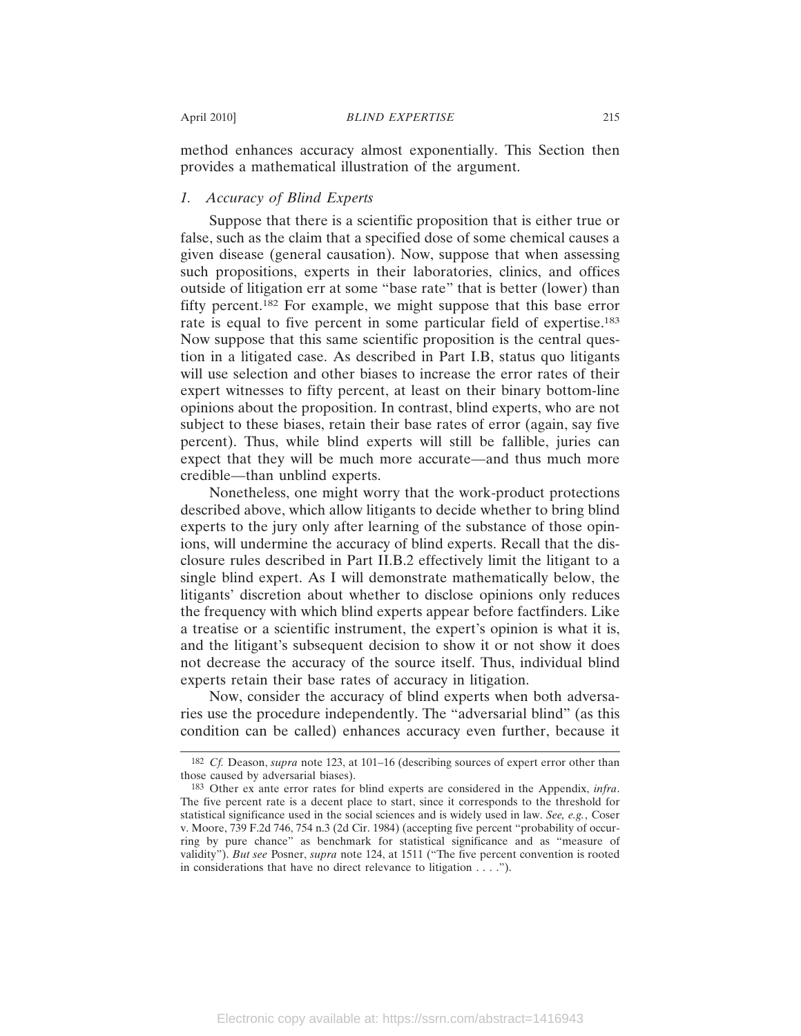method enhances accuracy almost exponentially. This Section then provides a mathematical illustration of the argument.

### *1. Accuracy of Blind Experts*

Suppose that there is a scientific proposition that is either true or false, such as the claim that a specified dose of some chemical causes a given disease (general causation). Now, suppose that when assessing such propositions, experts in their laboratories, clinics, and offices outside of litigation err at some "base rate" that is better (lower) than fifty percent.[182] For example, we might suppose that this base error rate is equal to five percent in some particular field of expertise.[183] Now suppose that this same scientific proposition is the central question in a litigated case. As described in Part I.B, status quo litigants will use selection and other biases to increase the error rates of their expert witnesses to fifty percent, at least on their binary bottom-line opinions about the proposition. In contrast, blind experts, who are not subject to these biases, retain their base rates of error (again, say five percent). Thus, while blind experts will still be fallible, juries can expect that they will be much more accurate—and thus much more credible—than unblind experts.

Nonetheless, one might worry that the work-product protections described above, which allow litigants to decide whether to bring blind experts to the jury only after learning of the substance of those opinions, will undermine the accuracy of blind experts. Recall that the disclosure rules described in Part II.B.2 effectively limit the litigant to a single blind expert. As I will demonstrate mathematically below, the litigants' discretion about whether to disclose opinions only reduces the frequency with which blind experts appear before factfinders. Like a treatise or a scientific instrument, the expert's opinion is what it is, and the litigant's subsequent decision to show it or not show it does not decrease the accuracy of the source itself. Thus, individual blind experts retain their base rates of accuracy in litigation.

Now, consider the accuracy of blind experts when both adversaries use the procedure independently. The "adversarial blind" (as this condition can be called) enhances accuracy even further, because it

---

[182] *Cf.* Deason, *supra* note 123, at 101–16 (describing sources of expert error other than those caused by adversarial biases).

[183] Other ex ante error rates for blind experts are considered in the Appendix, *infra*. The five percent rate is a decent place to start, since it corresponds to the threshold for statistical significance used in the social sciences and is widely used in law. *See, e.g.*, Coser v. Moore, 739 F.2d 746, 754 n.3 (2d Cir. 1984) (accepting five percent "probability of occurring by pure chance" as benchmark for statistical significance and as "measure of validity"). *But see* Posner, *supra* note 124, at 1511 ("The five percent convention is rooted in considerations that have no direct relevance to litigation . . . .").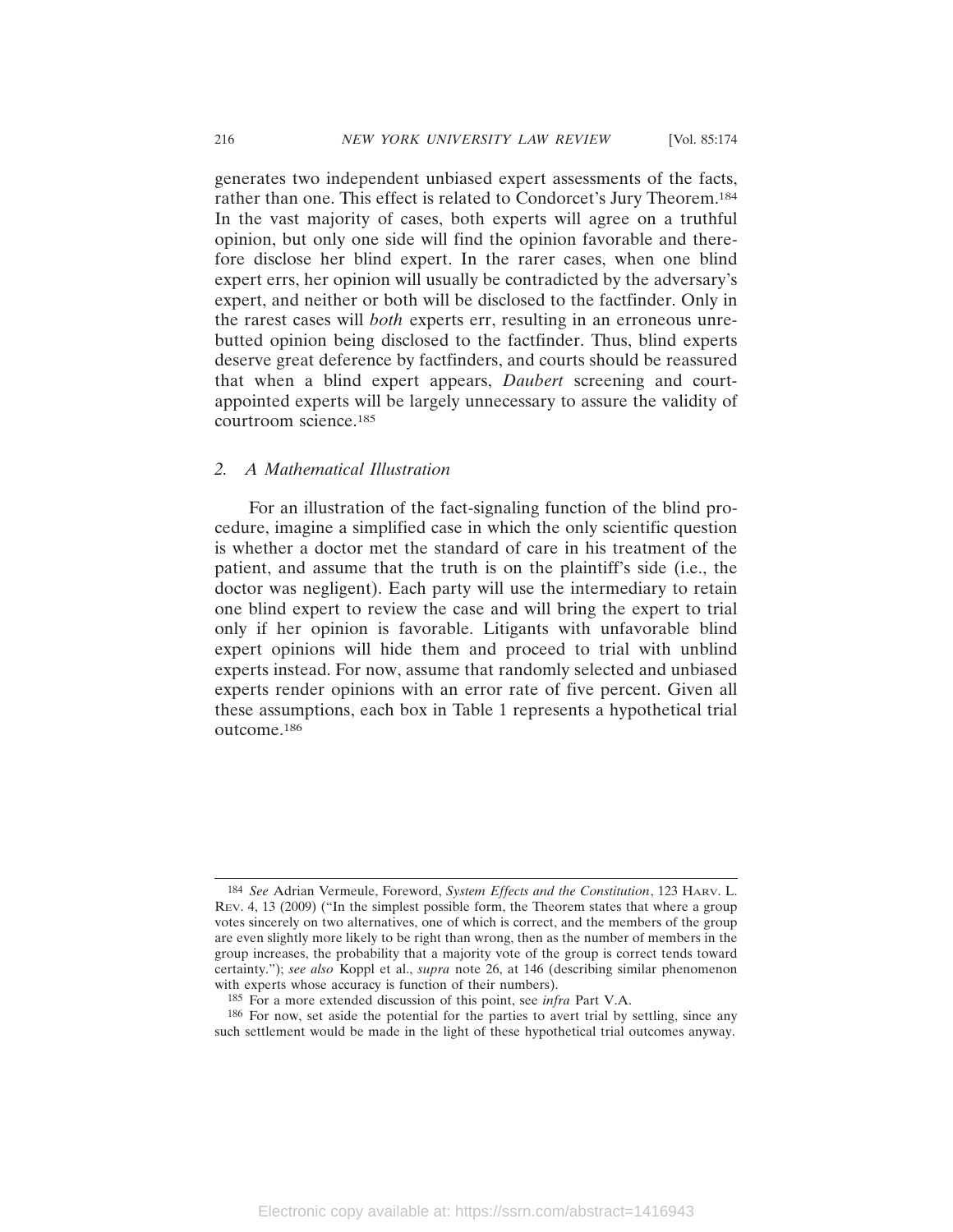generates two independent unbiased expert assessments of the facts, rather than one. This effect is related to Condorcet's Jury Theorem.[184] In the vast majority of cases, both experts will agree on a truthful opinion, but only one side will find the opinion favorable and therefore disclose her blind expert. In the rarer cases, when one blind expert errs, her opinion will usually be contradicted by the adversary's expert, and neither or both will be disclosed to the factfinder. Only in the rarest cases will *both* experts err, resulting in an erroneous unrebutted opinion being disclosed to the factfinder. Thus, blind experts deserve great deference by factfinders, and courts should be reassured that when a blind expert appears, *Daubert* screening and court-appointed experts will be largely unnecessary to assure the validity of courtroom science.[185]

### 2. *A Mathematical Illustration*

For an illustration of the fact-signaling function of the blind procedure, imagine a simplified case in which the only scientific question is whether a doctor met the standard of care in his treatment of the patient, and assume that the truth is on the plaintiff's side (i.e., the doctor was negligent). Each party will use the intermediary to retain one blind expert to review the case and will bring the expert to trial only if her opinion is favorable. Litigants with unfavorable blind expert opinions will hide them and proceed to trial with unblind experts instead. For now, assume that randomly selected and unbiased experts render opinions with an error rate of five percent. Given all these assumptions, each box in Table 1 represents a hypothetical trial outcome.[186]

---

[184] *See* Adrian Vermeule, Foreword, *System Effects and the Constitution*, 123 HARV. L. REV. 4, 13 (2009) ("In the simplest possible form, the Theorem states that where a group votes sincerely on two alternatives, one of which is correct, and the members of the group are even slightly more likely to be right than wrong, then as the number of members in the group increases, the probability that a majority vote of the group is correct tends toward certainty."); *see also* Koppl et al., *supra* note 26, at 146 (describing similar phenomenon with experts whose accuracy is function of their numbers).

[185] For a more extended discussion of this point, see *infra* Part V.A.

[186] For now, set aside the potential for the parties to avert trial by settling, since any such settlement would be made in the light of these hypothetical trial outcomes anyway.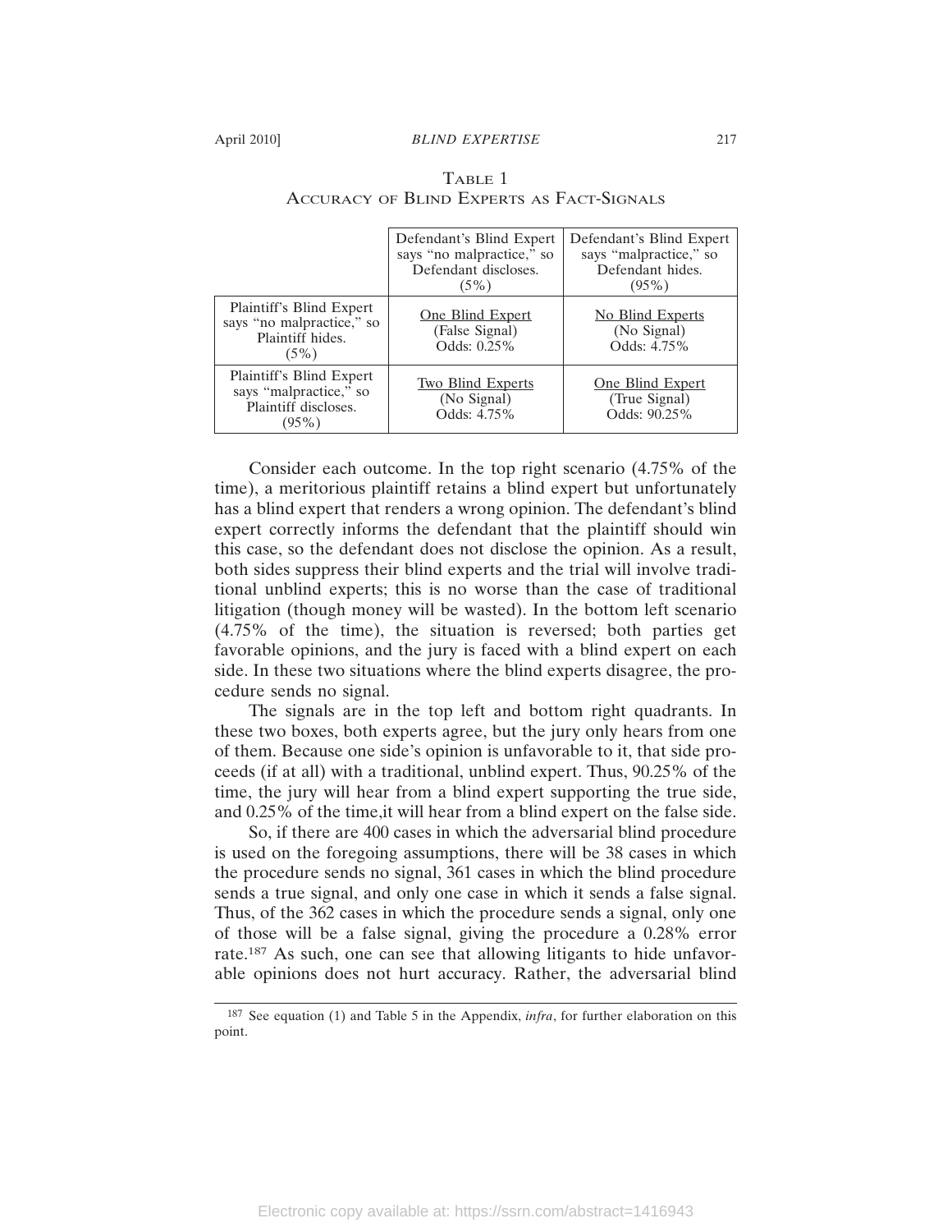Table 1
Accuracy of Blind Experts as Fact-Signals

| | Defendant's Blind Expert says "no malpractice," so Defendant discloses. (5%) | Defendant's Blind Expert says "malpractice," so Defendant hides. (95%) |
|---|---|---|
| Plaintiff's Blind Expert says "no malpractice," so Plaintiff hides. (5%) | One Blind Expert (False Signal) Odds: 0.25% | No Blind Experts (No Signal) Odds: 4.75% |
| Plaintiff's Blind Expert says "malpractice," so Plaintiff discloses. (95%) | Two Blind Experts (No Signal) Odds: 4.75% | One Blind Expert (True Signal) Odds: 90.25% |

Consider each outcome. In the top right scenario (4.75% of the time), a meritorious plaintiff retains a blind expert but unfortunately has a blind expert that renders a wrong opinion. The defendant's blind expert correctly informs the defendant that the plaintiff should win this case, so the defendant does not disclose the opinion. As a result, both sides suppress their blind experts and the trial will involve traditional unblind experts; this is no worse than the case of traditional litigation (though money will be wasted). In the bottom left scenario (4.75% of the time), the situation is reversed; both parties get favorable opinions, and the jury is faced with a blind expert on each side. In these two situations where the blind experts disagree, the procedure sends no signal.

The signals are in the top left and bottom right quadrants. In these two boxes, both experts agree, but the jury only hears from one of them. Because one side's opinion is unfavorable to it, that side proceeds (if at all) with a traditional, unblind expert. Thus, 90.25% of the time, the jury will hear from a blind expert supporting the true side, and 0.25% of the time,it will hear from a blind expert on the false side.

So, if there are 400 cases in which the adversarial blind procedure is used on the foregoing assumptions, there will be 38 cases in which the procedure sends no signal, 361 cases in which the blind procedure sends a true signal, and only one case in which it sends a false signal. Thus, of the 362 cases in which the procedure sends a signal, only one of those will be a false signal, giving the procedure a 0.28% error rate.[187] As such, one can see that allowing litigants to hide unfavorable opinions does not hurt accuracy. Rather, the adversarial blind

[187] See equation (1) and Table 5 in the Appendix, *infra*, for further elaboration on this point.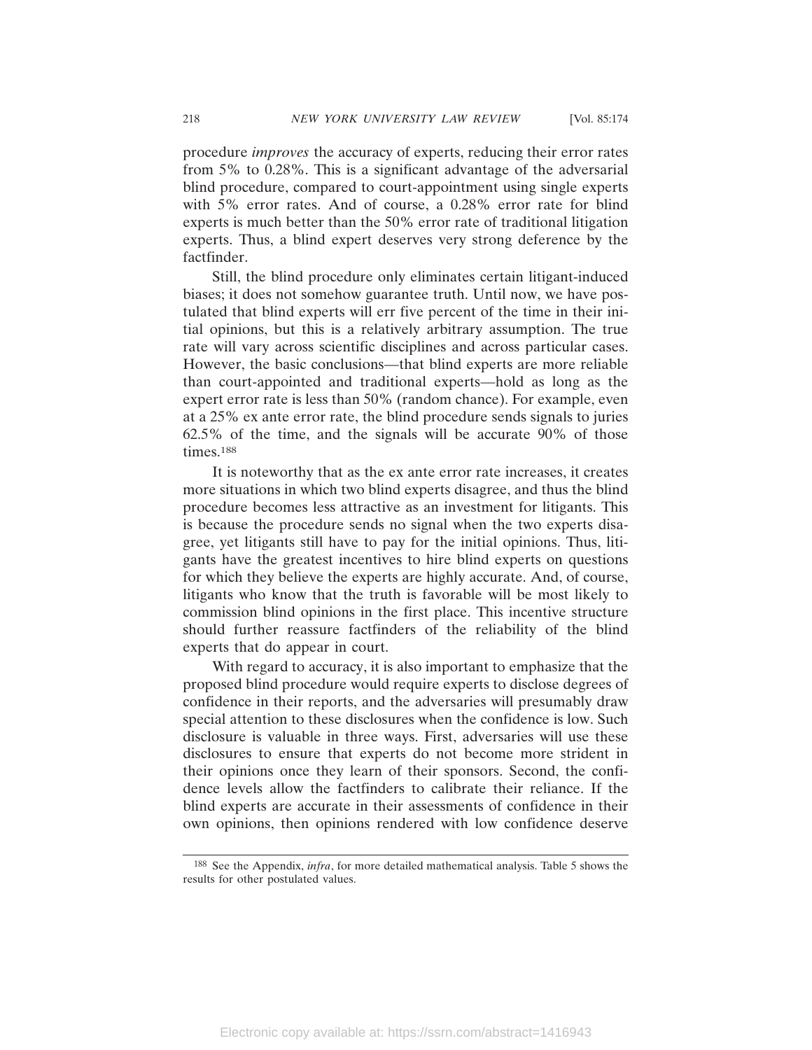procedure *improves* the accuracy of experts, reducing their error rates from 5% to 0.28%. This is a significant advantage of the adversarial blind procedure, compared to court-appointment using single experts with 5% error rates. And of course, a 0.28% error rate for blind experts is much better than the 50% error rate of traditional litigation experts. Thus, a blind expert deserves very strong deference by the factfinder.

Still, the blind procedure only eliminates certain litigant-induced biases; it does not somehow guarantee truth. Until now, we have postulated that blind experts will err five percent of the time in their initial opinions, but this is a relatively arbitrary assumption. The true rate will vary across scientific disciplines and across particular cases. However, the basic conclusions—that blind experts are more reliable than court-appointed and traditional experts—hold as long as the expert error rate is less than 50% (random chance). For example, even at a 25% ex ante error rate, the blind procedure sends signals to juries 62.5% of the time, and the signals will be accurate 90% of those times.[188]

It is noteworthy that as the ex ante error rate increases, it creates more situations in which two blind experts disagree, and thus the blind procedure becomes less attractive as an investment for litigants. This is because the procedure sends no signal when the two experts disagree, yet litigants still have to pay for the initial opinions. Thus, litigants have the greatest incentives to hire blind experts on questions for which they believe the experts are highly accurate. And, of course, litigants who know that the truth is favorable will be most likely to commission blind opinions in the first place. This incentive structure should further reassure factfinders of the reliability of the blind experts that do appear in court.

With regard to accuracy, it is also important to emphasize that the proposed blind procedure would require experts to disclose degrees of confidence in their reports, and the adversaries will presumably draw special attention to these disclosures when the confidence is low. Such disclosure is valuable in three ways. First, adversaries will use these disclosures to ensure that experts do not become more strident in their opinions once they learn of their sponsors. Second, the confidence levels allow the factfinders to calibrate their reliance. If the blind experts are accurate in their assessments of confidence in their own opinions, then opinions rendered with low confidence deserve

[188] See the Appendix, *infra*, for more detailed mathematical analysis. Table 5 shows the results for other postulated values.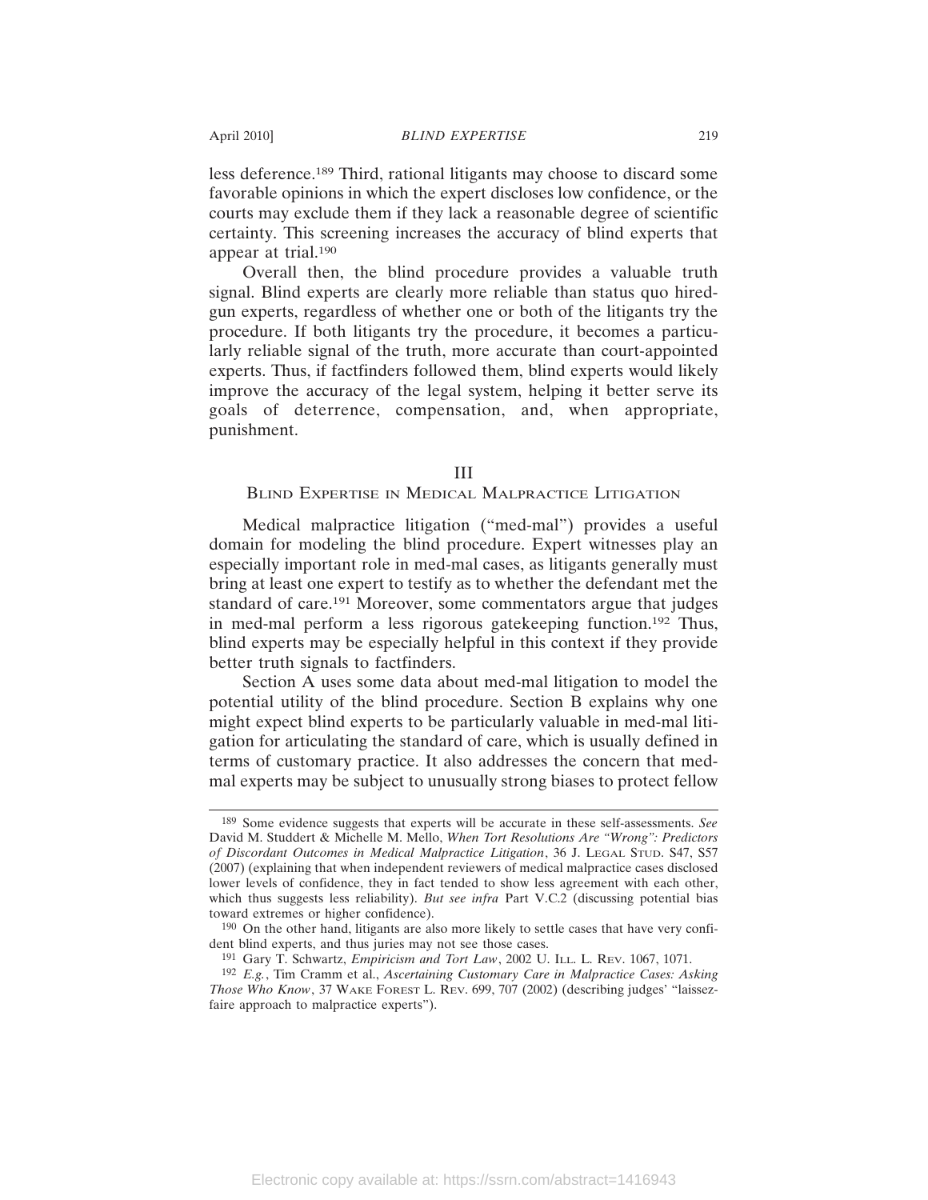less deference.[189] Third, rational litigants may choose to discard some favorable opinions in which the expert discloses low confidence, or the courts may exclude them if they lack a reasonable degree of scientific certainty. This screening increases the accuracy of blind experts that appear at trial.[190]

Overall then, the blind procedure provides a valuable truth signal. Blind experts are clearly more reliable than status quo hired-gun experts, regardless of whether one or both of the litigants try the procedure. If both litigants try the procedure, it becomes a particularly reliable signal of the truth, more accurate than court-appointed experts. Thus, if factfinders followed them, blind experts would likely improve the accuracy of the legal system, helping it better serve its goals of deterrence, compensation, and, when appropriate, punishment.

## III
## Blind Expertise in Medical Malpractice Litigation

Medical malpractice litigation ("med-mal") provides a useful domain for modeling the blind procedure. Expert witnesses play an especially important role in med-mal cases, as litigants generally must bring at least one expert to testify as to whether the defendant met the standard of care.[191] Moreover, some commentators argue that judges in med-mal perform a less rigorous gatekeeping function.[192] Thus, blind experts may be especially helpful in this context if they provide better truth signals to factfinders.

Section A uses some data about med-mal litigation to model the potential utility of the blind procedure. Section B explains why one might expect blind experts to be particularly valuable in med-mal litigation for articulating the standard of care, which is usually defined in terms of customary practice. It also addresses the concern that med-mal experts may be subject to unusually strong biases to protect fellow

---

[189] Some evidence suggests that experts will be accurate in these self-assessments. *See* David M. Studdert & Michelle M. Mello, *When Tort Resolutions Are "Wrong": Predictors of Discordant Outcomes in Medical Malpractice Litigation*, 36 J. Legal Stud. S47, S57 (2007) (explaining that when independent reviewers of medical malpractice cases disclosed lower levels of confidence, they in fact tended to show less agreement with each other, which thus suggests less reliability). *But see infra* Part V.C.2 (discussing potential bias toward extremes or higher confidence).

[190] On the other hand, litigants are also more likely to settle cases that have very confident blind experts, and thus juries may not see those cases.

[191] Gary T. Schwartz, *Empiricism and Tort Law*, 2002 U. Ill. L. Rev. 1067, 1071.

[192] *E.g.*, Tim Cramm et al., *Ascertaining Customary Care in Malpractice Cases: Asking Those Who Know*, 37 Wake Forest L. Rev. 699, 707 (2002) (describing judges' "laissez-faire approach to malpractice experts").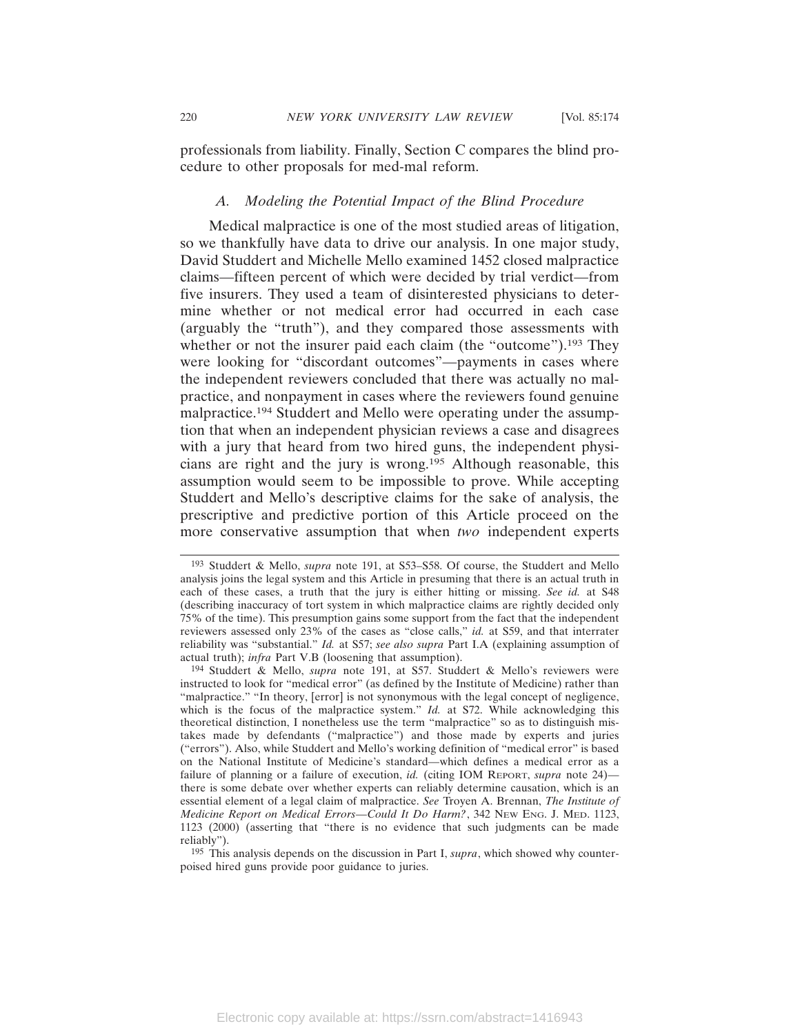professionals from liability. Finally, Section C compares the blind procedure to other proposals for med-mal reform.

### *A. Modeling the Potential Impact of the Blind Procedure*

Medical malpractice is one of the most studied areas of litigation, so we thankfully have data to drive our analysis. In one major study, David Studdert and Michelle Mello examined 1452 closed malpractice claims—fifteen percent of which were decided by trial verdict—from five insurers. They used a team of disinterested physicians to determine whether or not medical error had occurred in each case (arguably the "truth"), and they compared those assessments with whether or not the insurer paid each claim (the "outcome").[193] They were looking for "discordant outcomes"—payments in cases where the independent reviewers concluded that there was actually no malpractice, and nonpayment in cases where the reviewers found genuine malpractice.[194] Studdert and Mello were operating under the assumption that when an independent physician reviews a case and disagrees with a jury that heard from two hired guns, the independent physicians are right and the jury is wrong.[195] Although reasonable, this assumption would seem to be impossible to prove. While accepting Studdert and Mello's descriptive claims for the sake of analysis, the prescriptive and predictive portion of this Article proceed on the more conservative assumption that when *two* independent experts

---

[193] Studdert & Mello, *supra* note 191, at S53–S58. Of course, the Studdert and Mello analysis joins the legal system and this Article in presuming that there is an actual truth in each of these cases, a truth that the jury is either hitting or missing. *See id.* at S48 (describing inaccuracy of tort system in which malpractice claims are rightly decided only 75% of the time). This presumption gains some support from the fact that the independent reviewers assessed only 23% of the cases as "close calls," *id.* at S59, and that interrater reliability was "substantial." *Id.* at S57; *see also supra* Part I.A (explaining assumption of actual truth); *infra* Part V.B (loosening that assumption).

[194] Studdert & Mello, *supra* note 191, at S57. Studdert & Mello's reviewers were instructed to look for "medical error" (as defined by the Institute of Medicine) rather than "malpractice." "In theory, [error] is not synonymous with the legal concept of negligence, which is the focus of the malpractice system." *Id.* at S72. While acknowledging this theoretical distinction, I nonetheless use the term "malpractice" so as to distinguish mistakes made by defendants ("malpractice") and those made by experts and juries ("errors"). Also, while Studdert and Mello's working definition of "medical error" is based on the National Institute of Medicine's standard—which defines a medical error as a failure of planning or a failure of execution, *id.* (citing IOM REPORT, *supra* note 24)—there is some debate over whether experts can reliably determine causation, which is an essential element of a legal claim of malpractice. *See* Troyen A. Brennan, *The Institute of Medicine Report on Medical Errors—Could It Do Harm?*, 342 NEW ENG. J. MED. 1123, 1123 (2000) (asserting that "there is no evidence that such judgments can be made reliably").

[195] This analysis depends on the discussion in Part I, *supra*, which showed why counterpoised hired guns provide poor guidance to juries.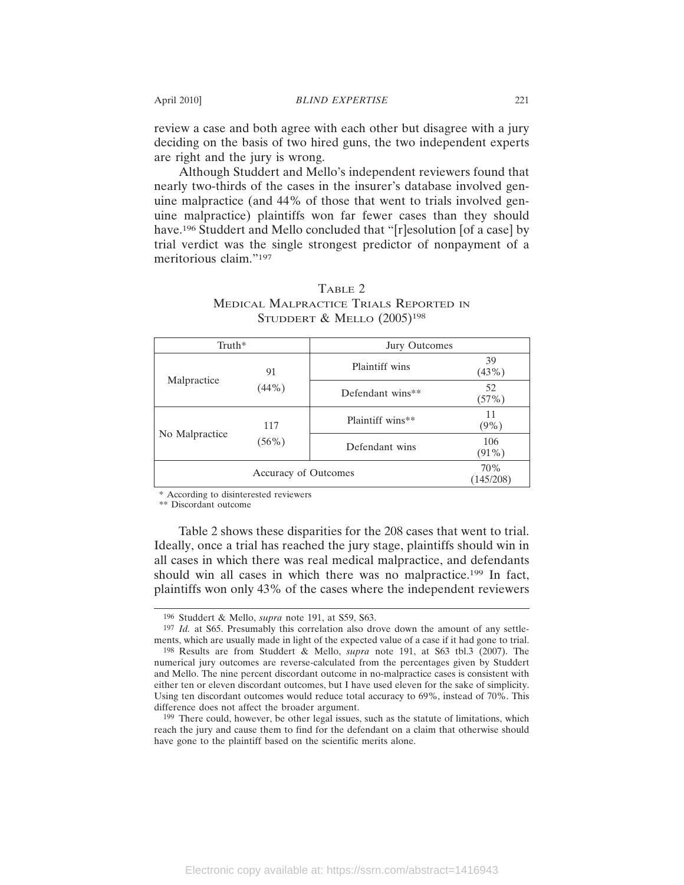review a case and both agree with each other but disagree with a jury deciding on the basis of two hired guns, the two independent experts are right and the jury is wrong.

Although Studdert and Mello's independent reviewers found that nearly two-thirds of the cases in the insurer's database involved genuine malpractice (and 44% of those that went to trials involved genuine malpractice) plaintiffs won far fewer cases than they should have.[196] Studdert and Mello concluded that "[r]esolution [of a case] by trial verdict was the single strongest predictor of nonpayment of a meritorious claim."[197]

TABLE 2
MEDICAL MALPRACTICE TRIALS REPORTED IN STUDDERT & MELLO (2005)[198]

| Truth* | | Jury Outcomes | |
|---|---|---|---|
| Malpractice | 91 (44%) | Plaintiff wins | 39 (43%) |
| | | Defendant wins** | 52 (57%) |
| No Malpractice | 117 (56%) | Plaintiff wins** | 11 (9%) |
| | | Defendant wins | 106 (91%) |
| Accuracy of Outcomes | | | 70% (145/208) |

\* According to disinterested reviewers
\*\* Discordant outcome

Table 2 shows these disparities for the 208 cases that went to trial. Ideally, once a trial has reached the jury stage, plaintiffs should win in all cases in which there was real medical malpractice, and defendants should win all cases in which there was no malpractice.[199] In fact, plaintiffs won only 43% of the cases where the independent reviewers

---

[196] Studdert & Mello, *supra* note 191, at S59, S63.

[197] *Id.* at S65. Presumably this correlation also drove down the amount of any settlements, which are usually made in light of the expected value of a case if it had gone to trial.

[198] Results are from Studdert & Mello, *supra* note 191, at S63 tbl.3 (2007). The numerical jury outcomes are reverse-calculated from the percentages given by Studdert and Mello. The nine percent discordant outcome in no-malpractice cases is consistent with either ten or eleven discordant outcomes, but I have used eleven for the sake of simplicity. Using ten discordant outcomes would reduce total accuracy to 69%, instead of 70%. This difference does not affect the broader argument.

[199] There could, however, be other legal issues, such as the statute of limitations, which reach the jury and cause them to find for the defendant on a claim that otherwise should have gone to the plaintiff based on the scientific merits alone.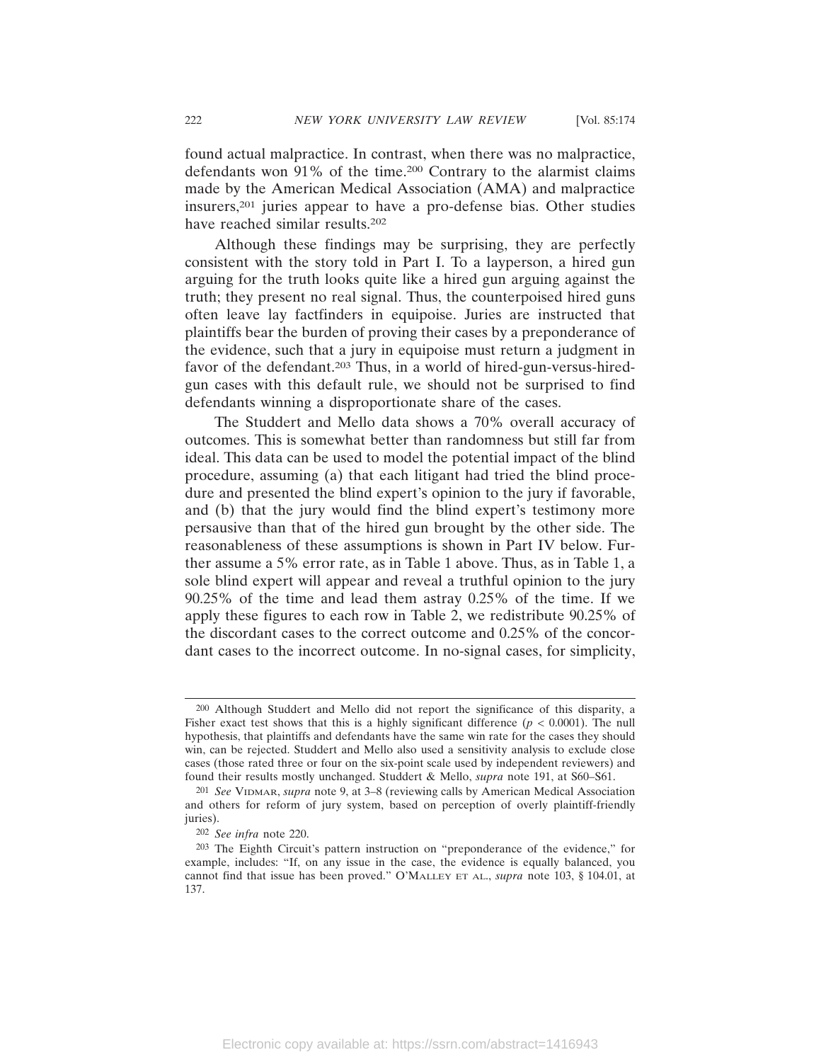found actual malpractice. In contrast, when there was no malpractice, defendants won 91% of the time.[200] Contrary to the alarmist claims made by the American Medical Association (AMA) and malpractice insurers,[201] juries appear to have a pro-defense bias. Other studies have reached similar results.[202]

Although these findings may be surprising, they are perfectly consistent with the story told in Part I. To a layperson, a hired gun arguing for the truth looks quite like a hired gun arguing against the truth; they present no real signal. Thus, the counterpoised hired guns often leave lay factfinders in equipoise. Juries are instructed that plaintiffs bear the burden of proving their cases by a preponderance of the evidence, such that a jury in equipoise must return a judgment in favor of the defendant.[203] Thus, in a world of hired-gun-versus-hired-gun cases with this default rule, we should not be surprised to find defendants winning a disproportionate share of the cases.

The Studdert and Mello data shows a 70% overall accuracy of outcomes. This is somewhat better than randomness but still far from ideal. This data can be used to model the potential impact of the blind procedure, assuming (a) that each litigant had tried the blind procedure and presented the blind expert's opinion to the jury if favorable, and (b) that the jury would find the blind expert's testimony more persuasive than that of the hired gun brought by the other side. The reasonableness of these assumptions is shown in Part IV below. Further assume a 5% error rate, as in Table 1 above. Thus, as in Table 1, a sole blind expert will appear and reveal a truthful opinion to the jury 90.25% of the time and lead them astray 0.25% of the time. If we apply these figures to each row in Table 2, we redistribute 90.25% of the discordant cases to the correct outcome and 0.25% of the concordant cases to the incorrect outcome. In no-signal cases, for simplicity,

---

[200] Although Studdert and Mello did not report the significance of this disparity, a Fisher exact test shows that this is a highly significant difference ($p < 0.0001$). The null hypothesis, that plaintiffs and defendants have the same win rate for the cases they should win, can be rejected. Studdert and Mello also used a sensitivity analysis to exclude close cases (those rated three or four on the six-point scale used by independent reviewers) and found their results mostly unchanged. Studdert & Mello, *supra* note 191, at S60–S61.

[201] *See* Vidmar, *supra* note 9, at 3–8 (reviewing calls by American Medical Association and others for reform of jury system, based on perception of overly plaintiff-friendly juries).

[202] *See infra* note 220.

[203] The Eighth Circuit's pattern instruction on "preponderance of the evidence," for example, includes: "If, on any issue in the case, the evidence is equally balanced, you cannot find that issue has been proved." O'Malley et al., *supra* note 103, § 104.01, at 137.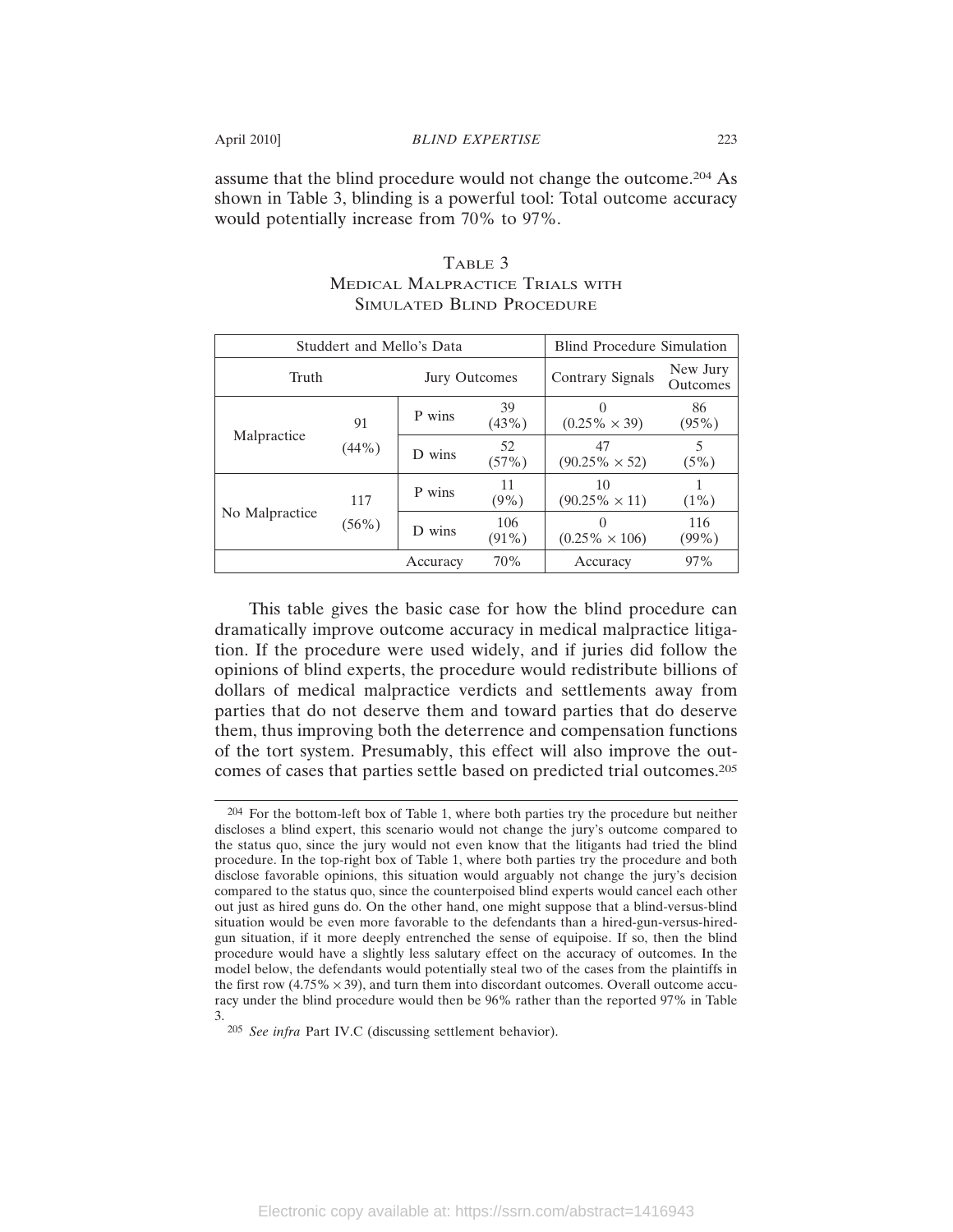assume that the blind procedure would not change the outcome.[204] As shown in Table 3, blinding is a powerful tool: Total outcome accuracy would potentially increase from 70% to 97%.

TABLE 3
MEDICAL MALPRACTICE TRIALS WITH SIMULATED BLIND PROCEDURE

| Studdert and Mello's Data | | | | Blind Procedure Simulation | |
|---|---|---|---|---|---|
| Truth | | Jury Outcomes | | Contrary Signals | New Jury Outcomes |
| Malpractice | 91 (44%) | P wins | 39 (43%) | 0 (0.25% × 39) | 86 (95%) |
| | | D wins | 52 (57%) | 47 (90.25% × 52) | 5 (5%) |
| No Malpractice | 117 (56%) | P wins | 11 (9%) | 10 (90.25% × 11) | 1 (1%) |
| | | D wins | 106 (91%) | 0 (0.25% × 106) | 116 (99%) |
| | | Accuracy | 70% | Accuracy | 97% |

This table gives the basic case for how the blind procedure can dramatically improve outcome accuracy in medical malpractice litigation. If the procedure were used widely, and if juries did follow the opinions of blind experts, the procedure would redistribute billions of dollars of medical malpractice verdicts and settlements away from parties that do not deserve them and toward parties that do deserve them, thus improving both the deterrence and compensation functions of the tort system. Presumably, this effect will also improve the outcomes of cases that parties settle based on predicted trial outcomes.[205]

---

[204] For the bottom-left box of Table 1, where both parties try the procedure but neither discloses a blind expert, this scenario would not change the jury's outcome compared to the status quo, since the jury would not even know that the litigants had tried the blind procedure. In the top-right box of Table 1, where both parties try the procedure and both disclose favorable opinions, this situation would arguably not change the jury's decision compared to the status quo, since the counterpoised blind experts would cancel each other out just as hired guns do. On the other hand, one might suppose that a blind-versus-blind situation would be even more favorable to the defendants than a hired-gun-versus-hired-gun situation, if it more deeply entrenched the sense of equipoise. If so, then the blind procedure would have a slightly less salutary effect on the accuracy of outcomes. In the model below, the defendants would potentially steal two of the cases from the plaintiffs in the first row (4.75% × 39), and turn them into discordant outcomes. Overall outcome accuracy under the blind procedure would then be 96% rather than the reported 97% in Table 3.

[205] *See infra* Part IV.C (discussing settlement behavior).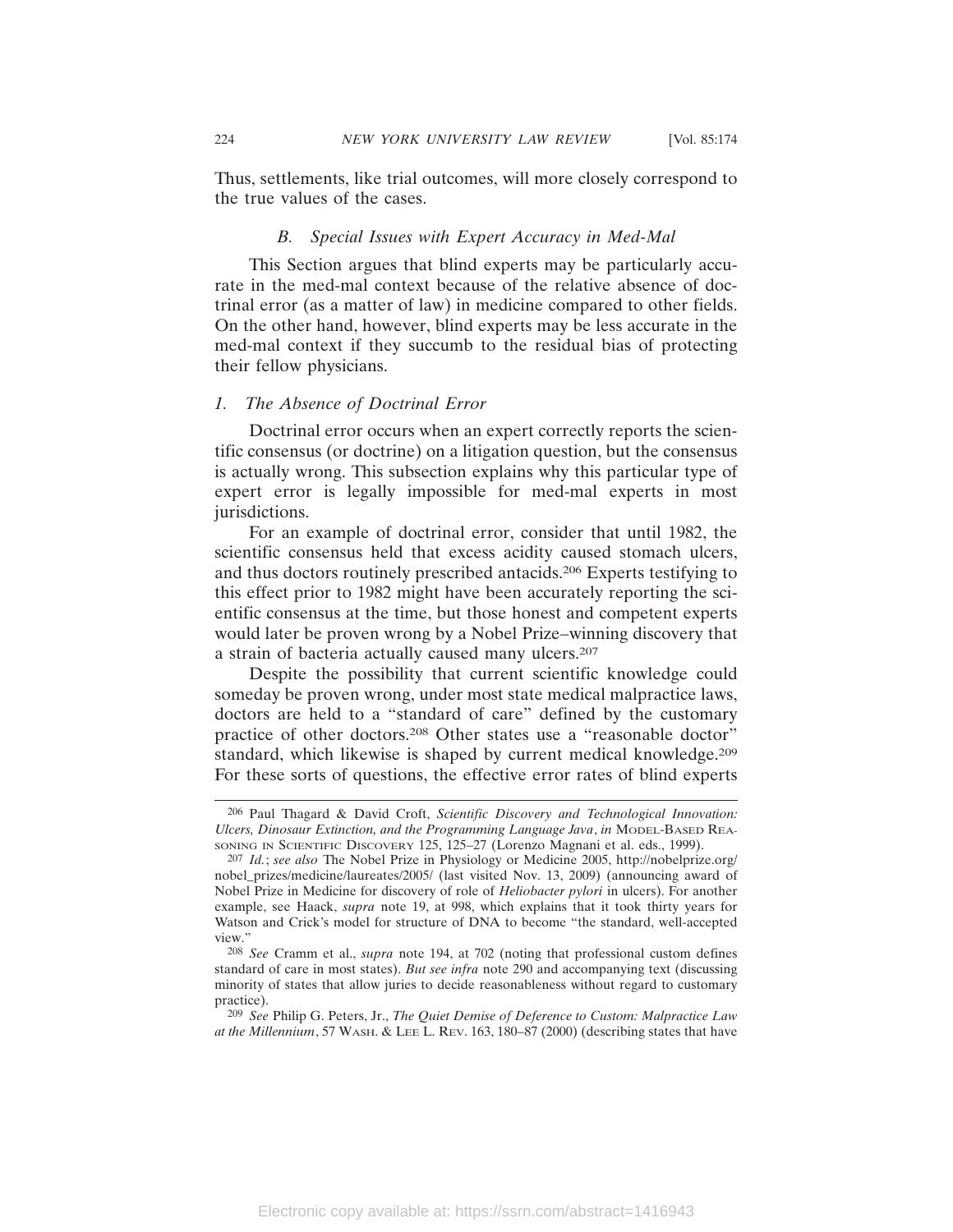Thus, settlements, like trial outcomes, will more closely correspond to the true values of the cases.

### *B. Special Issues with Expert Accuracy in Med-Mal*

This Section argues that blind experts may be particularly accurate in the med-mal context because of the relative absence of doctrinal error (as a matter of law) in medicine compared to other fields. On the other hand, however, blind experts may be less accurate in the med-mal context if they succumb to the residual bias of protecting their fellow physicians.

#### *1. The Absence of Doctrinal Error*

Doctrinal error occurs when an expert correctly reports the scientific consensus (or doctrine) on a litigation question, but the consensus is actually wrong. This subsection explains why this particular type of expert error is legally impossible for med-mal experts in most jurisdictions.

For an example of doctrinal error, consider that until 1982, the scientific consensus held that excess acidity caused stomach ulcers, and thus doctors routinely prescribed antacids.[206] Experts testifying to this effect prior to 1982 might have been accurately reporting the scientific consensus at the time, but those honest and competent experts would later be proven wrong by a Nobel Prize–winning discovery that a strain of bacteria actually caused many ulcers.[207]

Despite the possibility that current scientific knowledge could someday be proven wrong, under most state medical malpractice laws, doctors are held to a "standard of care" defined by the customary practice of other doctors.[208] Other states use a "reasonable doctor" standard, which likewise is shaped by current medical knowledge.[209] For these sorts of questions, the effective error rates of blind experts

---

[206] Paul Thagard & David Croft, *Scientific Discovery and Technological Innovation: Ulcers, Dinosaur Extinction, and the Programming Language Java*, *in* MODEL-BASED REASONING IN SCIENTIFIC DISCOVERY 125, 125–27 (Lorenzo Magnani et al. eds., 1999).

[207] *Id.*; *see also* The Nobel Prize in Physiology or Medicine 2005, http://nobelprize.org/nobel_prizes/medicine/laureates/2005/ (last visited Nov. 13, 2009) (announcing award of Nobel Prize in Medicine for discovery of role of *Heliobacter pylori* in ulcers). For another example, see Haack, *supra* note 19, at 998, which explains that it took thirty years for Watson and Crick's model for structure of DNA to become "the standard, well-accepted view."

[208] *See* Cramm et al., *supra* note 194, at 702 (noting that professional custom defines standard of care in most states). *But see infra* note 290 and accompanying text (discussing minority of states that allow juries to decide reasonableness without regard to customary practice).

[209] *See* Philip G. Peters, Jr., *The Quiet Demise of Deference to Custom: Malpractice Law at the Millennium*, 57 WASH. & LEE L. REV. 163, 180–87 (2000) (describing states that have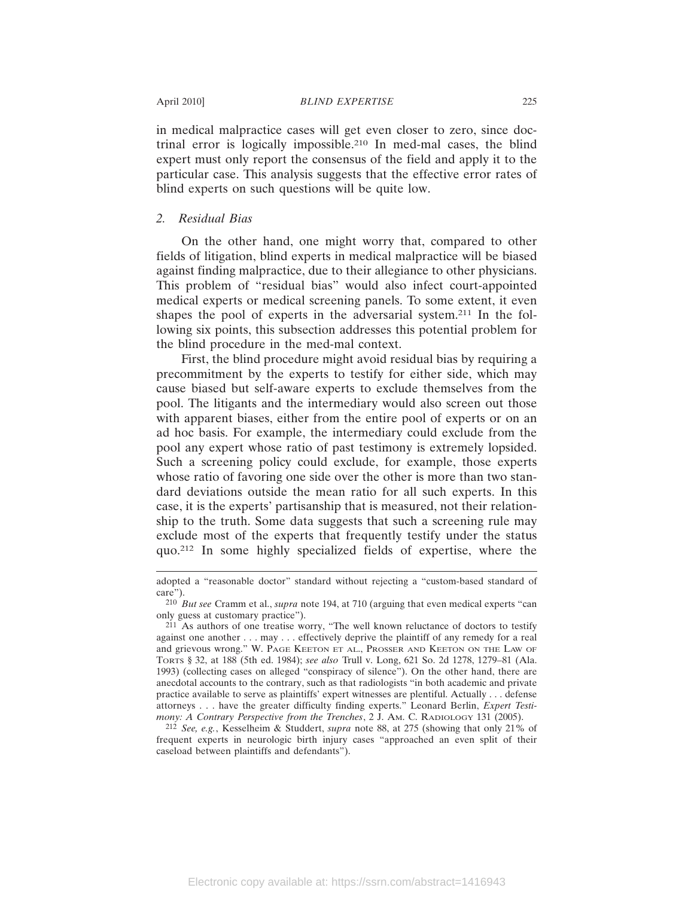in medical malpractice cases will get even closer to zero, since doctrinal error is logically impossible.[210] In med-mal cases, the blind expert must only report the consensus of the field and apply it to the particular case. This analysis suggests that the effective error rates of blind experts on such questions will be quite low.

### *2. Residual Bias*

On the other hand, one might worry that, compared to other fields of litigation, blind experts in medical malpractice will be biased against finding malpractice, due to their allegiance to other physicians. This problem of "residual bias" would also infect court-appointed medical experts or medical screening panels. To some extent, it even shapes the pool of experts in the adversarial system.[211] In the following six points, this subsection addresses this potential problem for the blind procedure in the med-mal context.

First, the blind procedure might avoid residual bias by requiring a precommitment by the experts to testify for either side, which may cause biased but self-aware experts to exclude themselves from the pool. The litigants and the intermediary would also screen out those with apparent biases, either from the entire pool of experts or on an ad hoc basis. For example, the intermediary could exclude from the pool any expert whose ratio of past testimony is extremely lopsided. Such a screening policy could exclude, for example, those experts whose ratio of favoring one side over the other is more than two standard deviations outside the mean ratio for all such experts. In this case, it is the experts' partisanship that is measured, not their relationship to the truth. Some data suggests that such a screening rule may exclude most of the experts that frequently testify under the status quo.[212] In some highly specialized fields of expertise, where the

---

adopted a "reasonable doctor" standard without rejecting a "custom-based standard of care").

[210] *But see* Cramm et al., *supra* note 194, at 710 (arguing that even medical experts "can only guess at customary practice").

[211] As authors of one treatise worry, "The well known reluctance of doctors to testify against one another . . . may . . . effectively deprive the plaintiff of any remedy for a real and grievous wrong." W. PAGE KEETON ET AL., PROSSER AND KEETON ON THE LAW OF TORTS § 32, at 188 (5th ed. 1984); *see also* Trull v. Long, 621 So. 2d 1278, 1279–81 (Ala. 1993) (collecting cases on alleged "conspiracy of silence"). On the other hand, there are anecdotal accounts to the contrary, such as that radiologists "in both academic and private practice available to serve as plaintiffs' expert witnesses are plentiful. Actually . . . defense attorneys . . . have the greater difficulty finding experts." Leonard Berlin, *Expert Testimony: A Contrary Perspective from the Trenches*, 2 J. AM. C. RADIOLOGY 131 (2005).

[212] *See, e.g.*, Kesselheim & Studdert, *supra* note 88, at 275 (showing that only 21% of frequent experts in neurologic birth injury cases "approached an even split of their caseload between plaintiffs and defendants").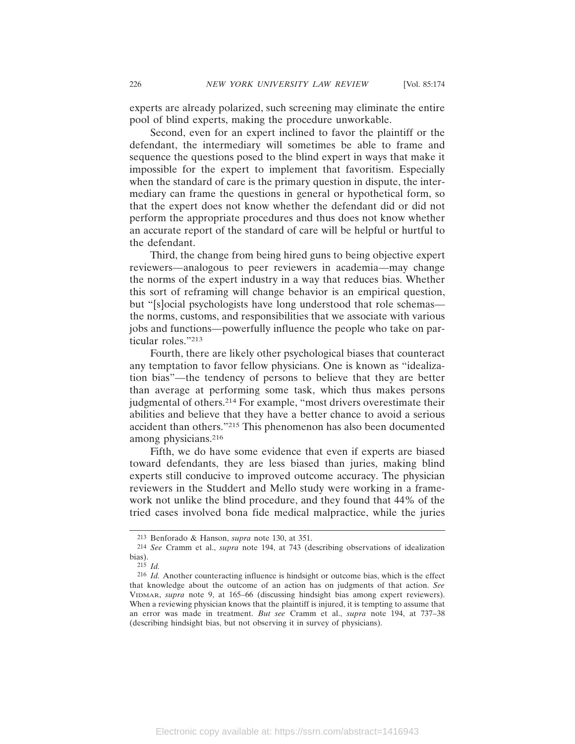experts are already polarized, such screening may eliminate the entire pool of blind experts, making the procedure unworkable.

Second, even for an expert inclined to favor the plaintiff or the defendant, the intermediary will sometimes be able to frame and sequence the questions posed to the blind expert in ways that make it impossible for the expert to implement that favoritism. Especially when the standard of care is the primary question in dispute, the intermediary can frame the questions in general or hypothetical form, so that the expert does not know whether the defendant did or did not perform the appropriate procedures and thus does not know whether an accurate report of the standard of care will be helpful or hurtful to the defendant.

Third, the change from being hired guns to being objective expert reviewers—analogous to peer reviewers in academia—may change the norms of the expert industry in a way that reduces bias. Whether this sort of reframing will change behavior is an empirical question, but "[s]ocial psychologists have long understood that role schemas—the norms, customs, and responsibilities that we associate with various jobs and functions—powerfully influence the people who take on particular roles."[213]

Fourth, there are likely other psychological biases that counteract any temptation to favor fellow physicians. One is known as "idealization bias"—the tendency of persons to believe that they are better than average at performing some task, which thus makes persons judgmental of others.[214] For example, "most drivers overestimate their abilities and believe that they have a better chance to avoid a serious accident than others."[215] This phenomenon has also been documented among physicians.[216]

Fifth, we do have some evidence that even if experts are biased toward defendants, they are less biased than juries, making blind experts still conducive to improved outcome accuracy. The physician reviewers in the Studdert and Mello study were working in a framework not unlike the blind procedure, and they found that 44% of the tried cases involved bona fide medical malpractice, while the juries

---

[213] Benforado & Hanson, *supra* note 130, at 351.

[214] *See* Cramm et al., *supra* note 194, at 743 (describing observations of idealization bias).

[215] *Id.*

[216] *Id.* Another counteracting influence is hindsight or outcome bias, which is the effect that knowledge about the outcome of an action has on judgments of that action. *See* VIDMAR, *supra* note 9, at 165–66 (discussing hindsight bias among expert reviewers). When a reviewing physician knows that the plaintiff is injured, it is tempting to assume that an error was made in treatment. *But see* Cramm et al., *supra* note 194, at 737–38 (describing hindsight bias, but not observing it in survey of physicians).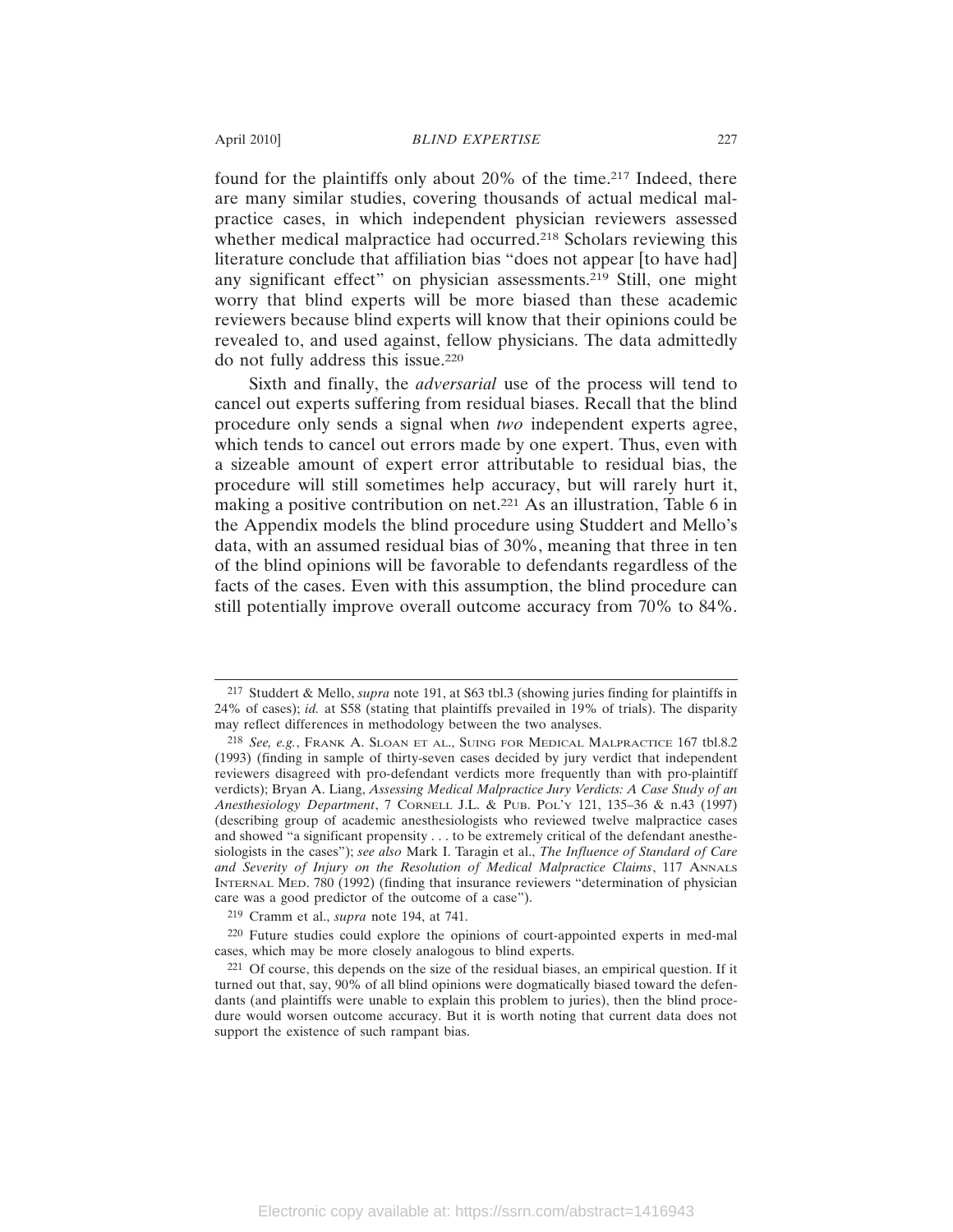found for the plaintiffs only about 20% of the time.[217] Indeed, there are many similar studies, covering thousands of actual medical malpractice cases, in which independent physician reviewers assessed whether medical malpractice had occurred.[218] Scholars reviewing this literature conclude that affiliation bias "does not appear [to have had] any significant effect" on physician assessments.[219] Still, one might worry that blind experts will be more biased than these academic reviewers because blind experts will know that their opinions could be revealed to, and used against, fellow physicians. The data admittedly do not fully address this issue.[220]

Sixth and finally, the *adversarial* use of the process will tend to cancel out experts suffering from residual biases. Recall that the blind procedure only sends a signal when *two* independent experts agree, which tends to cancel out errors made by one expert. Thus, even with a sizeable amount of expert error attributable to residual bias, the procedure will still sometimes help accuracy, but will rarely hurt it, making a positive contribution on net.[221] As an illustration, Table 6 in the Appendix models the blind procedure using Studdert and Mello's data, with an assumed residual bias of 30%, meaning that three in ten of the blind opinions will be favorable to defendants regardless of the facts of the cases. Even with this assumption, the blind procedure can still potentially improve overall outcome accuracy from 70% to 84%.

---

[217] Studdert & Mello, *supra* note 191, at S63 tbl.3 (showing juries finding for plaintiffs in 24% of cases); *id.* at S58 (stating that plaintiffs prevailed in 19% of trials). The disparity may reflect differences in methodology between the two analyses.

[218] *See, e.g.*, FRANK A. SLOAN ET AL., SUING FOR MEDICAL MALPRACTICE 167 tbl.8.2 (1993) (finding in sample of thirty-seven cases decided by jury verdict that independent reviewers disagreed with pro-defendant verdicts more frequently than with pro-plaintiff verdicts); Bryan A. Liang, *Assessing Medical Malpractice Jury Verdicts: A Case Study of an Anesthesiology Department*, 7 CORNELL J.L. & PUB. POL'Y 121, 135–36 & n.43 (1997) (describing group of academic anesthesiologists who reviewed twelve malpractice cases and showed "a significant propensity . . . to be extremely critical of the defendant anesthesiologists in the cases"); *see also* Mark I. Taragin et al., *The Influence of Standard of Care and Severity of Injury on the Resolution of Medical Malpractice Claims*, 117 ANNALS INTERNAL MED. 780 (1992) (finding that insurance reviewers "determination of physician care was a good predictor of the outcome of a case").

[219] Cramm et al., *supra* note 194, at 741.

[220] Future studies could explore the opinions of court-appointed experts in med-mal cases, which may be more closely analogous to blind experts.

[221] Of course, this depends on the size of the residual biases, an empirical question. If it turned out that, say, 90% of all blind opinions were dogmatically biased toward the defendants (and plaintiffs were unable to explain this problem to juries), then the blind procedure would worsen outcome accuracy. But it is worth noting that current data does not support the existence of such rampant bias.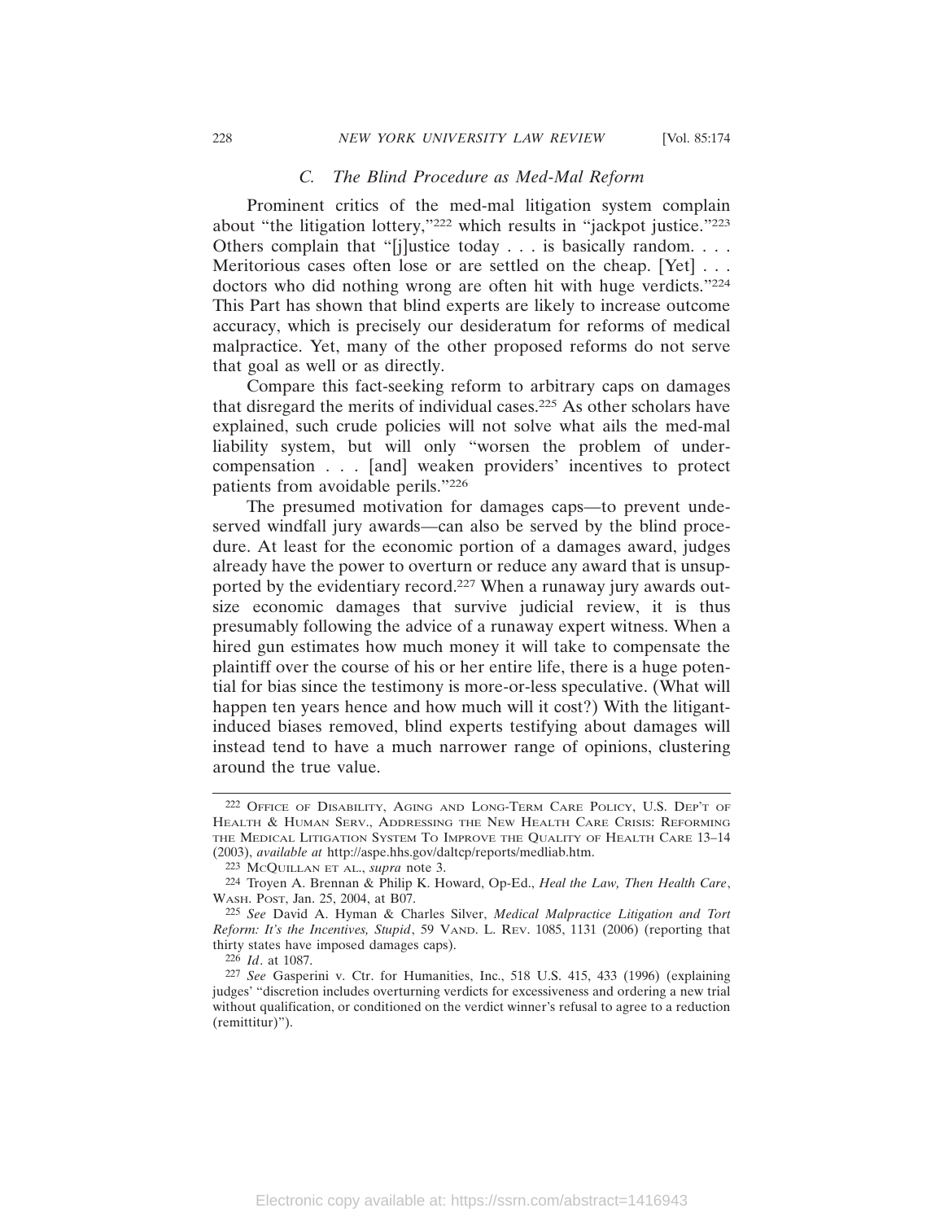### C. *The Blind Procedure as Med-Mal Reform*

Prominent critics of the med-mal litigation system complain about "the litigation lottery,"[222] which results in "jackpot justice."[223] Others complain that "[j]ustice today . . . is basically random. . . . Meritorious cases often lose or are settled on the cheap. [Yet] . . . doctors who did nothing wrong are often hit with huge verdicts."[224] This Part has shown that blind experts are likely to increase outcome accuracy, which is precisely our desideratum for reforms of medical malpractice. Yet, many of the other proposed reforms do not serve that goal as well or as directly.

Compare this fact-seeking reform to arbitrary caps on damages that disregard the merits of individual cases.[225] As other scholars have explained, such crude policies will not solve what ails the med-mal liability system, but will only "worsen the problem of under-compensation . . . [and] weaken providers' incentives to protect patients from avoidable perils."[226]

The presumed motivation for damages caps—to prevent undeserved windfall jury awards—can also be served by the blind procedure. At least for the economic portion of a damages award, judges already have the power to overturn or reduce any award that is unsupported by the evidentiary record.[227] When a runaway jury awards outsize economic damages that survive judicial review, it is thus presumably following the advice of a runaway expert witness. When a hired gun estimates how much money it will take to compensate the plaintiff over the course of his or her entire life, there is a huge potential for bias since the testimony is more-or-less speculative. (What will happen ten years hence and how much will it cost?) With the litigant-induced biases removed, blind experts testifying about damages will instead tend to have a much narrower range of opinions, clustering around the true value.

---

[222] Office of Disability, Aging and Long-Term Care Policy, U.S. Dep't of Health & Human Serv., Addressing the New Health Care Crisis: Reforming the Medical Litigation System To Improve the Quality of Health Care 13–14 (2003), *available at* http://aspe.hhs.gov/daltcp/reports/medliab.htm.

[223] McQuillan et al., *supra* note 3.

[224] Troyen A. Brennan & Philip K. Howard, Op-Ed., *Heal the Law, Then Health Care*, Wash. Post, Jan. 25, 2004, at B07.

[225] *See* David A. Hyman & Charles Silver, *Medical Malpractice Litigation and Tort Reform: It's the Incentives, Stupid*, 59 Vand. L. Rev. 1085, 1131 (2006) (reporting that thirty states have imposed damages caps).

[226] *Id*. at 1087.

[227] *See* Gasperini v. Ctr. for Humanities, Inc., 518 U.S. 415, 433 (1996) (explaining judges' "discretion includes overturning verdicts for excessiveness and ordering a new trial without qualification, or conditioned on the verdict winner's refusal to agree to a reduction (remittitur)").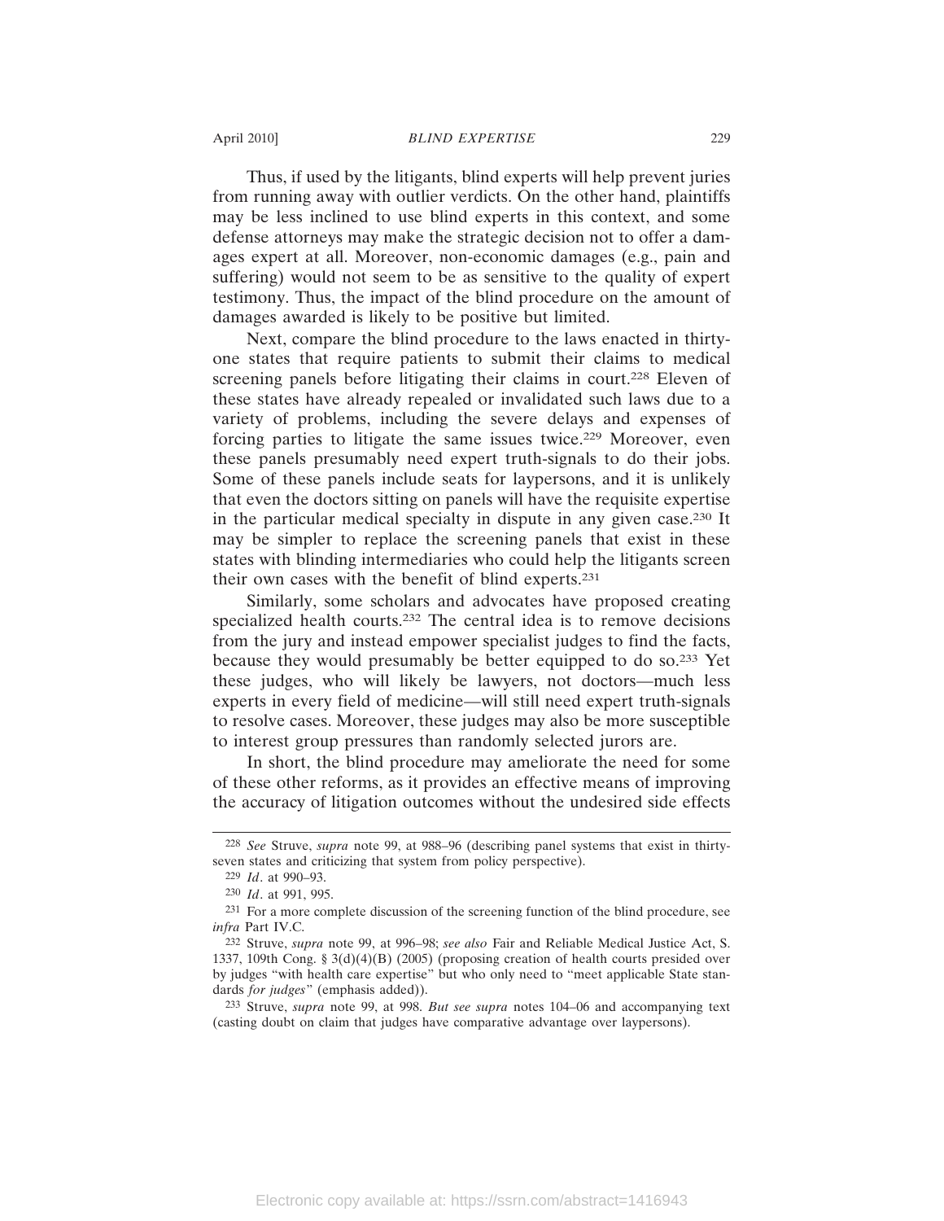Thus, if used by the litigants, blind experts will help prevent juries from running away with outlier verdicts. On the other hand, plaintiffs may be less inclined to use blind experts in this context, and some defense attorneys may make the strategic decision not to offer a damages expert at all. Moreover, non-economic damages (e.g., pain and suffering) would not seem to be as sensitive to the quality of expert testimony. Thus, the impact of the blind procedure on the amount of damages awarded is likely to be positive but limited.

Next, compare the blind procedure to the laws enacted in thirty-one states that require patients to submit their claims to medical screening panels before litigating their claims in court.[228] Eleven of these states have already repealed or invalidated such laws due to a variety of problems, including the severe delays and expenses of forcing parties to litigate the same issues twice.[229] Moreover, even these panels presumably need expert truth-signals to do their jobs. Some of these panels include seats for laypersons, and it is unlikely that even the doctors sitting on panels will have the requisite expertise in the particular medical specialty in dispute in any given case.[230] It may be simpler to replace the screening panels that exist in these states with blinding intermediaries who could help the litigants screen their own cases with the benefit of blind experts.[231]

Similarly, some scholars and advocates have proposed creating specialized health courts.[232] The central idea is to remove decisions from the jury and instead empower specialist judges to find the facts, because they would presumably be better equipped to do so.[233] Yet these judges, who will likely be lawyers, not doctors—much less experts in every field of medicine—will still need expert truth-signals to resolve cases. Moreover, these judges may also be more susceptible to interest group pressures than randomly selected jurors are.

In short, the blind procedure may ameliorate the need for some of these other reforms, as it provides an effective means of improving the accuracy of litigation outcomes without the undesired side effects

---

[228] *See* Struve, *supra* note 99, at 988–96 (describing panel systems that exist in thirty-seven states and criticizing that system from policy perspective).

[229] *Id*. at 990–93.

[230] *Id*. at 991, 995.

[231] For a more complete discussion of the screening function of the blind procedure, see *infra* Part IV.C.

[232] Struve, *supra* note 99, at 996–98; *see also* Fair and Reliable Medical Justice Act, S. 1337, 109th Cong. § 3(d)(4)(B) (2005) (proposing creation of health courts presided over by judges "with health care expertise" but who only need to "meet applicable State standards *for judges*" (emphasis added)).

[233] Struve, *supra* note 99, at 998. *But see supra* notes 104–06 and accompanying text (casting doubt on claim that judges have comparative advantage over laypersons).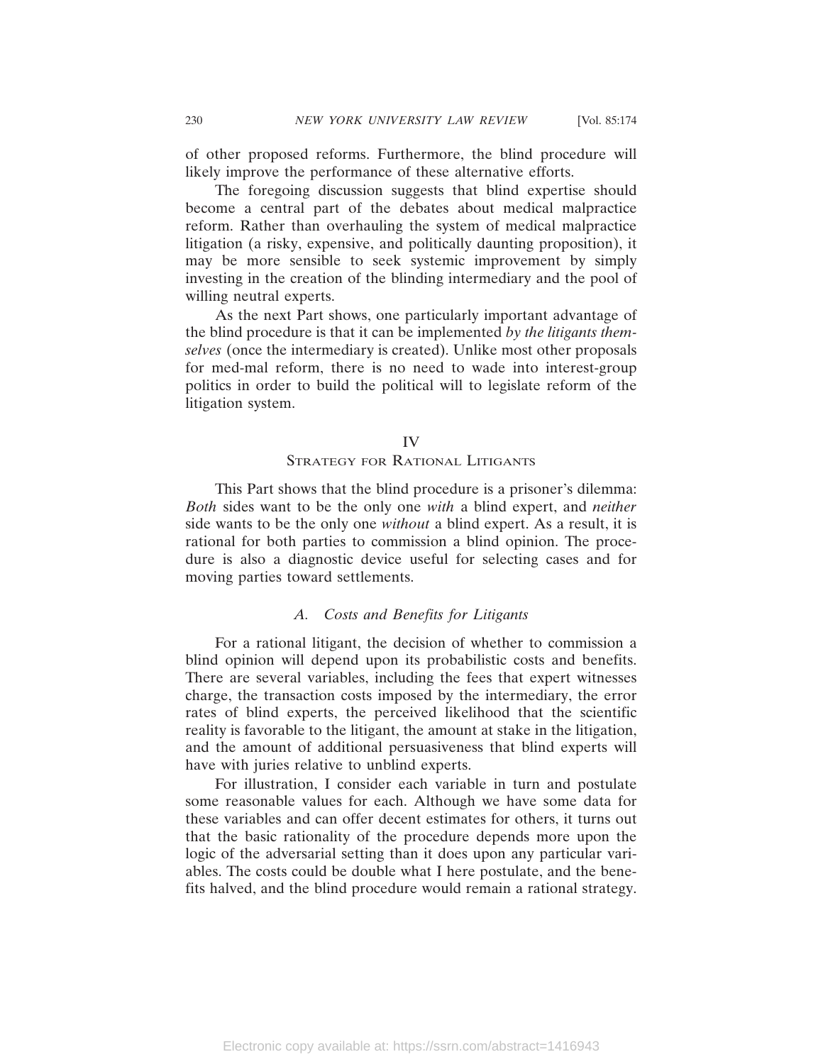of other proposed reforms. Furthermore, the blind procedure will likely improve the performance of these alternative efforts.

The foregoing discussion suggests that blind expertise should become a central part of the debates about medical malpractice reform. Rather than overhauling the system of medical malpractice litigation (a risky, expensive, and politically daunting proposition), it may be more sensible to seek systemic improvement by simply investing in the creation of the blinding intermediary and the pool of willing neutral experts.

As the next Part shows, one particularly important advantage of the blind procedure is that it can be implemented *by the litigants themselves* (once the intermediary is created). Unlike most other proposals for med-mal reform, there is no need to wade into interest-group politics in order to build the political will to legislate reform of the litigation system.

## IV
## Strategy for Rational Litigants

This Part shows that the blind procedure is a prisoner's dilemma: *Both* sides want to be the only one *with* a blind expert, and *neither* side wants to be the only one *without* a blind expert. As a result, it is rational for both parties to commission a blind opinion. The procedure is also a diagnostic device useful for selecting cases and for moving parties toward settlements.

### A. *Costs and Benefits for Litigants*

For a rational litigant, the decision of whether to commission a blind opinion will depend upon its probabilistic costs and benefits. There are several variables, including the fees that expert witnesses charge, the transaction costs imposed by the intermediary, the error rates of blind experts, the perceived likelihood that the scientific reality is favorable to the litigant, the amount at stake in the litigation, and the amount of additional persuasiveness that blind experts will have with juries relative to unblind experts.

For illustration, I consider each variable in turn and postulate some reasonable values for each. Although we have some data for these variables and can offer decent estimates for others, it turns out that the basic rationality of the procedure depends more upon the logic of the adversarial setting than it does upon any particular variables. The costs could be double what I here postulate, and the benefits halved, and the blind procedure would remain a rational strategy.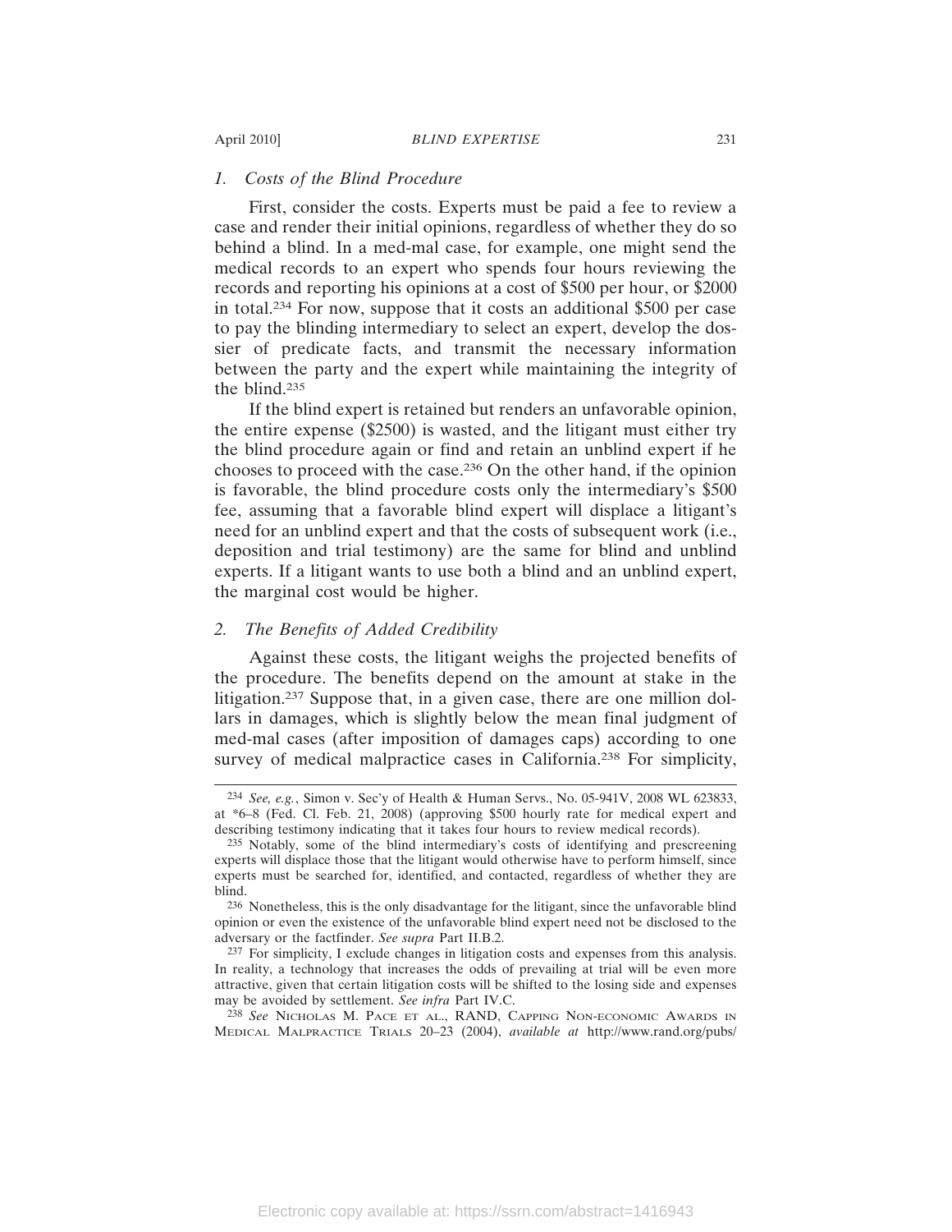### 1. *Costs of the Blind Procedure*

First, consider the costs. Experts must be paid a fee to review a case and render their initial opinions, regardless of whether they do so behind a blind. In a med-mal case, for example, one might send the medical records to an expert who spends four hours reviewing the records and reporting his opinions at a cost of $500 per hour, or $2000 in total.[234] For now, suppose that it costs an additional $500 per case to pay the blinding intermediary to select an expert, develop the dossier of predicate facts, and transmit the necessary information between the party and the expert while maintaining the integrity of the blind.[235]

If the blind expert is retained but renders an unfavorable opinion, the entire expense ($2500) is wasted, and the litigant must either try the blind procedure again or find and retain an unblind expert if he chooses to proceed with the case.[236] On the other hand, if the opinion is favorable, the blind procedure costs only the intermediary's $500 fee, assuming that a favorable blind expert will displace a litigant's need for an unblind expert and that the costs of subsequent work (i.e., deposition and trial testimony) are the same for blind and unblind experts. If a litigant wants to use both a blind and an unblind expert, the marginal cost would be higher.

### 2. *The Benefits of Added Credibility*

Against these costs, the litigant weighs the projected benefits of the procedure. The benefits depend on the amount at stake in the litigation.[237] Suppose that, in a given case, there are one million dollars in damages, which is slightly below the mean final judgment of med-mal cases (after imposition of damages caps) according to one survey of medical malpractice cases in California.[238] For simplicity,

---

[234] *See, e.g.*, Simon v. Sec'y of Health & Human Servs., No. 05-941V, 2008 WL 623833, at *6–8 (Fed. Cl. Feb. 21, 2008) (approving $500 hourly rate for medical expert and describing testimony indicating that it takes four hours to review medical records).

[235] Notably, some of the blind intermediary's costs of identifying and prescreening experts will displace those that the litigant would otherwise have to perform himself, since experts must be searched for, identified, and contacted, regardless of whether they are blind.

[236] Nonetheless, this is the only disadvantage for the litigant, since the unfavorable blind opinion or even the existence of the unfavorable blind expert need not be disclosed to the adversary or the factfinder. *See supra* Part II.B.2.

[237] For simplicity, I exclude changes in litigation costs and expenses from this analysis. In reality, a technology that increases the odds of prevailing at trial will be even more attractive, given that certain litigation costs will be shifted to the losing side and expenses may be avoided by settlement. *See infra* Part IV.C.

[238] *See* Nicholas M. Pace et al., RAND, Capping Non-economic Awards in Medical Malpractice Trials 20–23 (2004), *available at* http://www.rand.org/pubs/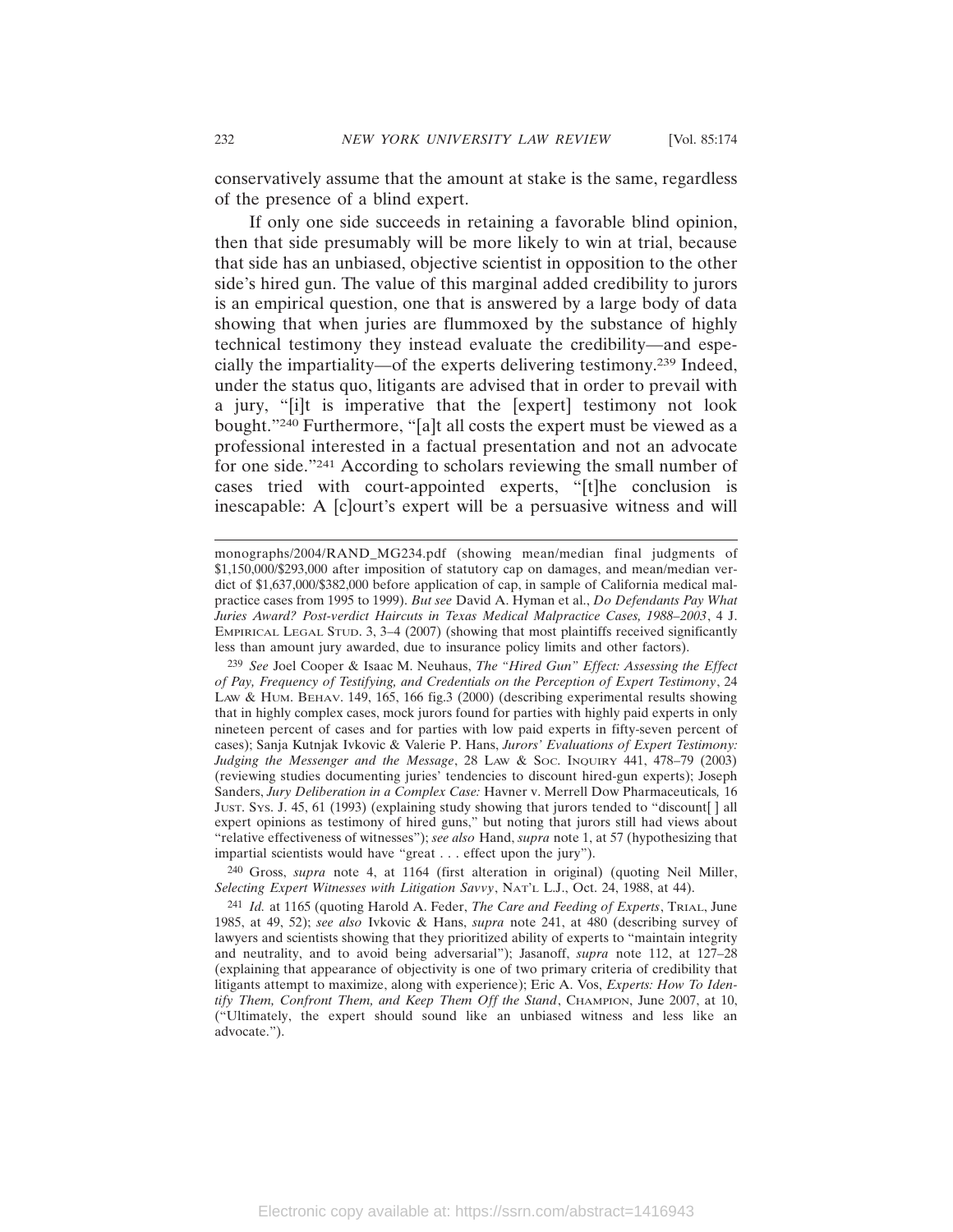conservatively assume that the amount at stake is the same, regardless of the presence of a blind expert.

If only one side succeeds in retaining a favorable blind opinion, then that side presumably will be more likely to win at trial, because that side has an unbiased, objective scientist in opposition to the other side's hired gun. The value of this marginal added credibility to jurors is an empirical question, one that is answered by a large body of data showing that when juries are flummoxed by the substance of highly technical testimony they instead evaluate the credibility—and especially the impartiality—of the experts delivering testimony.[239] Indeed, under the status quo, litigants are advised that in order to prevail with a jury, "[i]t is imperative that the [expert] testimony not look bought."[240] Furthermore, "[a]t all costs the expert must be viewed as a professional interested in a factual presentation and not an advocate for one side."[241] According to scholars reviewing the small number of cases tried with court-appointed experts, "[t]he conclusion is inescapable: A [c]ourt's expert will be a persuasive witness and will

---

monographs/2004/RAND_MG234.pdf (showing mean/median final judgments of $1,150,000/$293,000 after imposition of statutory cap on damages, and mean/median verdict of $1,637,000/$382,000 before application of cap, in sample of California medical malpractice cases from 1995 to 1999). *But see* David A. Hyman et al., *Do Defendants Pay What Juries Award? Post-verdict Haircuts in Texas Medical Malpractice Cases, 1988–2003*, 4 J. EMPIRICAL LEGAL STUD. 3, 3–4 (2007) (showing that most plaintiffs received significantly less than amount jury awarded, due to insurance policy limits and other factors).

[239] *See* Joel Cooper & Isaac M. Neuhaus, *The "Hired Gun" Effect: Assessing the Effect of Pay, Frequency of Testifying, and Credentials on the Perception of Expert Testimony*, 24 LAW & HUM. BEHAV. 149, 165, 166 fig.3 (2000) (describing experimental results showing that in highly complex cases, mock jurors found for parties with highly paid experts in only nineteen percent of cases and for parties with low paid experts in fifty-seven percent of cases); Sanja Kutnjak Ivkovic & Valerie P. Hans, *Jurors' Evaluations of Expert Testimony: Judging the Messenger and the Message*, 28 LAW & SOC. INQUIRY 441, 478–79 (2003) (reviewing studies documenting juries' tendencies to discount hired-gun experts); Joseph Sanders, *Jury Deliberation in a Complex Case:* Havner v. Merrell Dow Pharmaceuticals*,* 16 JUST. SYS. J. 45, 61 (1993) (explaining study showing that jurors tended to "discount[ ] all expert opinions as testimony of hired guns," but noting that jurors still had views about "relative effectiveness of witnesses"); *see also* Hand, *supra* note 1, at 57 (hypothesizing that impartial scientists would have "great . . . effect upon the jury").

[240] Gross, *supra* note 4, at 1164 (first alteration in original) (quoting Neil Miller, *Selecting Expert Witnesses with Litigation Savvy*, NAT'L L.J., Oct. 24, 1988, at 44).

[241] *Id.* at 1165 (quoting Harold A. Feder, *The Care and Feeding of Experts*, TRIAL, June 1985, at 49, 52); *see also* Ivkovic & Hans, *supra* note 241, at 480 (describing survey of lawyers and scientists showing that they prioritized ability of experts to "maintain integrity and neutrality, and to avoid being adversarial"); Jasanoff, *supra* note 112, at 127–28 (explaining that appearance of objectivity is one of two primary criteria of credibility that litigants attempt to maximize, along with experience); Eric A. Vos, *Experts: How To Identify Them, Confront Them, and Keep Them Off the Stand*, CHAMPION, June 2007, at 10, ("Ultimately, the expert should sound like an unbiased witness and less like an advocate.").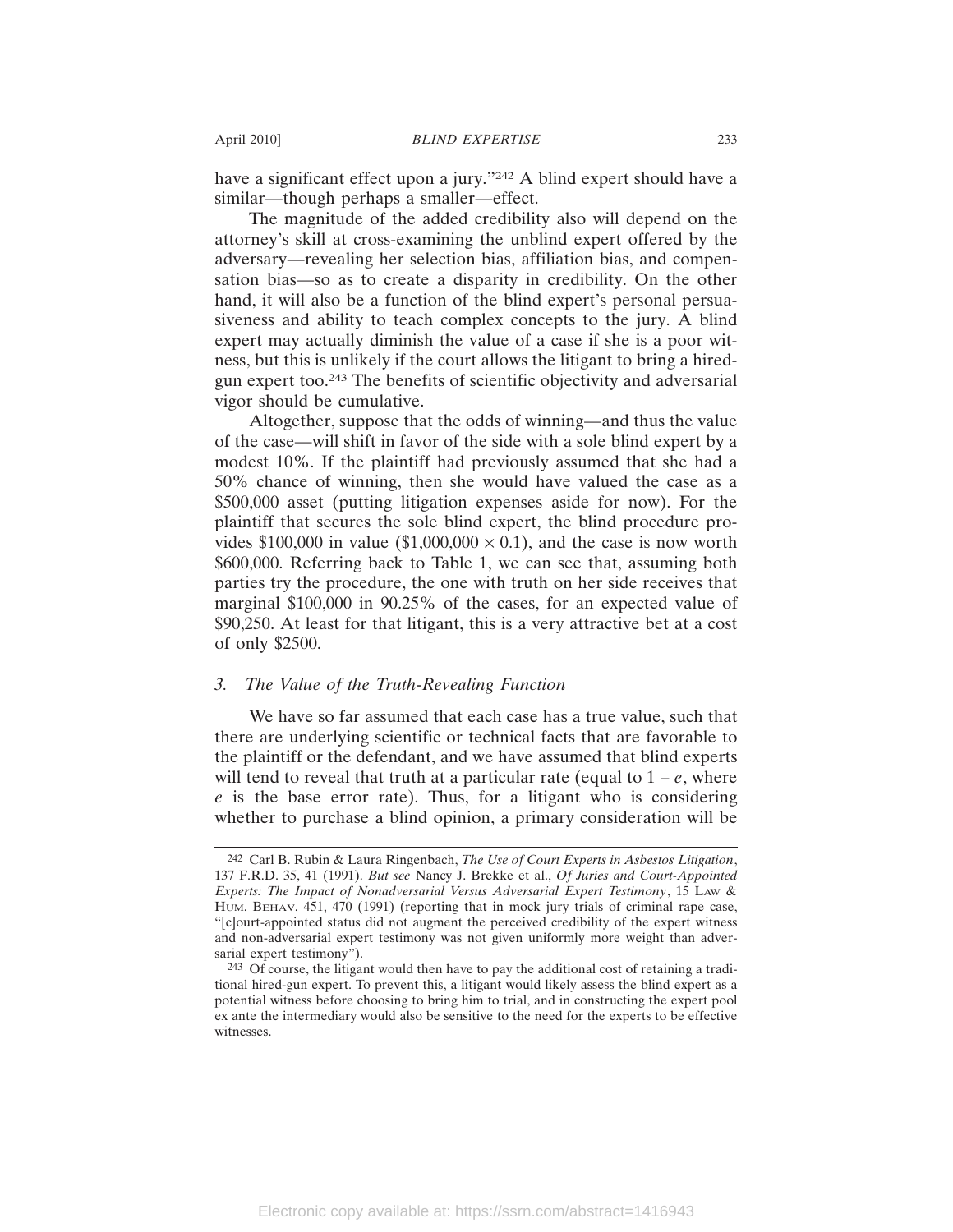have a significant effect upon a jury."[242] A blind expert should have a similar—though perhaps a smaller—effect.

The magnitude of the added credibility also will depend on the attorney's skill at cross-examining the unblind expert offered by the adversary—revealing her selection bias, affiliation bias, and compensation bias—so as to create a disparity in credibility. On the other hand, it will also be a function of the blind expert's personal persuasiveness and ability to teach complex concepts to the jury. A blind expert may actually diminish the value of a case if she is a poor witness, but this is unlikely if the court allows the litigant to bring a hired-gun expert too.[243] The benefits of scientific objectivity and adversarial vigor should be cumulative.

Altogether, suppose that the odds of winning—and thus the value of the case—will shift in favor of the side with a sole blind expert by a modest 10%. If the plaintiff had previously assumed that she had a 50% chance of winning, then she would have valued the case as a \$500,000 asset (putting litigation expenses aside for now). For the plaintiff that secures the sole blind expert, the blind procedure provides \$100,000 in value ($\$1,000,000 \times 0.1$), and the case is now worth \$600,000. Referring back to Table 1, we can see that, assuming both parties try the procedure, the one with truth on her side receives that marginal \$100,000 in 90.25% of the cases, for an expected value of \$90,250. At least for that litigant, this is a very attractive bet at a cost of only \$2500.

### 3. *The Value of the Truth-Revealing Function*

We have so far assumed that each case has a true value, such that there are underlying scientific or technical facts that are favorable to the plaintiff or the defendant, and we have assumed that blind experts will tend to reveal that truth at a particular rate (equal to $1 - e$, where $e$ is the base error rate). Thus, for a litigant who is considering whether to purchase a blind opinion, a primary consideration will be

---

[242] Carl B. Rubin & Laura Ringenbach, *The Use of Court Experts in Asbestos Litigation*, 137 F.R.D. 35, 41 (1991). *But see* Nancy J. Brekke et al., *Of Juries and Court-Appointed Experts: The Impact of Nonadversarial Versus Adversarial Expert Testimony*, 15 LAW & HUM. BEHAV. 451, 470 (1991) (reporting that in mock jury trials of criminal rape case, "[c]ourt-appointed status did not augment the perceived credibility of the expert witness and non-adversarial expert testimony was not given uniformly more weight than adversarial expert testimony").

[243] Of course, the litigant would then have to pay the additional cost of retaining a traditional hired-gun expert. To prevent this, a litigant would likely assess the blind expert as a potential witness before choosing to bring him to trial, and in constructing the expert pool ex ante the intermediary would also be sensitive to the need for the experts to be effective witnesses.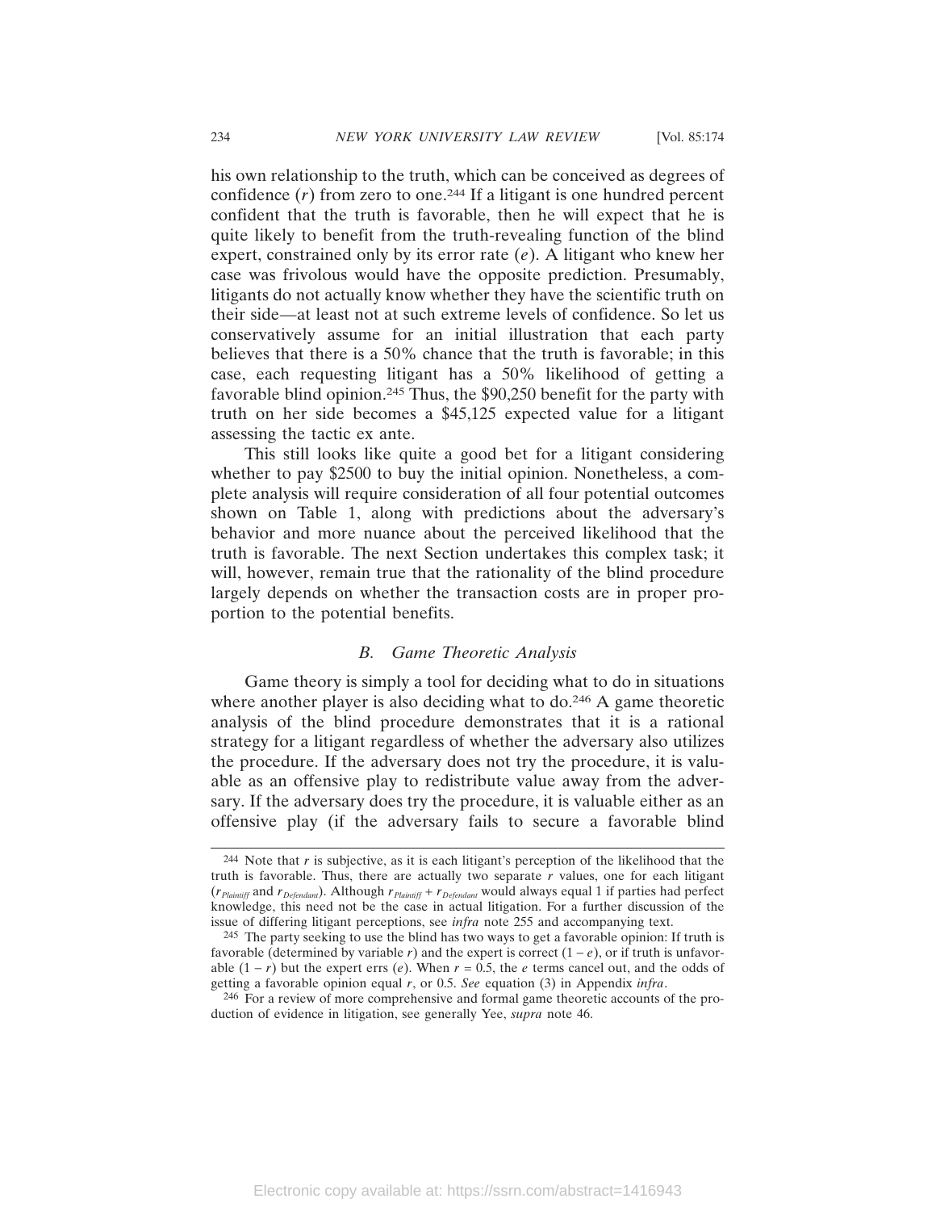his own relationship to the truth, which can be conceived as degrees of confidence ($r$) from zero to one.[244] If a litigant is one hundred percent confident that the truth is favorable, then he will expect that he is quite likely to benefit from the truth-revealing function of the blind expert, constrained only by its error rate ($e$). A litigant who knew her case was frivolous would have the opposite prediction. Presumably, litigants do not actually know whether they have the scientific truth on their side—at least not at such extreme levels of confidence. So let us conservatively assume for an initial illustration that each party believes that there is a 50% chance that the truth is favorable; in this case, each requesting litigant has a 50% likelihood of getting a favorable blind opinion.[245] Thus, the \$90,250 benefit for the party with truth on her side becomes a \$45,125 expected value for a litigant assessing the tactic ex ante.

This still looks like quite a good bet for a litigant considering whether to pay \$2500 to buy the initial opinion. Nonetheless, a complete analysis will require consideration of all four potential outcomes shown on Table 1, along with predictions about the adversary's behavior and more nuance about the perceived likelihood that the truth is favorable. The next Section undertakes this complex task; it will, however, remain true that the rationality of the blind procedure largely depends on whether the transaction costs are in proper proportion to the potential benefits.

### *B. Game Theoretic Analysis*

Game theory is simply a tool for deciding what to do in situations where another player is also deciding what to do.[246] A game theoretic analysis of the blind procedure demonstrates that it is a rational strategy for a litigant regardless of whether the adversary also utilizes the procedure. If the adversary does not try the procedure, it is valuable as an offensive play to redistribute value away from the adversary. If the adversary does try the procedure, it is valuable either as an offensive play (if the adversary fails to secure a favorable blind

---

[244] Note that $r$ is subjective, as it is each litigant's perception of the likelihood that the truth is favorable. Thus, there are actually two separate $r$ values, one for each litigant ($r_{Plaintiff}$ and $r_{Defendant}$). Although $r_{Plaintiff} + r_{Defendant}$ would always equal 1 if parties had perfect knowledge, this need not be the case in actual litigation. For a further discussion of the issue of differing litigant perceptions, see *infra* note 255 and accompanying text.

[245] The party seeking to use the blind has two ways to get a favorable opinion: If truth is favorable (determined by variable $r$) and the expert is correct $(1 - e)$, or if truth is unfavorable $(1 - r)$ but the expert errs ($e$). When $r = 0.5$, the $e$ terms cancel out, and the odds of getting a favorable opinion equal $r$, or 0.5. *See* equation (3) in Appendix *infra*.

[246] For a review of more comprehensive and formal game theoretic accounts of the production of evidence in litigation, see generally Yee, *supra* note 46.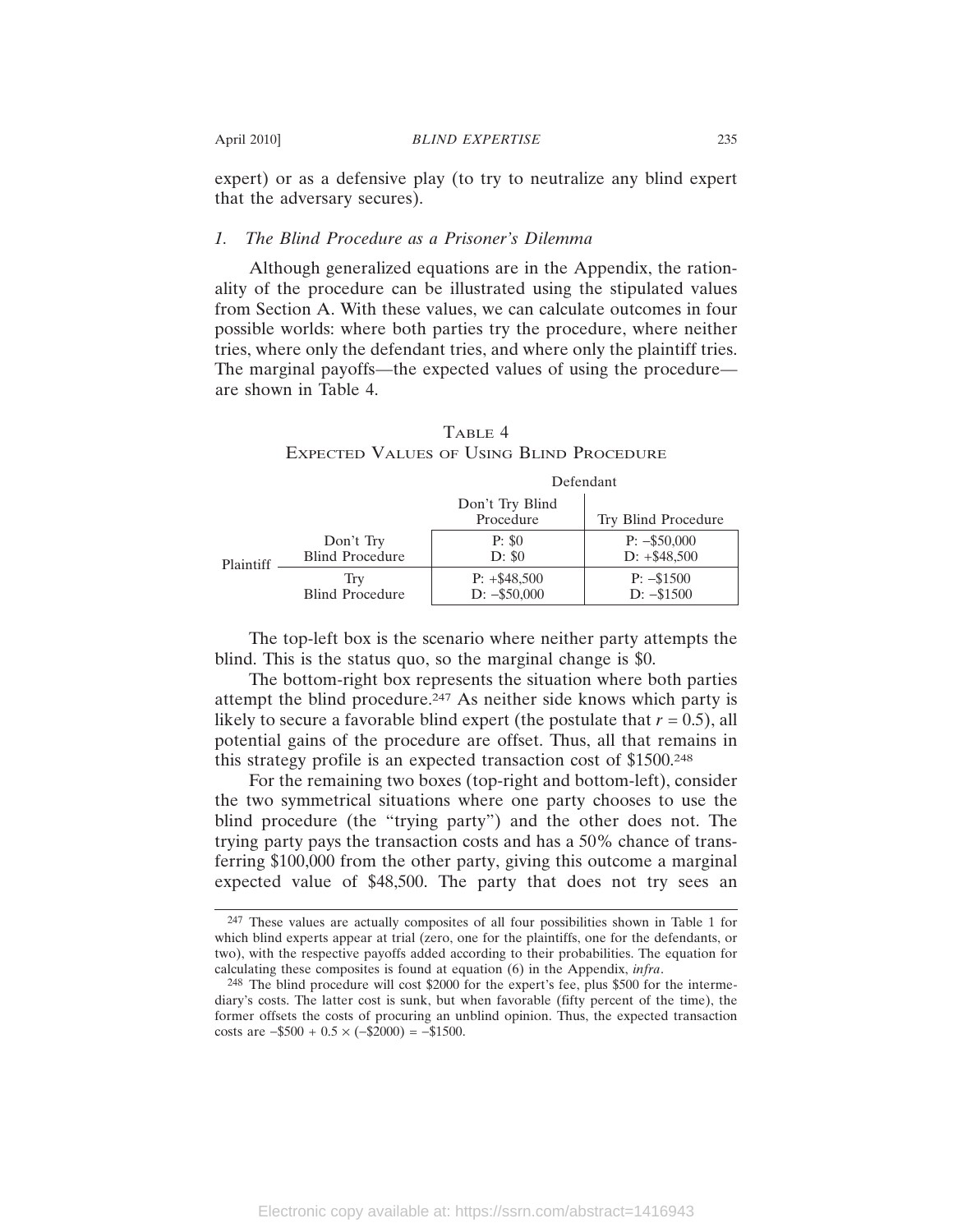expert) or as a defensive play (to try to neutralize any blind expert that the adversary secures).

### *1. The Blind Procedure as a Prisoner's Dilemma*

Although generalized equations are in the Appendix, the rationality of the procedure can be illustrated using the stipulated values from Section A. With these values, we can calculate outcomes in four possible worlds: where both parties try the procedure, where neither tries, where only the defendant tries, and where only the plaintiff tries. The marginal payoffs—the expected values of using the procedure—are shown in Table 4.

TABLE 4
EXPECTED VALUES OF USING BLIND PROCEDURE

| | | Defendant | |
|---|---|---|---|
| | | Don't Try Blind Procedure | Try Blind Procedure |
| Plaintiff | Don't Try Blind Procedure | P: \$0<br>D: \$0 | P: −\$50,000<br>D: +\$48,500 |
| | Try Blind Procedure | P: +\$48,500<br>D: −\$50,000 | P: −\$1500<br>D: −\$1500 |

The top-left box is the scenario where neither party attempts the blind. This is the status quo, so the marginal change is \$0.

The bottom-right box represents the situation where both parties attempt the blind procedure.[247] As neither side knows which party is likely to secure a favorable blind expert (the postulate that $r = 0.5$), all potential gains of the procedure are offset. Thus, all that remains in this strategy profile is an expected transaction cost of \$1500.[248]

For the remaining two boxes (top-right and bottom-left), consider the two symmetrical situations where one party chooses to use the blind procedure (the "trying party") and the other does not. The trying party pays the transaction costs and has a 50% chance of transferring \$100,000 from the other party, giving this outcome a marginal expected value of \$48,500. The party that does not try sees an

---

[247] These values are actually composites of all four possibilities shown in Table 1 for which blind experts appear at trial (zero, one for the plaintiffs, one for the defendants, or two), with the respective payoffs added according to their probabilities. The equation for calculating these composites is found at equation (6) in the Appendix, *infra*.

[248] The blind procedure will cost \$2000 for the expert's fee, plus \$500 for the intermediary's costs. The latter cost is sunk, but when favorable (fifty percent of the time), the former offsets the costs of procuring an unblind opinion. Thus, the expected transaction costs are $-\$500 + 0.5 \times (-\$2000) = -\$1500$.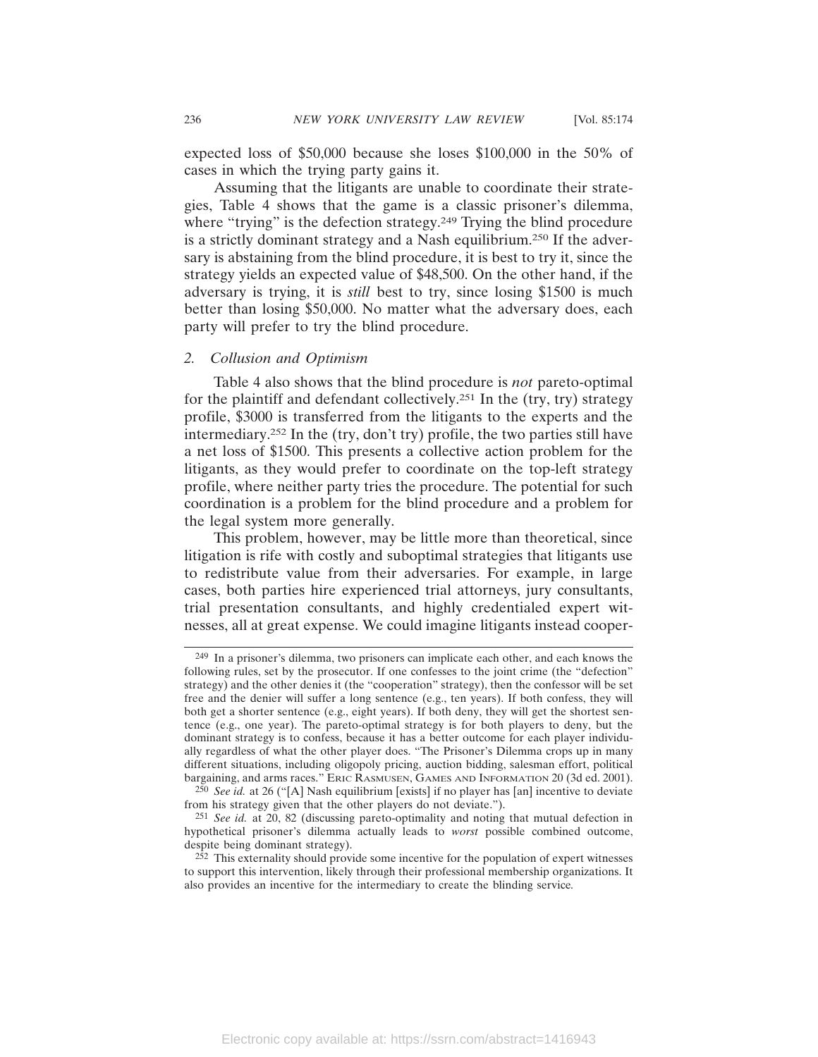expected loss of $50,000 because she loses $100,000 in the 50% of cases in which the trying party gains it.

Assuming that the litigants are unable to coordinate their strategies, Table 4 shows that the game is a classic prisoner's dilemma, where "trying" is the defection strategy.[249] Trying the blind procedure is a strictly dominant strategy and a Nash equilibrium.[250] If the adversary is abstaining from the blind procedure, it is best to try it, since the strategy yields an expected value of $48,500. On the other hand, if the adversary is trying, it is *still* best to try, since losing $1500 is much better than losing $50,000. No matter what the adversary does, each party will prefer to try the blind procedure.

### 2. *Collusion and Optimism*

Table 4 also shows that the blind procedure is *not* pareto-optimal for the plaintiff and defendant collectively.[251] In the (try, try) strategy profile, $3000 is transferred from the litigants to the experts and the intermediary.[252] In the (try, don't try) profile, the two parties still have a net loss of $1500. This presents a collective action problem for the litigants, as they would prefer to coordinate on the top-left strategy profile, where neither party tries the procedure. The potential for such coordination is a problem for the blind procedure and a problem for the legal system more generally.

This problem, however, may be little more than theoretical, since litigation is rife with costly and suboptimal strategies that litigants use to redistribute value from their adversaries. For example, in large cases, both parties hire experienced trial attorneys, jury consultants, trial presentation consultants, and highly credentialed expert witnesses, all at great expense. We could imagine litigants instead cooper-

---

[249] In a prisoner's dilemma, two prisoners can implicate each other, and each knows the following rules, set by the prosecutor. If one confesses to the joint crime (the "defection" strategy) and the other denies it (the "cooperation" strategy), then the confessor will be set free and the denier will suffer a long sentence (e.g., ten years). If both confess, they will both get a shorter sentence (e.g., eight years). If both deny, they will get the shortest sentence (e.g., one year). The pareto-optimal strategy is for both players to deny, but the dominant strategy is to confess, because it has a better outcome for each player individually regardless of what the other player does. "The Prisoner's Dilemma crops up in many different situations, including oligopoly pricing, auction bidding, salesman effort, political bargaining, and arms races." ERIC RASMUSEN, GAMES AND INFORMATION 20 (3d ed. 2001).

[250] *See id.* at 26 ("[A] Nash equilibrium [exists] if no player has [an] incentive to deviate from his strategy given that the other players do not deviate.").

[251] *See id.* at 20, 82 (discussing pareto-optimality and noting that mutual defection in hypothetical prisoner's dilemma actually leads to *worst* possible combined outcome, despite being dominant strategy).

[252] This externality should provide some incentive for the population of expert witnesses to support this intervention, likely through their professional membership organizations. It also provides an incentive for the intermediary to create the blinding service.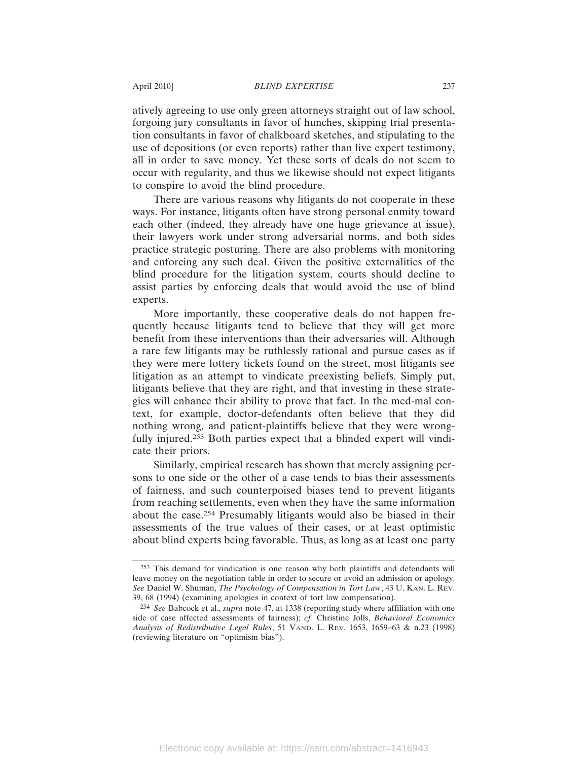atively agreeing to use only green attorneys straight out of law school, forgoing jury consultants in favor of hunches, skipping trial presentation consultants in favor of chalkboard sketches, and stipulating to the use of depositions (or even reports) rather than live expert testimony, all in order to save money. Yet these sorts of deals do not seem to occur with regularity, and thus we likewise should not expect litigants to conspire to avoid the blind procedure.

There are various reasons why litigants do not cooperate in these ways. For instance, litigants often have strong personal enmity toward each other (indeed, they already have one huge grievance at issue), their lawyers work under strong adversarial norms, and both sides practice strategic posturing. There are also problems with monitoring and enforcing any such deal. Given the positive externalities of the blind procedure for the litigation system, courts should decline to assist parties by enforcing deals that would avoid the use of blind experts.

More importantly, these cooperative deals do not happen frequently because litigants tend to believe that they will get more benefit from these interventions than their adversaries will. Although a rare few litigants may be ruthlessly rational and pursue cases as if they were mere lottery tickets found on the street, most litigants see litigation as an attempt to vindicate preexisting beliefs. Simply put, litigants believe that they are right, and that investing in these strategies will enhance their ability to prove that fact. In the med-mal context, for example, doctor-defendants often believe that they did nothing wrong, and patient-plaintiffs believe that they were wrongfully injured.[253] Both parties expect that a blinded expert will vindicate their priors.

Similarly, empirical research has shown that merely assigning persons to one side or the other of a case tends to bias their assessments of fairness, and such counterpoised biases tend to prevent litigants from reaching settlements, even when they have the same information about the case.[254] Presumably litigants would also be biased in their assessments of the true values of their cases, or at least optimistic about blind experts being favorable. Thus, as long as at least one party

---

[253] This demand for vindication is one reason why both plaintiffs and defendants will leave money on the negotiation table in order to secure or avoid an admission or apology. *See* Daniel W. Shuman, *The Psychology of Compensation in Tort Law*, 43 U. KAN. L. REV. 39, 68 (1994) (examining apologies in context of tort law compensation).

[254] *See* Babcock et al., *supra* note 47, at 1338 (reporting study where affiliation with one side of case affected assessments of fairness); *cf.* Christine Jolls, *Behavioral Economics Analysis of Redistributive Legal Rules*, 51 VAND. L. REV. 1653, 1659–63 & n.23 (1998) (reviewing literature on "optimism bias").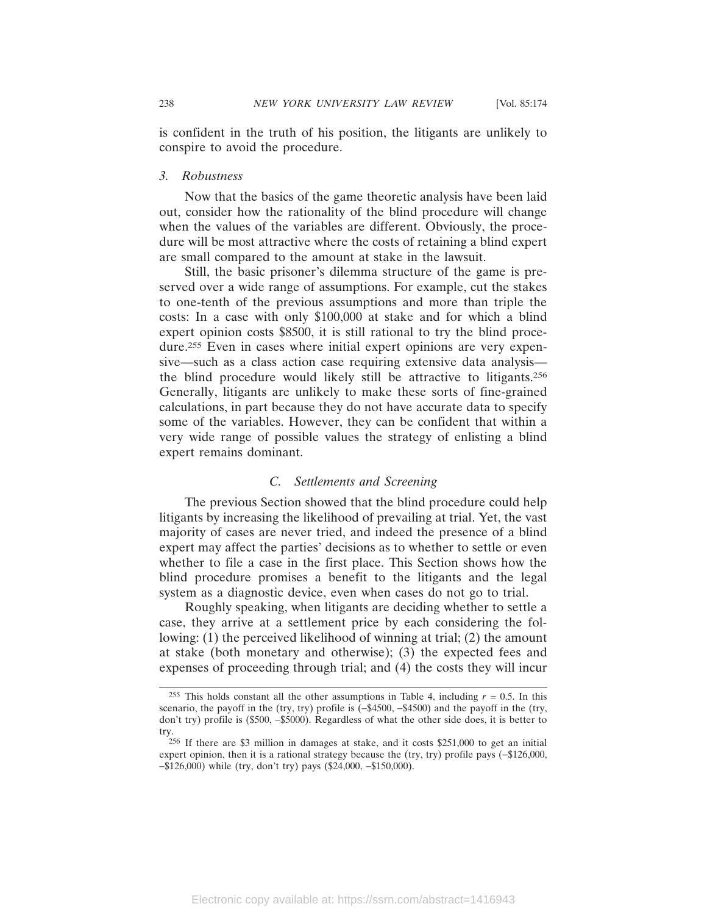is confident in the truth of his position, the litigants are unlikely to conspire to avoid the procedure.

### 3. *Robustness*

Now that the basics of the game theoretic analysis have been laid out, consider how the rationality of the blind procedure will change when the values of the variables are different. Obviously, the procedure will be most attractive where the costs of retaining a blind expert are small compared to the amount at stake in the lawsuit.

Still, the basic prisoner's dilemma structure of the game is preserved over a wide range of assumptions. For example, cut the stakes to one-tenth of the previous assumptions and more than triple the costs: In a case with only $100,000 at stake and for which a blind expert opinion costs $8500, it is still rational to try the blind procedure.[255] Even in cases where initial expert opinions are very expensive—such as a class action case requiring extensive data analysis—the blind procedure would likely still be attractive to litigants.[256] Generally, litigants are unlikely to make these sorts of fine-grained calculations, in part because they do not have accurate data to specify some of the variables. However, they can be confident that within a very wide range of possible values the strategy of enlisting a blind expert remains dominant.

## C. *Settlements and Screening*

The previous Section showed that the blind procedure could help litigants by increasing the likelihood of prevailing at trial. Yet, the vast majority of cases are never tried, and indeed the presence of a blind expert may affect the parties' decisions as to whether to settle or even whether to file a case in the first place. This Section shows how the blind procedure promises a benefit to the litigants and the legal system as a diagnostic device, even when cases do not go to trial.

Roughly speaking, when litigants are deciding whether to settle a case, they arrive at a settlement price by each considering the following: (1) the perceived likelihood of winning at trial; (2) the amount at stake (both monetary and otherwise); (3) the expected fees and expenses of proceeding through trial; and (4) the costs they will incur

---

[255] This holds constant all the other assumptions in Table 4, including $r = 0.5$. In this scenario, the payoff in the (try, try) profile is (–$4500, –$4500) and the payoff in the (try, don't try) profile is ($500, –$5000). Regardless of what the other side does, it is better to try.

[256] If there are $3 million in damages at stake, and it costs $251,000 to get an initial expert opinion, then it is a rational strategy because the (try, try) profile pays (–$126,000, –$126,000) while (try, don't try) pays ($24,000, –$150,000).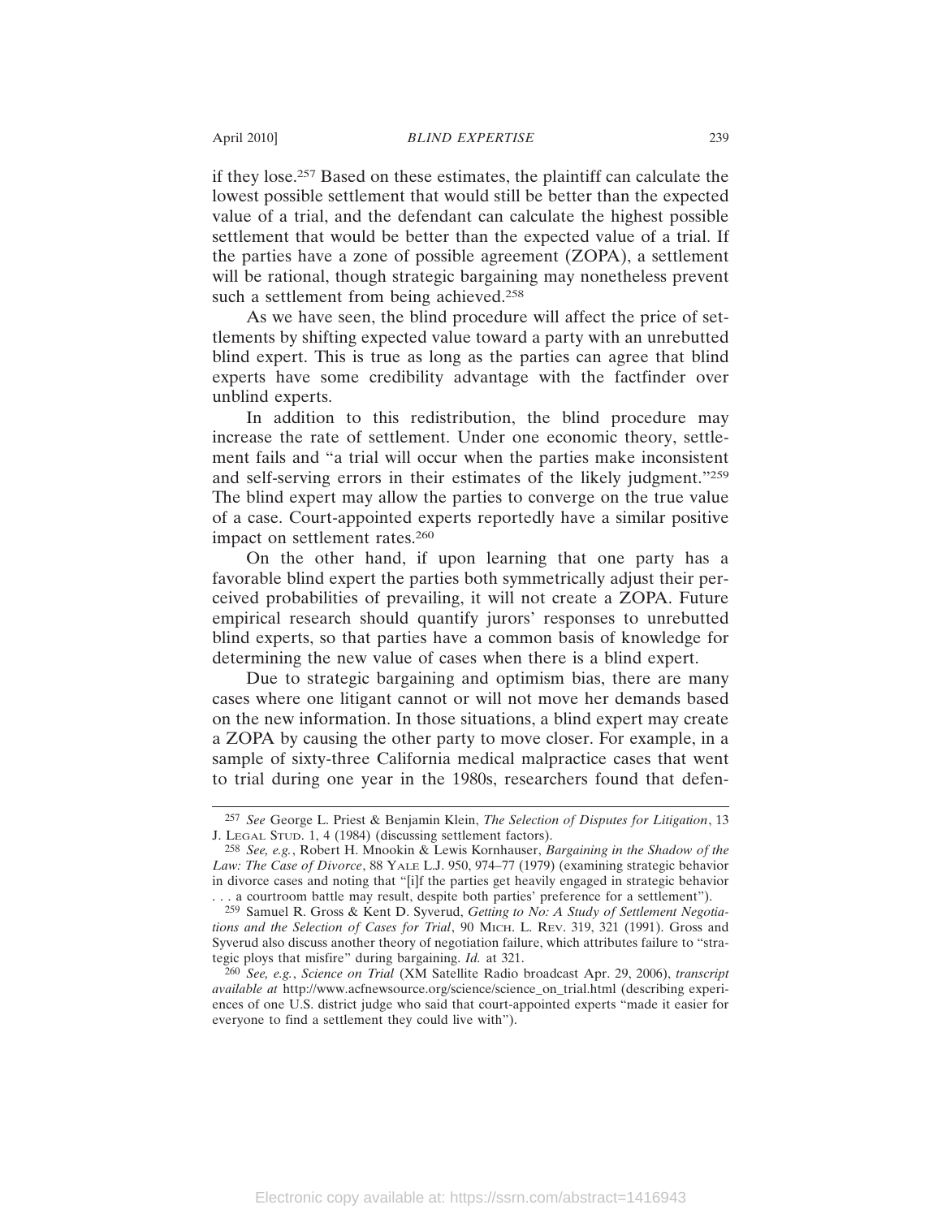if they lose.[257] Based on these estimates, the plaintiff can calculate the lowest possible settlement that would still be better than the expected value of a trial, and the defendant can calculate the highest possible settlement that would be better than the expected value of a trial. If the parties have a zone of possible agreement (ZOPA), a settlement will be rational, though strategic bargaining may nonetheless prevent such a settlement from being achieved.[258]

As we have seen, the blind procedure will affect the price of settlements by shifting expected value toward a party with an unrebutted blind expert. This is true as long as the parties can agree that blind experts have some credibility advantage with the factfinder over unblind experts.

In addition to this redistribution, the blind procedure may increase the rate of settlement. Under one economic theory, settlement fails and "a trial will occur when the parties make inconsistent and self-serving errors in their estimates of the likely judgment."[259] The blind expert may allow the parties to converge on the true value of a case. Court-appointed experts reportedly have a similar positive impact on settlement rates.[260]

On the other hand, if upon learning that one party has a favorable blind expert the parties both symmetrically adjust their perceived probabilities of prevailing, it will not create a ZOPA. Future empirical research should quantify jurors' responses to unrebutted blind experts, so that parties have a common basis of knowledge for determining the new value of cases when there is a blind expert.

Due to strategic bargaining and optimism bias, there are many cases where one litigant cannot or will not move her demands based on the new information. In those situations, a blind expert may create a ZOPA by causing the other party to move closer. For example, in a sample of sixty-three California medical malpractice cases that went to trial during one year in the 1980s, researchers found that defen-

---

[257] *See* George L. Priest & Benjamin Klein, *The Selection of Disputes for Litigation*, 13 J. LEGAL STUD. 1, 4 (1984) (discussing settlement factors).

[258] *See, e.g.*, Robert H. Mnookin & Lewis Kornhauser, *Bargaining in the Shadow of the Law: The Case of Divorce*, 88 YALE L.J. 950, 974–77 (1979) (examining strategic behavior in divorce cases and noting that "[i]f the parties get heavily engaged in strategic behavior . . . a courtroom battle may result, despite both parties' preference for a settlement").

[259] Samuel R. Gross & Kent D. Syverud, *Getting to No: A Study of Settlement Negotiations and the Selection of Cases for Trial*, 90 MICH. L. REV. 319, 321 (1991). Gross and Syverud also discuss another theory of negotiation failure, which attributes failure to "strategic ploys that misfire" during bargaining. *Id.* at 321.

[260] *See, e.g.*, *Science on Trial* (XM Satellite Radio broadcast Apr. 29, 2006), *transcript available at* http://www.acfnewsource.org/science/science_on_trial.html (describing experiences of one U.S. district judge who said that court-appointed experts "made it easier for everyone to find a settlement they could live with").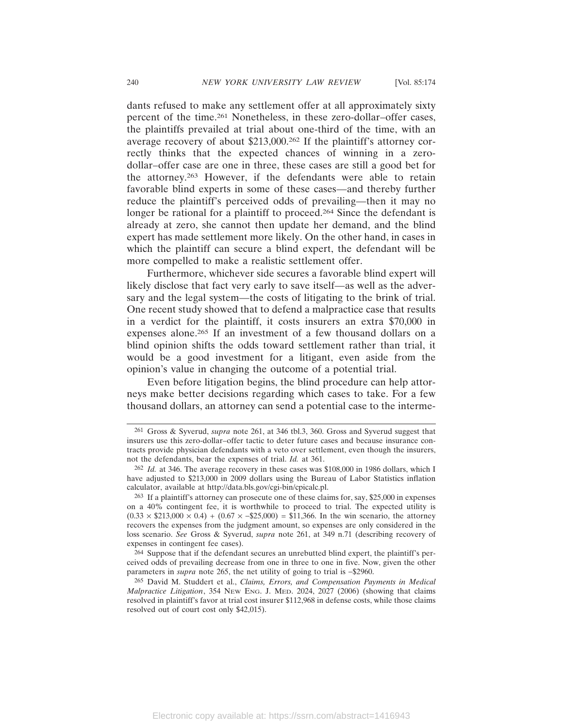dants refused to make any settlement offer at all approximately sixty percent of the time.[261] Nonetheless, in these zero-dollar–offer cases, the plaintiffs prevailed at trial about one-third of the time, with an average recovery of about $213,000.[262] If the plaintiff's attorney correctly thinks that the expected chances of winning in a zero-dollar–offer case are one in three, these cases are still a good bet for the attorney.[263] However, if the defendants were able to retain favorable blind experts in some of these cases—and thereby further reduce the plaintiff's perceived odds of prevailing—then it may no longer be rational for a plaintiff to proceed.[264] Since the defendant is already at zero, she cannot then update her demand, and the blind expert has made settlement more likely. On the other hand, in cases in which the plaintiff can secure a blind expert, the defendant will be more compelled to make a realistic settlement offer.

Furthermore, whichever side secures a favorable blind expert will likely disclose that fact very early to save itself—as well as the adversary and the legal system—the costs of litigating to the brink of trial. One recent study showed that to defend a malpractice case that results in a verdict for the plaintiff, it costs insurers an extra $70,000 in expenses alone.[265] If an investment of a few thousand dollars on a blind opinion shifts the odds toward settlement rather than trial, it would be a good investment for a litigant, even aside from the opinion's value in changing the outcome of a potential trial.

Even before litigation begins, the blind procedure can help attorneys make better decisions regarding which cases to take. For a few thousand dollars, an attorney can send a potential case to the interme-

---

[261] Gross & Syverud, *supra* note 261, at 346 tbl.3, 360. Gross and Syverud suggest that insurers use this zero-dollar–offer tactic to deter future cases and because insurance contracts provide physician defendants with a veto over settlement, even though the insurers, not the defendants, bear the expenses of trial. *Id.* at 361.

[262] *Id.* at 346. The average recovery in these cases was $108,000 in 1986 dollars, which I have adjusted to $213,000 in 2009 dollars using the Bureau of Labor Statistics inflation calculator, available at http://data.bls.gov/cgi-bin/cpicalc.pl.

[263] If a plaintiff's attorney can prosecute one of these claims for, say, $25,000 in expenses on a 40% contingent fee, it is worthwhile to proceed to trial. The expected utility is $(0.33 \times \$213{,}000 \times 0.4) + (0.67 \times -\$25{,}000) = \$11{,}366$. In the win scenario, the attorney recovers the expenses from the judgment amount, so expenses are only considered in the loss scenario. *See* Gross & Syverud, *supra* note 261, at 349 n.71 (describing recovery of expenses in contingent fee cases).

[264] Suppose that if the defendant secures an unrebutted blind expert, the plaintiff's perceived odds of prevailing decrease from one in three to one in five. Now, given the other parameters in *supra* note 265, the net utility of going to trial is –$2960.

[265] David M. Studdert et al., *Claims, Errors, and Compensation Payments in Medical Malpractice Litigation*, 354 NEW ENG. J. MED. 2024, 2027 (2006) (showing that claims resolved in plaintiff's favor at trial cost insurer $112,968 in defense costs, while those claims resolved out of court cost only $42,015).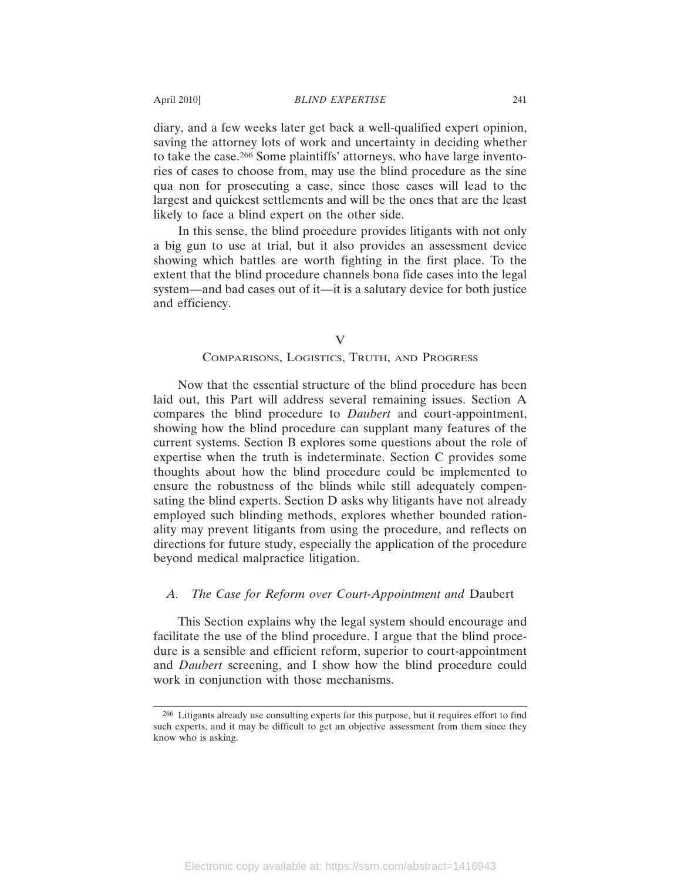diary, and a few weeks later get back a well-qualified expert opinion, saving the attorney lots of work and uncertainty in deciding whether to take the case.[266] Some plaintiffs' attorneys, who have large inventories of cases to choose from, may use the blind procedure as the sine qua non for prosecuting a case, since those cases will lead to the largest and quickest settlements and will be the ones that are the least likely to face a blind expert on the other side.

In this sense, the blind procedure provides litigants with not only a big gun to use at trial, but it also provides an assessment device showing which battles are worth fighting in the first place. To the extent that the blind procedure channels bona fide cases into the legal system—and bad cases out of it—it is a salutary device for both justice and efficiency.

## V
## Comparisons, Logistics, Truth, and Progress

Now that the essential structure of the blind procedure has been laid out, this Part will address several remaining issues. Section A compares the blind procedure to *Daubert* and court-appointment, showing how the blind procedure can supplant many features of the current systems. Section B explores some questions about the role of expertise when the truth is indeterminate. Section C provides some thoughts about how the blind procedure could be implemented to ensure the robustness of the blinds while still adequately compensating the blind experts. Section D asks why litigants have not already employed such blinding methods, explores whether bounded rationality may prevent litigants from using the procedure, and reflects on directions for future study, especially the application of the procedure beyond medical malpractice litigation.

### *A. The Case for Reform over Court-Appointment and* Daubert

This Section explains why the legal system should encourage and facilitate the use of the blind procedure. I argue that the blind procedure is a sensible and efficient reform, superior to court-appointment and *Daubert* screening, and I show how the blind procedure could work in conjunction with those mechanisms.

---

[266] Litigants already use consulting experts for this purpose, but it requires effort to find such experts, and it may be difficult to get an objective assessment from them since they know who is asking.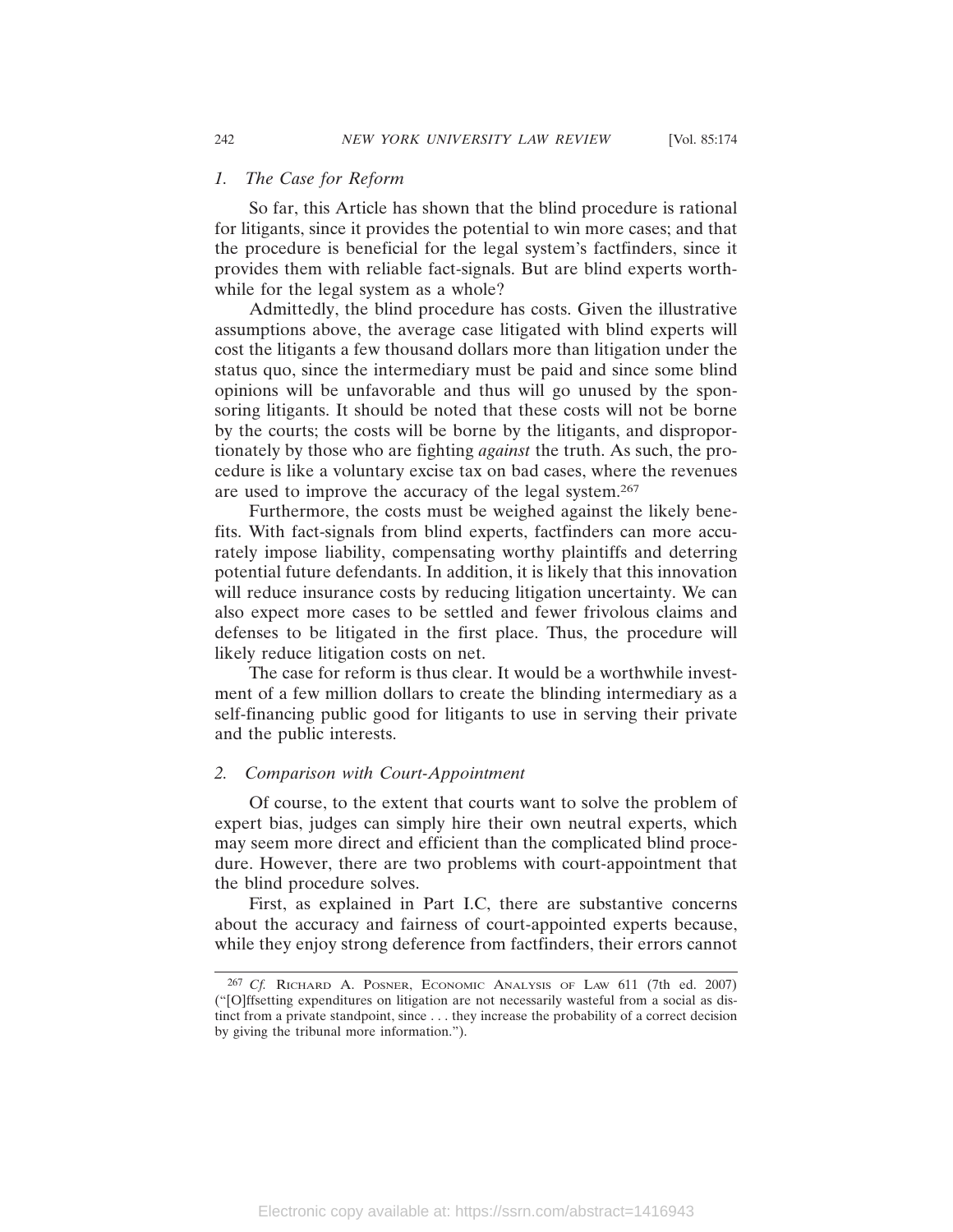### *1. The Case for Reform*

So far, this Article has shown that the blind procedure is rational for litigants, since it provides the potential to win more cases; and that the procedure is beneficial for the legal system's factfinders, since it provides them with reliable fact-signals. But are blind experts worthwhile for the legal system as a whole?

Admittedly, the blind procedure has costs. Given the illustrative assumptions above, the average case litigated with blind experts will cost the litigants a few thousand dollars more than litigation under the status quo, since the intermediary must be paid and since some blind opinions will be unfavorable and thus will go unused by the sponsoring litigants. It should be noted that these costs will not be borne by the courts; the costs will be borne by the litigants, and disproportionately by those who are fighting *against* the truth. As such, the procedure is like a voluntary excise tax on bad cases, where the revenues are used to improve the accuracy of the legal system.[267]

Furthermore, the costs must be weighed against the likely benefits. With fact-signals from blind experts, factfinders can more accurately impose liability, compensating worthy plaintiffs and deterring potential future defendants. In addition, it is likely that this innovation will reduce insurance costs by reducing litigation uncertainty. We can also expect more cases to be settled and fewer frivolous claims and defenses to be litigated in the first place. Thus, the procedure will likely reduce litigation costs on net.

The case for reform is thus clear. It would be a worthwhile investment of a few million dollars to create the blinding intermediary as a self-financing public good for litigants to use in serving their private and the public interests.

### *2. Comparison with Court-Appointment*

Of course, to the extent that courts want to solve the problem of expert bias, judges can simply hire their own neutral experts, which may seem more direct and efficient than the complicated blind procedure. However, there are two problems with court-appointment that the blind procedure solves.

First, as explained in Part I.C, there are substantive concerns about the accuracy and fairness of court-appointed experts because, while they enjoy strong deference from factfinders, their errors cannot

---

[267] *Cf.* Richard A. Posner, Economic Analysis of Law 611 (7th ed. 2007) ("[O]ffsetting expenditures on litigation are not necessarily wasteful from a social as distinct from a private standpoint, since . . . they increase the probability of a correct decision by giving the tribunal more information.").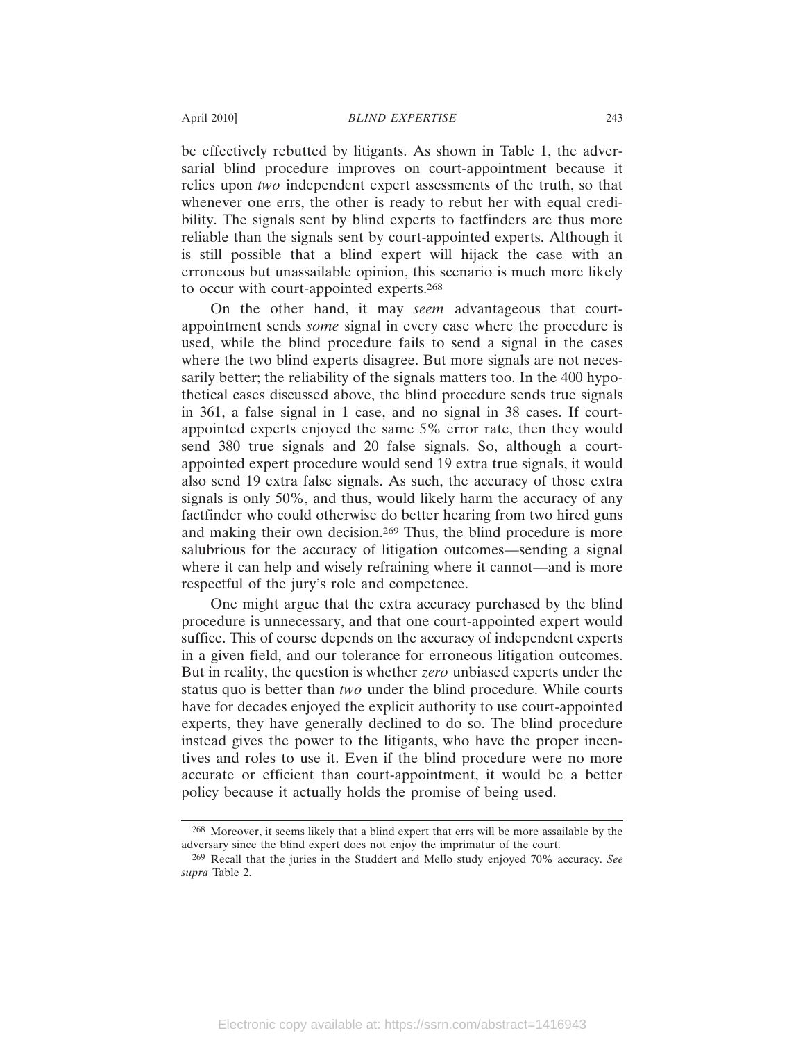be effectively rebutted by litigants. As shown in Table 1, the adversarial blind procedure improves on court-appointment because it relies upon *two* independent expert assessments of the truth, so that whenever one errs, the other is ready to rebut her with equal credibility. The signals sent by blind experts to factfinders are thus more reliable than the signals sent by court-appointed experts. Although it is still possible that a blind expert will hijack the case with an erroneous but unassailable opinion, this scenario is much more likely to occur with court-appointed experts.[268]

On the other hand, it may *seem* advantageous that court-appointment sends *some* signal in every case where the procedure is used, while the blind procedure fails to send a signal in the cases where the two blind experts disagree. But more signals are not necessarily better; the reliability of the signals matters too. In the 400 hypothetical cases discussed above, the blind procedure sends true signals in 361, a false signal in 1 case, and no signal in 38 cases. If court-appointed experts enjoyed the same 5% error rate, then they would send 380 true signals and 20 false signals. So, although a court-appointed expert procedure would send 19 extra true signals, it would also send 19 extra false signals. As such, the accuracy of those extra signals is only 50%, and thus, would likely harm the accuracy of any factfinder who could otherwise do better hearing from two hired guns and making their own decision.[269] Thus, the blind procedure is more salubrious for the accuracy of litigation outcomes—sending a signal where it can help and wisely refraining where it cannot—and is more respectful of the jury's role and competence.

One might argue that the extra accuracy purchased by the blind procedure is unnecessary, and that one court-appointed expert would suffice. This of course depends on the accuracy of independent experts in a given field, and our tolerance for erroneous litigation outcomes. But in reality, the question is whether *zero* unbiased experts under the status quo is better than *two* under the blind procedure. While courts have for decades enjoyed the explicit authority to use court-appointed experts, they have generally declined to do so. The blind procedure instead gives the power to the litigants, who have the proper incentives and roles to use it. Even if the blind procedure were no more accurate or efficient than court-appointment, it would be a better policy because it actually holds the promise of being used.

---

[268] Moreover, it seems likely that a blind expert that errs will be more assailable by the adversary since the blind expert does not enjoy the imprimatur of the court.

[269] Recall that the juries in the Studdert and Mello study enjoyed 70% accuracy. *See supra* Table 2.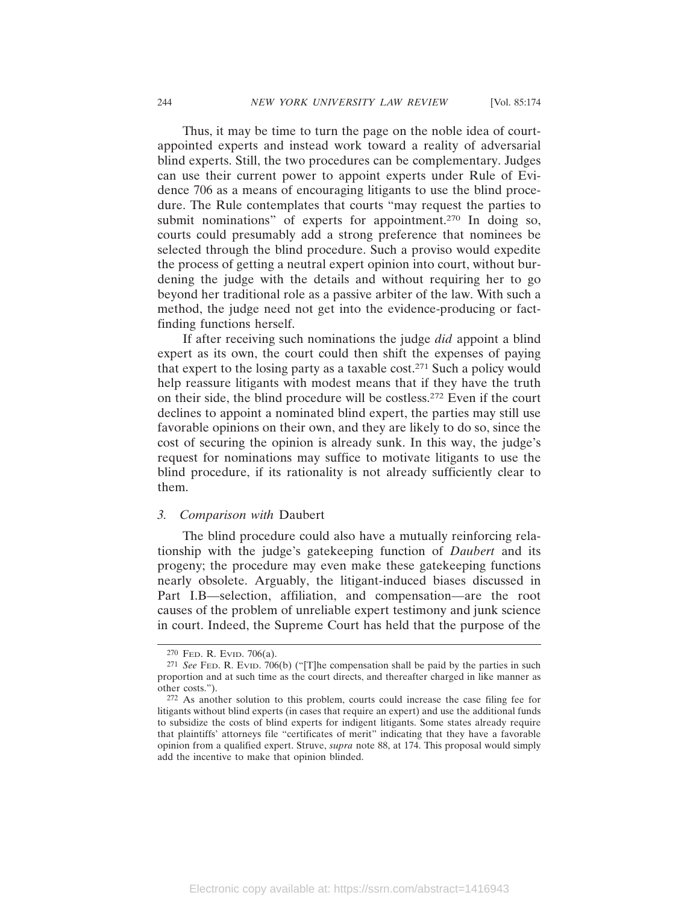Thus, it may be time to turn the page on the noble idea of court-appointed experts and instead work toward a reality of adversarial blind experts. Still, the two procedures can be complementary. Judges can use their current power to appoint experts under Rule of Evidence 706 as a means of encouraging litigants to use the blind procedure. The Rule contemplates that courts "may request the parties to submit nominations" of experts for appointment.[270] In doing so, courts could presumably add a strong preference that nominees be selected through the blind procedure. Such a proviso would expedite the process of getting a neutral expert opinion into court, without burdening the judge with the details and without requiring her to go beyond her traditional role as a passive arbiter of the law. With such a method, the judge need not get into the evidence-producing or fact-finding functions herself.

If after receiving such nominations the judge *did* appoint a blind expert as its own, the court could then shift the expenses of paying that expert to the losing party as a taxable cost.[271] Such a policy would help reassure litigants with modest means that if they have the truth on their side, the blind procedure will be costless.[272] Even if the court declines to appoint a nominated blind expert, the parties may still use favorable opinions on their own, and they are likely to do so, since the cost of securing the opinion is already sunk. In this way, the judge's request for nominations may suffice to motivate litigants to use the blind procedure, if its rationality is not already sufficiently clear to them.

### 3. *Comparison with* Daubert

The blind procedure could also have a mutually reinforcing relationship with the judge's gatekeeping function of *Daubert* and its progeny; the procedure may even make these gatekeeping functions nearly obsolete. Arguably, the litigant-induced biases discussed in Part I.B—selection, affiliation, and compensation—are the root causes of the problem of unreliable expert testimony and junk science in court. Indeed, the Supreme Court has held that the purpose of the

---

[270] Fed. R. Evid. 706(a).

[271] *See* Fed. R. Evid. 706(b) ("[T]he compensation shall be paid by the parties in such proportion and at such time as the court directs, and thereafter charged in like manner as other costs.").

[272] As another solution to this problem, courts could increase the case filing fee for litigants without blind experts (in cases that require an expert) and use the additional funds to subsidize the costs of blind experts for indigent litigants. Some states already require that plaintiffs' attorneys file "certificates of merit" indicating that they have a favorable opinion from a qualified expert. Struve, *supra* note 88, at 174. This proposal would simply add the incentive to make that opinion blinded.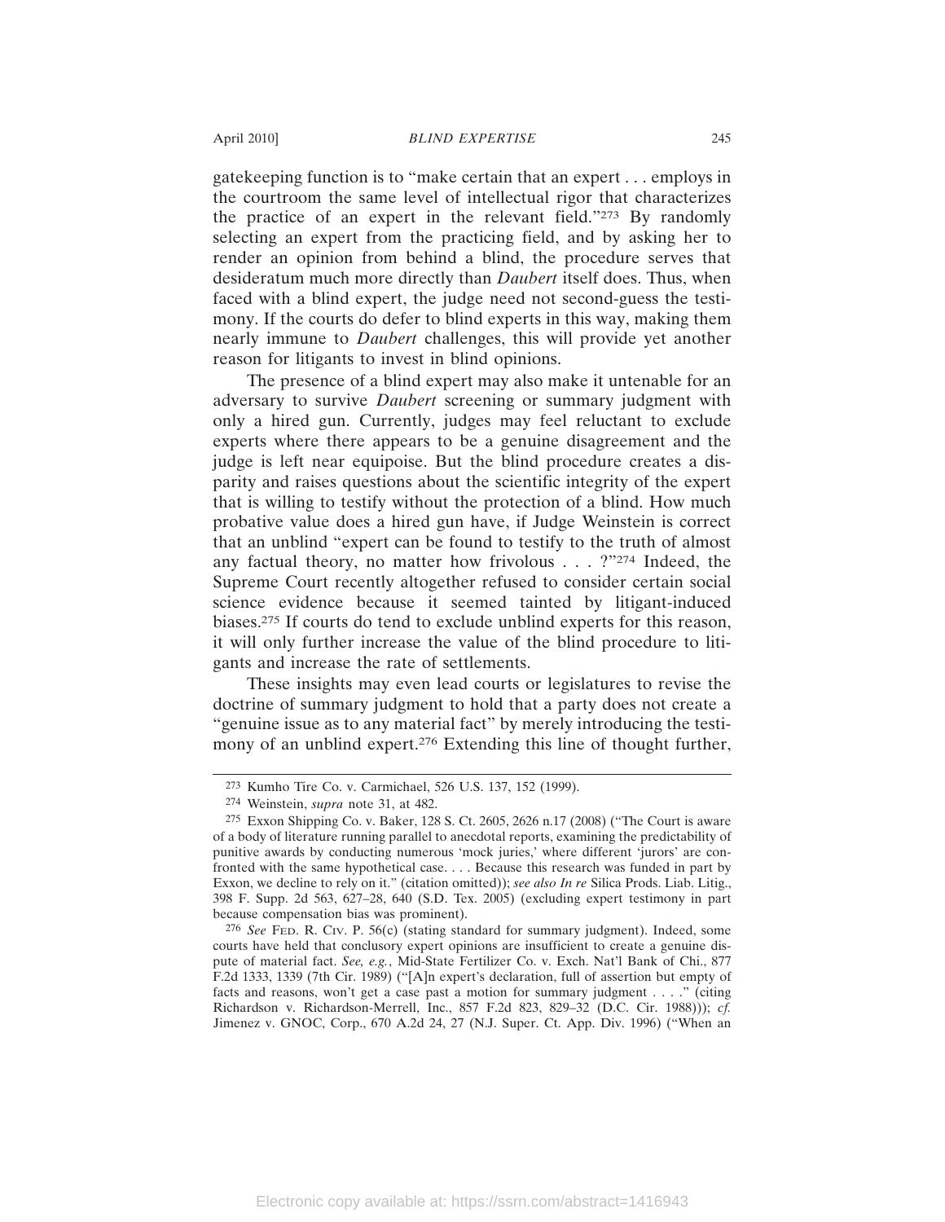gatekeeping function is to "make certain that an expert . . . employs in the courtroom the same level of intellectual rigor that characterizes the practice of an expert in the relevant field."[273] By randomly selecting an expert from the practicing field, and by asking her to render an opinion from behind a blind, the procedure serves that desideratum much more directly than *Daubert* itself does. Thus, when faced with a blind expert, the judge need not second-guess the testimony. If the courts do defer to blind experts in this way, making them nearly immune to *Daubert* challenges, this will provide yet another reason for litigants to invest in blind opinions.

The presence of a blind expert may also make it untenable for an adversary to survive *Daubert* screening or summary judgment with only a hired gun. Currently, judges may feel reluctant to exclude experts where there appears to be a genuine disagreement and the judge is left near equipoise. But the blind procedure creates a disparity and raises questions about the scientific integrity of the expert that is willing to testify without the protection of a blind. How much probative value does a hired gun have, if Judge Weinstein is correct that an unblind "expert can be found to testify to the truth of almost any factual theory, no matter how frivolous . . . ?"[274] Indeed, the Supreme Court recently altogether refused to consider certain social science evidence because it seemed tainted by litigant-induced biases.[275] If courts do tend to exclude unblind experts for this reason, it will only further increase the value of the blind procedure to litigants and increase the rate of settlements.

These insights may even lead courts or legislatures to revise the doctrine of summary judgment to hold that a party does not create a "genuine issue as to any material fact" by merely introducing the testimony of an unblind expert.[276] Extending this line of thought further,

---

[273] Kumho Tire Co. v. Carmichael, 526 U.S. 137, 152 (1999).

[274] Weinstein, *supra* note 31, at 482.

[275] Exxon Shipping Co. v. Baker, 128 S. Ct. 2605, 2626 n.17 (2008) ("The Court is aware of a body of literature running parallel to anecdotal reports, examining the predictability of punitive awards by conducting numerous 'mock juries,' where different 'jurors' are confronted with the same hypothetical case. . . . Because this research was funded in part by Exxon, we decline to rely on it." (citation omitted)); *see also In re* Silica Prods. Liab. Litig., 398 F. Supp. 2d 563, 627–28, 640 (S.D. Tex. 2005) (excluding expert testimony in part because compensation bias was prominent).

[276] *See* FED. R. CIV. P. 56(c) (stating standard for summary judgment). Indeed, some courts have held that conclusory expert opinions are insufficient to create a genuine dispute of material fact. *See, e.g.*, Mid-State Fertilizer Co. v. Exch. Nat'l Bank of Chi., 877 F.2d 1333, 1339 (7th Cir. 1989) ("[A]n expert's declaration, full of assertion but empty of facts and reasons, won't get a case past a motion for summary judgment . . . ." (citing Richardson v. Richardson-Merrell, Inc., 857 F.2d 823, 829–32 (D.C. Cir. 1988))); *cf.* Jimenez v. GNOC, Corp., 670 A.2d 24, 27 (N.J. Super. Ct. App. Div. 1996) ("When an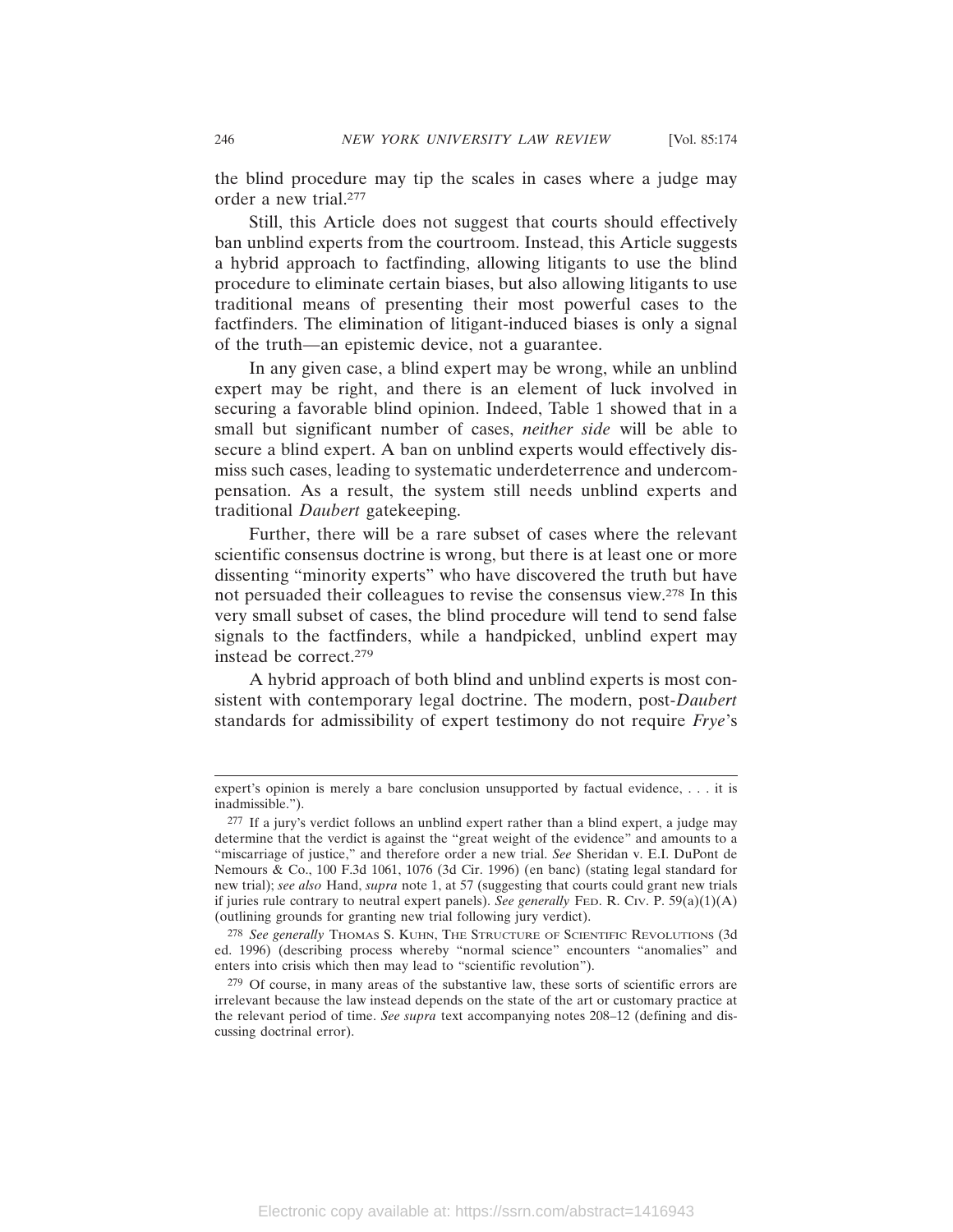the blind procedure may tip the scales in cases where a judge may order a new trial.[277]

Still, this Article does not suggest that courts should effectively ban unblind experts from the courtroom. Instead, this Article suggests a hybrid approach to factfinding, allowing litigants to use the blind procedure to eliminate certain biases, but also allowing litigants to use traditional means of presenting their most powerful cases to the factfinders. The elimination of litigant-induced biases is only a signal of the truth—an epistemic device, not a guarantee.

In any given case, a blind expert may be wrong, while an unblind expert may be right, and there is an element of luck involved in securing a favorable blind opinion. Indeed, Table 1 showed that in a small but significant number of cases, *neither side* will be able to secure a blind expert. A ban on unblind experts would effectively dismiss such cases, leading to systematic underdeterrence and undercompensation. As a result, the system still needs unblind experts and traditional *Daubert* gatekeeping.

Further, there will be a rare subset of cases where the relevant scientific consensus doctrine is wrong, but there is at least one or more dissenting "minority experts" who have discovered the truth but have not persuaded their colleagues to revise the consensus view.[278] In this very small subset of cases, the blind procedure will tend to send false signals to the factfinders, while a handpicked, unblind expert may instead be correct.[279]

A hybrid approach of both blind and unblind experts is most consistent with contemporary legal doctrine. The modern, post-*Daubert* standards for admissibility of expert testimony do not require *Frye*'s

---

expert's opinion is merely a bare conclusion unsupported by factual evidence, . . . it is inadmissible.").

[277] If a jury's verdict follows an unblind expert rather than a blind expert, a judge may determine that the verdict is against the "great weight of the evidence" and amounts to a "miscarriage of justice," and therefore order a new trial. *See* Sheridan v. E.I. DuPont de Nemours & Co., 100 F.3d 1061, 1076 (3d Cir. 1996) (en banc) (stating legal standard for new trial); *see also* Hand, *supra* note 1, at 57 (suggesting that courts could grant new trials if juries rule contrary to neutral expert panels). *See generally* FED. R. CIV. P. 59(a)(1)(A) (outlining grounds for granting new trial following jury verdict).

[278] *See generally* THOMAS S. KUHN, THE STRUCTURE OF SCIENTIFIC REVOLUTIONS (3d ed. 1996) (describing process whereby "normal science" encounters "anomalies" and enters into crisis which then may lead to "scientific revolution").

[279] Of course, in many areas of the substantive law, these sorts of scientific errors are irrelevant because the law instead depends on the state of the art or customary practice at the relevant period of time. *See supra* text accompanying notes 208–12 (defining and discussing doctrinal error).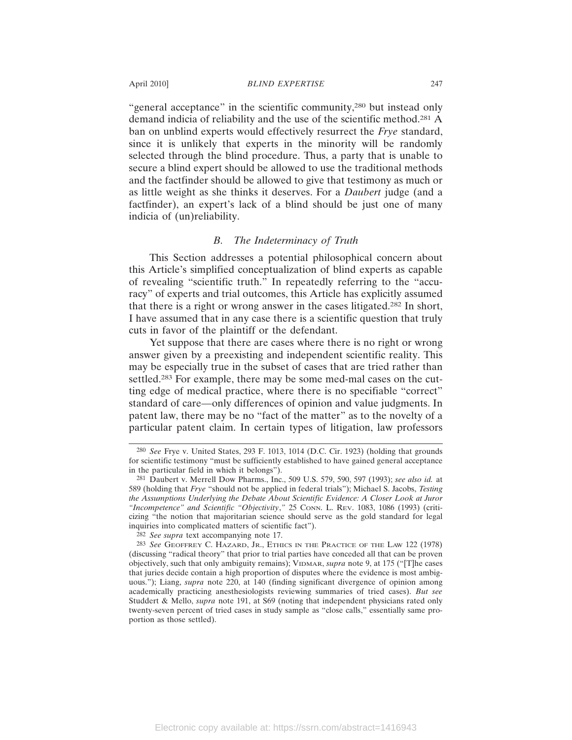"general acceptance" in the scientific community,[280] but instead only demand indicia of reliability and the use of the scientific method.[281] A ban on unblind experts would effectively resurrect the *Frye* standard, since it is unlikely that experts in the minority will be randomly selected through the blind procedure. Thus, a party that is unable to secure a blind expert should be allowed to use the traditional methods and the factfinder should be allowed to give that testimony as much or as little weight as she thinks it deserves. For a *Daubert* judge (and a factfinder), an expert's lack of a blind should be just one of many indicia of (un)reliability.

### *B. The Indeterminacy of Truth*

This Section addresses a potential philosophical concern about this Article's simplified conceptualization of blind experts as capable of revealing "scientific truth." In repeatedly referring to the "accuracy" of experts and trial outcomes, this Article has explicitly assumed that there is a right or wrong answer in the cases litigated.[282] In short, I have assumed that in any case there is a scientific question that truly cuts in favor of the plaintiff or the defendant.

Yet suppose that there are cases where there is no right or wrong answer given by a preexisting and independent scientific reality. This may be especially true in the subset of cases that are tried rather than settled.[283] For example, there may be some med-mal cases on the cutting edge of medical practice, where there is no specifiable "correct" standard of care—only differences of opinion and value judgments. In patent law, there may be no "fact of the matter" as to the novelty of a particular patent claim. In certain types of litigation, law professors

---

[280] *See* Frye v. United States, 293 F. 1013, 1014 (D.C. Cir. 1923) (holding that grounds for scientific testimony "must be sufficiently established to have gained general acceptance in the particular field in which it belongs").

[281] Daubert v. Merrell Dow Pharms., Inc., 509 U.S. 579, 590, 597 (1993); *see also id.* at 589 (holding that *Frye* "should not be applied in federal trials"); Michael S. Jacobs, *Testing the Assumptions Underlying the Debate About Scientific Evidence: A Closer Look at Juror "Incompetence" and Scientific "Objectivity*,*"* 25 CONN. L. REV. 1083, 1086 (1993) (criticizing "the notion that majoritarian science should serve as the gold standard for legal inquiries into complicated matters of scientific fact").

[282] *See supra* text accompanying note 17.

[283] *See* GEOFFREY C. HAZARD, JR., ETHICS IN THE PRACTICE OF THE LAW 122 (1978) (discussing "radical theory" that prior to trial parties have conceded all that can be proven objectively, such that only ambiguity remains); VIDMAR, *supra* note 9, at 175 ("[T]he cases that juries decide contain a high proportion of disputes where the evidence is most ambiguous."); Liang, *supra* note 220, at 140 (finding significant divergence of opinion among academically practicing anesthesiologists reviewing summaries of tried cases). *But see* Studdert & Mello, *supra* note 191, at S69 (noting that independent physicians rated only twenty-seven percent of tried cases in study sample as "close calls," essentially same proportion as those settled).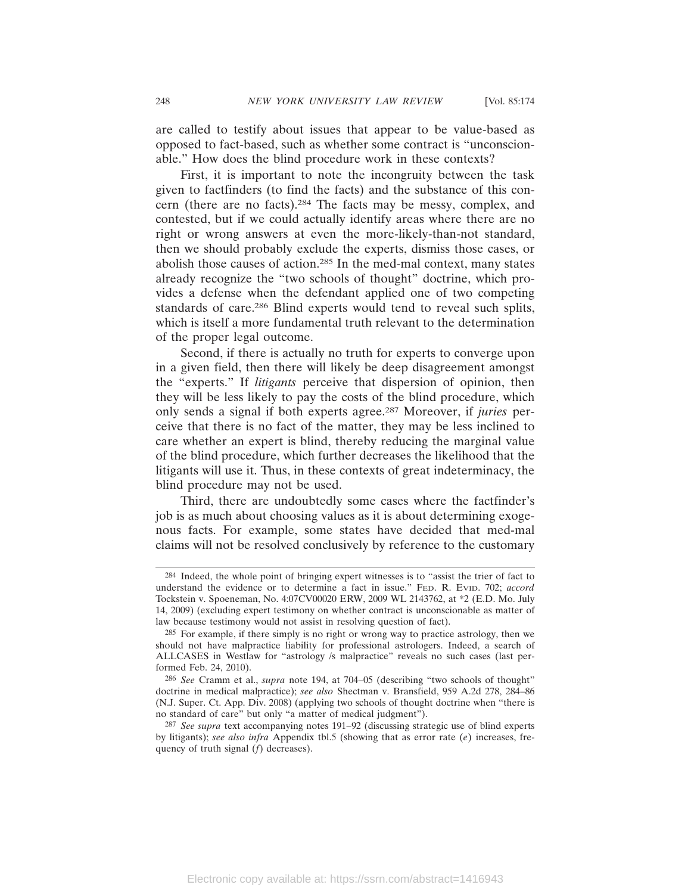are called to testify about issues that appear to be value-based as opposed to fact-based, such as whether some contract is "unconscionable." How does the blind procedure work in these contexts?

First, it is important to note the incongruity between the task given to factfinders (to find the facts) and the substance of this concern (there are no facts).[284] The facts may be messy, complex, and contested, but if we could actually identify areas where there are no right or wrong answers at even the more-likely-than-not standard, then we should probably exclude the experts, dismiss those cases, or abolish those causes of action.[285] In the med-mal context, many states already recognize the "two schools of thought" doctrine, which provides a defense when the defendant applied one of two competing standards of care.[286] Blind experts would tend to reveal such splits, which is itself a more fundamental truth relevant to the determination of the proper legal outcome.

Second, if there is actually no truth for experts to converge upon in a given field, then there will likely be deep disagreement amongst the "experts." If *litigants* perceive that dispersion of opinion, then they will be less likely to pay the costs of the blind procedure, which only sends a signal if both experts agree.[287] Moreover, if *juries* perceive that there is no fact of the matter, they may be less inclined to care whether an expert is blind, thereby reducing the marginal value of the blind procedure, which further decreases the likelihood that the litigants will use it. Thus, in these contexts of great indeterminacy, the blind procedure may not be used.

Third, there are undoubtedly some cases where the factfinder's job is as much about choosing values as it is about determining exogenous facts. For example, some states have decided that med-mal claims will not be resolved conclusively by reference to the customary

---

[284] Indeed, the whole point of bringing expert witnesses is to "assist the trier of fact to understand the evidence or to determine a fact in issue." FED. R. EVID. 702; *accord* Tockstein v. Spoeneman, No. 4:07CV00020 ERW, 2009 WL 2143762, at *2 (E.D. Mo. July 14, 2009) (excluding expert testimony on whether contract is unconscionable as matter of law because testimony would not assist in resolving question of fact).

[285] For example, if there simply is no right or wrong way to practice astrology, then we should not have malpractice liability for professional astrologers. Indeed, a search of ALLCASES in Westlaw for "astrology /s malpractice" reveals no such cases (last performed Feb. 24, 2010).

[286] *See* Cramm et al., *supra* note 194, at 704–05 (describing "two schools of thought" doctrine in medical malpractice); *see also* Shectman v. Bransfield, 959 A.2d 278, 284–86 (N.J. Super. Ct. App. Div. 2008) (applying two schools of thought doctrine when "there is no standard of care" but only "a matter of medical judgment").

[287] *See supra* text accompanying notes 191–92 (discussing strategic use of blind experts by litigants); *see also infra* Appendix tbl.5 (showing that as error rate ($e$) increases, frequency of truth signal ($f$) decreases).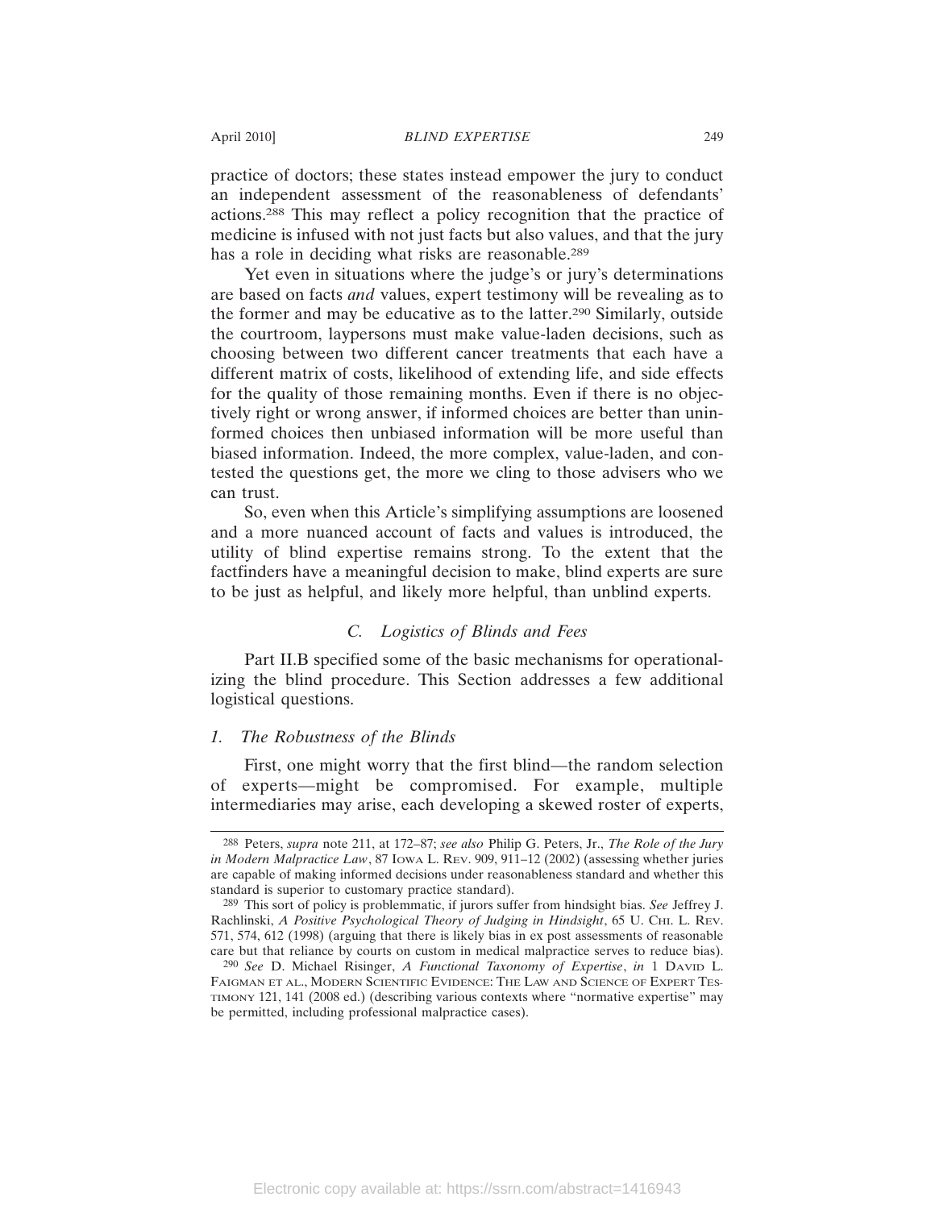practice of doctors; these states instead empower the jury to conduct an independent assessment of the reasonableness of defendants' actions.[288] This may reflect a policy recognition that the practice of medicine is infused with not just facts but also values, and that the jury has a role in deciding what risks are reasonable.[289]

Yet even in situations where the judge's or jury's determinations are based on facts *and* values, expert testimony will be revealing as to the former and may be educative as to the latter.[290] Similarly, outside the courtroom, laypersons must make value-laden decisions, such as choosing between two different cancer treatments that each have a different matrix of costs, likelihood of extending life, and side effects for the quality of those remaining months. Even if there is no objectively right or wrong answer, if informed choices are better than uninformed choices then unbiased information will be more useful than biased information. Indeed, the more complex, value-laden, and contested the questions get, the more we cling to those advisers who we can trust.

So, even when this Article's simplifying assumptions are loosened and a more nuanced account of facts and values is introduced, the utility of blind expertise remains strong. To the extent that the factfinders have a meaningful decision to make, blind experts are sure to be just as helpful, and likely more helpful, than unblind experts.

### *C. Logistics of Blinds and Fees*

Part II.B specified some of the basic mechanisms for operationalizing the blind procedure. This Section addresses a few additional logistical questions.

#### *1. The Robustness of the Blinds*

First, one might worry that the first blind—the random selection of experts—might be compromised. For example, multiple intermediaries may arise, each developing a skewed roster of experts,

---

[288] Peters, *supra* note 211, at 172–87; *see also* Philip G. Peters, Jr., *The Role of the Jury in Modern Malpractice Law*, 87 IOWA L. REV. 909, 911–12 (2002) (assessing whether juries are capable of making informed decisions under reasonableness standard and whether this standard is superior to customary practice standard).

[289] This sort of policy is problemmatic, if jurors suffer from hindsight bias. *See* Jeffrey J. Rachlinski, *A Positive Psychological Theory of Judging in Hindsight*, 65 U. CHI. L. REV. 571, 574, 612 (1998) (arguing that there is likely bias in ex post assessments of reasonable care but that reliance by courts on custom in medical malpractice serves to reduce bias).

[290] *See* D. Michael Risinger, *A Functional Taxonomy of Expertise*, *in* 1 DAVID L. FAIGMAN ET AL., MODERN SCIENTIFIC EVIDENCE: THE LAW AND SCIENCE OF EXPERT TESTIMONY 121, 141 (2008 ed.) (describing various contexts where "normative expertise" may be permitted, including professional malpractice cases).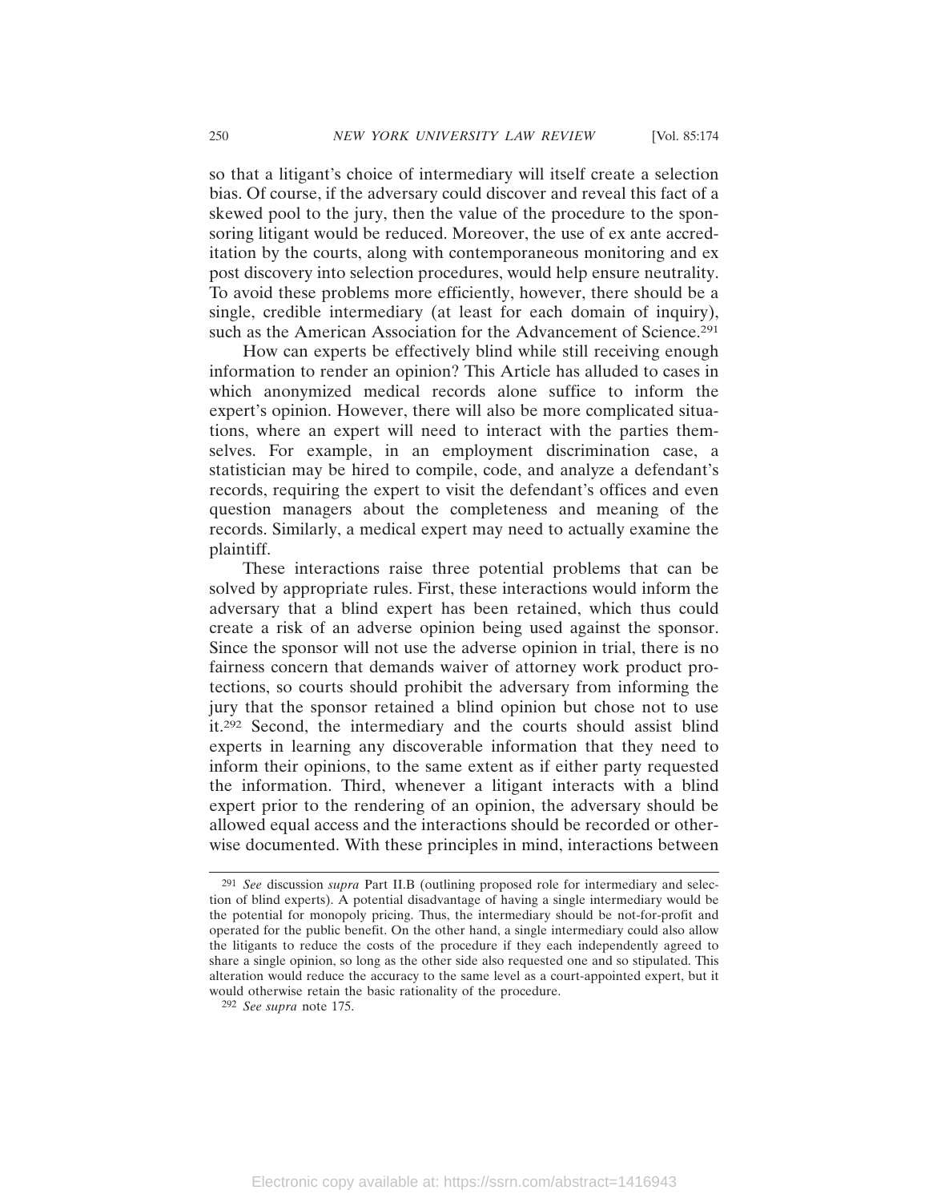so that a litigant's choice of intermediary will itself create a selection bias. Of course, if the adversary could discover and reveal this fact of a skewed pool to the jury, then the value of the procedure to the sponsoring litigant would be reduced. Moreover, the use of ex ante accreditation by the courts, along with contemporaneous monitoring and ex post discovery into selection procedures, would help ensure neutrality. To avoid these problems more efficiently, however, there should be a single, credible intermediary (at least for each domain of inquiry), such as the American Association for the Advancement of Science.[291]

How can experts be effectively blind while still receiving enough information to render an opinion? This Article has alluded to cases in which anonymized medical records alone suffice to inform the expert's opinion. However, there will also be more complicated situations, where an expert will need to interact with the parties themselves. For example, in an employment discrimination case, a statistician may be hired to compile, code, and analyze a defendant's records, requiring the expert to visit the defendant's offices and even question managers about the completeness and meaning of the records. Similarly, a medical expert may need to actually examine the plaintiff.

These interactions raise three potential problems that can be solved by appropriate rules. First, these interactions would inform the adversary that a blind expert has been retained, which thus could create a risk of an adverse opinion being used against the sponsor. Since the sponsor will not use the adverse opinion in trial, there is no fairness concern that demands waiver of attorney work product protections, so courts should prohibit the adversary from informing the jury that the sponsor retained a blind opinion but chose not to use it.[292] Second, the intermediary and the courts should assist blind experts in learning any discoverable information that they need to inform their opinions, to the same extent as if either party requested the information. Third, whenever a litigant interacts with a blind expert prior to the rendering of an opinion, the adversary should be allowed equal access and the interactions should be recorded or otherwise documented. With these principles in mind, interactions between

---

[291] *See* discussion *supra* Part II.B (outlining proposed role for intermediary and selection of blind experts). A potential disadvantage of having a single intermediary would be the potential for monopoly pricing. Thus, the intermediary should be not-for-profit and operated for the public benefit. On the other hand, a single intermediary could also allow the litigants to reduce the costs of the procedure if they each independently agreed to share a single opinion, so long as the other side also requested one and so stipulated. This alteration would reduce the accuracy to the same level as a court-appointed expert, but it would otherwise retain the basic rationality of the procedure.

[292] *See supra* note 175.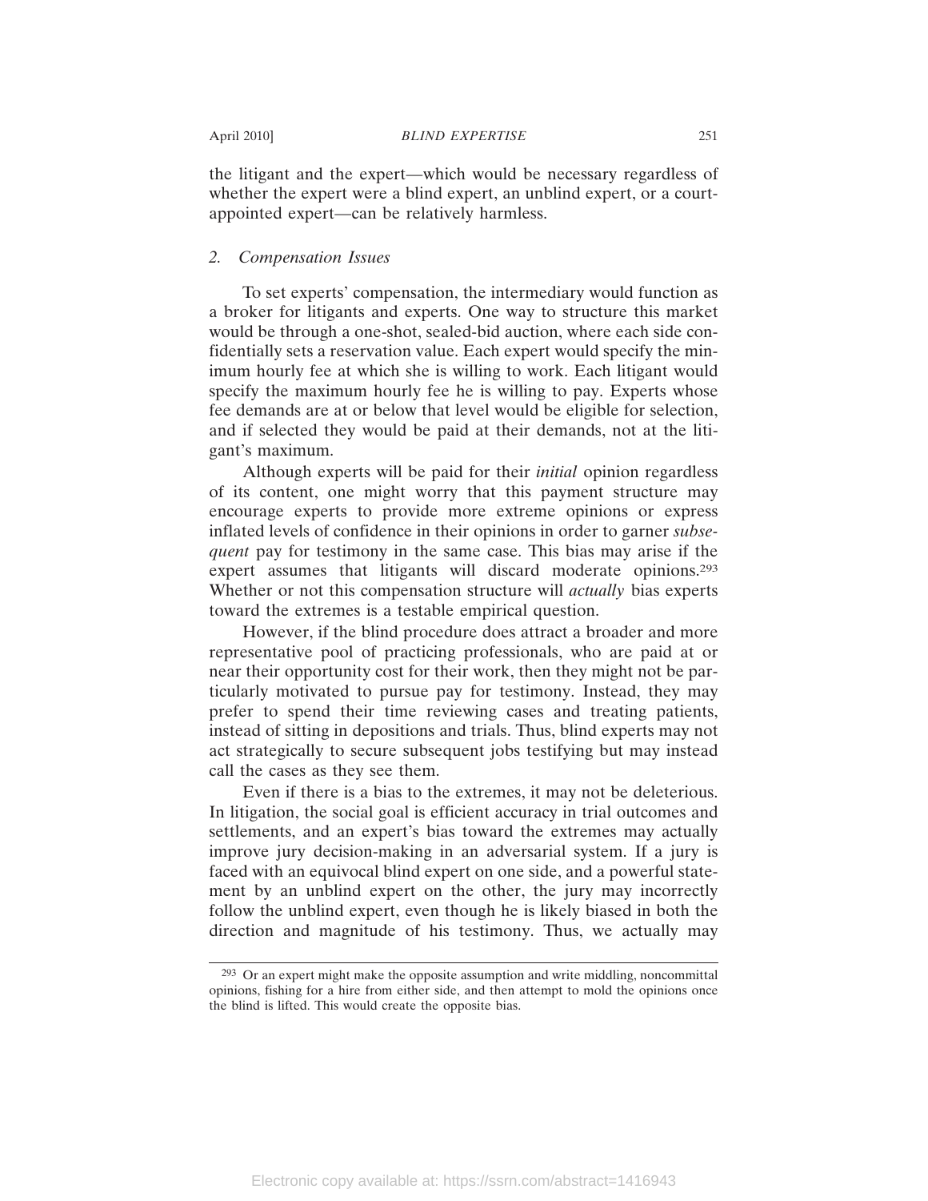the litigant and the expert—which would be necessary regardless of whether the expert were a blind expert, an unblind expert, or a court-appointed expert—can be relatively harmless.

### *2. Compensation Issues*

To set experts' compensation, the intermediary would function as a broker for litigants and experts. One way to structure this market would be through a one-shot, sealed-bid auction, where each side confidentially sets a reservation value. Each expert would specify the minimum hourly fee at which she is willing to work. Each litigant would specify the maximum hourly fee he is willing to pay. Experts whose fee demands are at or below that level would be eligible for selection, and if selected they would be paid at their demands, not at the litigant's maximum.

Although experts will be paid for their *initial* opinion regardless of its content, one might worry that this payment structure may encourage experts to provide more extreme opinions or express inflated levels of confidence in their opinions in order to garner *subsequent* pay for testimony in the same case. This bias may arise if the expert assumes that litigants will discard moderate opinions.[293] Whether or not this compensation structure will *actually* bias experts toward the extremes is a testable empirical question.

However, if the blind procedure does attract a broader and more representative pool of practicing professionals, who are paid at or near their opportunity cost for their work, then they might not be particularly motivated to pursue pay for testimony. Instead, they may prefer to spend their time reviewing cases and treating patients, instead of sitting in depositions and trials. Thus, blind experts may not act strategically to secure subsequent jobs testifying but may instead call the cases as they see them.

Even if there is a bias to the extremes, it may not be deleterious. In litigation, the social goal is efficient accuracy in trial outcomes and settlements, and an expert's bias toward the extremes may actually improve jury decision-making in an adversarial system. If a jury is faced with an equivocal blind expert on one side, and a powerful statement by an unblind expert on the other, the jury may incorrectly follow the unblind expert, even though he is likely biased in both the direction and magnitude of his testimony. Thus, we actually may

---

[293] Or an expert might make the opposite assumption and write middling, noncommittal opinions, fishing for a hire from either side, and then attempt to mold the opinions once the blind is lifted. This would create the opposite bias.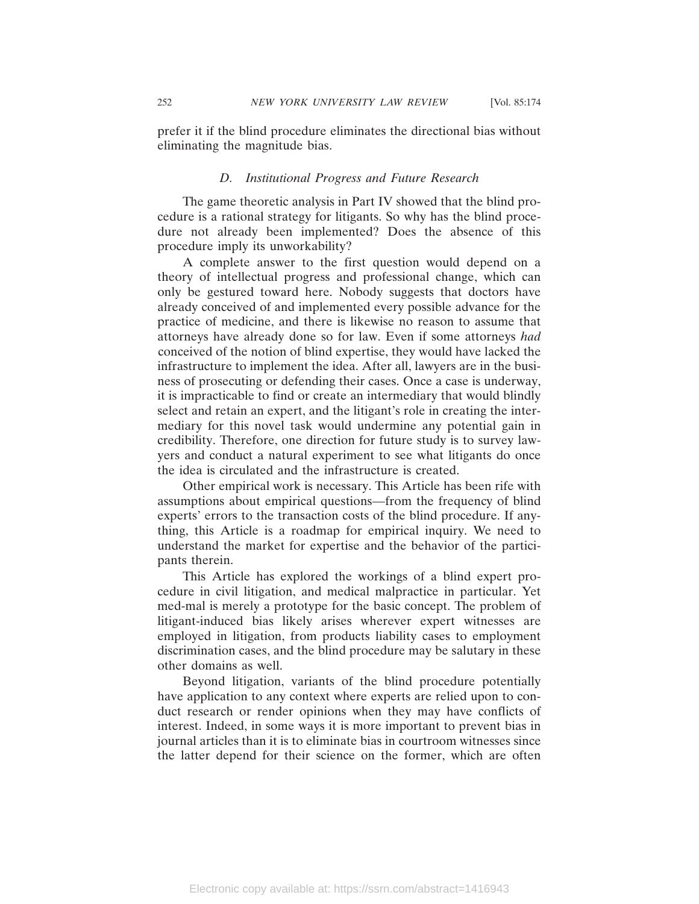prefer it if the blind procedure eliminates the directional bias without eliminating the magnitude bias.

### *D. Institutional Progress and Future Research*

The game theoretic analysis in Part IV showed that the blind procedure is a rational strategy for litigants. So why has the blind procedure not already been implemented? Does the absence of this procedure imply its unworkability?

A complete answer to the first question would depend on a theory of intellectual progress and professional change, which can only be gestured toward here. Nobody suggests that doctors have already conceived of and implemented every possible advance for the practice of medicine, and there is likewise no reason to assume that attorneys have already done so for law. Even if some attorneys *had* conceived of the notion of blind expertise, they would have lacked the infrastructure to implement the idea. After all, lawyers are in the business of prosecuting or defending their cases. Once a case is underway, it is impracticable to find or create an intermediary that would blindly select and retain an expert, and the litigant's role in creating the intermediary for this novel task would undermine any potential gain in credibility. Therefore, one direction for future study is to survey lawyers and conduct a natural experiment to see what litigants do once the idea is circulated and the infrastructure is created.

Other empirical work is necessary. This Article has been rife with assumptions about empirical questions—from the frequency of blind experts' errors to the transaction costs of the blind procedure. If anything, this Article is a roadmap for empirical inquiry. We need to understand the market for expertise and the behavior of the participants therein.

This Article has explored the workings of a blind expert procedure in civil litigation, and medical malpractice in particular. Yet med-mal is merely a prototype for the basic concept. The problem of litigant-induced bias likely arises wherever expert witnesses are employed in litigation, from products liability cases to employment discrimination cases, and the blind procedure may be salutary in these other domains as well.

Beyond litigation, variants of the blind procedure potentially have application to any context where experts are relied upon to conduct research or render opinions when they may have conflicts of interest. Indeed, in some ways it is more important to prevent bias in journal articles than it is to eliminate bias in courtroom witnesses since the latter depend for their science on the former, which are often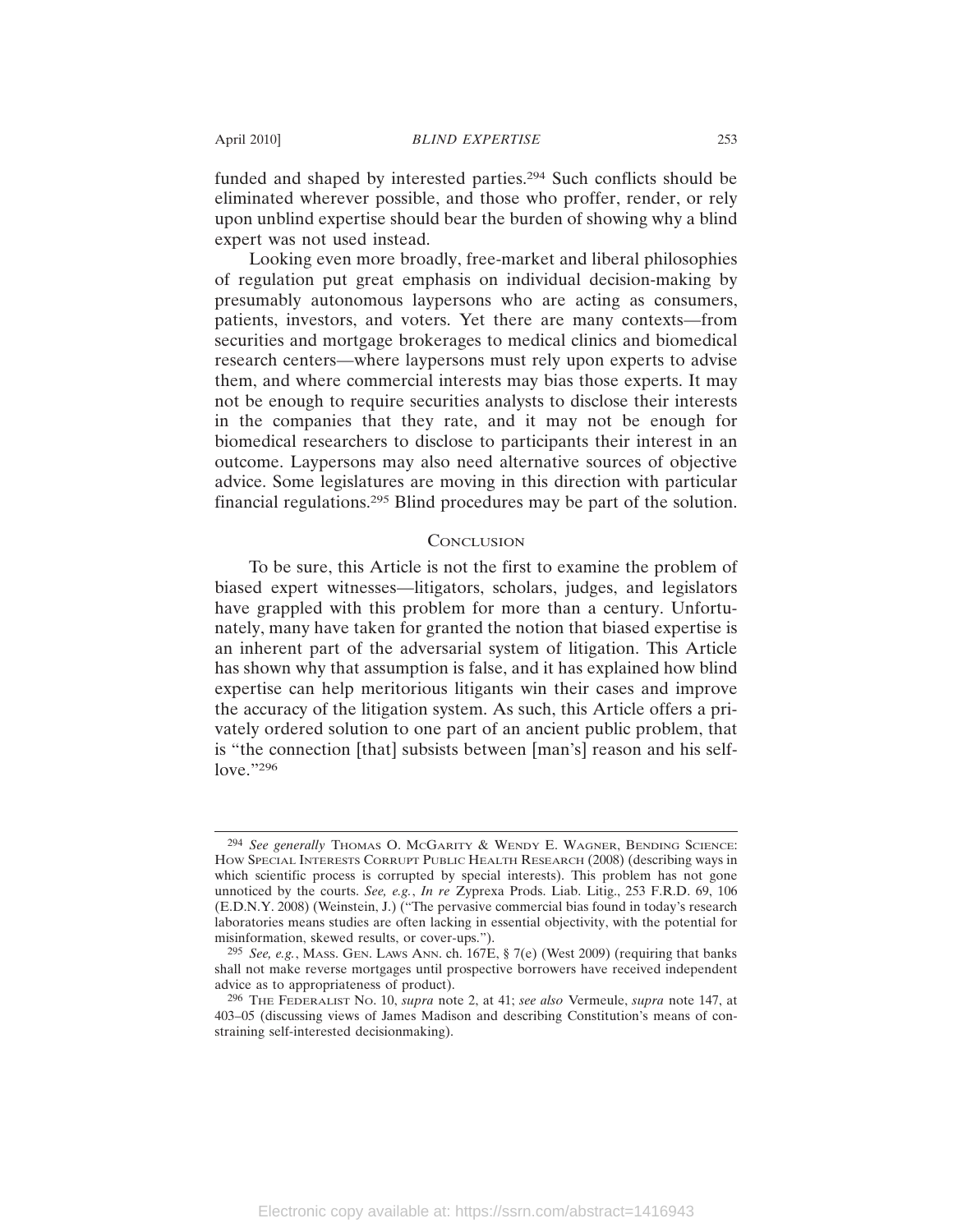funded and shaped by interested parties.[294] Such conflicts should be eliminated wherever possible, and those who proffer, render, or rely upon unblind expertise should bear the burden of showing why a blind expert was not used instead.

Looking even more broadly, free-market and liberal philosophies of regulation put great emphasis on individual decision-making by presumably autonomous laypersons who are acting as consumers, patients, investors, and voters. Yet there are many contexts—from securities and mortgage brokerages to medical clinics and biomedical research centers—where laypersons must rely upon experts to advise them, and where commercial interests may bias those experts. It may not be enough to require securities analysts to disclose their interests in the companies that they rate, and it may not be enough for biomedical researchers to disclose to participants their interest in an outcome. Laypersons may also need alternative sources of objective advice. Some legislatures are moving in this direction with particular financial regulations.[295] Blind procedures may be part of the solution.

## Conclusion

To be sure, this Article is not the first to examine the problem of biased expert witnesses—litigators, scholars, judges, and legislators have grappled with this problem for more than a century. Unfortunately, many have taken for granted the notion that biased expertise is an inherent part of the adversarial system of litigation. This Article has shown why that assumption is false, and it has explained how blind expertise can help meritorious litigants win their cases and improve the accuracy of the litigation system. As such, this Article offers a privately ordered solution to one part of an ancient public problem, that is "the connection [that] subsists between [man's] reason and his self-love."[296]

---

[294] *See generally* Thomas O. McGarity & Wendy E. Wagner, Bending Science: How Special Interests Corrupt Public Health Research (2008) (describing ways in which scientific process is corrupted by special interests). This problem has not gone unnoticed by the courts. *See, e.g.*, *In re* Zyprexa Prods. Liab. Litig., 253 F.R.D. 69, 106 (E.D.N.Y. 2008) (Weinstein, J.) ("The pervasive commercial bias found in today's research laboratories means studies are often lacking in essential objectivity, with the potential for misinformation, skewed results, or cover-ups.").

[295] *See, e.g.*, Mass. Gen. Laws Ann. ch. 167E, § 7(e) (West 2009) (requiring that banks shall not make reverse mortgages until prospective borrowers have received independent advice as to appropriateness of product).

[296] The Federalist No. 10, *supra* note 2, at 41; *see also* Vermeule, *supra* note 147, at 403–05 (discussing views of James Madison and describing Constitution's means of constraining self-interested decisionmaking).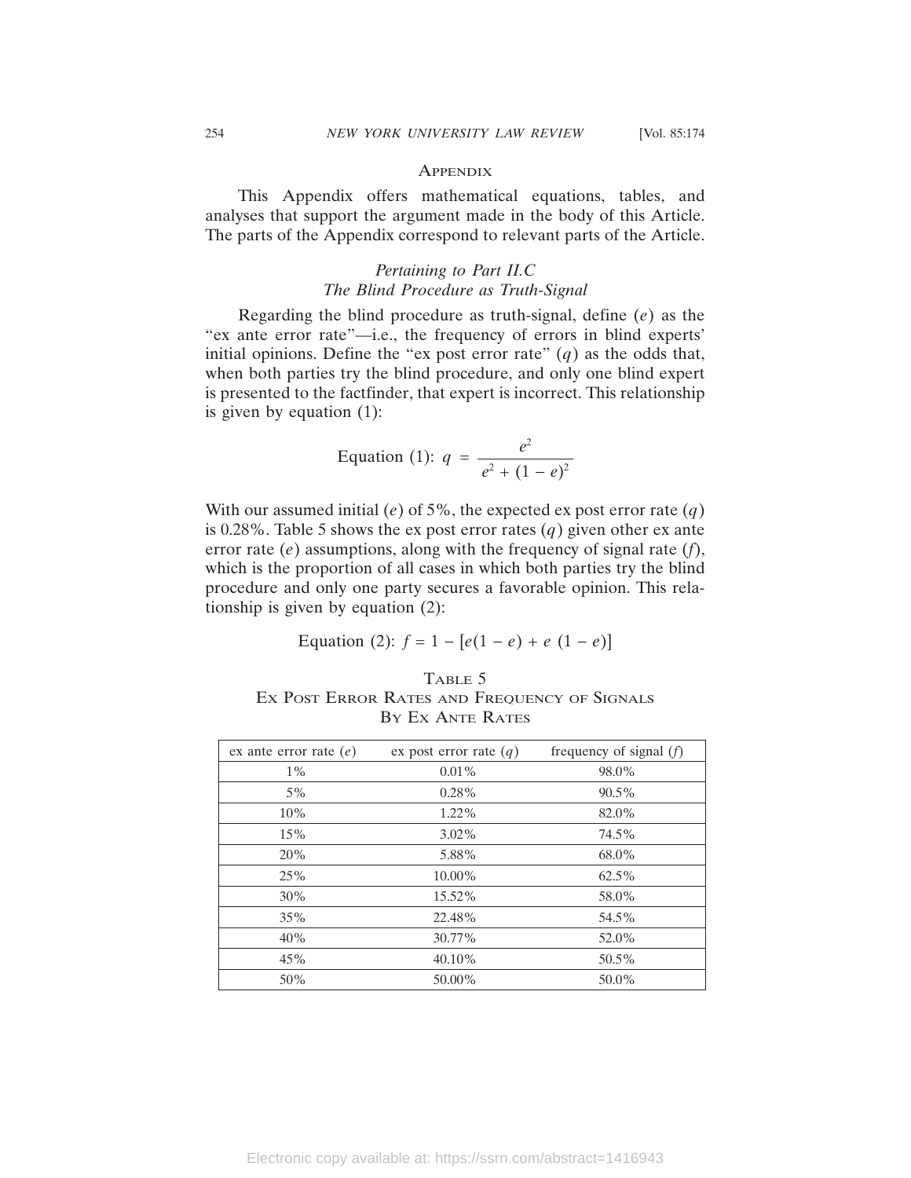## Appendix

This Appendix offers mathematical equations, tables, and analyses that support the argument made in the body of this Article. The parts of the Appendix correspond to relevant parts of the Article.

### *Pertaining to Part II.C*
### *The Blind Procedure as Truth-Signal*

Regarding the blind procedure as truth-signal, define ($e$) as the "ex ante error rate"—i.e., the frequency of errors in blind experts' initial opinions. Define the "ex post error rate" ($q$) as the odds that, when both parties try the blind procedure, and only one blind expert is presented to the factfinder, that expert is incorrect. This relationship is given by equation (1):

$$\text{Equation (1): } q = \frac{e^2}{e^2 + (1-e)^2}$$

With our assumed initial ($e$) of 5%, the expected ex post error rate ($q$) is 0.28%. Table 5 shows the ex post error rates ($q$) given other ex ante error rate ($e$) assumptions, along with the frequency of signal rate ($f$), which is the proportion of all cases in which both parties try the blind procedure and only one party secures a favorable opinion. This relationship is given by equation (2):

$$\text{Equation (2): } f = 1 - [e(1-e) + e\ (1-e)]$$

TABLE 5
EX POST ERROR RATES AND FREQUENCY OF SIGNALS BY EX ANTE RATES

| ex ante error rate ($e$) | ex post error rate ($q$) | frequency of signal ($f$) |
|---|---|---|
| 1% | 0.01% | 98.0% |
| 5% | 0.28% | 90.5% |
| 10% | 1.22% | 82.0% |
| 15% | 3.02% | 74.5% |
| 20% | 5.88% | 68.0% |
| 25% | 10.00% | 62.5% |
| 30% | 15.52% | 58.0% |
| 35% | 22.48% | 54.5% |
| 40% | 30.77% | 52.0% |
| 45% | 40.10% | 50.5% |
| 50% | 50.00% | 50.0% |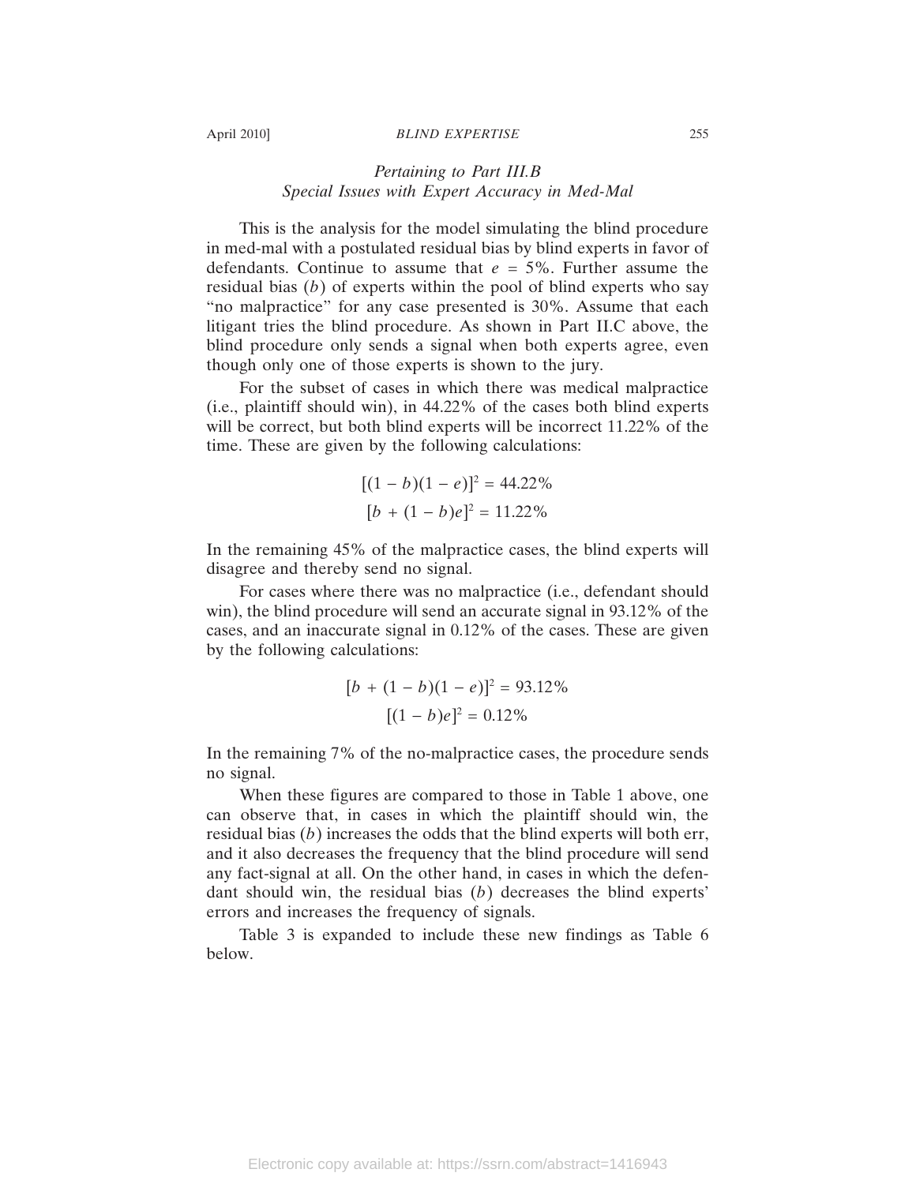### *Pertaining to Part III.B*
### *Special Issues with Expert Accuracy in Med-Mal*

This is the analysis for the model simulating the blind procedure in med-mal with a postulated residual bias by blind experts in favor of defendants. Continue to assume that $e = 5\%$. Further assume the residual bias ($b$) of experts within the pool of blind experts who say "no malpractice" for any case presented is 30%. Assume that each litigant tries the blind procedure. As shown in Part II.C above, the blind procedure only sends a signal when both experts agree, even though only one of those experts is shown to the jury.

For the subset of cases in which there was medical malpractice (i.e., plaintiff should win), in 44.22% of the cases both blind experts will be correct, but both blind experts will be incorrect 11.22% of the time. These are given by the following calculations:

$$[(1 - b)(1 - e)]^2 = 44.22\%$$

$$[b + (1 - b)e]^2 = 11.22\%$$

In the remaining 45% of the malpractice cases, the blind experts will disagree and thereby send no signal.

For cases where there was no malpractice (i.e., defendant should win), the blind procedure will send an accurate signal in 93.12% of the cases, and an inaccurate signal in 0.12% of the cases. These are given by the following calculations:

$$[b + (1 - b)(1 - e)]^2 = 93.12\%$$

$$[(1 - b)e]^2 = 0.12\%$$

In the remaining 7% of the no-malpractice cases, the procedure sends no signal.

When these figures are compared to those in Table 1 above, one can observe that, in cases in which the plaintiff should win, the residual bias ($b$) increases the odds that the blind experts will both err, and it also decreases the frequency that the blind procedure will send any fact-signal at all. On the other hand, in cases in which the defendant should win, the residual bias ($b$) decreases the blind experts' errors and increases the frequency of signals.

Table 3 is expanded to include these new findings as Table 6 below.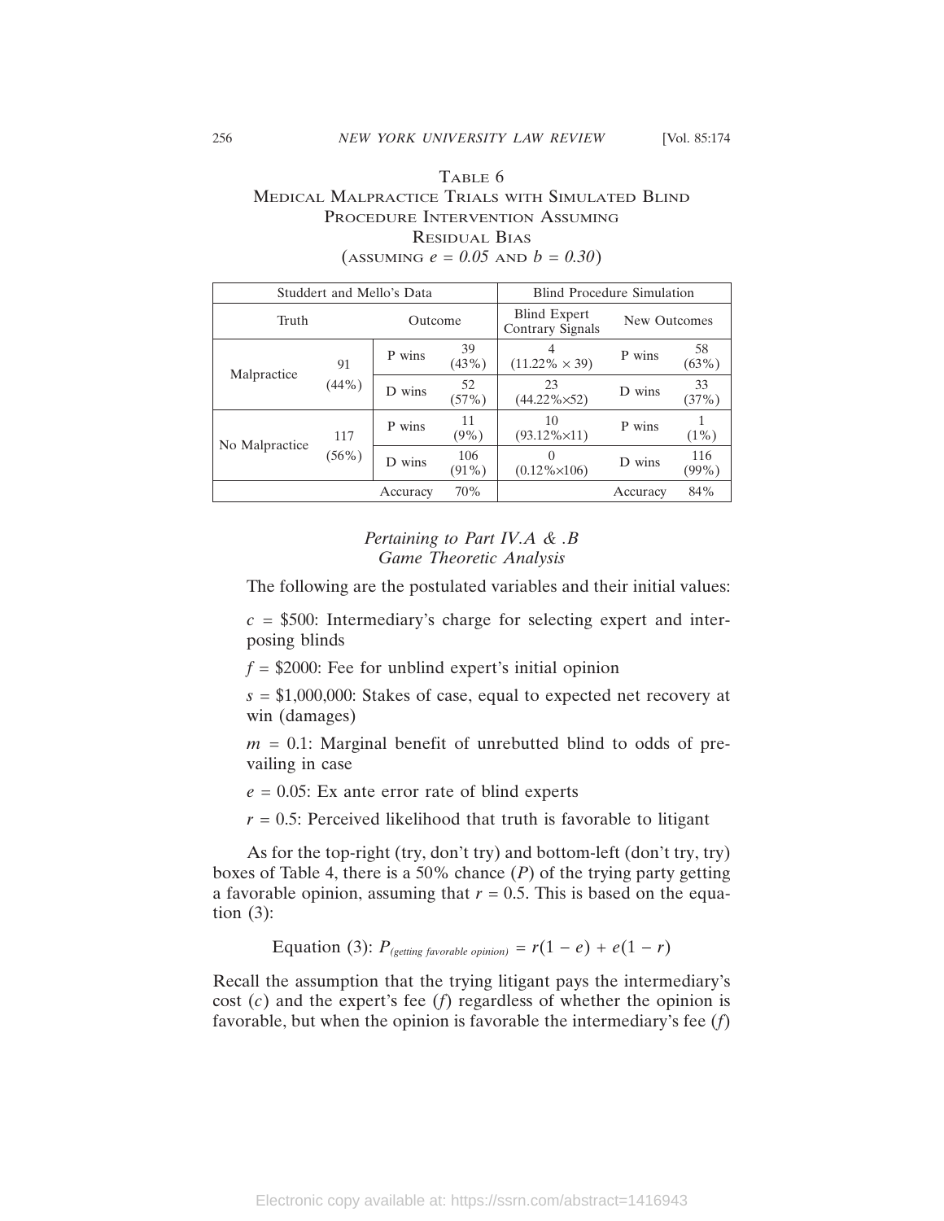TABLE 6
MEDICAL MALPRACTICE TRIALS WITH SIMULATED BLIND PROCEDURE INTERVENTION ASSUMING RESIDUAL BIAS
(ASSUMING $e = 0.05$ AND $b = 0.30$)

| Studdert and Mello's Data | | | | Blind Procedure Simulation | | |
|---|---|---|---|---|---|---|
| Truth | | Outcome | | Blind Expert Contrary Signals | New Outcomes | |
| Malpractice | 91 (44%) | P wins | 39 (43%) | 4 (11.22% × 39) | P wins | 58 (63%) |
| | | D wins | 52 (57%) | 23 (44.22%×52) | D wins | 33 (37%) |
| No Malpractice | 117 (56%) | P wins | 11 (9%) | 10 (93.12%×11) | P wins | 1 (1%) |
| | | D wins | 106 (91%) | 0 (0.12%×106) | D wins | 116 (99%) |
| | | Accuracy | 70% | | Accuracy | 84% |

*Pertaining to Part IV.A & .B*
*Game Theoretic Analysis*

The following are the postulated variables and their initial values:

$c$ = \$500: Intermediary's charge for selecting expert and interposing blinds

$f$ = \$2000: Fee for unblind expert's initial opinion

$s$ = \$1,000,000: Stakes of case, equal to expected net recovery at win (damages)

$m$ = 0.1: Marginal benefit of unrebutted blind to odds of prevailing in case

$e$ = 0.05: Ex ante error rate of blind experts

$r$ = 0.5: Perceived likelihood that truth is favorable to litigant

As for the top-right (try, don't try) and bottom-left (don't try, try) boxes of Table 4, there is a 50% chance ($P$) of the trying party getting a favorable opinion, assuming that $r = 0.5$. This is based on the equation (3):

$$\text{Equation (3): } P_{(getting\ favorable\ opinion)} = r(1 - e) + e(1 - r)$$

Recall the assumption that the trying litigant pays the intermediary's cost ($c$) and the expert's fee ($f$) regardless of whether the opinion is favorable, but when the opinion is favorable the intermediary's fee ($f$)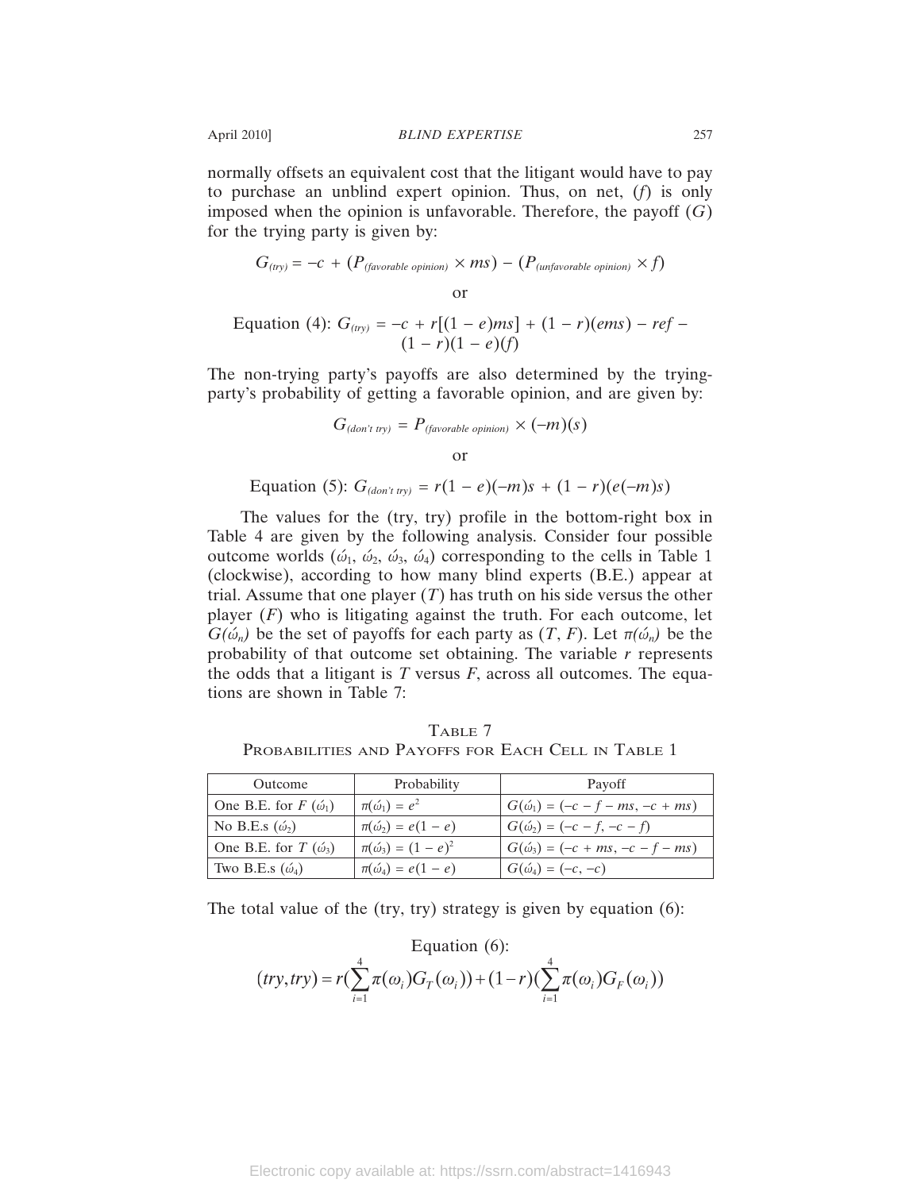normally offsets an equivalent cost that the litigant would have to pay to purchase an unblind expert opinion. Thus, on net, ($f$) is only imposed when the opinion is unfavorable. Therefore, the payoff ($G$) for the trying party is given by:

$$G_{(try)} = -c + (P_{(favorable\ opinion)} \times ms) - (P_{(unfavorable\ opinion)} \times f)$$

or

Equation (4): $G_{(try)} = -c + r[(1-e)ms] + (1-r)(ems) - ref - (1-r)(1-e)(f)$

The non-trying party's payoffs are also determined by the trying-party's probability of getting a favorable opinion, and are given by:

$$G_{(don't\ try)} = P_{(favorable\ opinion)} \times (-m)(s)$$

or

Equation (5): $G_{(don't\ try)} = r(1-e)(-m)s + (1-r)(e(-m)s)$

The values for the (try, try) profile in the bottom-right box in Table 4 are given by the following analysis. Consider four possible outcome worlds ($\acute{\omega}_1$, $\acute{\omega}_2$, $\acute{\omega}_3$, $\acute{\omega}_4$) corresponding to the cells in Table 1 (clockwise), according to how many blind experts (B.E.) appear at trial. Assume that one player ($T$) has truth on his side versus the other player ($F$) who is litigating against the truth. For each outcome, let $G(\acute{\omega}_n)$ be the set of payoffs for each party as ($T$, $F$). Let $\pi(\acute{\omega}_n)$ be the probability of that outcome set obtaining. The variable $r$ represents the odds that a litigant is $T$ versus $F$, across all outcomes. The equations are shown in Table 7:

TABLE 7
PROBABILITIES AND PAYOFFS FOR EACH CELL IN TABLE 1

| Outcome | Probability | Payoff |
|---|---|---|
| One B.E. for $F$ ($\acute{\omega}_1$) | $\pi(\acute{\omega}_1) = e^2$ | $G(\acute{\omega}_1) = (-c - f - ms, -c + ms)$ |
| No B.E.s ($\acute{\omega}_2$) | $\pi(\acute{\omega}_2) = e(1-e)$ | $G(\acute{\omega}_2) = (-c - f, -c - f)$ |
| One B.E. for $T$ ($\acute{\omega}_3$) | $\pi(\acute{\omega}_3) = (1-e)^2$ | $G(\acute{\omega}_3) = (-c + ms, -c - f - ms)$ |
| Two B.E.s ($\acute{\omega}_4$) | $\pi(\acute{\omega}_4) = e(1-e)$ | $G(\acute{\omega}_4) = (-c, -c)$ |

The total value of the (try, try) strategy is given by equation (6):

Equation (6):

$$(try, try) = r\left(\sum_{i=1}^{4} \pi(\omega_i) G_T(\omega_i)\right) + (1-r)\left(\sum_{i=1}^{4} \pi(\omega_i) G_F(\omega_i)\right)$$